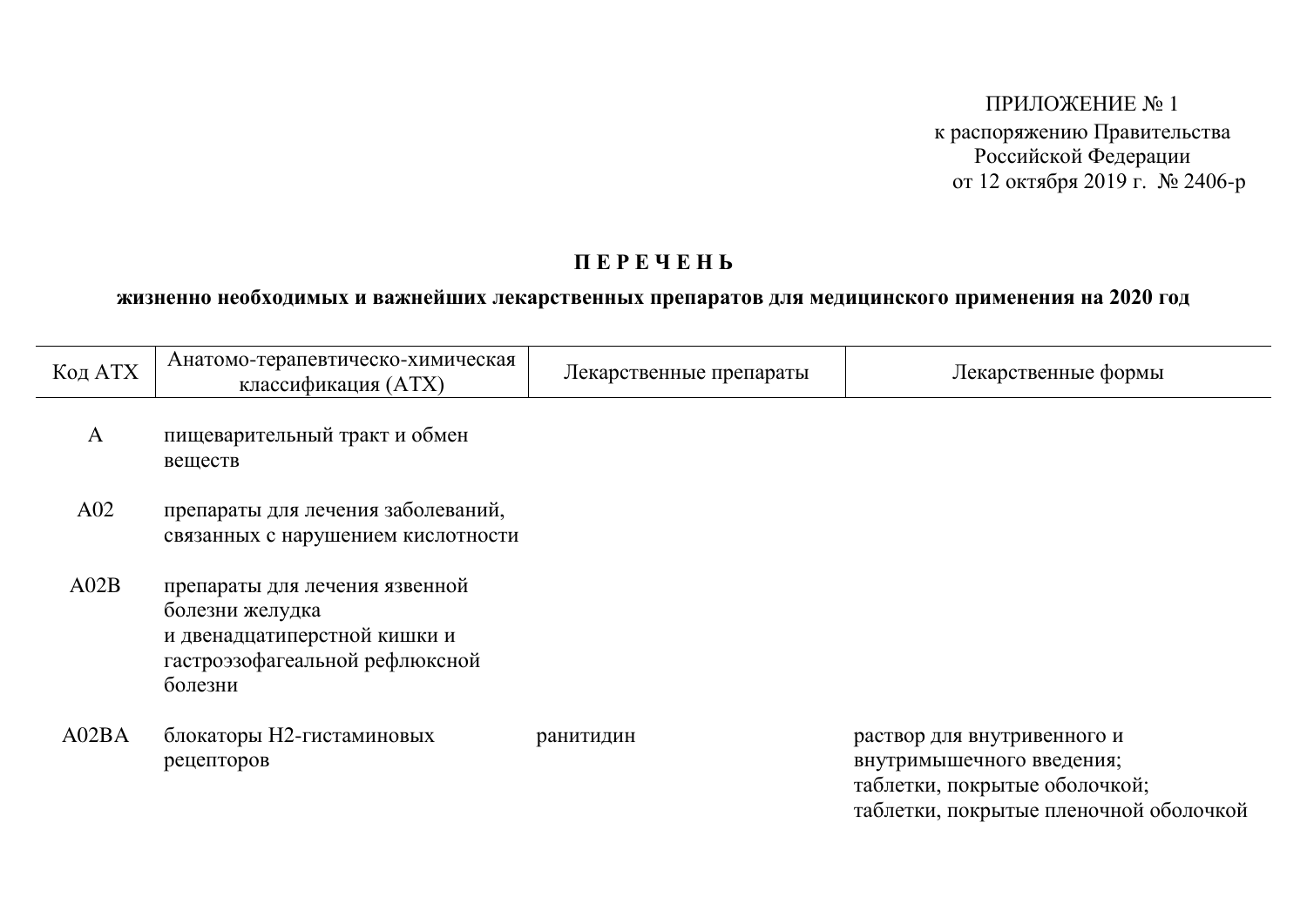ПРИЛОЖЕНИЕ № 1
к распоряжению Правительства
Российской Федерации
от 12 октября 2019 г. № 2406-р

# П Е Р Е Ч Е Н Ь

## жизненно необходимых и важнейших лекарственных препаратов для медицинского применения на 2020 год

| Код АТХ | Анатомо-терапевтическо-химическая классификация (АТХ) | Лекарственные препараты | Лекарственные формы |
|---|---|---|---|
| A | пищеварительный тракт и обмен веществ | | |
| A02 | препараты для лечения заболеваний, связанных с нарушением кислотности | | |
| A02B | препараты для лечения язвенной болезни желудка и двенадцатиперстной кишки и гастроэзофагеальной рефлюксной болезни | | |
| A02BA | блокаторы H2-гистаминовых рецепторов | ранитидин | раствор для внутривенного и внутримышечного введения; таблетки, покрытые оболочкой; таблетки, покрытые пленочной оболочкой |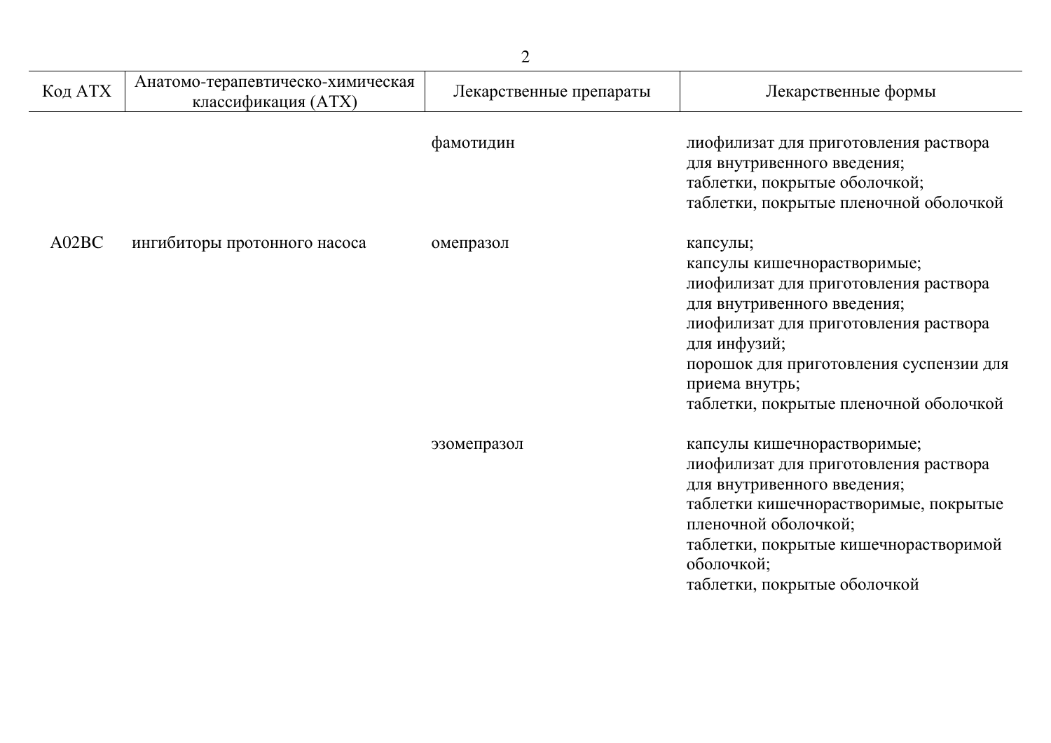| Код АТХ | Анатомо-терапевтическо-химическая классификация (АТХ) | Лекарственные препараты | Лекарственные формы |
|---|---|---|---|
| | | фамотидин | лиофилизат для приготовления раствора для внутривенного введения; таблетки, покрытые оболочкой; таблетки, покрытые пленочной оболочкой |
| A02BC | ингибиторы протонного насоса | омепразол | капсулы; капсулы кишечнорастворимые; лиофилизат для приготовления раствора для внутривенного введения; лиофилизат для приготовления раствора для инфузий; порошок для приготовления суспензии для приема внутрь; таблетки, покрытые пленочной оболочкой |
| | | эзомепразол | капсулы кишечнорастворимые; лиофилизат для приготовления раствора для внутривенного введения; таблетки кишечнорастворимые, покрытые пленочной оболочкой; таблетки, покрытые кишечнорастворимой оболочкой; таблетки, покрытые оболочкой |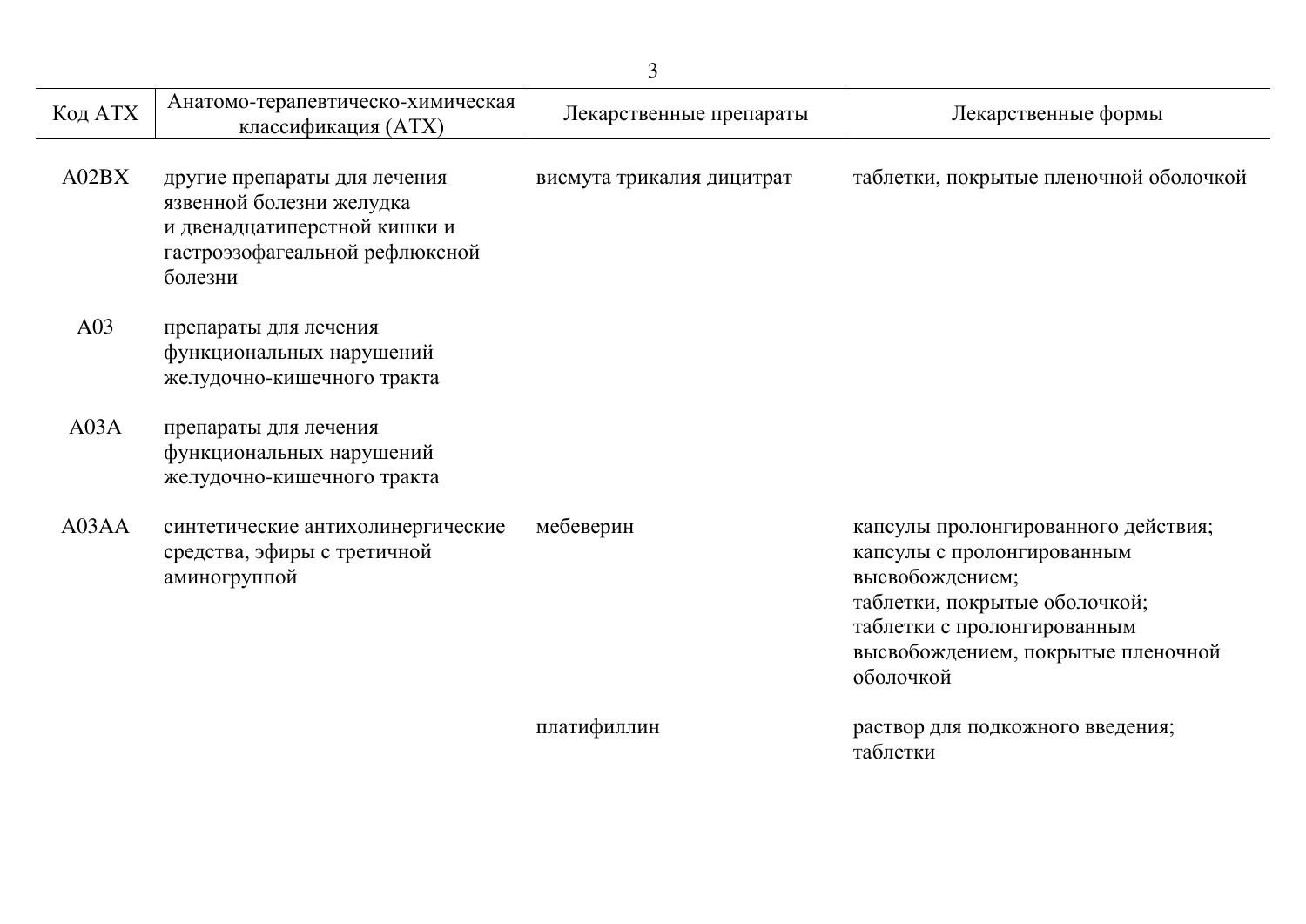| Код АТХ | Анатомо-терапевтическо-химическая классификация (АТХ) | Лекарственные препараты | Лекарственные формы |
|---|---|---|---|
| A02BX | другие препараты для лечения язвенной болезни желудка и двенадцатиперстной кишки и гастроэзофагеальной рефлюксной болезни | висмута трикалия дицитрат | таблетки, покрытые пленочной оболочкой |
| A03 | препараты для лечения функциональных нарушений желудочно-кишечного тракта | | |
| A03A | препараты для лечения функциональных нарушений желудочно-кишечного тракта | | |
| A03AA | синтетические антихолинергические средства, эфиры с третичной аминогруппой | мебеверин | капсулы пролонгированного действия; капсулы с пролонгированным высвобождением; таблетки, покрытые оболочкой; таблетки с пролонгированным высвобождением, покрытые пленочной оболочкой |
| | | платифиллин | раствор для подкожного введения; таблетки |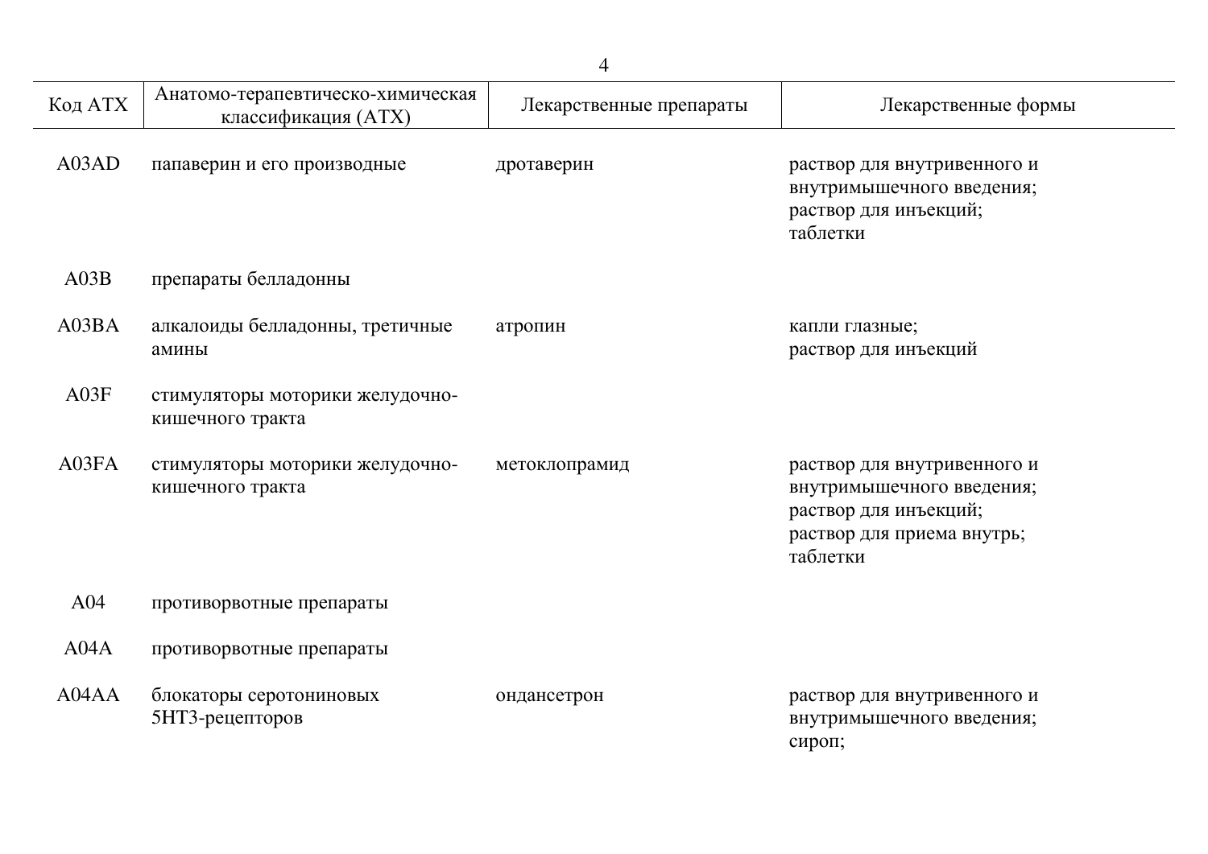| Код АТХ | Анатомо-терапевтическо-химическая классификация (АТХ) | Лекарственные препараты | Лекарственные формы |
|---|---|---|---|
| A03AD | папаверин и его производные | дротаверин | раствор для внутривенного и внутримышечного введения; раствор для инъекций; таблетки |
| A03B | препараты белладонны | | |
| A03BA | алкалоиды белладонны, третичные амины | атропин | капли глазные; раствор для инъекций |
| A03F | стимуляторы моторики желудочно-кишечного тракта | | |
| A03FA | стимуляторы моторики желудочно-кишечного тракта | метоклопрамид | раствор для внутривенного и внутримышечного введения; раствор для инъекций; раствор для приема внутрь; таблетки |
| A04 | противорвотные препараты | | |
| A04A | противорвотные препараты | | |
| A04AA | блокаторы серотониновых 5HT3-рецепторов | ондансетрон | раствор для внутривенного и внутримышечного введения; сироп; |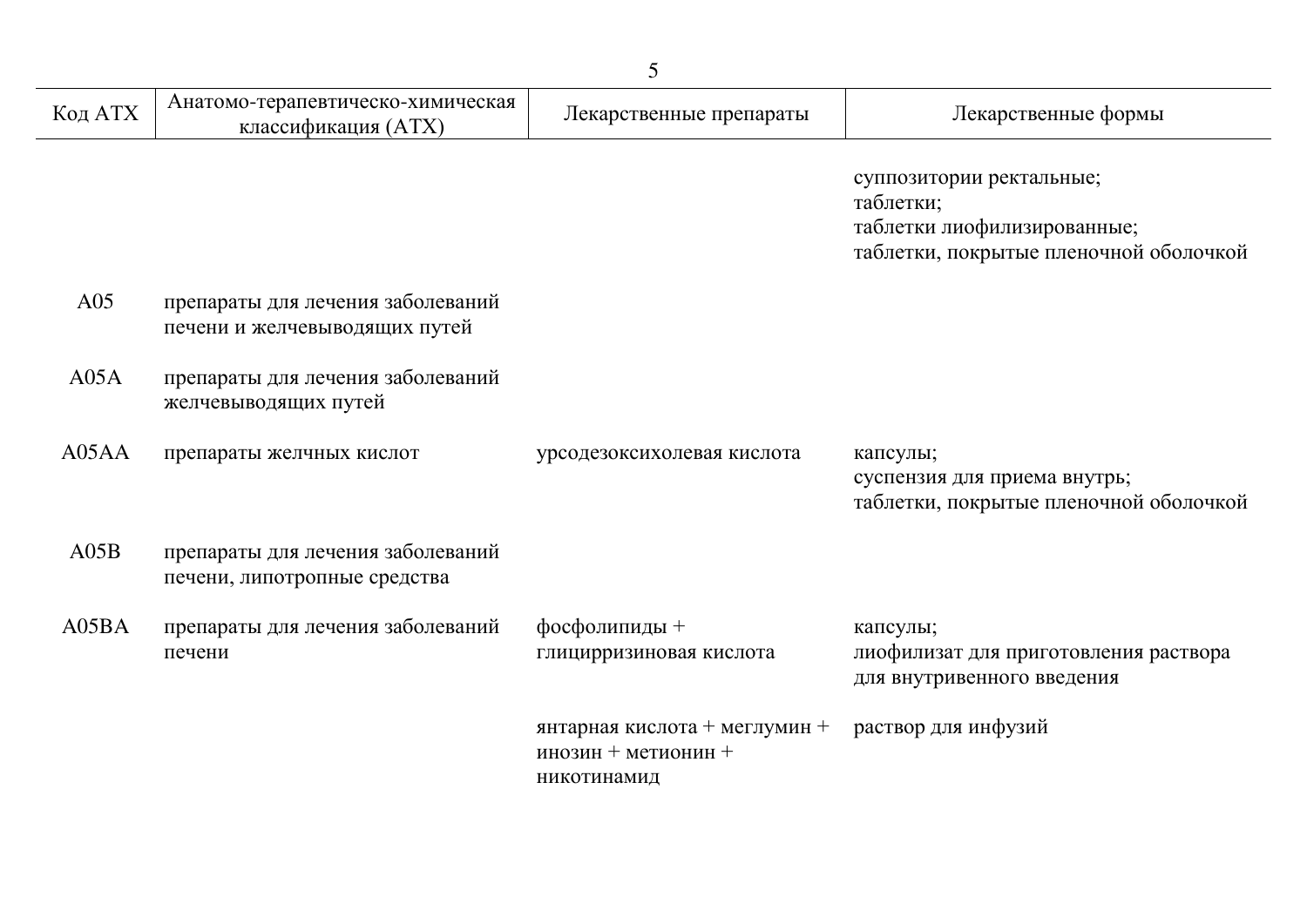| Код АТХ | Анатомо-терапевтическо-химическая классификация (АТХ) | Лекарственные препараты | Лекарственные формы |
|---|---|---|---|
| | | | суппозитории ректальные; таблетки; таблетки лиофилизированные; таблетки, покрытые пленочной оболочкой |
| A05 | препараты для лечения заболеваний печени и желчевыводящих путей | | |
| A05A | препараты для лечения заболеваний желчевыводящих путей | | |
| A05AA | препараты желчных кислот | урсодезоксихолевая кислота | капсулы; суспензия для приема внутрь; таблетки, покрытые пленочной оболочкой |
| A05B | препараты для лечения заболеваний печени, липотропные средства | | |
| A05BA | препараты для лечения заболеваний печени | фосфолипиды + глицирризиновая кислота | капсулы; лиофилизат для приготовления раствора для внутривенного введения |
| | | янтарная кислота + меглумин + инозин + метионин + никотинамид | раствор для инфузий |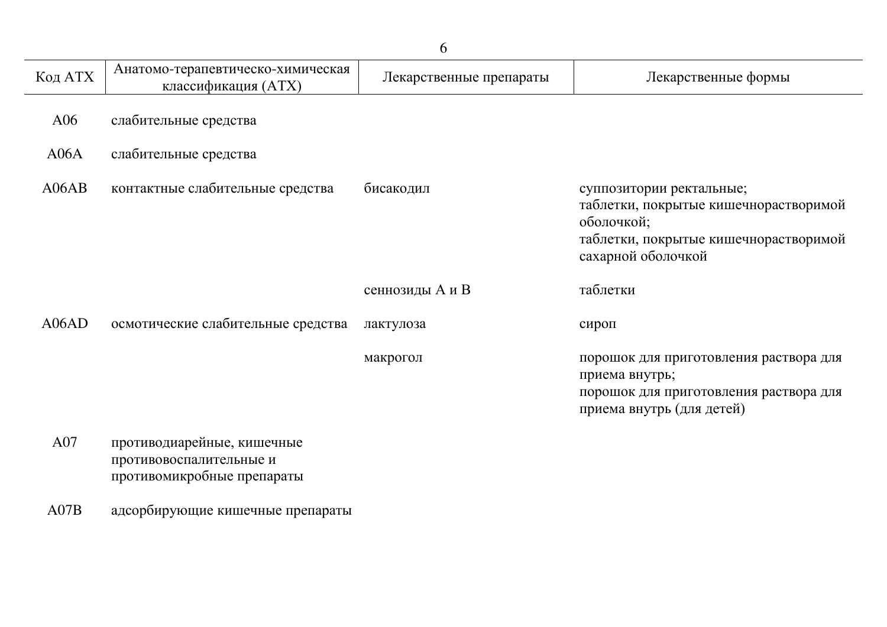| Код АТХ | Анатомо-терапевтическо-химическая классификация (АТХ) | Лекарственные препараты | Лекарственные формы |
|---|---|---|---|
| A06 | слабительные средства | | |
| A06A | слабительные средства | | |
| A06AB | контактные слабительные средства | бисакодил | суппозитории ректальные;<br>таблетки, покрытые кишечнорастворимой оболочкой;<br>таблетки, покрытые кишечнорастворимой сахарной оболочкой |
| | | сеннозиды A и B | таблетки |
| A06AD | осмотические слабительные средства | лактулоза | сироп |
| | | макрогол | порошок для приготовления раствора для приема внутрь;<br>порошок для приготовления раствора для приема внутрь (для детей) |
| A07 | противодиарейные, кишечные противовоспалительные и противомикробные препараты | | |
| A07B | адсорбирующие кишечные препараты | | |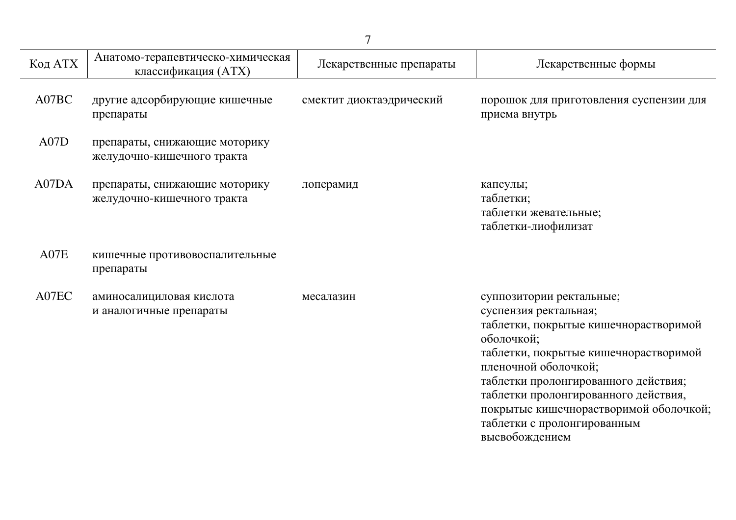| Код АТХ | Анатомо-терапевтическо-химическая классификация (АТХ) | Лекарственные препараты | Лекарственные формы |
|---|---|---|---|
| A07BC | другие адсорбирующие кишечные препараты | смектит диоктаэдрический | порошок для приготовления суспензии для приема внутрь |
| A07D | препараты, снижающие моторику желудочно-кишечного тракта | | |
| A07DA | препараты, снижающие моторику желудочно-кишечного тракта | лоперамид | капсулы;<br>таблетки;<br>таблетки жевательные;<br>таблетки-лиофилизат |
| A07E | кишечные противовоспалительные препараты | | |
| A07EC | аминосалициловая кислота и аналогичные препараты | месалазин | суппозитории ректальные;<br>суспензия ректальная;<br>таблетки, покрытые кишечнорастворимой оболочкой;<br>таблетки, покрытые кишечнорастворимой пленочной оболочкой;<br>таблетки пролонгированного действия;<br>таблетки пролонгированного действия, покрытые кишечнорастворимой оболочкой;<br>таблетки с пролонгированным высвобождением |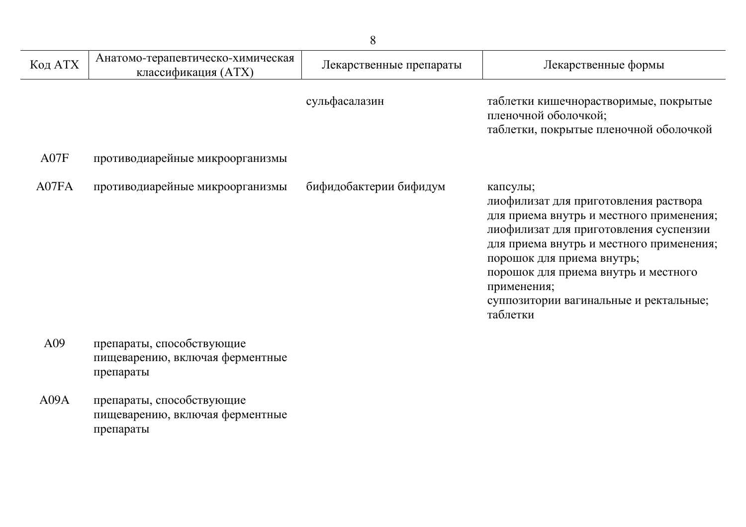| Код АТХ | Анатомо-терапевтическо-химическая классификация (АТХ) | Лекарственные препараты | Лекарственные формы |
|---|---|---|---|
| | | сульфасалазин | таблетки кишечнорастворимые, покрытые пленочной оболочкой;<br>таблетки, покрытые пленочной оболочкой |
| A07F | противодиарейные микроорганизмы | | |
| A07FA | противодиарейные микроорганизмы | бифидобактерии бифидум | капсулы;<br>лиофилизат для приготовления раствора для приема внутрь и местного применения;<br>лиофилизат для приготовления суспензии для приема внутрь и местного применения;<br>порошок для приема внутрь;<br>порошок для приема внутрь и местного применения;<br>суппозитории вагинальные и ректальные;<br>таблетки |
| A09 | препараты, способствующие пищеварению, включая ферментные препараты | | |
| A09A | препараты, способствующие пищеварению, включая ферментные препараты | | |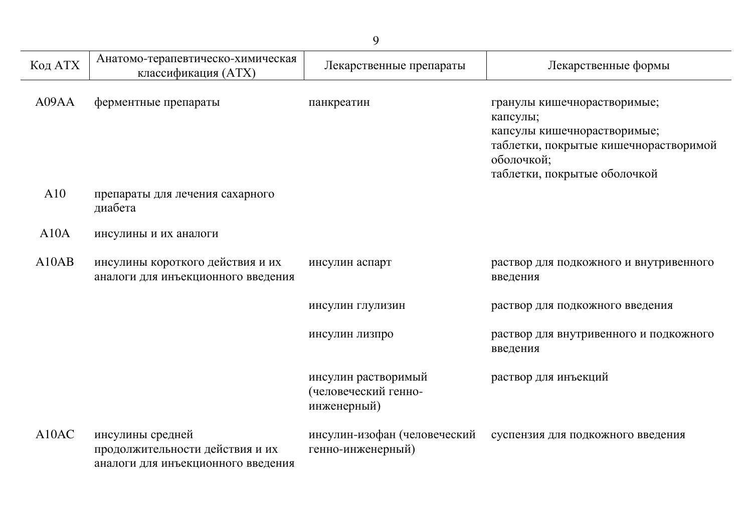| Код АТХ | Анатомо-терапевтическо-химическая классификация (АТХ) | Лекарственные препараты | Лекарственные формы |
|---|---|---|---|
| A09AA | ферментные препараты | панкреатин | гранулы кишечнорастворимые;<br>капсулы;<br>капсулы кишечнорастворимые;<br>таблетки, покрытые кишечнорастворимой оболочкой;<br>таблетки, покрытые оболочкой |
| A10 | препараты для лечения сахарного диабета | | |
| A10A | инсулины и их аналоги | | |
| A10AB | инсулины короткого действия и их аналоги для инъекционного введения | инсулин аспарт | раствор для подкожного и внутривенного введения |
| | | инсулин глулизин | раствор для подкожного введения |
| | | инсулин лизпро | раствор для внутривенного и подкожного введения |
| | | инсулин растворимый (человеческий генно-инженерный) | раствор для инъекций |
| A10AC | инсулины средней продолжительности действия и их аналоги для инъекционного введения | инсулин-изофан (человеческий генно-инженерный) | суспензия для подкожного введения |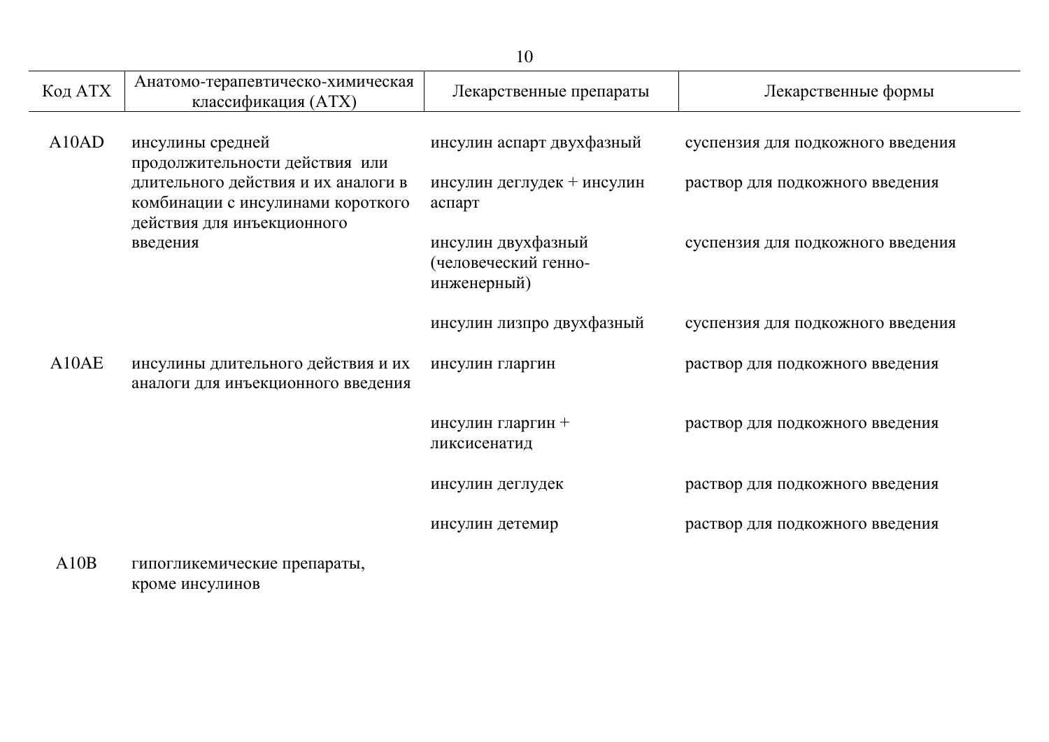| Код АТХ | Анатомо-терапевтическо-химическая классификация (АТХ) | Лекарственные препараты | Лекарственные формы |
|---|---|---|---|
| A10AD | инсулины средней продолжительности действия или длительного действия и их аналоги в комбинации с инсулинами короткого действия для инъекционного введения | инсулин аспарт двухфазный | суспензия для подкожного введения |
| | | инсулин деглудек + инсулин аспарт | раствор для подкожного введения |
| | | инсулин двухфазный (человеческий генно-инженерный) | суспензия для подкожного введения |
| | | инсулин лизпро двухфазный | суспензия для подкожного введения |
| A10AE | инсулины длительного действия и их аналоги для инъекционного введения | инсулин гларгин | раствор для подкожного введения |
| | | инсулин гларгин + ликсисенатид | раствор для подкожного введения |
| | | инсулин деглудек | раствор для подкожного введения |
| | | инсулин детемир | раствор для подкожного введения |
| A10B | гипогликемические препараты, кроме инсулинов | | |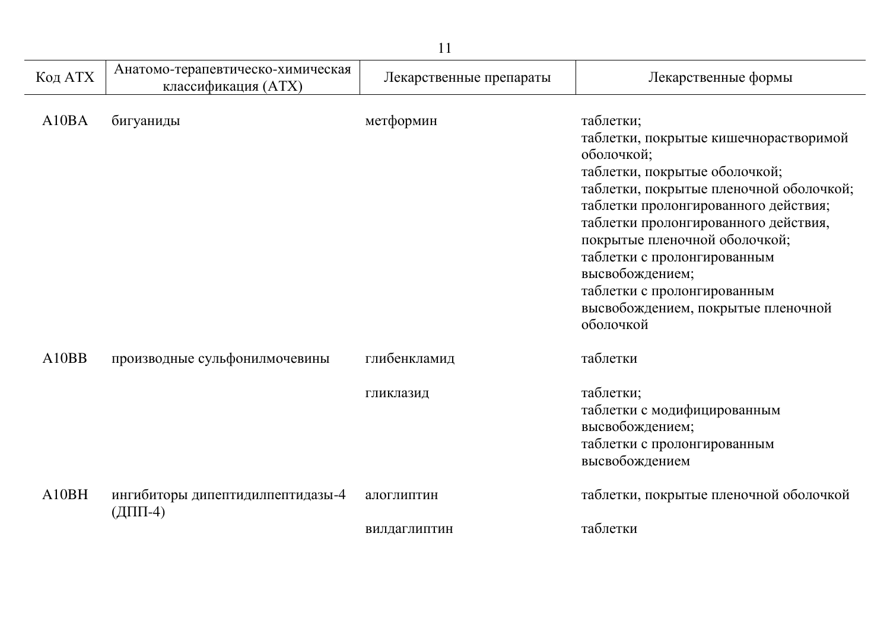| Код АТХ | Анатомо-терапевтическо-химическая классификация (АТХ) | Лекарственные препараты | Лекарственные формы |
|---|---|---|---|
| A10BA | бигуаниды | метформин | таблетки; таблетки, покрытые кишечнорастворимой оболочкой; таблетки, покрытые оболочкой; таблетки, покрытые пленочной оболочкой; таблетки пролонгированного действия; таблетки пролонгированного действия, покрытые пленочной оболочкой; таблетки с пролонгированным высвобождением; таблетки с пролонгированным высвобождением, покрытые пленочной оболочкой |
| A10BB | производные сульфонилмочевины | глибенкламид | таблетки |
| | | гликлазид | таблетки; таблетки с модифицированным высвобождением; таблетки с пролонгированным высвобождением |
| A10BH | ингибиторы дипептидилпептидазы-4 (ДПП-4) | алоглиптин | таблетки, покрытые пленочной оболочкой |
| | | вилдаглиптин | таблетки |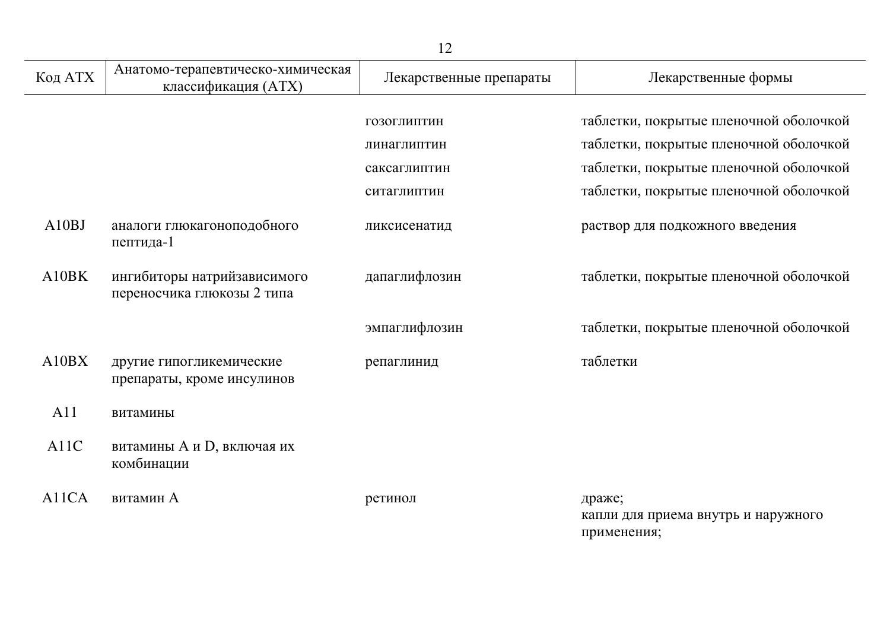| Код АТХ | Анатомо-терапевтическо-химическая классификация (АТХ) | Лекарственные препараты | Лекарственные формы |
|---|---|---|---|
| | | гозоглиптин | таблетки, покрытые пленочной оболочкой |
| | | линаглиптин | таблетки, покрытые пленочной оболочкой |
| | | саксаглиптин | таблетки, покрытые пленочной оболочкой |
| | | ситаглиптин | таблетки, покрытые пленочной оболочкой |
| A10BJ | аналоги глюкагоноподобного пептида-1 | ликсисенатид | раствор для подкожного введения |
| A10BK | ингибиторы натрийзависимого переносчика глюкозы 2 типа | дапаглифлозин | таблетки, покрытые пленочной оболочкой |
| | | эмпаглифлозин | таблетки, покрытые пленочной оболочкой |
| A10BX | другие гипогликемические препараты, кроме инсулинов | репаглинид | таблетки |
| A11 | витамины | | |
| A11C | витамины A и D, включая их комбинации | | |
| A11CA | витамин A | ретинол | драже; капли для приема внутрь и наружного применения; |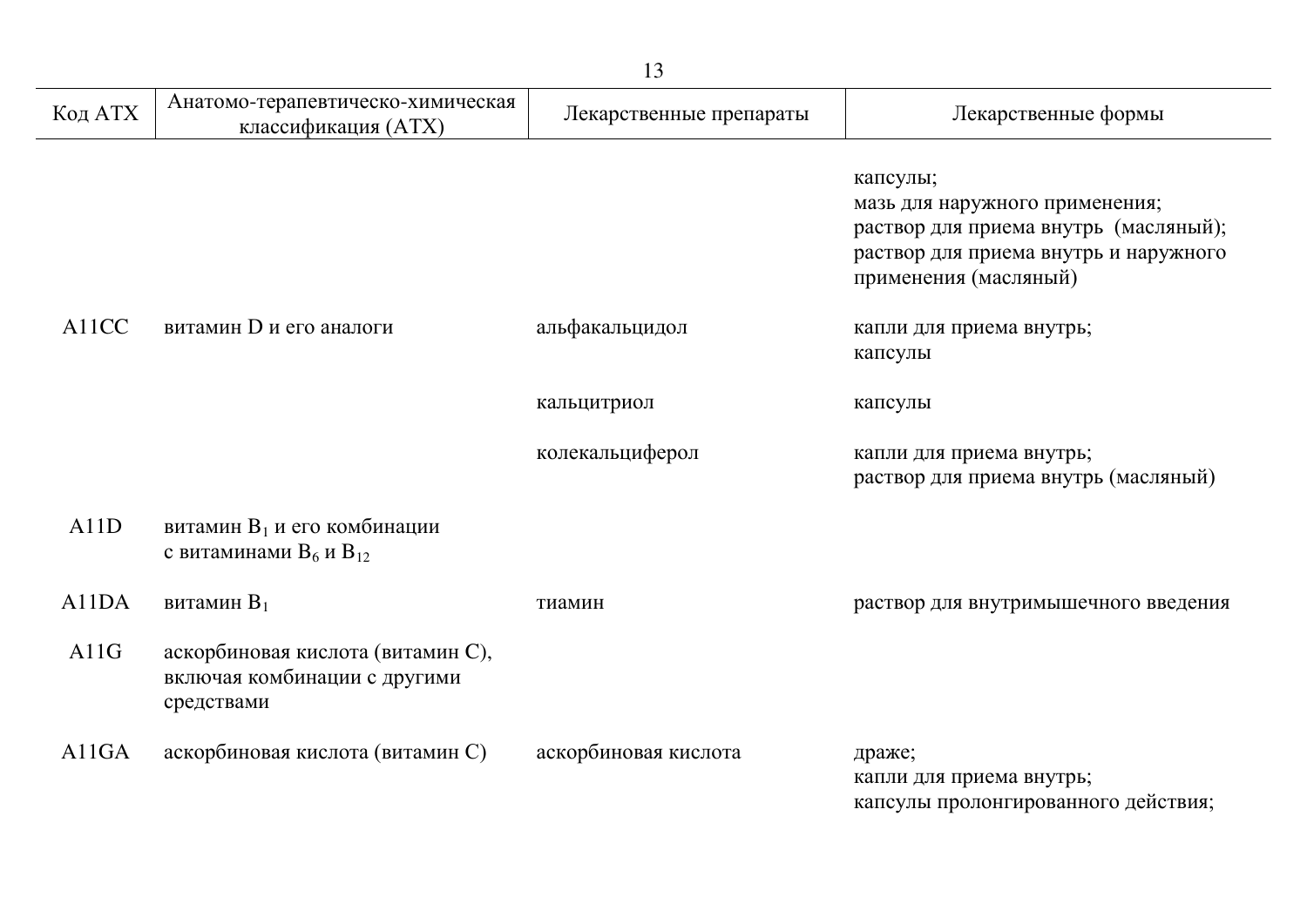| Код АТХ | Анатомо-терапевтическо-химическая классификация (АТХ) | Лекарственные препараты | Лекарственные формы |
|---|---|---|---|
| | | | капсулы;<br>мазь для наружного применения;<br>раствор для приема внутрь (масляный);<br>раствор для приема внутрь и наружного применения (масляный) |
| A11CC | витамин D и его аналоги | альфакальцидол | капли для приема внутрь;<br>капсулы |
| | | кальцитриол | капсулы |
| | | колекальциферол | капли для приема внутрь;<br>раствор для приема внутрь (масляный) |
| A11D | витамин $B_1$ и его комбинации с витаминами $B_6$ и $B_{12}$ | | |
| A11DA | витамин $B_1$ | тиамин | раствор для внутримышечного введения |
| A11G | аскорбиновая кислота (витамин С), включая комбинации с другими средствами | | |
| A11GA | аскорбиновая кислота (витамин С) | аскорбиновая кислота | драже;<br>капли для приема внутрь;<br>капсулы пролонгированного действия; |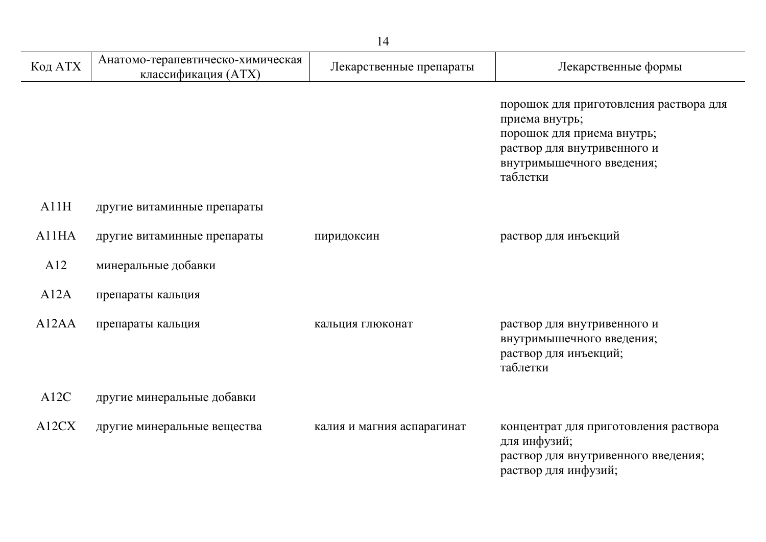| Код АТХ | Анатомо-терапевтическо-химическая классификация (АТХ) | Лекарственные препараты | Лекарственные формы |
|---|---|---|---|
| | | | порошок для приготовления раствора для приема внутрь;<br>порошок для приема внутрь;<br>раствор для внутривенного и внутримышечного введения;<br>таблетки |
| A11H | другие витаминные препараты | | |
| A11HA | другие витаминные препараты | пиридоксин | раствор для инъекций |
| A12 | минеральные добавки | | |
| A12A | препараты кальция | | |
| A12AA | препараты кальция | кальция глюконат | раствор для внутривенного и внутримышечного введения;<br>раствор для инъекций;<br>таблетки |
| A12C | другие минеральные добавки | | |
| A12CX | другие минеральные вещества | калия и магния аспарагинат | концентрат для приготовления раствора для инфузий;<br>раствор для внутривенного введения;<br>раствор для инфузий; |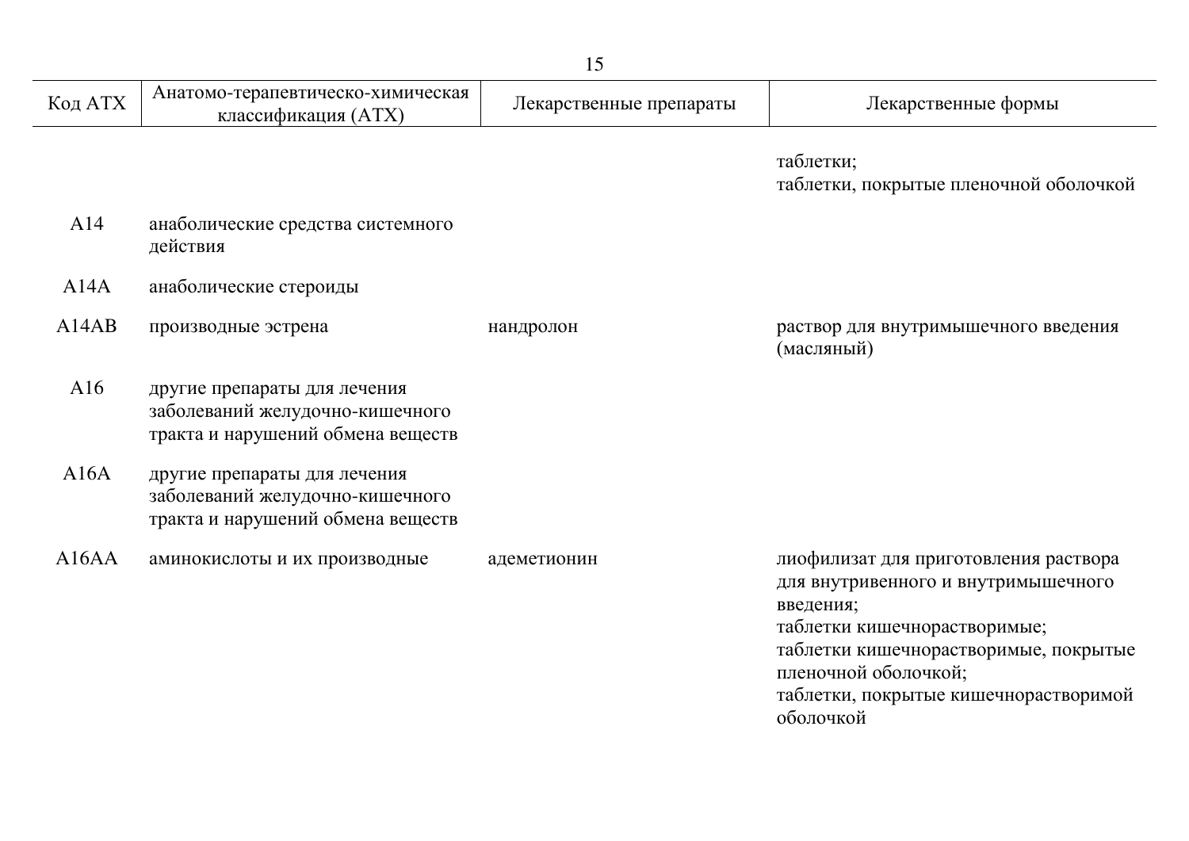| Код АТХ | Анатомо-терапевтическо-химическая классификация (АТХ) | Лекарственные препараты | Лекарственные формы |
| --- | --- | --- | --- |
| | | | таблетки;<br>таблетки, покрытые пленочной оболочкой |
| A14 | анаболические средства системного действия | | |
| A14A | анаболические стероиды | | |
| A14AB | производные эстрена | нандролон | раствор для внутримышечного введения (масляный) |
| A16 | другие препараты для лечения заболеваний желудочно-кишечного тракта и нарушений обмена веществ | | |
| A16A | другие препараты для лечения заболеваний желудочно-кишечного тракта и нарушений обмена веществ | | |
| A16AA | аминокислоты и их производные | адеметионин | лиофилизат для приготовления раствора для внутривенного и внутримышечного введения;<br>таблетки кишечнорастворимые;<br>таблетки кишечнорастворимые, покрытые пленочной оболочкой;<br>таблетки, покрытые кишечнорастворимой оболочкой |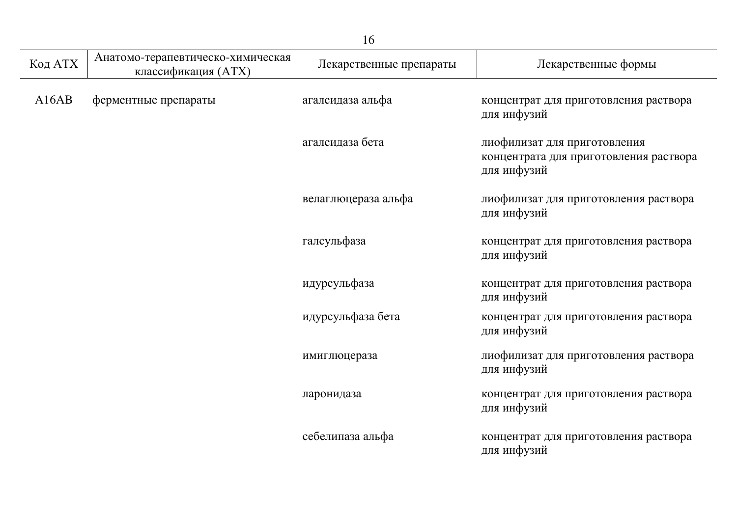| Код АТХ | Анатомо-терапевтическо-химическая классификация (АТХ) | Лекарственные препараты | Лекарственные формы |
|---|---|---|---|
| A16AB | ферментные препараты | агалсидаза альфа | концентрат для приготовления раствора для инфузий |
| | | агалсидаза бета | лиофилизат для приготовления концентрата для приготовления раствора для инфузий |
| | | велаглюцераза альфа | лиофилизат для приготовления раствора для инфузий |
| | | галсульфаза | концентрат для приготовления раствора для инфузий |
| | | идурсульфаза | концентрат для приготовления раствора для инфузий |
| | | идурсульфаза бета | концентрат для приготовления раствора для инфузий |
| | | имиглюцераза | лиофилизат для приготовления раствора для инфузий |
| | | ларонидаза | концентрат для приготовления раствора для инфузий |
| | | себелипаза альфа | концентрат для приготовления раствора для инфузий |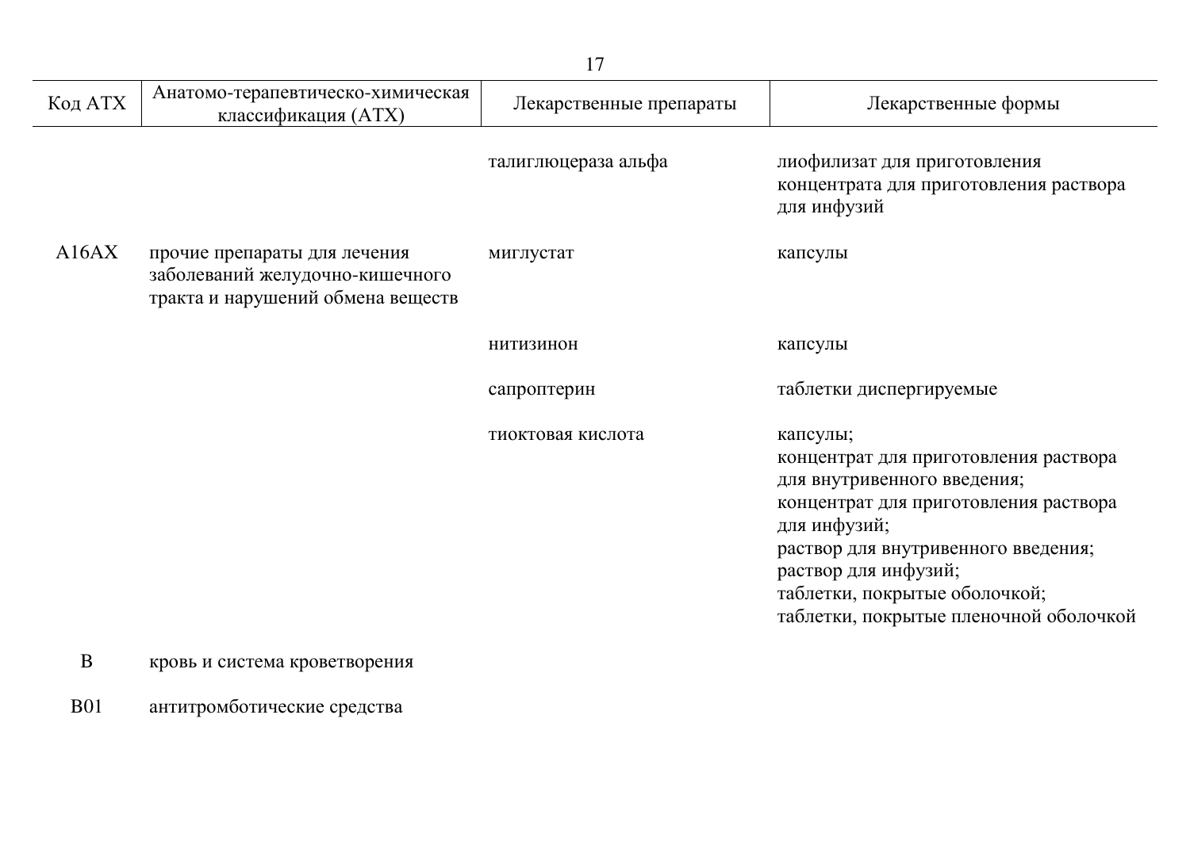| Код АТХ | Анатомо-терапевтическо-химическая классификация (АТХ) | Лекарственные препараты | Лекарственные формы |
|---|---|---|---|
| | | талиглюцераза альфа | лиофилизат для приготовления концентрата для приготовления раствора для инфузий |
| A16AX | прочие препараты для лечения заболеваний желудочно-кишечного тракта и нарушений обмена веществ | миглустат | капсулы |
| | | нитизинон | капсулы |
| | | сапроптерин | таблетки диспергируемые |
| | | тиоктовая кислота | капсулы;<br>концентрат для приготовления раствора для внутривенного введения;<br>концентрат для приготовления раствора для инфузий;<br>раствор для внутривенного введения;<br>раствор для инфузий;<br>таблетки, покрытые оболочкой;<br>таблетки, покрытые пленочной оболочкой |
| B | кровь и система кроветворения | | |
| B01 | антитромботические средства | | |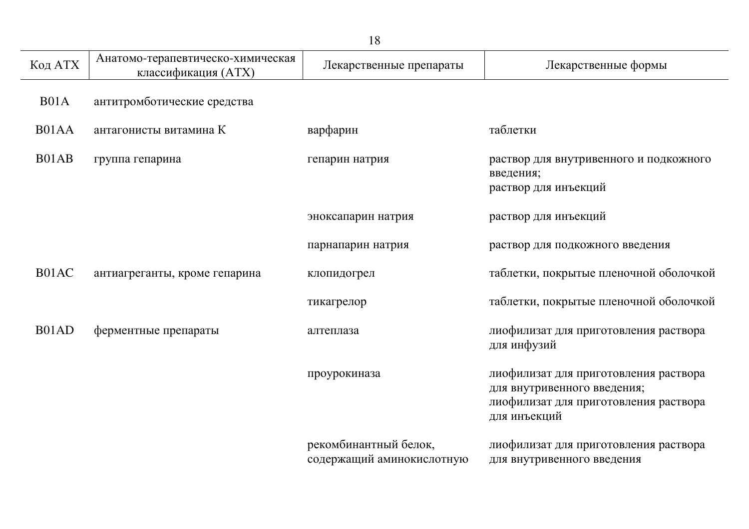| Код АТХ | Анатомо-терапевтическо-химическая классификация (АТХ) | Лекарственные препараты | Лекарственные формы |
|---|---|---|---|
| B01A | антитромботические средства | | |
| B01AA | антагонисты витамина K | варфарин | таблетки |
| B01AB | группа гепарина | гепарин натрия | раствор для внутривенного и подкожного введения;<br>раствор для инъекций |
| | | эноксапарин натрия | раствор для инъекций |
| | | парнапарин натрия | раствор для подкожного введения |
| B01AC | антиагреганты, кроме гепарина | клопидогрел | таблетки, покрытые пленочной оболочкой |
| | | тикагрелор | таблетки, покрытые пленочной оболочкой |
| B01AD | ферментные препараты | алтеплаза | лиофилизат для приготовления раствора для инфузий |
| | | проурокиназа | лиофилизат для приготовления раствора для внутривенного введения;<br>лиофилизат для приготовления раствора для инъекций |
| | | рекомбинантный белок, содержащий аминокислотную | лиофилизат для приготовления раствора для внутривенного введения |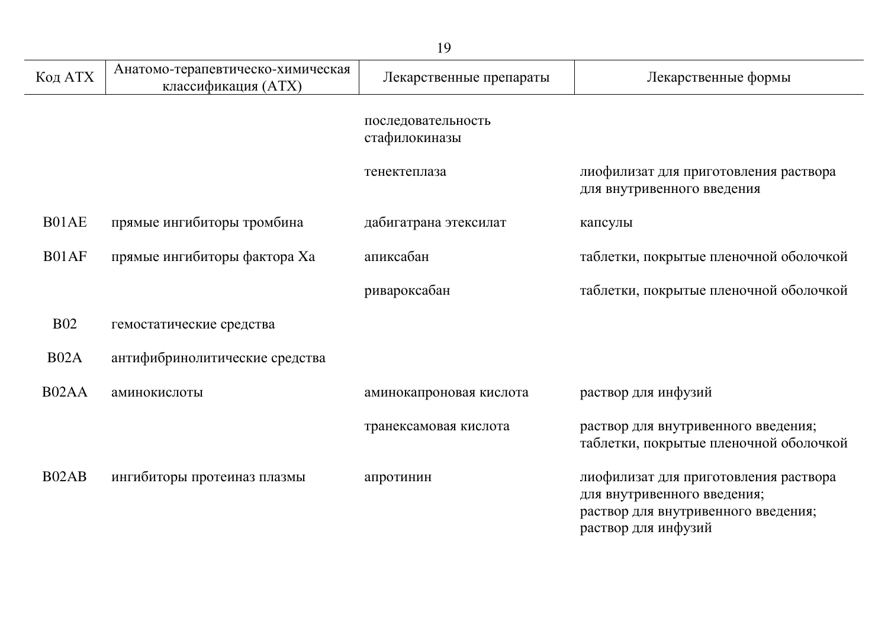| Код АТХ | Анатомо-терапевтическо-химическая классификация (АТХ) | Лекарственные препараты | Лекарственные формы |
|---|---|---|---|
| | | последовательность стафилокиназы | |
| | | тенектеплаза | лиофилизат для приготовления раствора для внутривенного введения |
| B01AE | прямые ингибиторы тромбина | дабигатрана этексилат | капсулы |
| B01AF | прямые ингибиторы фактора Xa | апиксабан | таблетки, покрытые пленочной оболочкой |
| | | ривароксабан | таблетки, покрытые пленочной оболочкой |
| B02 | гемостатические средства | | |
| B02A | антифибринолитические средства | | |
| B02AA | аминокислоты | аминокапроновая кислота | раствор для инфузий |
| | | транексамовая кислота | раствор для внутривенного введения; таблетки, покрытые пленочной оболочкой |
| B02AB | ингибиторы протеиназ плазмы | апротинин | лиофилизат для приготовления раствора для внутривенного введения; раствор для внутривенного введения; раствор для инфузий |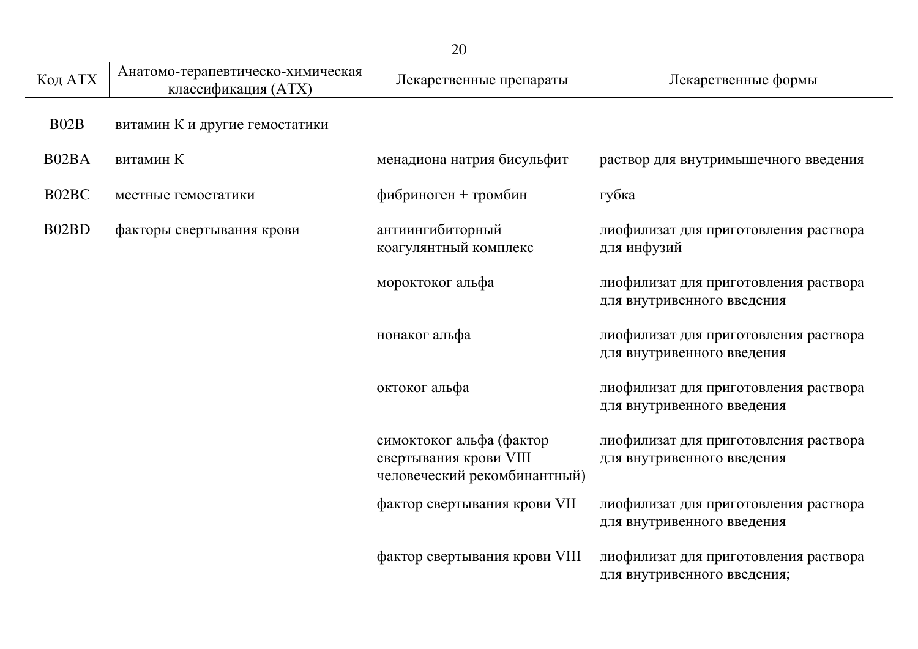| Код АТХ | Анатомо-терапевтическо-химическая классификация (АТХ) | Лекарственные препараты | Лекарственные формы |
|---|---|---|---|
| B02B | витамин К и другие гемостатики | | |
| B02BA | витамин К | менадиона натрия бисульфит | раствор для внутримышечного введения |
| B02BC | местные гемостатики | фибриноген + тромбин | губка |
| B02BD | факторы свертывания крови | антиингибиторный коагулянтный комплекс | лиофилизат для приготовления раствора для инфузий |
| | | мороктоког альфа | лиофилизат для приготовления раствора для внутривенного введения |
| | | нонаког альфа | лиофилизат для приготовления раствора для внутривенного введения |
| | | октоког альфа | лиофилизат для приготовления раствора для внутривенного введения |
| | | симоктоког альфа (фактор свертывания крови VIII человеческий рекомбинантный) | лиофилизат для приготовления раствора для внутривенного введения |
| | | фактор свертывания крови VII | лиофилизат для приготовления раствора для внутривенного введения |
| | | фактор свертывания крови VIII | лиофилизат для приготовления раствора для внутривенного введения; |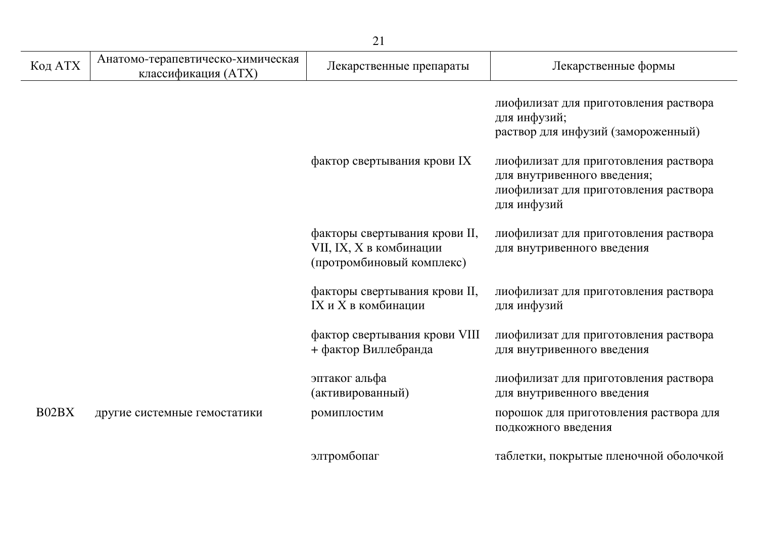| Код АТХ | Анатомо-терапевтическо-химическая классификация (АТХ) | Лекарственные препараты | Лекарственные формы |
|---|---|---|---|
| | | | лиофилизат для приготовления раствора для инфузий;<br>раствор для инфузий (замороженный) |
| | | фактор свертывания крови IX | лиофилизат для приготовления раствора для внутривенного введения;<br>лиофилизат для приготовления раствора для инфузий |
| | | факторы свертывания крови II, VII, IX, X в комбинации (протромбиновый комплекс) | лиофилизат для приготовления раствора для внутривенного введения |
| | | факторы свертывания крови II, IX и X в комбинации | лиофилизат для приготовления раствора для инфузий |
| | | фактор свертывания крови VIII + фактор Виллебранда | лиофилизат для приготовления раствора для внутривенного введения |
| | | эптаког альфа (активированный) | лиофилизат для приготовления раствора для внутривенного введения |
| B02BX | другие системные гемостатики | ромиплостим | порошок для приготовления раствора для подкожного введения |
| | | элтромбопаг | таблетки, покрытые пленочной оболочкой |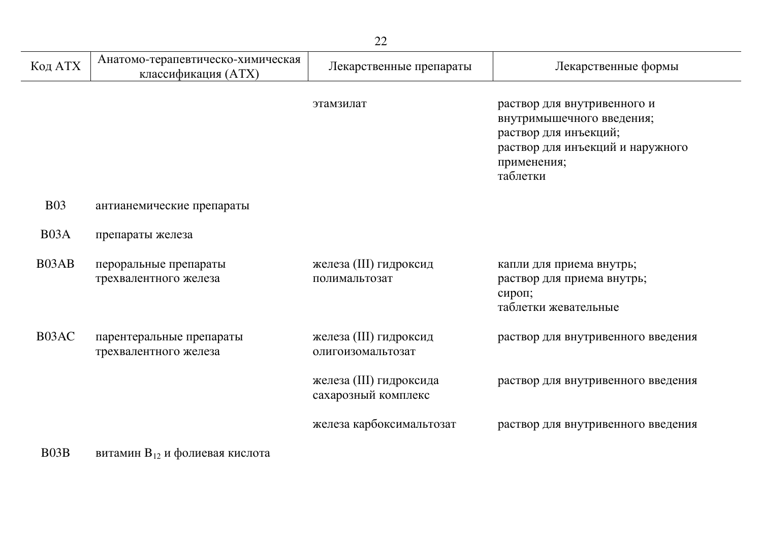| Код АТХ | Анатомо-терапевтическо-химическая классификация (АТХ) | Лекарственные препараты | Лекарственные формы |
|---|---|---|---|
| | | этамзилат | раствор для внутривенного и внутримышечного введения; раствор для инъекций; раствор для инъекций и наружного применения; таблетки |
| B03 | антианемические препараты | | |
| B03A | препараты железа | | |
| B03AB | пероральные препараты трехвалентного железа | железа (III) гидроксид полимальтозат | капли для приема внутрь; раствор для приема внутрь; сироп; таблетки жевательные |
| B03AC | парентеральные препараты трехвалентного железа | железа (III) гидроксид олигоизомальтозат | раствор для внутривенного введения |
| | | железа (III) гидроксида сахарозный комплекс | раствор для внутривенного введения |
| | | железа карбоксимальтозат | раствор для внутривенного введения |
| B03B | витамин $B_{12}$ и фолиевая кислота | | |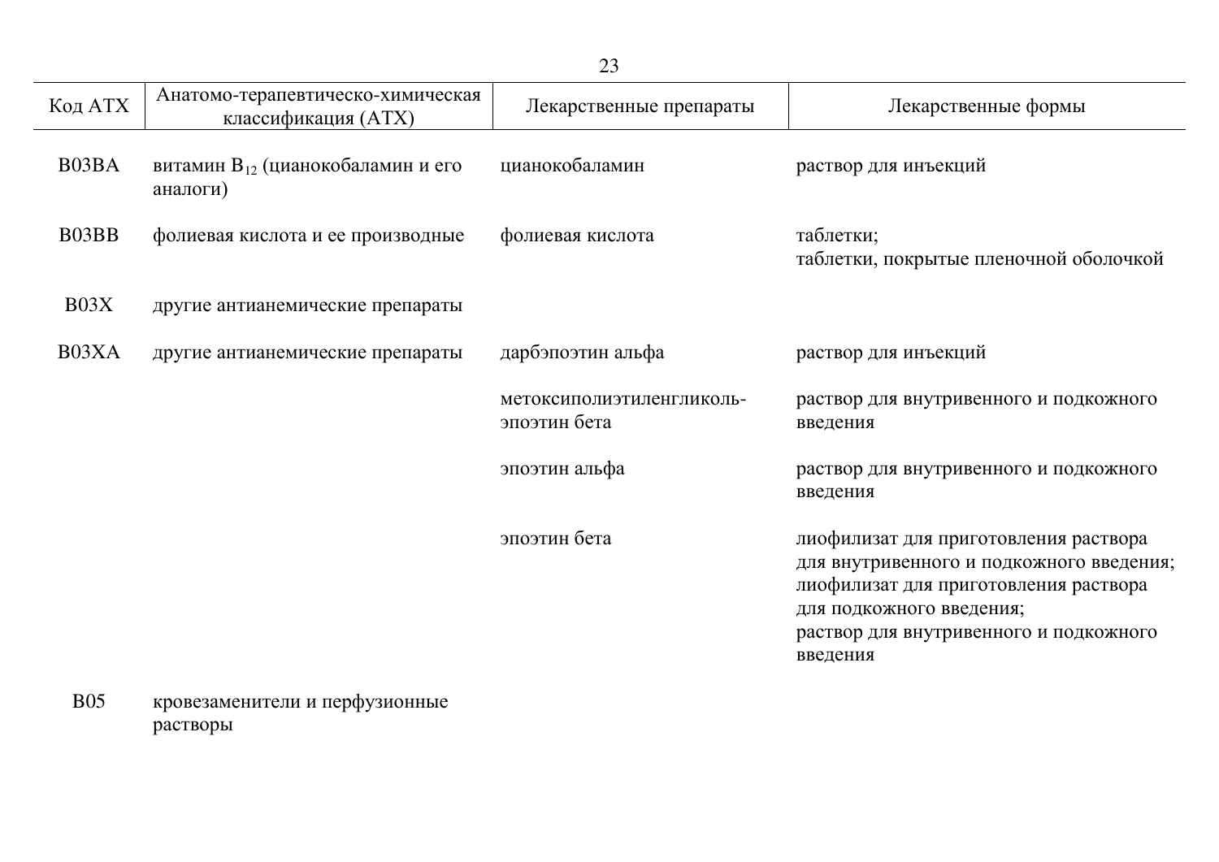| Код АТХ | Анатомо-терапевтическо-химическая классификация (АТХ) | Лекарственные препараты | Лекарственные формы |
|---|---|---|---|
| B03BA | витамин $B_{12}$ (цианокобаламин и его аналоги) | цианокобаламин | раствор для инъекций |
| B03BB | фолиевая кислота и ее производные | фолиевая кислота | таблетки;<br>таблетки, покрытые пленочной оболочкой |
| B03X | другие антианемические препараты | | |
| B03XA | другие антианемические препараты | дарбэпоэтин альфа | раствор для инъекций |
| | | метоксиполиэтиленгликоль-эпоэтин бета | раствор для внутривенного и подкожного введения |
| | | эпоэтин альфа | раствор для внутривенного и подкожного введения |
| | | эпоэтин бета | лиофилизат для приготовления раствора для внутривенного и подкожного введения;<br>лиофилизат для приготовления раствора для подкожного введения;<br>раствор для внутривенного и подкожного введения |
| B05 | кровезаменители и перфузионные растворы | | |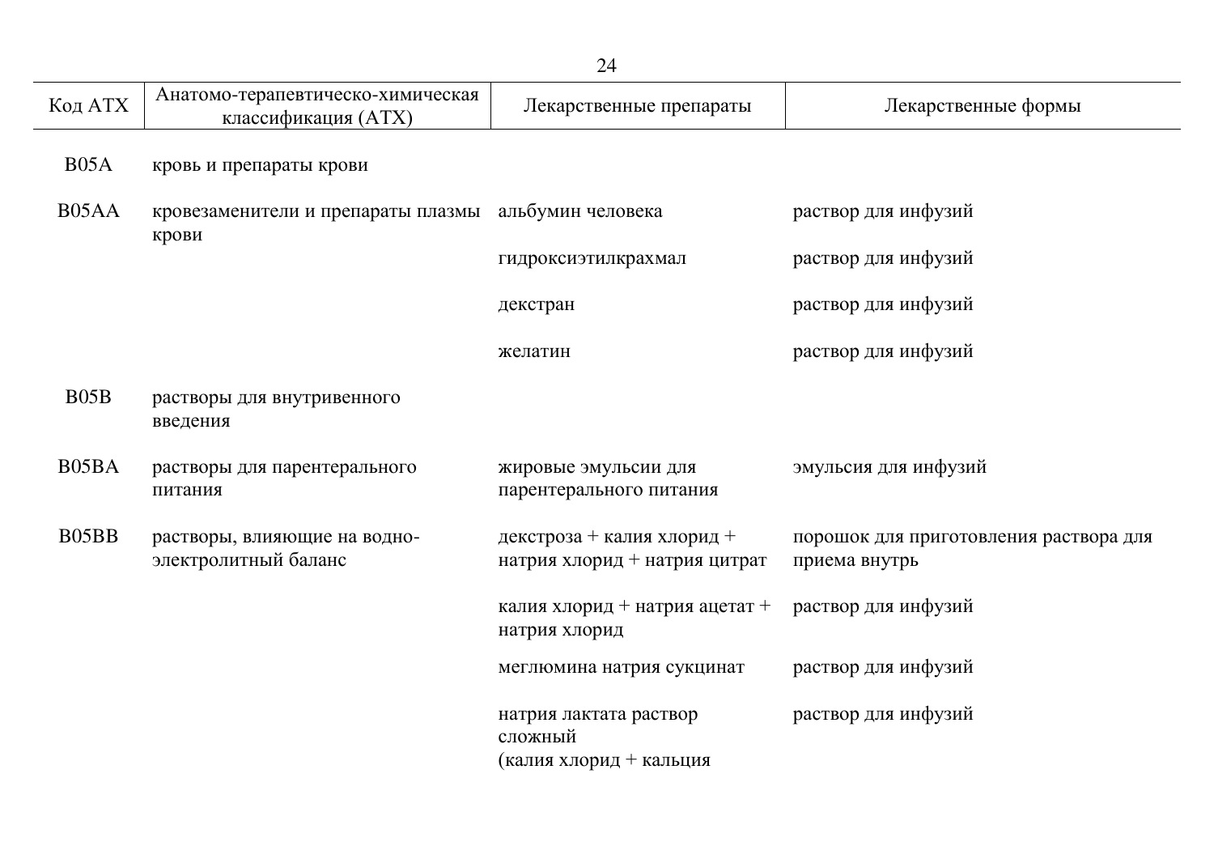| Код АТХ | Анатомо-терапевтическо-химическая классификация (АТХ) | Лекарственные препараты | Лекарственные формы |
|---|---|---|---|
| B05A | кровь и препараты крови | | |
| B05AA | кровезаменители и препараты плазмы крови | альбумин человека | раствор для инфузий |
| | | гидроксиэтилкрахмал | раствор для инфузий |
| | | декстран | раствор для инфузий |
| | | желатин | раствор для инфузий |
| B05B | растворы для внутривенного введения | | |
| B05BA | растворы для парентерального питания | жировые эмульсии для парентерального питания | эмульсия для инфузий |
| B05BB | растворы, влияющие на водно-электролитный баланс | декстроза + калия хлорид + натрия хлорид + натрия цитрат | порошок для приготовления раствора для приема внутрь |
| | | калия хлорид + натрия ацетат + натрия хлорид | раствор для инфузий |
| | | меглюмина натрия сукцинат | раствор для инфузий |
| | | натрия лактата раствор сложный (калия хлорид + кальция | раствор для инфузий |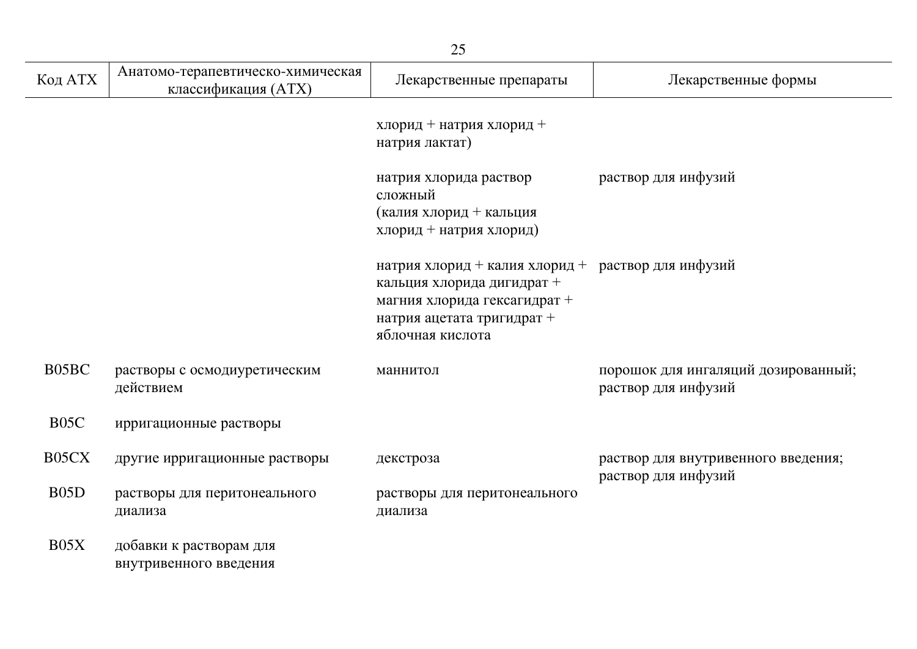| Код АТХ | Анатомо-терапевтическо-химическая классификация (АТХ) | Лекарственные препараты | Лекарственные формы |
|---|---|---|---|
| | | хлорид + натрия хлорид + натрия лактат) | |
| | | натрия хлорида раствор сложный (калия хлорид + кальция хлорид + натрия хлорид) | раствор для инфузий |
| | | натрия хлорид + калия хлорид + кальция хлорида дигидрат + магния хлорида гексагидрат + натрия ацетата тригидрат + яблочная кислота | раствор для инфузий |
| B05BC | растворы с осмодиуретическим действием | маннитол | порошок для ингаляций дозированный; раствор для инфузий |
| B05C | ирригационные растворы | | |
| B05CX | другие ирригационные растворы | декстроза | раствор для внутривенного введения; раствор для инфузий |
| B05D | растворы для перитонеального диализа | растворы для перитонеального диализа | |
| B05X | добавки к растворам для внутривенного введения | | |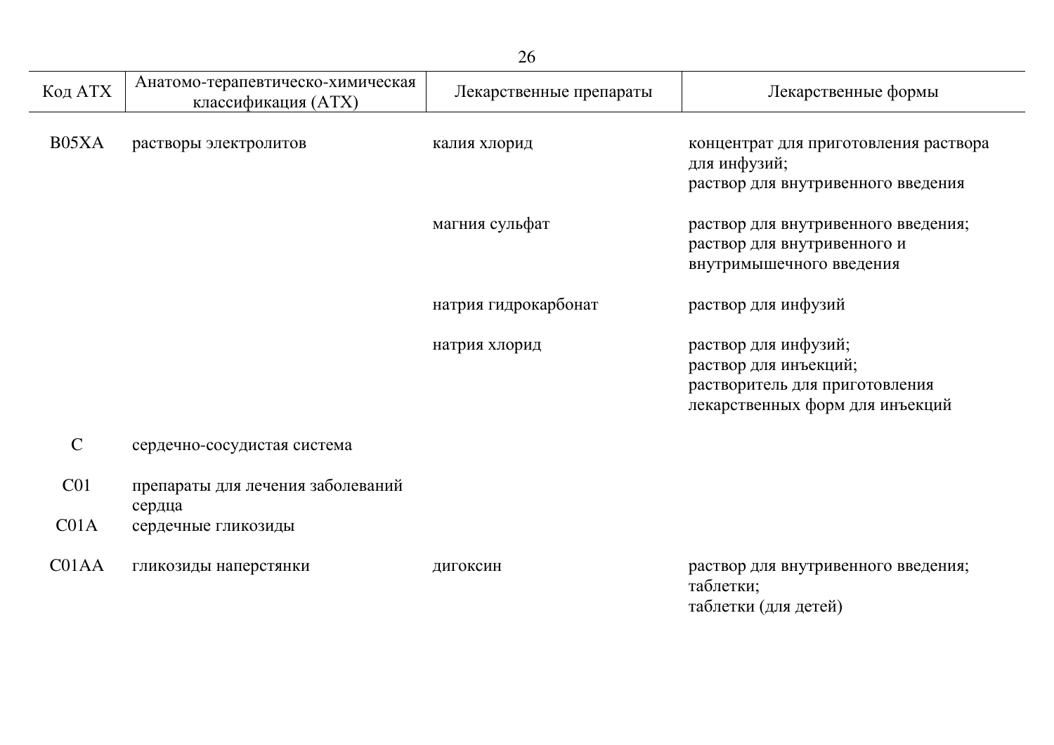| Код АТХ | Анатомо-терапевтическо-химическая классификация (АТХ) | Лекарственные препараты | Лекарственные формы |
|---|---|---|---|
| B05XA | растворы электролитов | калия хлорид | концентрат для приготовления раствора для инфузий; раствор для внутривенного введения |
| | | магния сульфат | раствор для внутривенного введения; раствор для внутривенного и внутримышечного введения |
| | | натрия гидрокарбонат | раствор для инфузий |
| | | натрия хлорид | раствор для инфузий; раствор для инъекций; растворитель для приготовления лекарственных форм для инъекций |
| C | сердечно-сосудистая система | | |
| C01 | препараты для лечения заболеваний сердца | | |
| C01A | сердечные гликозиды | | |
| C01AA | гликозиды наперстянки | дигоксин | раствор для внутривенного введения; таблетки; таблетки (для детей) |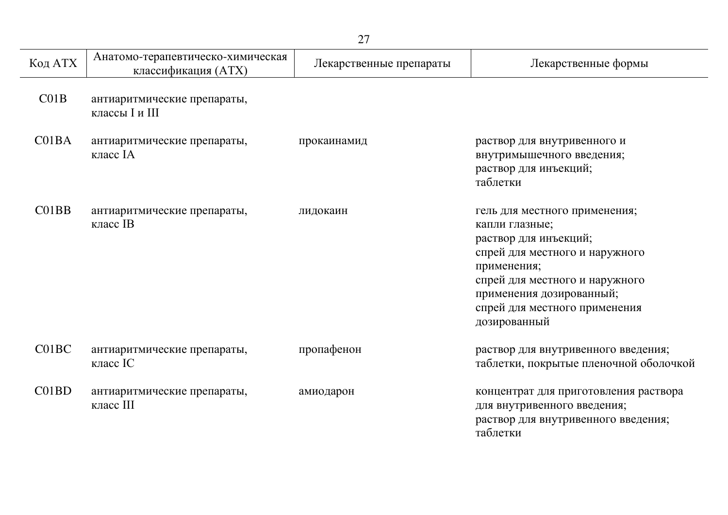| Код АТХ | Анатомо-терапевтическо-химическая классификация (АТХ) | Лекарственные препараты | Лекарственные формы |
|---|---|---|---|
| C01B | антиаритмические препараты, классы I и III | | |
| C01BA | антиаритмические препараты, класс IA | прокаинамид | раствор для внутривенного и внутримышечного введения;<br>раствор для инъекций;<br>таблетки |
| C01BB | антиаритмические препараты, класс IB | лидокаин | гель для местного применения;<br>капли глазные;<br>раствор для инъекций;<br>спрей для местного и наружного применения;<br>спрей для местного и наружного применения дозированный;<br>спрей для местного применения дозированный |
| C01BC | антиаритмические препараты, класс IC | пропафенон | раствор для внутривенного введения;<br>таблетки, покрытые пленочной оболочкой |
| C01BD | антиаритмические препараты, класс III | амиодарон | концентрат для приготовления раствора для внутривенного введения;<br>раствор для внутривенного введения;<br>таблетки |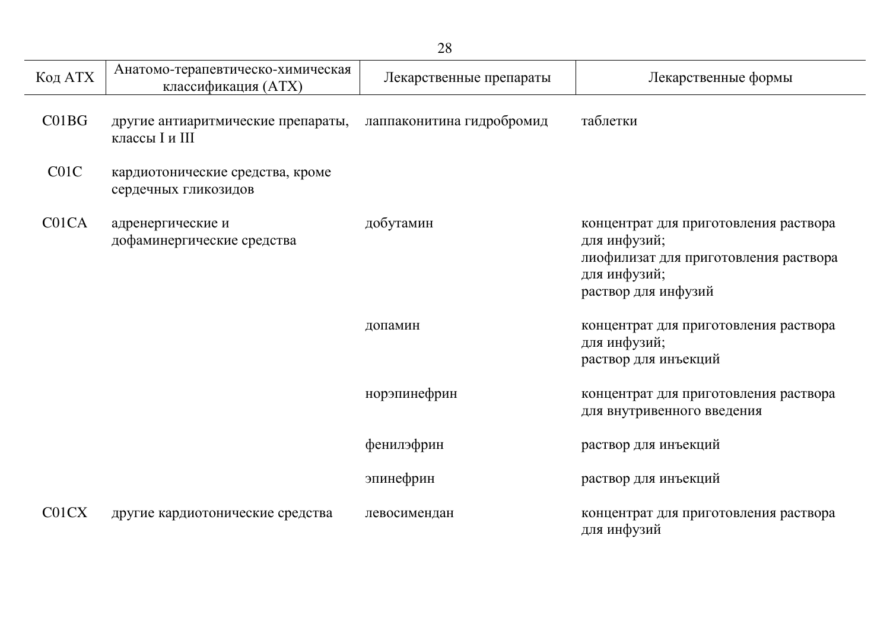| Код АТХ | Анатомо-терапевтическо-химическая классификация (АТХ) | Лекарственные препараты | Лекарственные формы |
|---|---|---|---|
| C01BG | другие антиаритмические препараты, классы I и III | лаппаконитина гидробромид | таблетки |
| C01C | кардиотонические средства, кроме сердечных гликозидов | | |
| C01CA | адренергические и дофаминергические средства | добутамин | концентрат для приготовления раствора для инфузий;<br>лиофилизат для приготовления раствора для инфузий;<br>раствор для инфузий |
| | | допамин | концентрат для приготовления раствора для инфузий;<br>раствор для инъекций |
| | | норэпинефрин | концентрат для приготовления раствора для внутривенного введения |
| | | фенилэфрин | раствор для инъекций |
| | | эпинефрин | раствор для инъекций |
| C01CX | другие кардиотонические средства | левосимендан | концентрат для приготовления раствора для инфузий |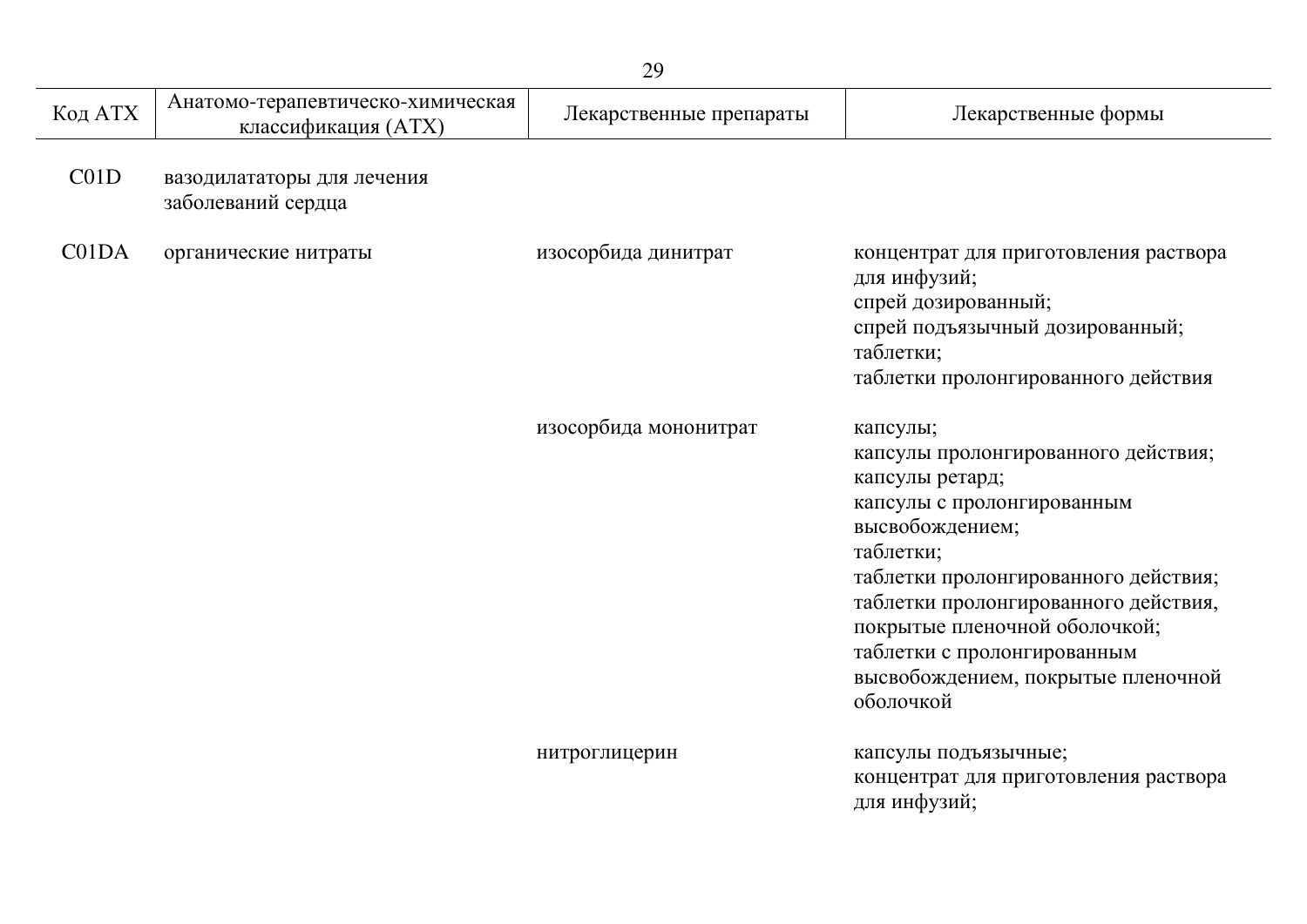| Код АТХ | Анатомо-терапевтическо-химическая классификация (АТХ) | Лекарственные препараты | Лекарственные формы |
|---|---|---|---|
| C01D | вазодилататоры для лечения заболеваний сердца | | |
| C01DA | органические нитраты | изосорбида динитрат | концентрат для приготовления раствора для инфузий;<br>спрей дозированный;<br>спрей подъязычный дозированный;<br>таблетки;<br>таблетки пролонгированного действия |
| | | изосорбида мононитрат | капсулы;<br>капсулы пролонгированного действия;<br>капсулы ретард;<br>капсулы с пролонгированным высвобождением;<br>таблетки;<br>таблетки пролонгированного действия;<br>таблетки пролонгированного действия, покрытые пленочной оболочкой;<br>таблетки с пролонгированным высвобождением, покрытые пленочной оболочкой |
| | | нитроглицерин | капсулы подъязычные;<br>концентрат для приготовления раствора для инфузий; |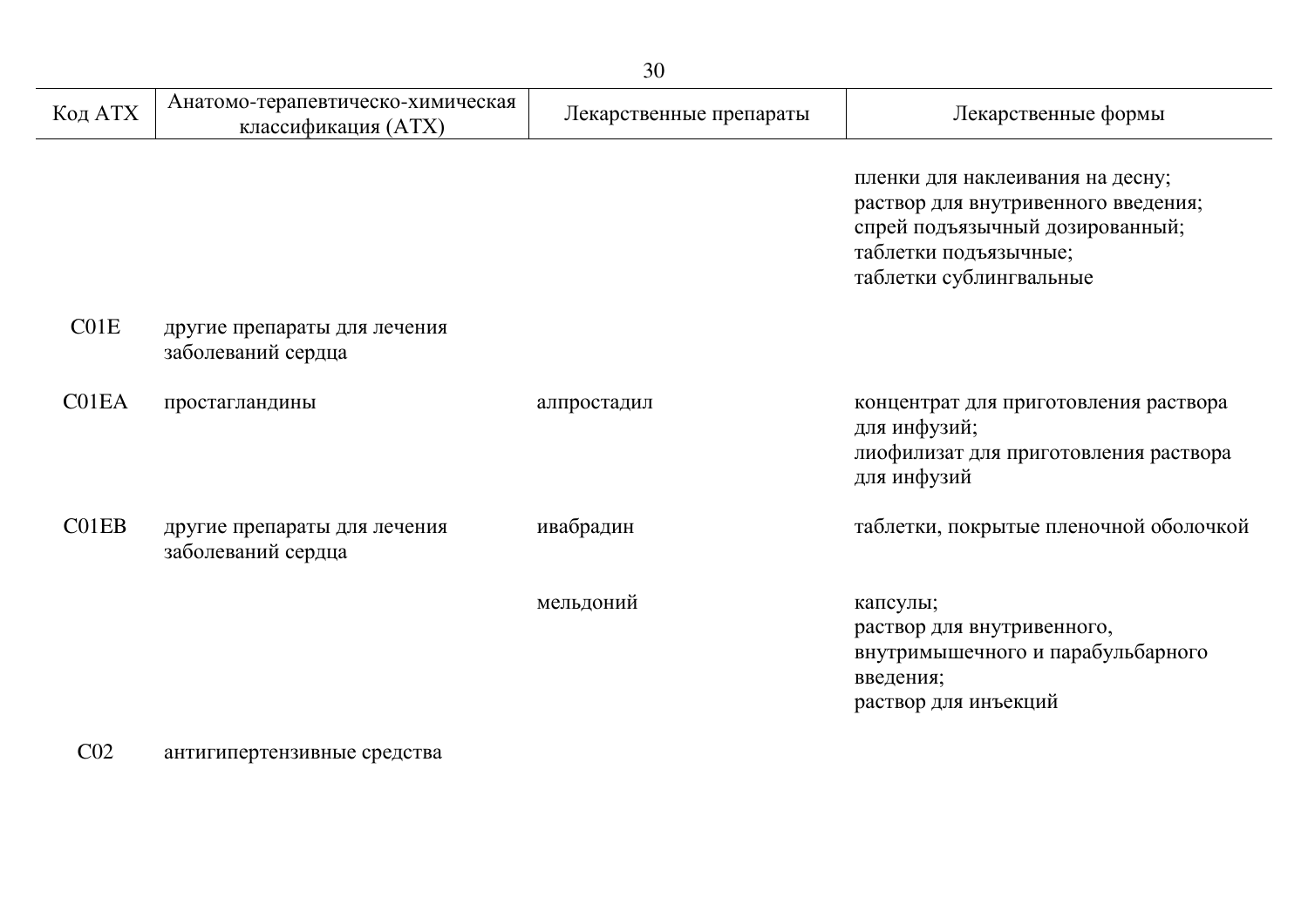| Код АТХ | Анатомо-терапевтическо-химическая классификация (АТХ) | Лекарственные препараты | Лекарственные формы |
|---|---|---|---|
| | | | пленки для наклеивания на десну; раствор для внутривенного введения; спрей подъязычный дозированный; таблетки подъязычные; таблетки сублингвальные |
| C01E | другие препараты для лечения заболеваний сердца | | |
| C01EA | простагландины | алпростадил | концентрат для приготовления раствора для инфузий; лиофилизат для приготовления раствора для инфузий |
| C01EB | другие препараты для лечения заболеваний сердца | ивабрадин | таблетки, покрытые пленочной оболочкой |
| | | мельдоний | капсулы; раствор для внутривенного, внутримышечного и парабульбарного введения; раствор для инъекций |
| C02 | антигипертензивные средства | | |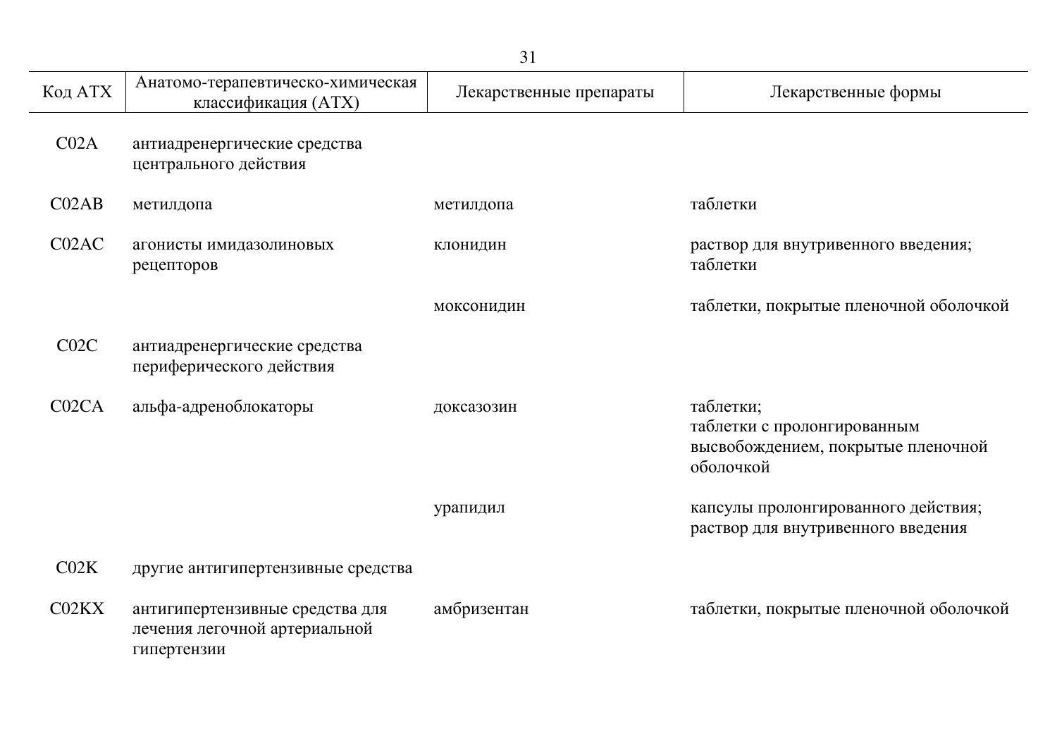| Код АТХ | Анатомо-терапевтическо-химическая классификация (АТХ) | Лекарственные препараты | Лекарственные формы |
|---|---|---|---|
| C02A | антиадренергические средства центрального действия | | |
| C02AB | метилдопа | метилдопа | таблетки |
| C02AC | агонисты имидазолиновых рецепторов | клонидин | раствор для внутривенного введения; таблетки |
| | | моксонидин | таблетки, покрытые пленочной оболочкой |
| C02C | антиадренергические средства периферического действия | | |
| C02CA | альфа-адреноблокаторы | доксазозин | таблетки; таблетки с пролонгированным высвобождением, покрытые пленочной оболочкой |
| | | урапидил | капсулы пролонгированного действия; раствор для внутривенного введения |
| C02K | другие антигипертензивные средства | | |
| C02KX | антигипертензивные средства для лечения легочной артериальной гипертензии | амбризентан | таблетки, покрытые пленочной оболочкой |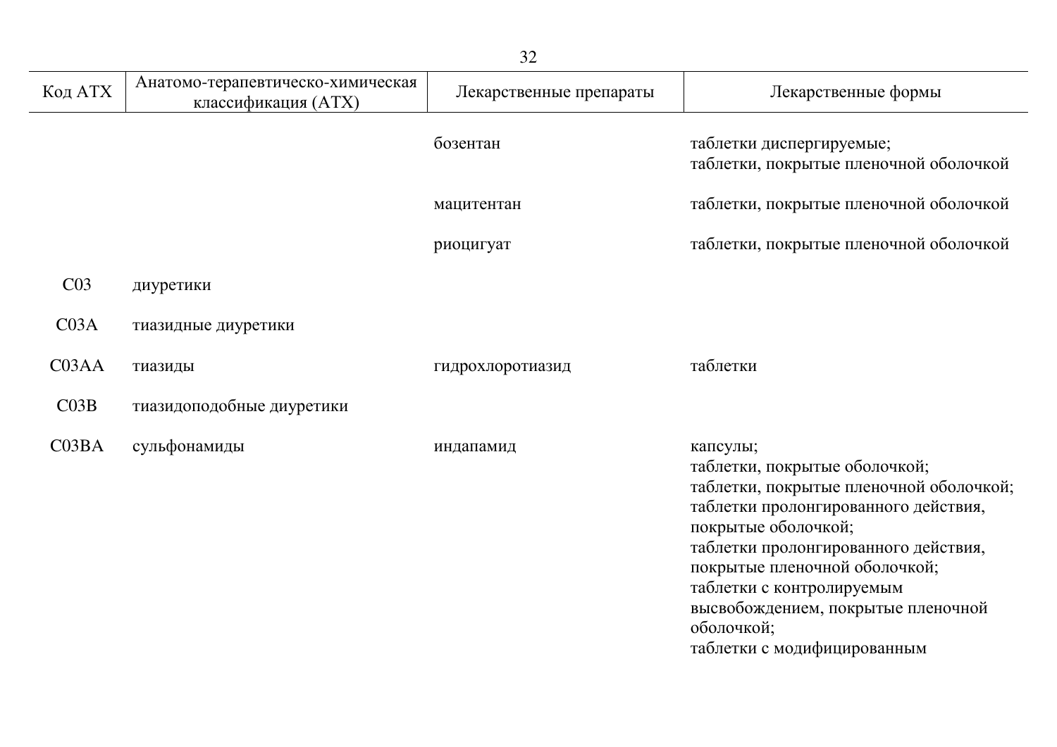| Код АТХ | Анатомо-терапевтическо-химическая классификация (АТХ) | Лекарственные препараты | Лекарственные формы |
|---|---|---|---|
| | | бозентан | таблетки диспергируемые;<br>таблетки, покрытые пленочной оболочкой |
| | | мацитентан | таблетки, покрытые пленочной оболочкой |
| | | риоцигуат | таблетки, покрытые пленочной оболочкой |
| C03 | диуретики | | |
| C03A | тиазидные диуретики | | |
| C03AA | тиазиды | гидрохлоротиазид | таблетки |
| C03B | тиазидоподобные диуретики | | |
| C03BA | сульфонамиды | индапамид | капсулы;<br>таблетки, покрытые оболочкой;<br>таблетки, покрытые пленочной оболочкой;<br>таблетки пролонгированного действия, покрытые оболочкой;<br>таблетки пролонгированного действия, покрытые пленочной оболочкой;<br>таблетки с контролируемым высвобождением, покрытые пленочной оболочкой;<br>таблетки с модифицированным |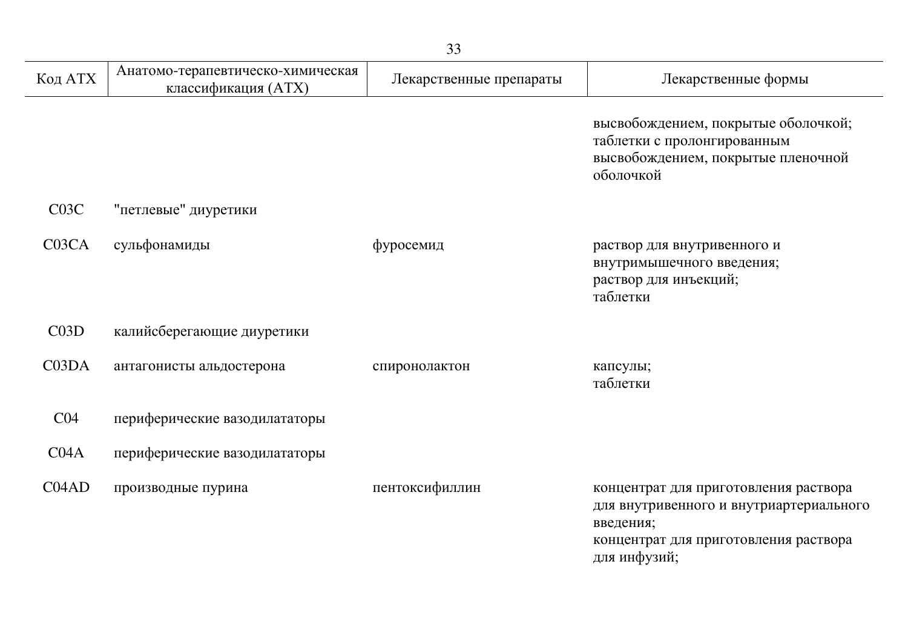| Код АТХ | Анатомо-терапевтическо-химическая классификация (АТХ) | Лекарственные препараты | Лекарственные формы |
|---|---|---|---|
| | | | высвобождением, покрытые оболочкой; таблетки с пролонгированным высвобождением, покрытые пленочной оболочкой |
| C03C | "петлевые" диуретики | | |
| C03CA | сульфонамиды | фуросемид | раствор для внутривенного и внутримышечного введения; раствор для инъекций; таблетки |
| C03D | калийсберегающие диуретики | | |
| C03DA | антагонисты альдостерона | спиронолактон | капсулы; таблетки |
| C04 | периферические вазодилататоры | | |
| C04A | периферические вазодилататоры | | |
| C04AD | производные пурина | пентоксифиллин | концентрат для приготовления раствора для внутривенного и внутриартериального введения; концентрат для приготовления раствора для инфузий; |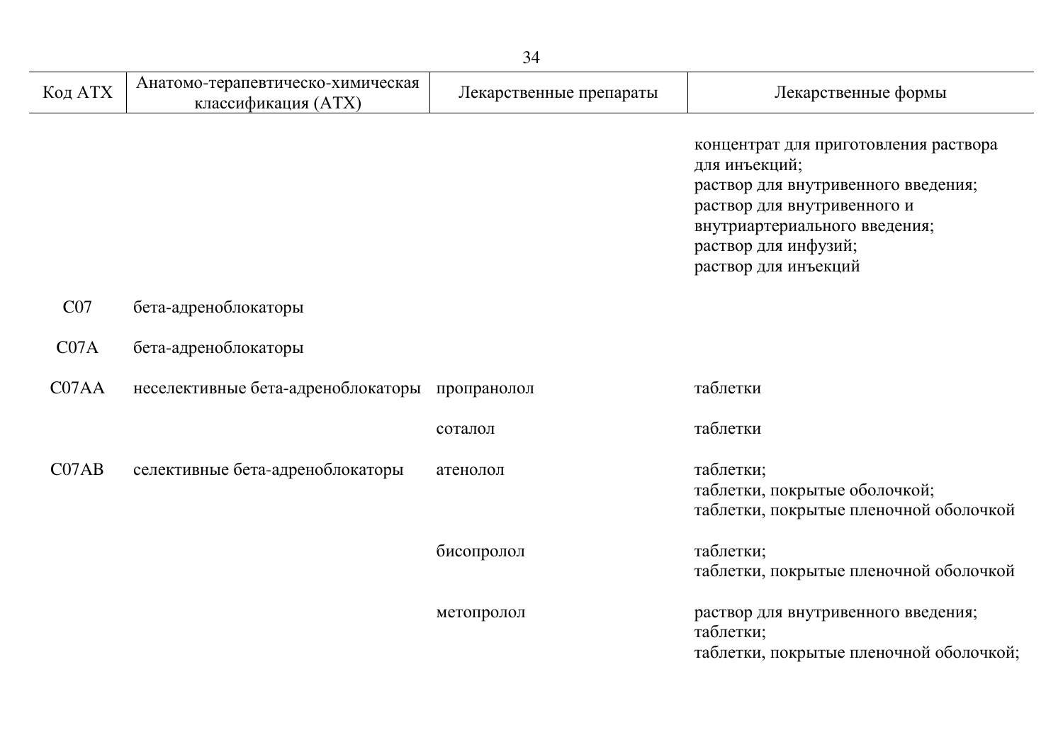| Код АТХ | Анатомо-терапевтическо-химическая классификация (АТХ) | Лекарственные препараты | Лекарственные формы |
|---|---|---|---|
| | | | концентрат для приготовления раствора для инъекций; раствор для внутривенного введения; раствор для внутривенного и внутриартериального введения; раствор для инфузий; раствор для инъекций |
| C07 | бета-адреноблокаторы | | |
| C07A | бета-адреноблокаторы | | |
| C07AA | неселективные бета-адреноблокаторы | пропранолол | таблетки |
| | | соталол | таблетки |
| C07AB | селективные бета-адреноблокаторы | атенолол | таблетки; таблетки, покрытые оболочкой; таблетки, покрытые пленочной оболочкой |
| | | бисопролол | таблетки; таблетки, покрытые пленочной оболочкой |
| | | метопролол | раствор для внутривенного введения; таблетки; таблетки, покрытые пленочной оболочкой; |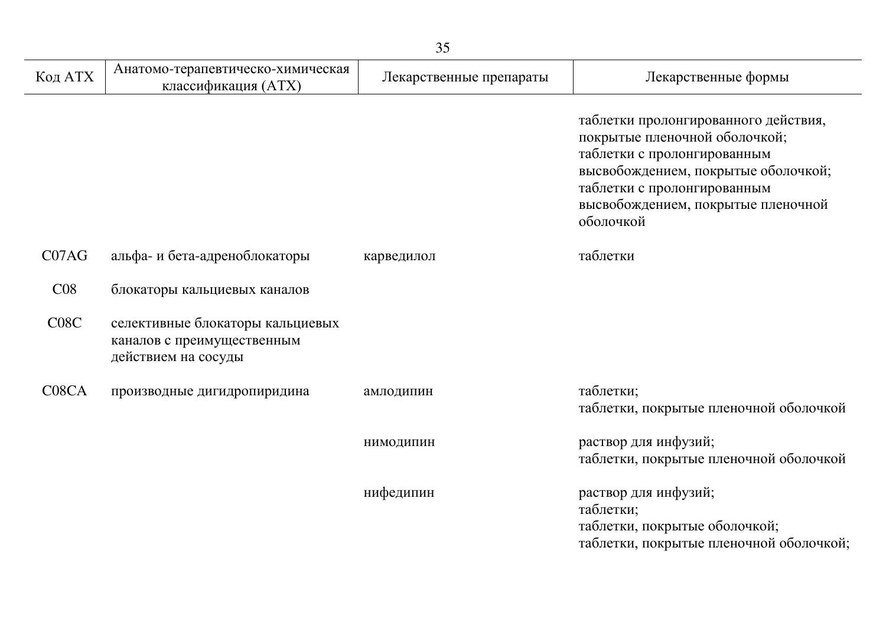| Код АТХ | Анатомо-терапевтическо-химическая классификация (АТХ) | Лекарственные препараты | Лекарственные формы |
|---|---|---|---|
| | | | таблетки пролонгированного действия, покрытые пленочной оболочкой; таблетки с пролонгированным высвобождением, покрытые оболочкой; таблетки с пролонгированным высвобождением, покрытые пленочной оболочкой |
| C07AG | альфа- и бета-адреноблокаторы | карведилол | таблетки |
| C08 | блокаторы кальциевых каналов | | |
| C08C | селективные блокаторы кальциевых каналов с преимущественным действием на сосуды | | |
| C08CA | производные дигидропиридина | амлодипин | таблетки; таблетки, покрытые пленочной оболочкой |
| | | нимодипин | раствор для инфузий; таблетки, покрытые пленочной оболочкой |
| | | нифедипин | раствор для инфузий; таблетки; таблетки, покрытые оболочкой; таблетки, покрытые пленочной оболочкой; |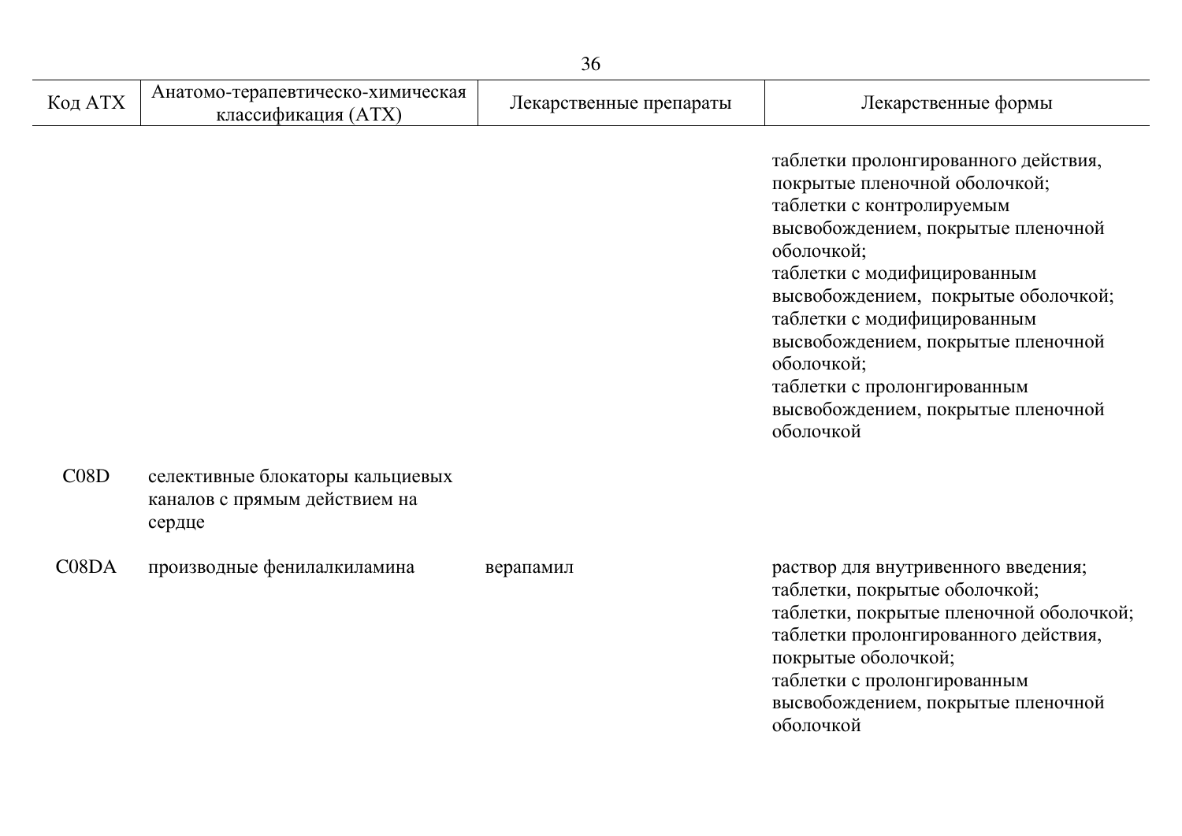| Код АТХ | Анатомо-терапевтическо-химическая классификация (АТХ) | Лекарственные препараты | Лекарственные формы |
|---|---|---|---|
| | | | таблетки пролонгированного действия, покрытые пленочной оболочкой; таблетки с контролируемым высвобождением, покрытые пленочной оболочкой; таблетки с модифицированным высвобождением, покрытые оболочкой; таблетки с модифицированным высвобождением, покрытые пленочной оболочкой; таблетки с пролонгированным высвобождением, покрытые пленочной оболочкой |
| C08D | селективные блокаторы кальциевых каналов с прямым действием на сердце | | |
| C08DA | производные фенилалкиламина | верапамил | раствор для внутривенного введения; таблетки, покрытые оболочкой; таблетки, покрытые пленочной оболочкой; таблетки пролонгированного действия, покрытые оболочкой; таблетки с пролонгированным высвобождением, покрытые пленочной оболочкой |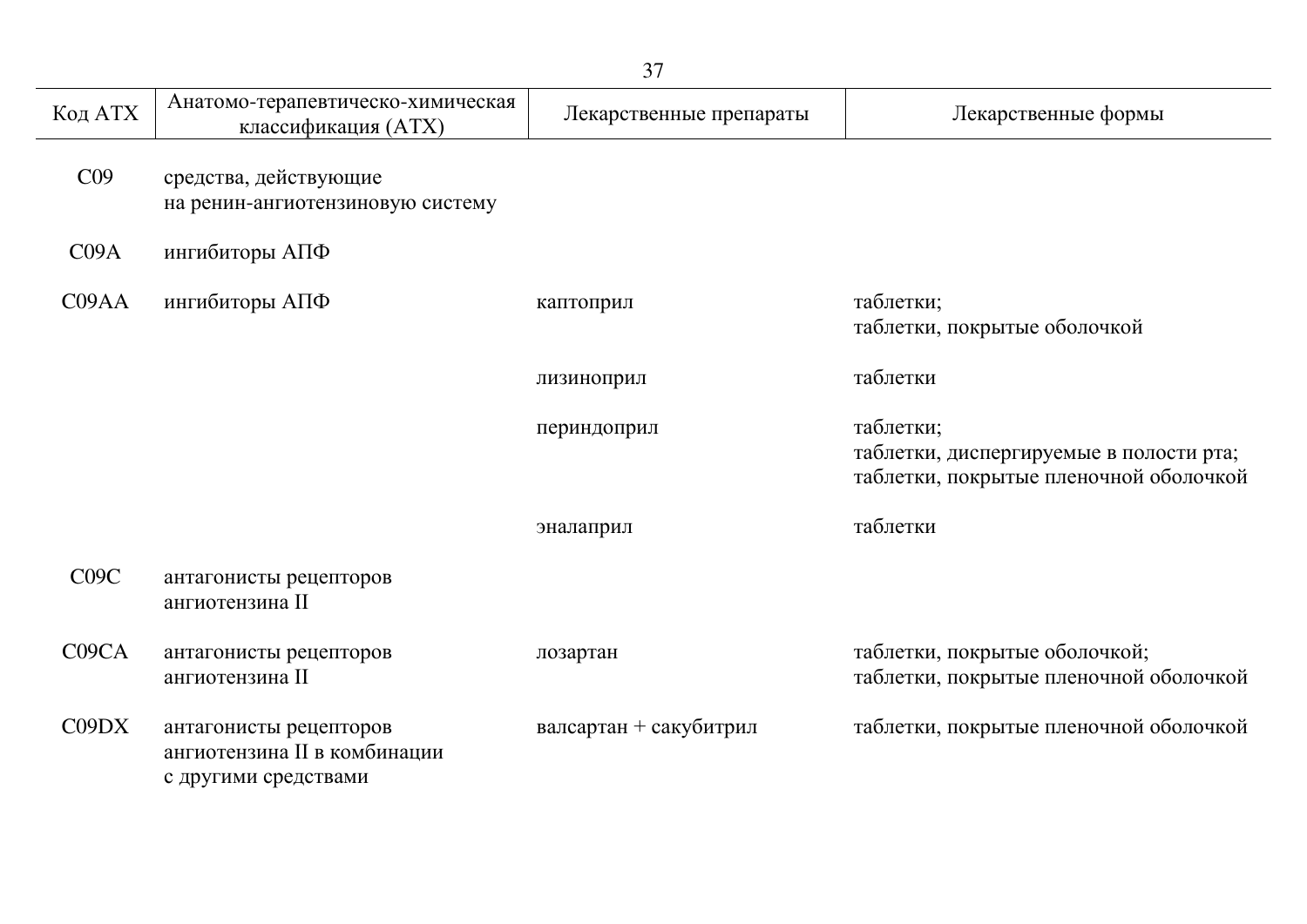| Код АТХ | Анатомо-терапевтическо-химическая классификация (АТХ) | Лекарственные препараты | Лекарственные формы |
|---|---|---|---|
| C09 | средства, действующие на ренин-ангиотензиновую систему | | |
| C09A | ингибиторы АПФ | | |
| C09AA | ингибиторы АПФ | каптоприл | таблетки; таблетки, покрытые оболочкой |
| | | лизиноприл | таблетки |
| | | периндоприл | таблетки; таблетки, диспергируемые в полости рта; таблетки, покрытые пленочной оболочкой |
| | | эналаприл | таблетки |
| C09C | антагонисты рецепторов ангиотензина II | | |
| C09CA | антагонисты рецепторов ангиотензина II | лозартан | таблетки, покрытые оболочкой; таблетки, покрытые пленочной оболочкой |
| C09DX | антагонисты рецепторов ангиотензина II в комбинации с другими средствами | валсартан + сакубитрил | таблетки, покрытые пленочной оболочкой |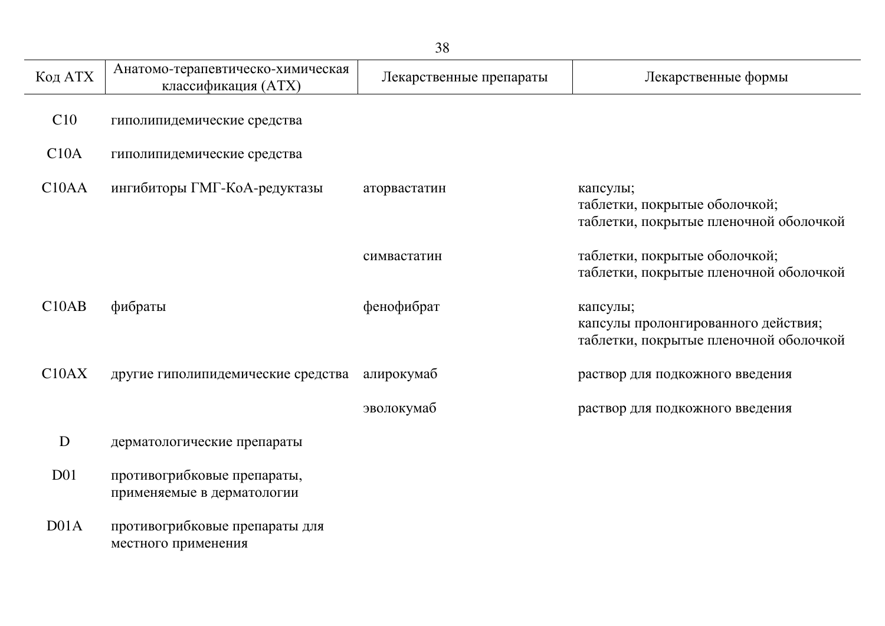| Код АТХ | Анатомо-терапевтическо-химическая классификация (АТХ) | Лекарственные препараты | Лекарственные формы |
|---|---|---|---|
| C10 | гиполипидемические средства | | |
| C10A | гиполипидемические средства | | |
| C10AA | ингибиторы ГМГ-КоА-редуктазы | аторвастатин | капсулы;<br>таблетки, покрытые оболочкой;<br>таблетки, покрытые пленочной оболочкой |
| | | симвастатин | таблетки, покрытые оболочкой;<br>таблетки, покрытые пленочной оболочкой |
| C10AB | фибраты | фенофибрат | капсулы;<br>капсулы пролонгированного действия;<br>таблетки, покрытые пленочной оболочкой |
| C10AX | другие гиполипидемические средства | алирокумаб | раствор для подкожного введения |
| | | эволокумаб | раствор для подкожного введения |
| D | дерматологические препараты | | |
| D01 | противогрибковые препараты, применяемые в дерматологии | | |
| D01A | противогрибковые препараты для местного применения | | |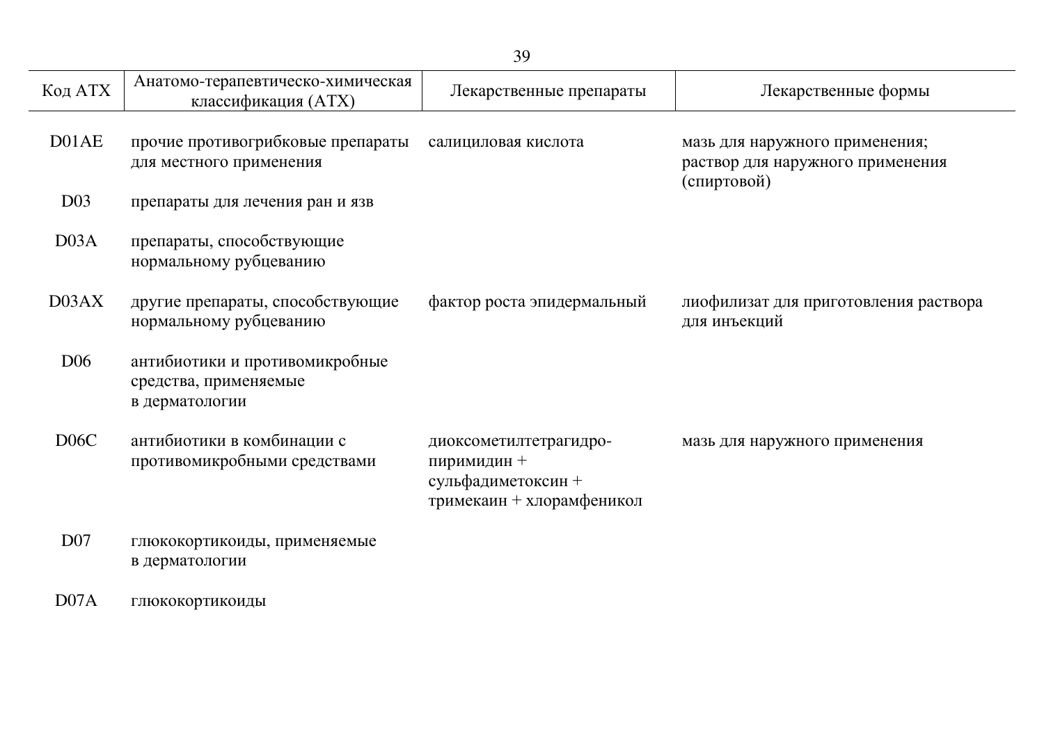| Код АТХ | Анатомо-терапевтическо-химическая классификация (АТХ) | Лекарственные препараты | Лекарственные формы |
|---|---|---|---|
| D01AE | прочие противогрибковые препараты для местного применения | салициловая кислота | мазь для наружного применения; раствор для наружного применения (спиртовой) |
| D03 | препараты для лечения ран и язв | | |
| D03A | препараты, способствующие нормальному рубцеванию | | |
| D03AX | другие препараты, способствующие нормальному рубцеванию | фактор роста эпидермальный | лиофилизат для приготовления раствора для инъекций |
| D06 | антибиотики и противомикробные средства, применяемые в дерматологии | | |
| D06C | антибиотики в комбинации с противомикробными средствами | диоксометилтетрагидро-пиримидин + сульфадиметоксин + тримекаин + хлорамфеникол | мазь для наружного применения |
| D07 | глюкокортикоиды, применяемые в дерматологии | | |
| D07A | глюкокортикоиды | | |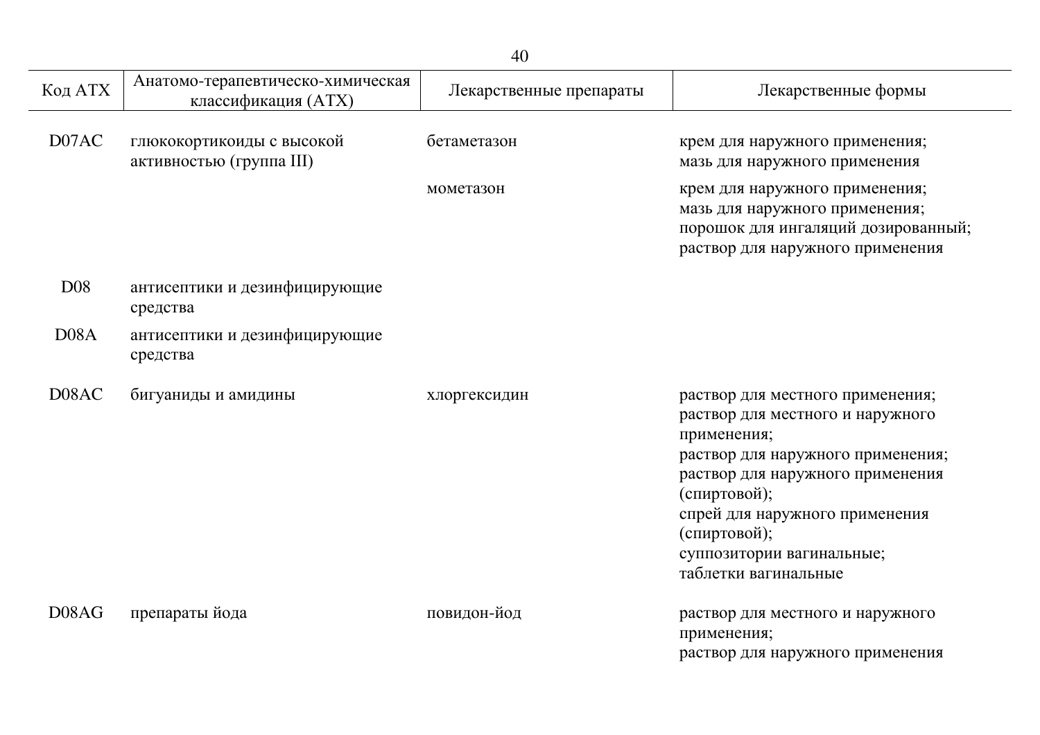| Код АТХ | Анатомо-терапевтическо-химическая классификация (АТХ) | Лекарственные препараты | Лекарственные формы |
|---|---|---|---|
| D07AC | глюкокортикоиды с высокой активностью (группа III) | бетаметазон | крем для наружного применения; мазь для наружного применения |
| | | мометазон | крем для наружного применения; мазь для наружного применения; порошок для ингаляций дозированный; раствор для наружного применения |
| D08 | антисептики и дезинфицирующие средства | | |
| D08A | антисептики и дезинфицирующие средства | | |
| D08AC | бигуаниды и амидины | хлоргексидин | раствор для местного применения; раствор для местного и наружного применения; раствор для наружного применения; раствор для наружного применения (спиртовой); спрей для наружного применения (спиртовой); суппозитории вагинальные; таблетки вагинальные |
| D08AG | препараты йода | повидон-йод | раствор для местного и наружного применения; раствор для наружного применения |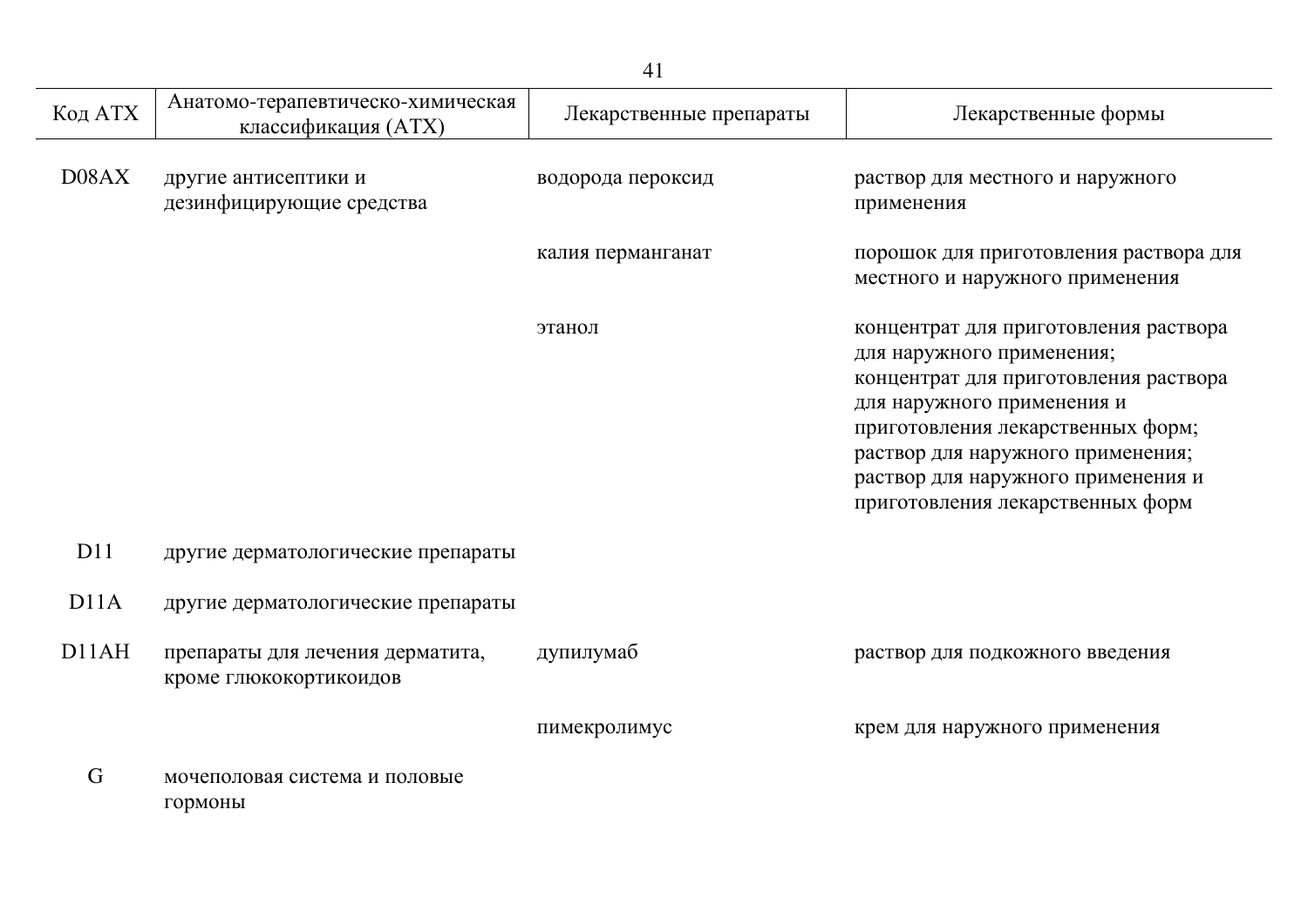| Код АТХ | Анатомо-терапевтическо-химическая классификация (АТХ) | Лекарственные препараты | Лекарственные формы |
|---|---|---|---|
| D08AX | другие антисептики и дезинфицирующие средства | водорода пероксид | раствор для местного и наружного применения |
| | | калия перманганат | порошок для приготовления раствора для местного и наружного применения |
| | | этанол | концентрат для приготовления раствора для наружного применения; концентрат для приготовления раствора для наружного применения и приготовления лекарственных форм; раствор для наружного применения; раствор для наружного применения и приготовления лекарственных форм |
| D11 | другие дерматологические препараты | | |
| D11A | другие дерматологические препараты | | |
| D11AH | препараты для лечения дерматита, кроме глюкокортикоидов | дупилумаб | раствор для подкожного введения |
| | | пимекролимус | крем для наружного применения |
| G | мочеполовая система и половые гормоны | | |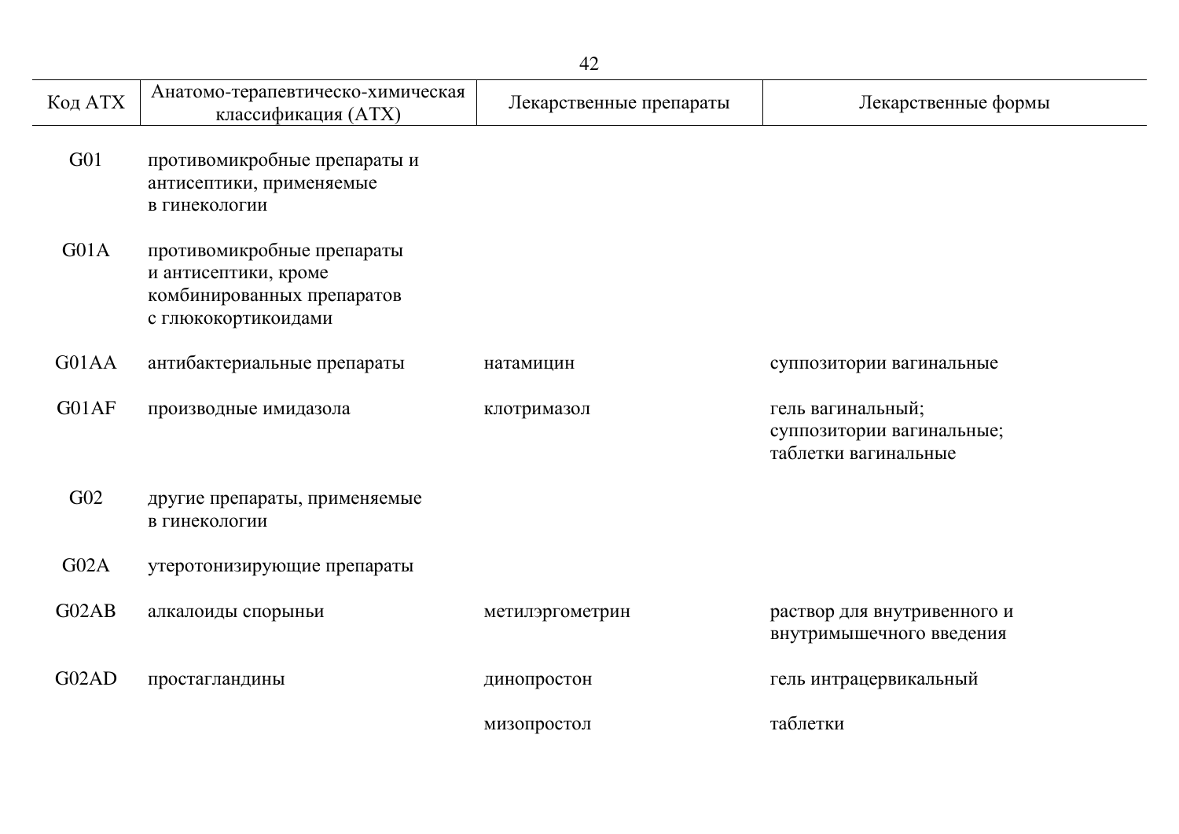| Код АТХ | Анатомо-терапевтическо-химическая классификация (АТХ) | Лекарственные препараты | Лекарственные формы |
|---|---|---|---|
| G01 | противомикробные препараты и антисептики, применяемые в гинекологии | | |
| G01A | противомикробные препараты и антисептики, кроме комбинированных препаратов с глюкокортикоидами | | |
| G01AA | антибактериальные препараты | натамицин | суппозитории вагинальные |
| G01AF | производные имидазола | клотримазол | гель вагинальный; суппозитории вагинальные; таблетки вагинальные |
| G02 | другие препараты, применяемые в гинекологии | | |
| G02A | утеротонизирующие препараты | | |
| G02AB | алкалоиды спорыньи | метилэргометрин | раствор для внутривенного и внутримышечного введения |
| G02AD | простагландины | динопростон | гель интрацервикальный |
| | | мизопростол | таблетки |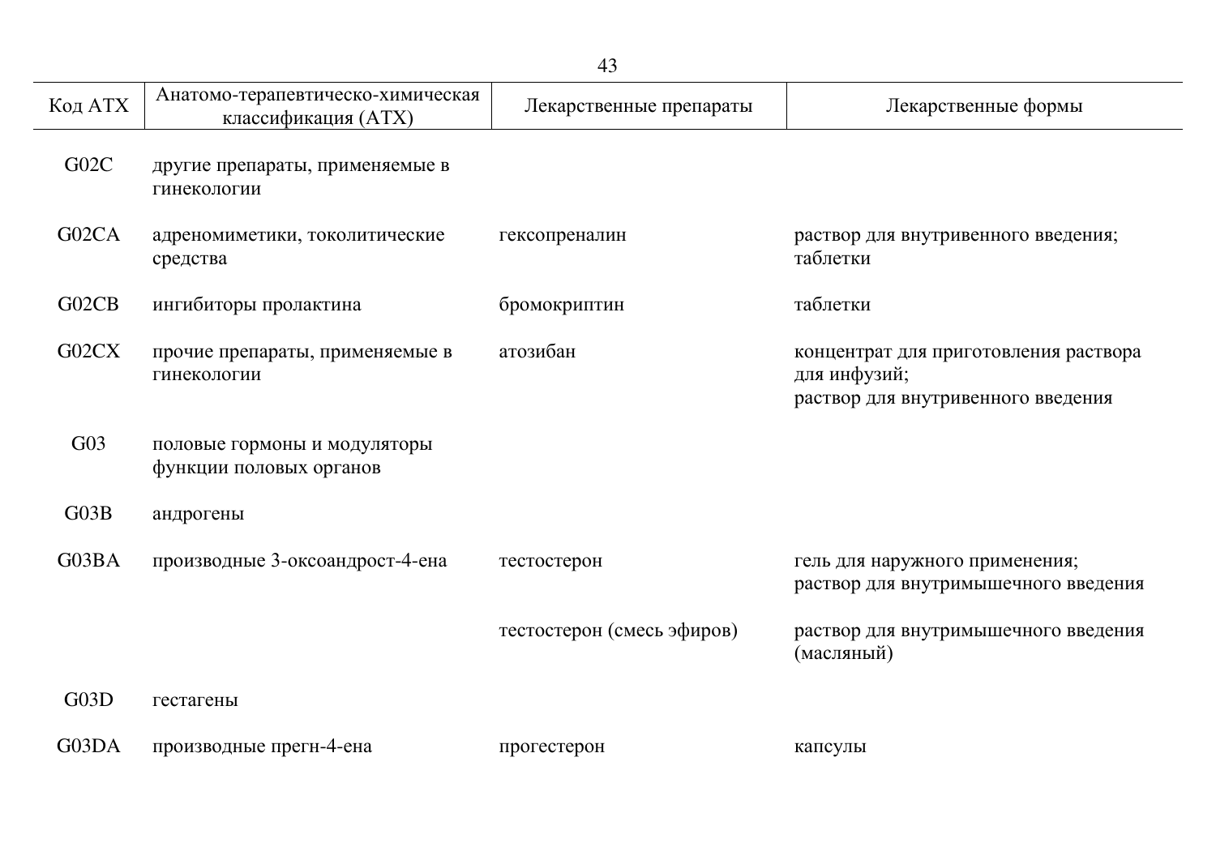| Код АТХ | Анатомо-терапевтическо-химическая классификация (АТХ) | Лекарственные препараты | Лекарственные формы |
|---|---|---|---|
| G02C | другие препараты, применяемые в гинекологии | | |
| G02CA | адреномиметики, токолитические средства | гексопреналин | раствор для внутривенного введения; таблетки |
| G02CB | ингибиторы пролактина | бромокриптин | таблетки |
| G02CX | прочие препараты, применяемые в гинекологии | атозибан | концентрат для приготовления раствора для инфузий; раствор для внутривенного введения |
| G03 | половые гормоны и модуляторы функции половых органов | | |
| G03B | андрогены | | |
| G03BA | производные 3-оксоандрост-4-ена | тестостерон | гель для наружного применения; раствор для внутримышечного введения |
| | | тестостерон (смесь эфиров) | раствор для внутримышечного введения (масляный) |
| G03D | гестагены | | |
| G03DA | производные прегн-4-ена | прогестерон | капсулы |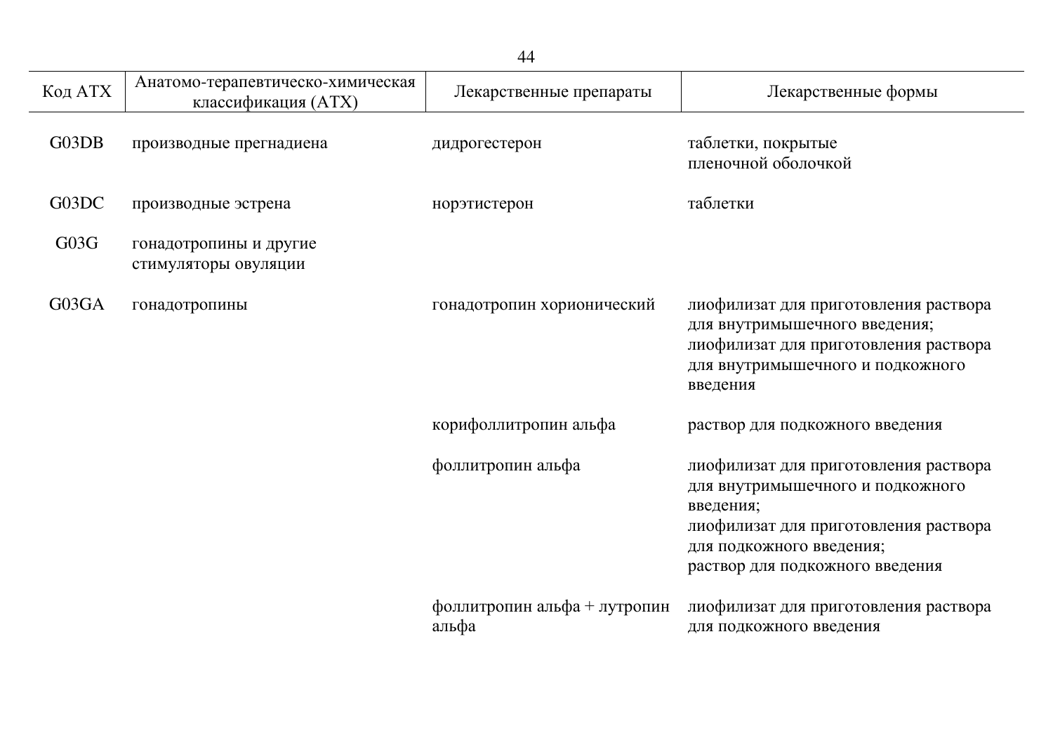| Код АТХ | Анатомо-терапевтическо-химическая классификация (АТХ) | Лекарственные препараты | Лекарственные формы |
|---|---|---|---|
| G03DB | производные прегнадиена | дидрогестерон | таблетки, покрытые пленочной оболочкой |
| G03DC | производные эстрена | норэтистерон | таблетки |
| G03G | гонадотропины и другие стимуляторы овуляции | | |
| G03GA | гонадотропины | гонадотропин хорионический | лиофилизат для приготовления раствора для внутримышечного введения; лиофилизат для приготовления раствора для внутримышечного и подкожного введения |
| | | корифоллитропин альфа | раствор для подкожного введения |
| | | фоллитропин альфа | лиофилизат для приготовления раствора для внутримышечного и подкожного введения; лиофилизат для приготовления раствора для подкожного введения; раствор для подкожного введения |
| | | фоллитропин альфа + лутропин альфа | лиофилизат для приготовления раствора для подкожного введения |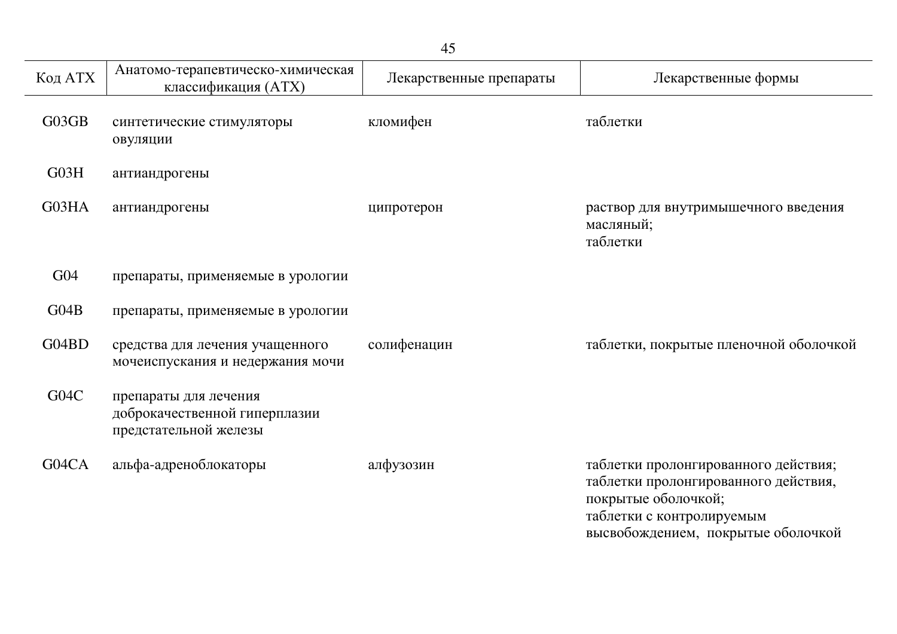| Код АТХ | Анатомо-терапевтическо-химическая классификация (АТХ) | Лекарственные препараты | Лекарственные формы |
| --- | --- | --- | --- |
| G03GB | синтетические стимуляторы овуляции | кломифен | таблетки |
| G03H | антиандрогены | | |
| G03HA | антиандрогены | ципротерон | раствор для внутримышечного введения масляный;<br>таблетки |
| G04 | препараты, применяемые в урологии | | |
| G04B | препараты, применяемые в урологии | | |
| G04BD | средства для лечения учащенного мочеиспускания и недержания мочи | солифенацин | таблетки, покрытые пленочной оболочкой |
| G04C | препараты для лечения доброкачественной гиперплазии предстательной железы | | |
| G04CA | альфа-адреноблокаторы | алфузозин | таблетки пролонгированного действия;<br>таблетки пролонгированного действия, покрытые оболочкой;<br>таблетки с контролируемым высвобождением, покрытые оболочкой |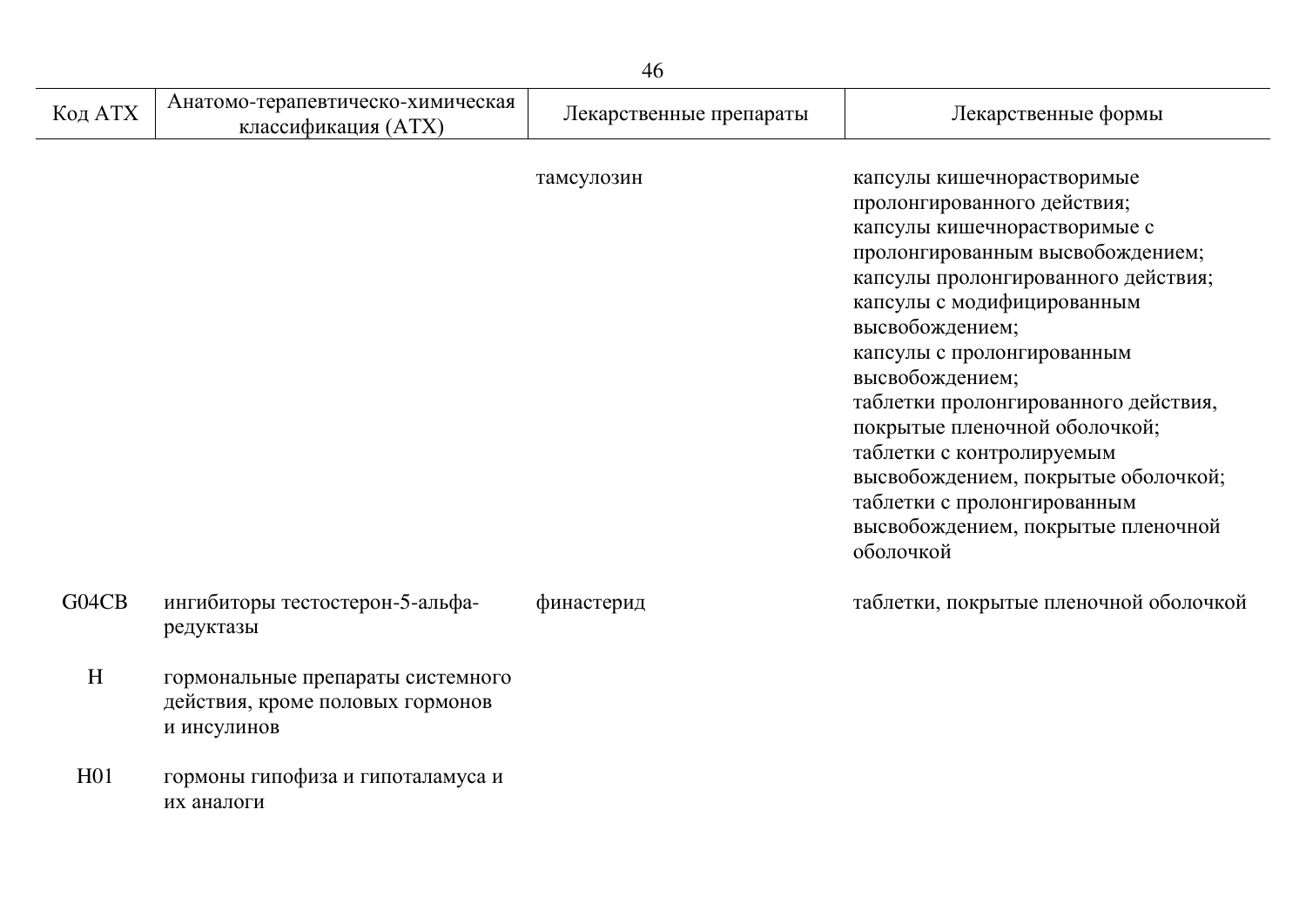| Код АТХ | Анатомо-терапевтическо-химическая классификация (АТХ) | Лекарственные препараты | Лекарственные формы |
|---|---|---|---|
| | | тамсулозин | капсулы кишечнорастворимые пролонгированного действия;<br>капсулы кишечнорастворимые с пролонгированным высвобождением;<br>капсулы пролонгированного действия;<br>капсулы с модифицированным высвобождением;<br>капсулы с пролонгированным высвобождением;<br>таблетки пролонгированного действия, покрытые пленочной оболочкой;<br>таблетки с контролируемым высвобождением, покрытые оболочкой;<br>таблетки с пролонгированным высвобождением, покрытые пленочной оболочкой |
| G04CB | ингибиторы тестостерон-5-альфа-редуктазы | финастерид | таблетки, покрытые пленочной оболочкой |
| H | гормональные препараты системного действия, кроме половых гормонов и инсулинов | | |
| H01 | гормоны гипофиза и гипоталамуса и их аналоги | | |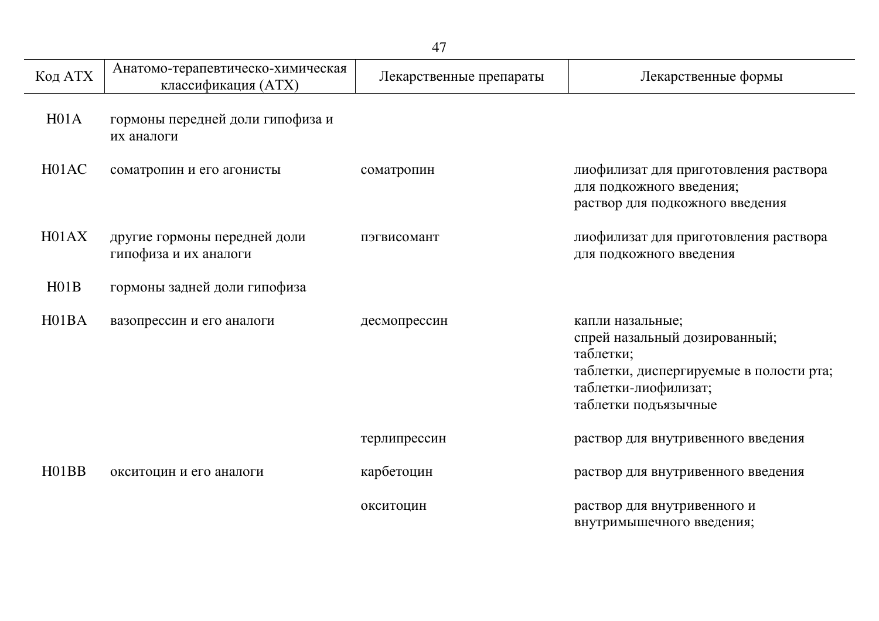| Код АТХ | Анатомо-терапевтическо-химическая классификация (АТХ) | Лекарственные препараты | Лекарственные формы |
|---|---|---|---|
| H01A | гормоны передней доли гипофиза и их аналоги | | |
| H01AC | соматропин и его агонисты | соматропин | лиофилизат для приготовления раствора для подкожного введения; раствор для подкожного введения |
| H01AX | другие гормоны передней доли гипофиза и их аналоги | пэгвисомант | лиофилизат для приготовления раствора для подкожного введения |
| H01B | гормоны задней доли гипофиза | | |
| H01BA | вазопрессин и его аналоги | десмопрессин | капли назальные; спрей назальный дозированный; таблетки; таблетки, диспергируемые в полости рта; таблетки-лиофилизат; таблетки подъязычные |
| | | терлипрессин | раствор для внутривенного введения |
| H01BB | окситоцин и его аналоги | карбетоцин | раствор для внутривенного введения |
| | | окситоцин | раствор для внутривенного и внутримышечного введения; |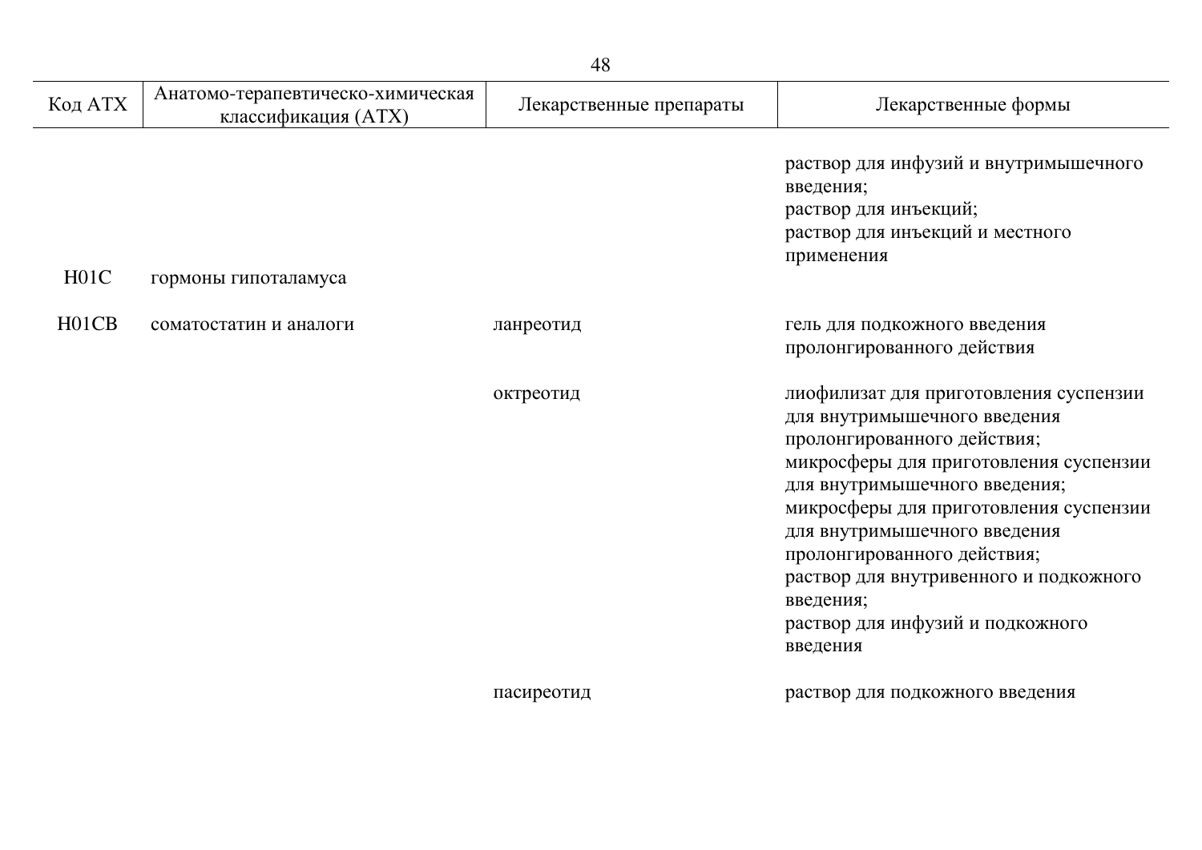| Код АТХ | Анатомо-терапевтическо-химическая классификация (АТХ) | Лекарственные препараты | Лекарственные формы |
| --- | --- | --- | --- |
| | | | раствор для инфузий и внутримышечного введения; раствор для инъекций; раствор для инъекций и местного применения |
| H01C | гормоны гипоталамуса | | |
| H01CB | соматостатин и аналоги | ланреотид | гель для подкожного введения пролонгированного действия |
| | | октреотид | лиофилизат для приготовления суспензии для внутримышечного введения пролонгированного действия; микросферы для приготовления суспензии для внутримышечного введения; микросферы для приготовления суспензии для внутримышечного введения пролонгированного действия; раствор для внутривенного и подкожного введения; раствор для инфузий и подкожного введения |
| | | пасиреотид | раствор для подкожного введения |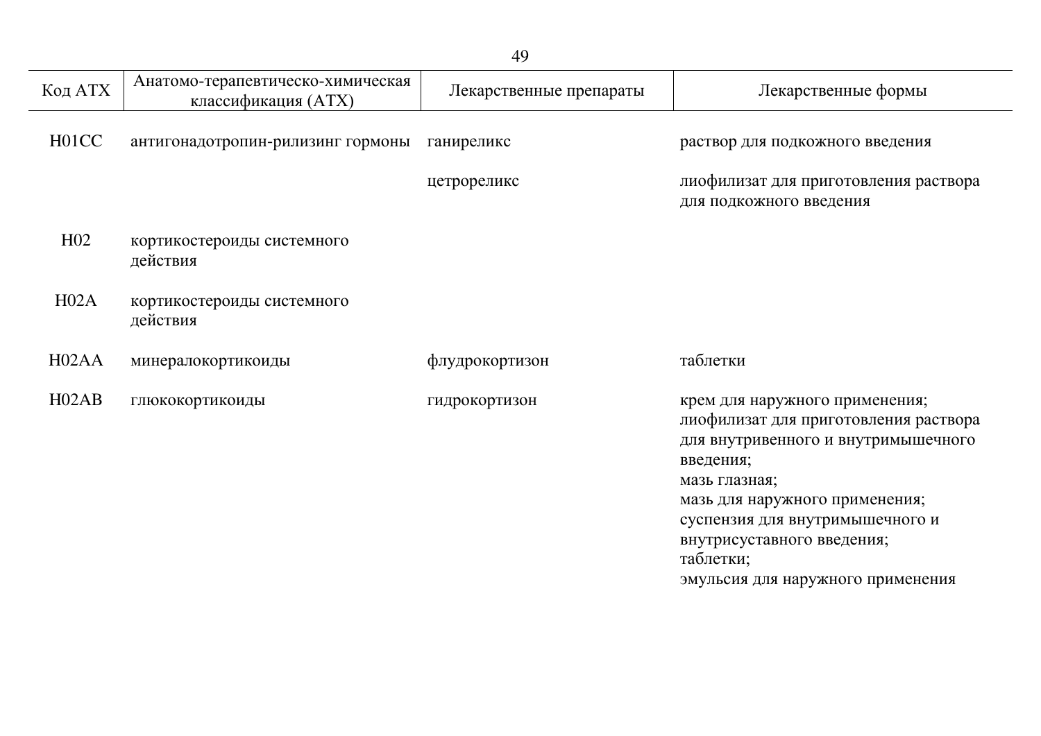| Код АТХ | Анатомо-терапевтическо-химическая классификация (АТХ) | Лекарственные препараты | Лекарственные формы |
|---|---|---|---|
| H01CC | антигонадотропин-рилизинг гормоны | ганиреликс | раствор для подкожного введения |
| | | цетрореликс | лиофилизат для приготовления раствора для подкожного введения |
| H02 | кортикостероиды системного действия | | |
| H02A | кортикостероиды системного действия | | |
| H02AA | минералокортикоиды | флудрокортизон | таблетки |
| H02AB | глюкокортикоиды | гидрокортизон | крем для наружного применения; лиофилизат для приготовления раствора для внутривенного и внутримышечного введения; мазь глазная; мазь для наружного применения; суспензия для внутримышечного и внутрисуставного введения; таблетки; эмульсия для наружного применения |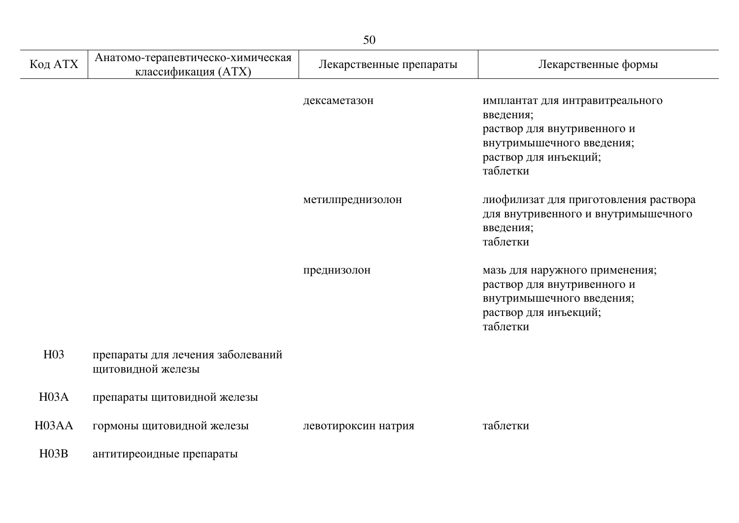| Код АТХ | Анатомо-терапевтическо-химическая классификация (АТХ) | Лекарственные препараты | Лекарственные формы |
|---|---|---|---|
| | | дексаметазон | имплантат для интравитреального введения; раствор для внутривенного и внутримышечного введения; раствор для инъекций; таблетки |
| | | метилпреднизолон | лиофилизат для приготовления раствора для внутривенного и внутримышечного введения; таблетки |
| | | преднизолон | мазь для наружного применения; раствор для внутривенного и внутримышечного введения; раствор для инъекций; таблетки |
| H03 | препараты для лечения заболеваний щитовидной железы | | |
| H03A | препараты щитовидной железы | | |
| H03AA | гормоны щитовидной железы | левотироксин натрия | таблетки |
| H03B | антитиреоидные препараты | | |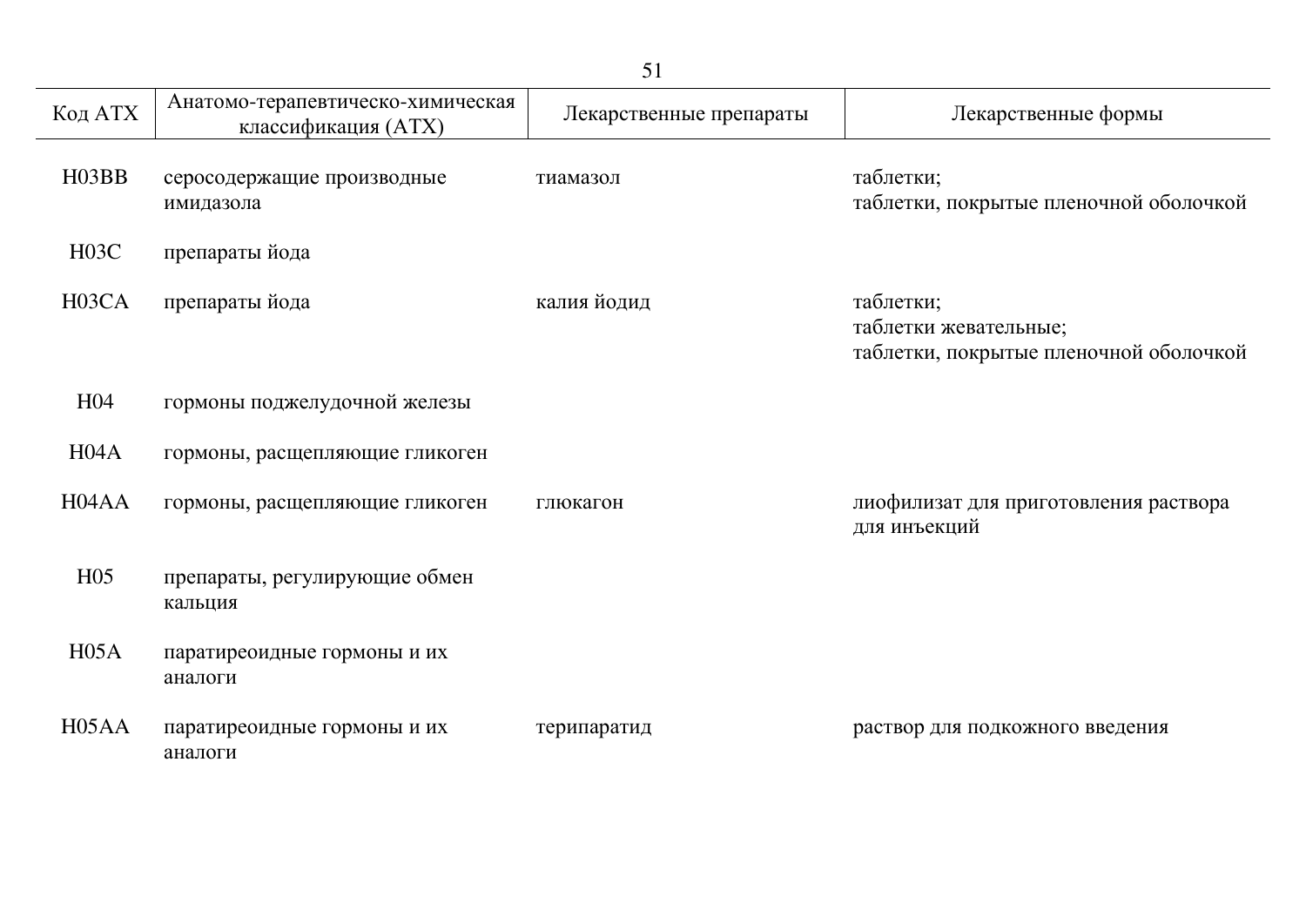| Код АТХ | Анатомо-терапевтическо-химическая классификация (АТХ) | Лекарственные препараты | Лекарственные формы |
|---|---|---|---|
| H03BB | серосодержащие производные имидазола | тиамазол | таблетки;<br>таблетки, покрытые пленочной оболочкой |
| H03C | препараты йода | | |
| H03CA | препараты йода | калия йодид | таблетки;<br>таблетки жевательные;<br>таблетки, покрытые пленочной оболочкой |
| H04 | гормоны поджелудочной железы | | |
| H04A | гормоны, расщепляющие гликоген | | |
| H04AA | гормоны, расщепляющие гликоген | глюкагон | лиофилизат для приготовления раствора для инъекций |
| H05 | препараты, регулирующие обмен кальция | | |
| H05A | паратиреоидные гормоны и их аналоги | | |
| H05AA | паратиреоидные гормоны и их аналоги | терипаратид | раствор для подкожного введения |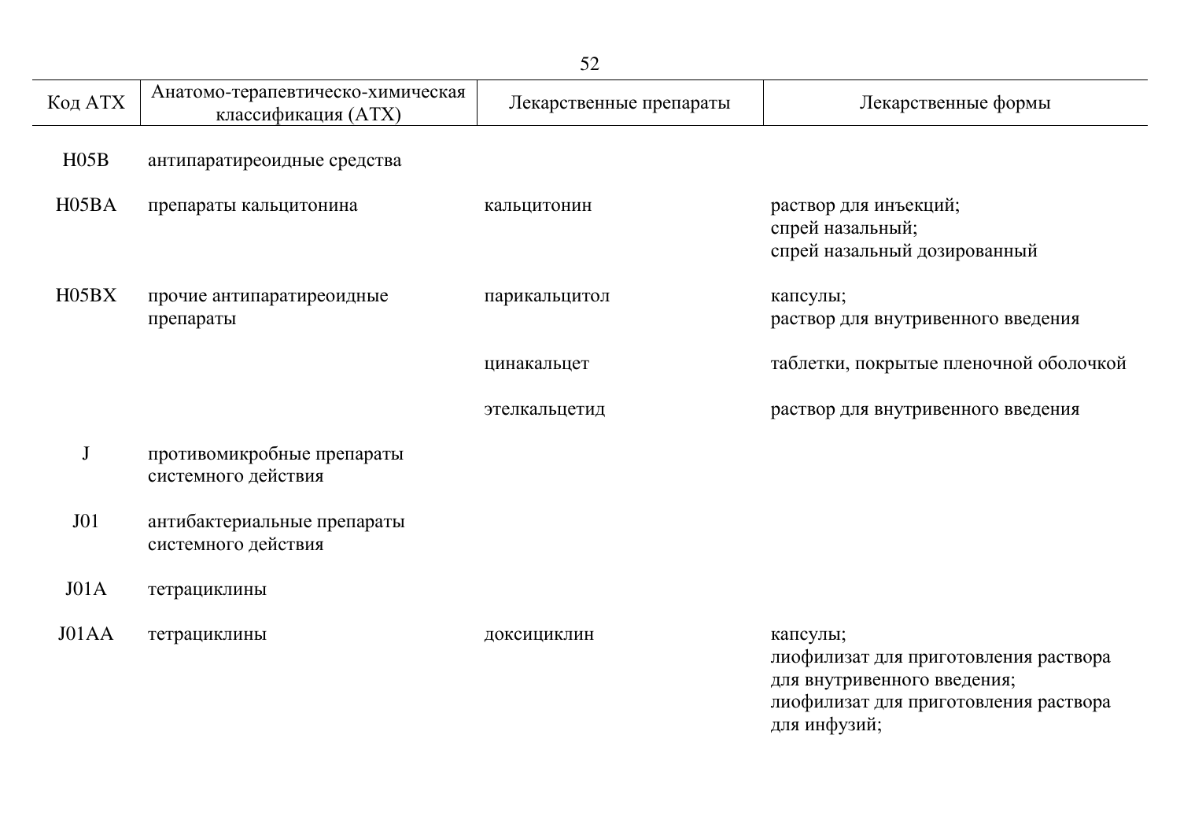| Код АТХ | Анатомо-терапевтическо-химическая классификация (АТХ) | Лекарственные препараты | Лекарственные формы |
|---|---|---|---|
| H05B | антипаратиреоидные средства | | |
| H05BA | препараты кальцитонина | кальцитонин | раствор для инъекций; спрей назальный; спрей назальный дозированный |
| H05BX | прочие антипаратиреоидные препараты | парикальцитол | капсулы; раствор для внутривенного введения |
| | | цинакальцет | таблетки, покрытые пленочной оболочкой |
| | | этелкальцетид | раствор для внутривенного введения |
| J | противомикробные препараты системного действия | | |
| J01 | антибактериальные препараты системного действия | | |
| J01A | тетрациклины | | |
| J01AA | тетрациклины | доксициклин | капсулы; лиофилизат для приготовления раствора для внутривенного введения; лиофилизат для приготовления раствора для инфузий; |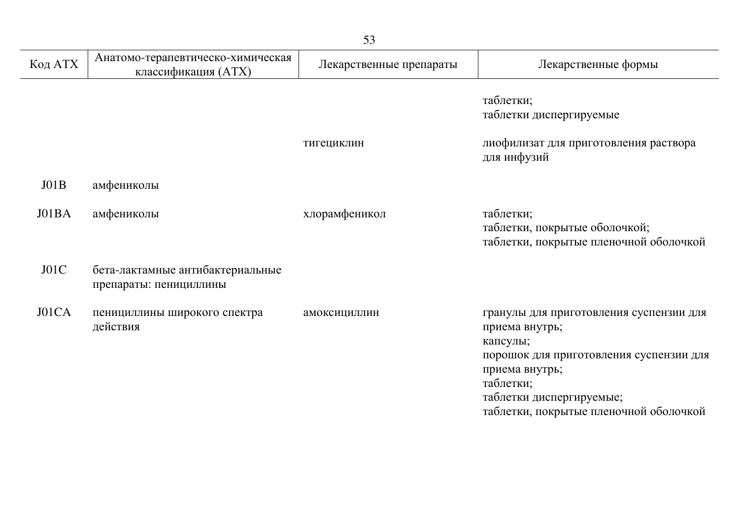| Код АТХ | Анатомо-терапевтическо-химическая классификация (АТХ) | Лекарственные препараты | Лекарственные формы |
| --- | --- | --- | --- |
| | | | таблетки;<br>таблетки диспергируемые |
| | | тигециклин | лиофилизат для приготовления раствора для инфузий |
| J01B | амфениколы | | |
| J01BA | амфениколы | хлорамфеникол | таблетки;<br>таблетки, покрытые оболочкой;<br>таблетки, покрытые пленочной оболочкой |
| J01C | бета-лактамные антибактериальные препараты: пенициллины | | |
| J01CA | пенициллины широкого спектра действия | амоксициллин | гранулы для приготовления суспензии для приема внутрь;<br>капсулы;<br>порошок для приготовления суспензии для приема внутрь;<br>таблетки;<br>таблетки диспергируемые;<br>таблетки, покрытые пленочной оболочкой |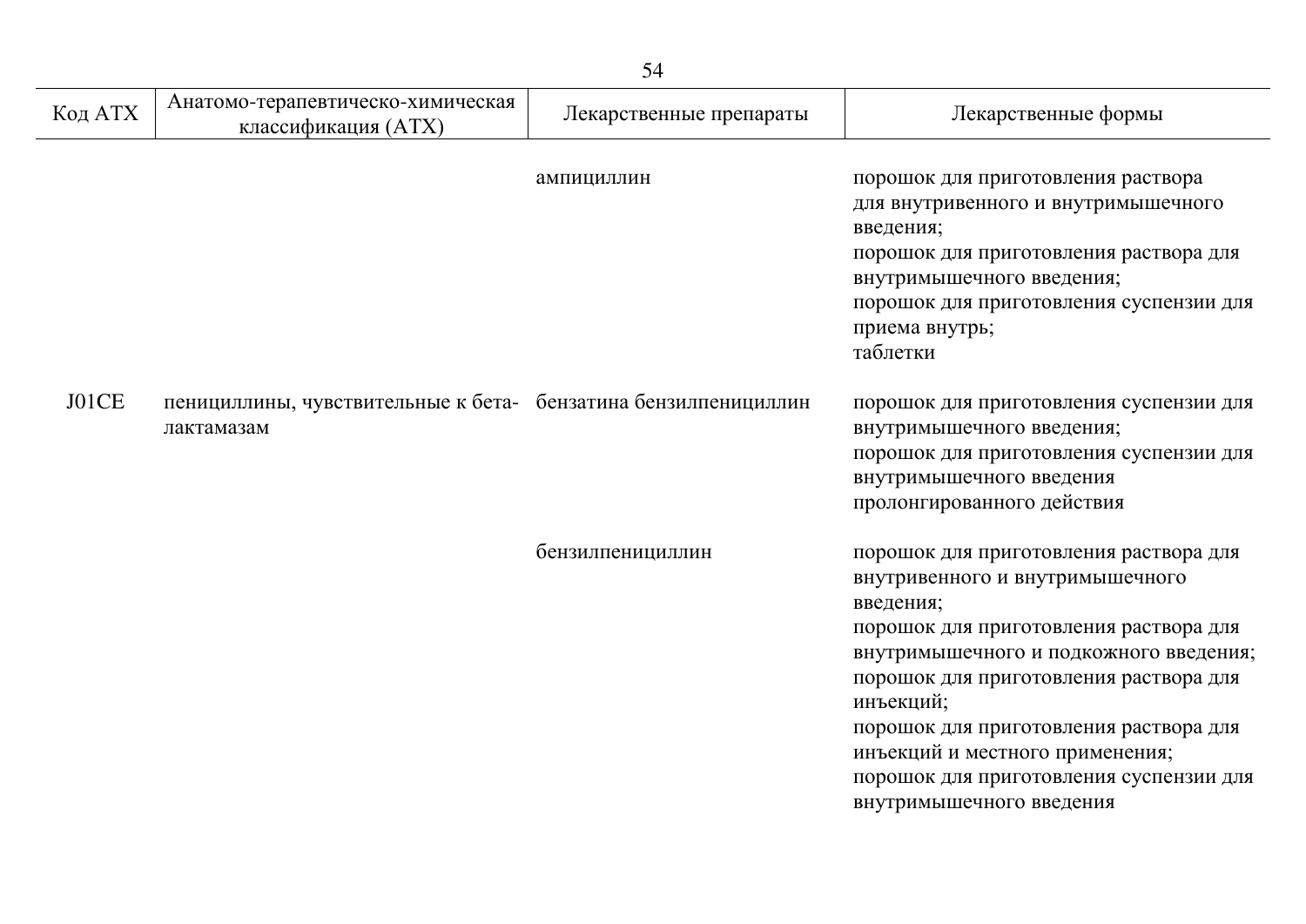| Код АТХ | Анатомо-терапевтическо-химическая классификация (АТХ) | Лекарственные препараты | Лекарственные формы |
|---|---|---|---|
| | | ампициллин | порошок для приготовления раствора для внутривенного и внутримышечного введения; порошок для приготовления раствора для внутримышечного введения; порошок для приготовления суспензии для приема внутрь; таблетки |
| J01CE | пенициллины, чувствительные к бета-лактамазам | бензатина бензилпенициллин | порошок для приготовления суспензии для внутримышечного введения; порошок для приготовления суспензии для внутримышечного введения пролонгированного действия |
| | | бензилпенициллин | порошок для приготовления раствора для внутривенного и внутримышечного введения; порошок для приготовления раствора для внутримышечного и подкожного введения; порошок для приготовления раствора для инъекций; порошок для приготовления раствора для инъекций и местного применения; порошок для приготовления суспензии для внутримышечного введения |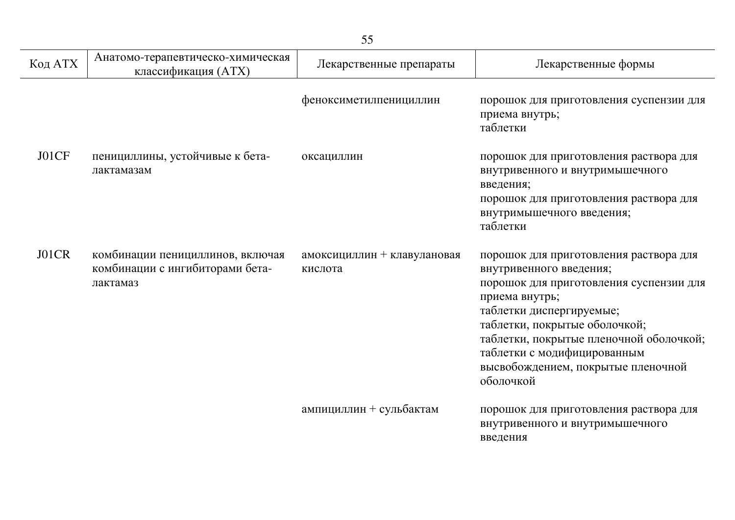| Код АТХ | Анатомо-терапевтическо-химическая классификация (АТХ) | Лекарственные препараты | Лекарственные формы |
|---|---|---|---|
| | | феноксиметилпенициллин | порошок для приготовления суспензии для приема внутрь;<br>таблетки |
| J01CF | пенициллины, устойчивые к бета-лактамазам | оксациллин | порошок для приготовления раствора для внутривенного и внутримышечного введения;<br>порошок для приготовления раствора для внутримышечного введения;<br>таблетки |
| J01CR | комбинации пенициллинов, включая комбинации с ингибиторами бета-лактамаз | амоксициллин + клавулановая кислота | порошок для приготовления раствора для внутривенного введения;<br>порошок для приготовления суспензии для приема внутрь;<br>таблетки диспергируемые;<br>таблетки, покрытые оболочкой;<br>таблетки, покрытые пленочной оболочкой;<br>таблетки с модифицированным высвобождением, покрытые пленочной оболочкой |
| | | ампициллин + сульбактам | порошок для приготовления раствора для внутривенного и внутримышечного введения |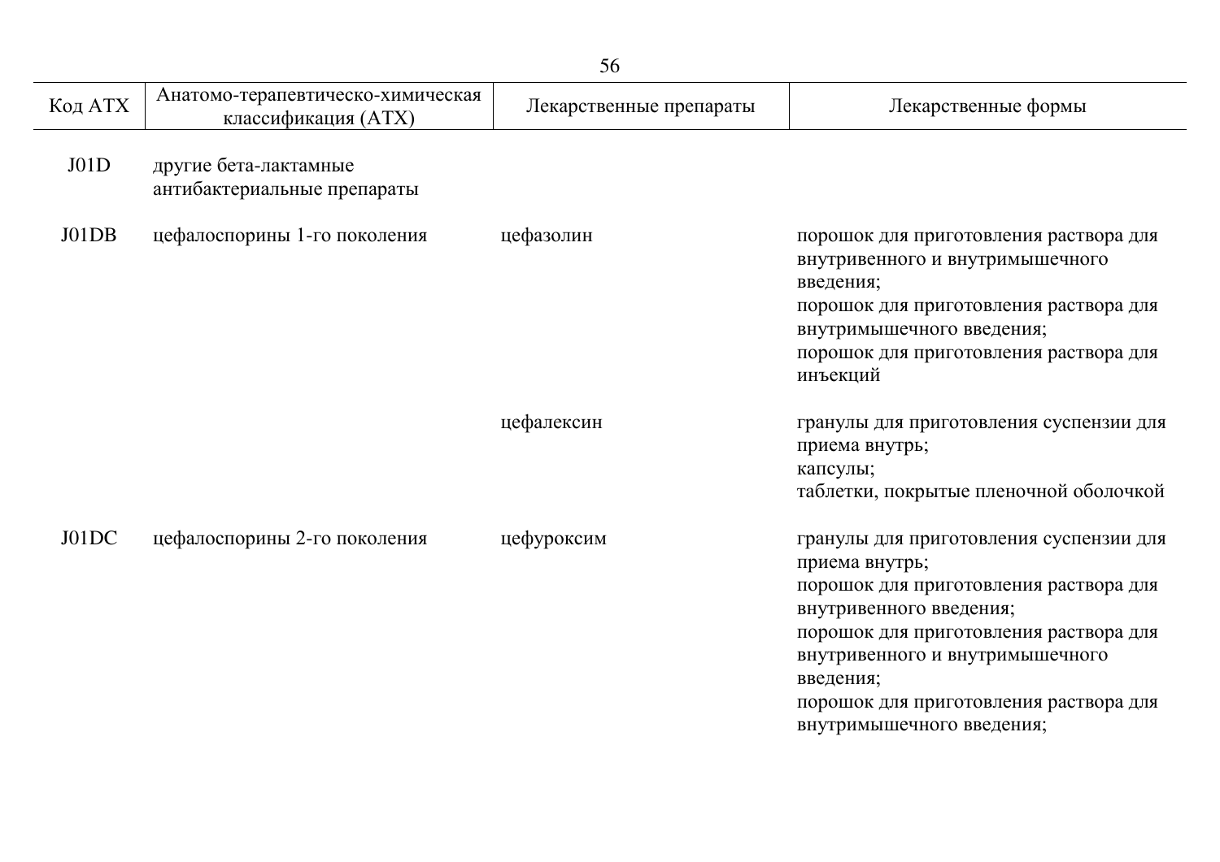| Код АТХ | Анатомо-терапевтическо-химическая классификация (АТХ) | Лекарственные препараты | Лекарственные формы |
|---|---|---|---|
| J01D | другие бета-лактамные антибактериальные препараты | | |
| J01DB | цефалоспорины 1-го поколения | цефазолин | порошок для приготовления раствора для внутривенного и внутримышечного введения;<br>порошок для приготовления раствора для внутримышечного введения;<br>порошок для приготовления раствора для инъекций |
| | | цефалексин | гранулы для приготовления суспензии для приема внутрь;<br>капсулы;<br>таблетки, покрытые пленочной оболочкой |
| J01DC | цефалоспорины 2-го поколения | цефуроксим | гранулы для приготовления суспензии для приема внутрь;<br>порошок для приготовления раствора для внутривенного введения;<br>порошок для приготовления раствора для внутривенного и внутримышечного введения;<br>порошок для приготовления раствора для внутримышечного введения; |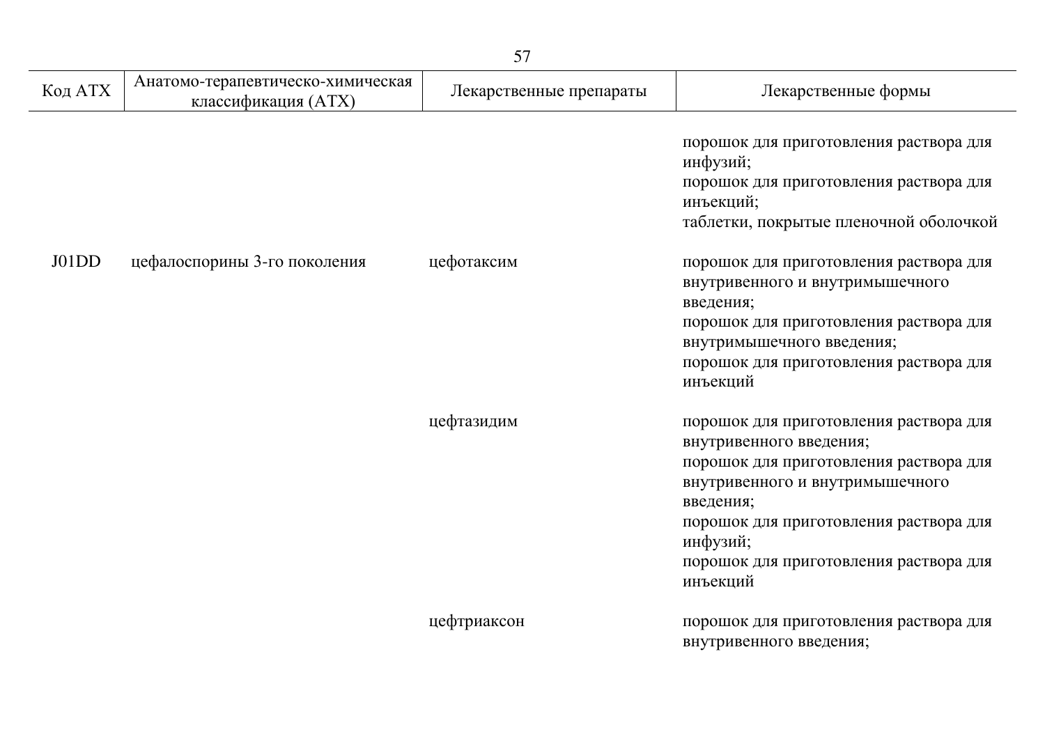| Код АТХ | Анатомо-терапевтическо-химическая классификация (АТХ) | Лекарственные препараты | Лекарственные формы |
|---|---|---|---|
| | | | порошок для приготовления раствора для инфузий;<br>порошок для приготовления раствора для инъекций;<br>таблетки, покрытые пленочной оболочкой |
| J01DD | цефалоспорины 3-го поколения | цефотаксим | порошок для приготовления раствора для внутривенного и внутримышечного введения;<br>порошок для приготовления раствора для внутримышечного введения;<br>порошок для приготовления раствора для инъекций |
| | | цефтазидим | порошок для приготовления раствора для внутривенного введения;<br>порошок для приготовления раствора для внутривенного и внутримышечного введения;<br>порошок для приготовления раствора для инфузий;<br>порошок для приготовления раствора для инъекций |
| | | цефтриаксон | порошок для приготовления раствора для внутривенного введения; |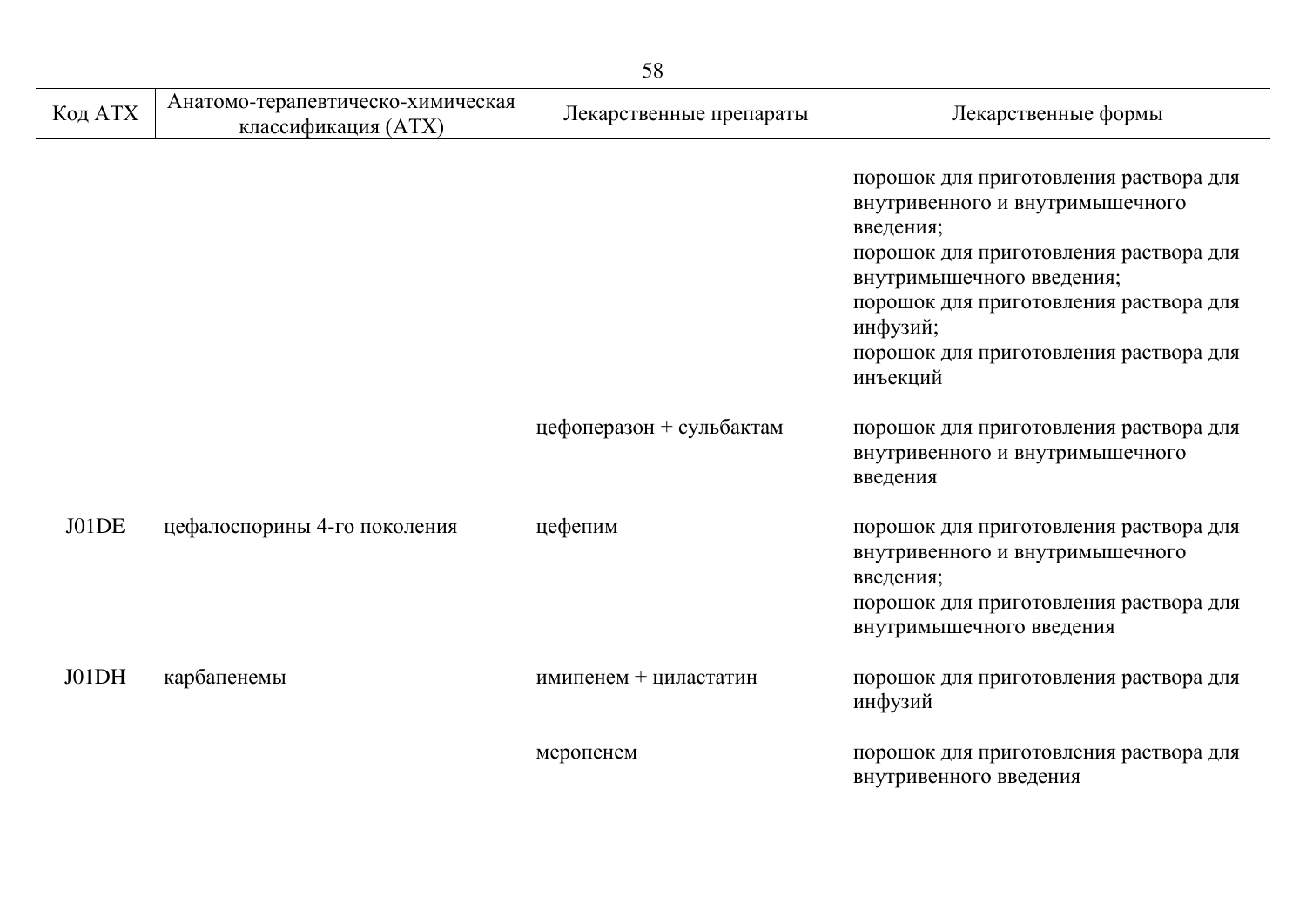| Код АТХ | Анатомо-терапевтическо-химическая классификация (АТХ) | Лекарственные препараты | Лекарственные формы |
|---|---|---|---|
| | | | порошок для приготовления раствора для внутривенного и внутримышечного введения; порошок для приготовления раствора для внутримышечного введения; порошок для приготовления раствора для инфузий; порошок для приготовления раствора для инъекций |
| | | цефоперазон + сульбактам | порошок для приготовления раствора для внутривенного и внутримышечного введения |
| J01DE | цефалоспорины 4-го поколения | цефепим | порошок для приготовления раствора для внутривенного и внутримышечного введения; порошок для приготовления раствора для внутримышечного введения |
| J01DH | карбапенемы | имипенем + циластатин | порошок для приготовления раствора для инфузий |
| | | меропенем | порошок для приготовления раствора для внутривенного введения |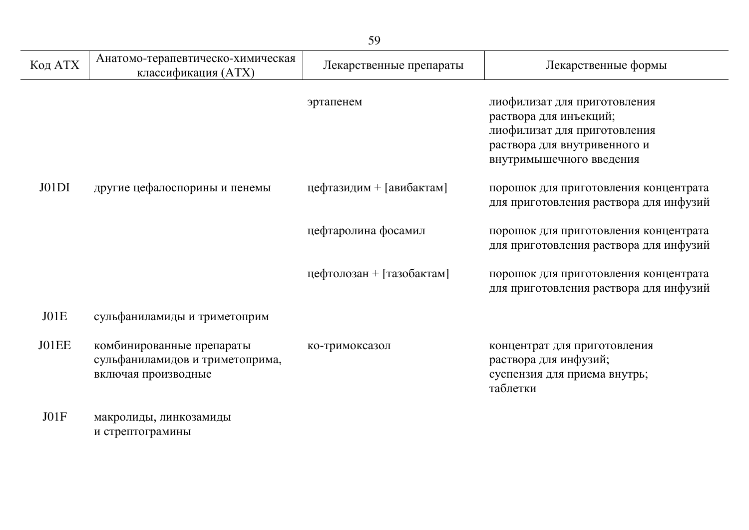| Код АТХ | Анатомо-терапевтическо-химическая классификация (АТХ) | Лекарственные препараты | Лекарственные формы |
|---|---|---|---|
| | | эртапенем | лиофилизат для приготовления раствора для инъекций; лиофилизат для приготовления раствора для внутривенного и внутримышечного введения |
| J01DI | другие цефалоспорины и пенемы | цефтазидим + [авибактам] | порошок для приготовления концентрата для приготовления раствора для инфузий |
| | | цефтаролина фосамил | порошок для приготовления концентрата для приготовления раствора для инфузий |
| | | цефтолозан + [тазобактам] | порошок для приготовления концентрата для приготовления раствора для инфузий |
| J01E | сульфаниламиды и триметоприм | | |
| J01EE | комбинированные препараты сульфаниламидов и триметоприма, включая производные | ко-тримоксазол | концентрат для приготовления раствора для инфузий; суспензия для приема внутрь; таблетки |
| J01F | макролиды, линкозамиды и стрептограмины | | |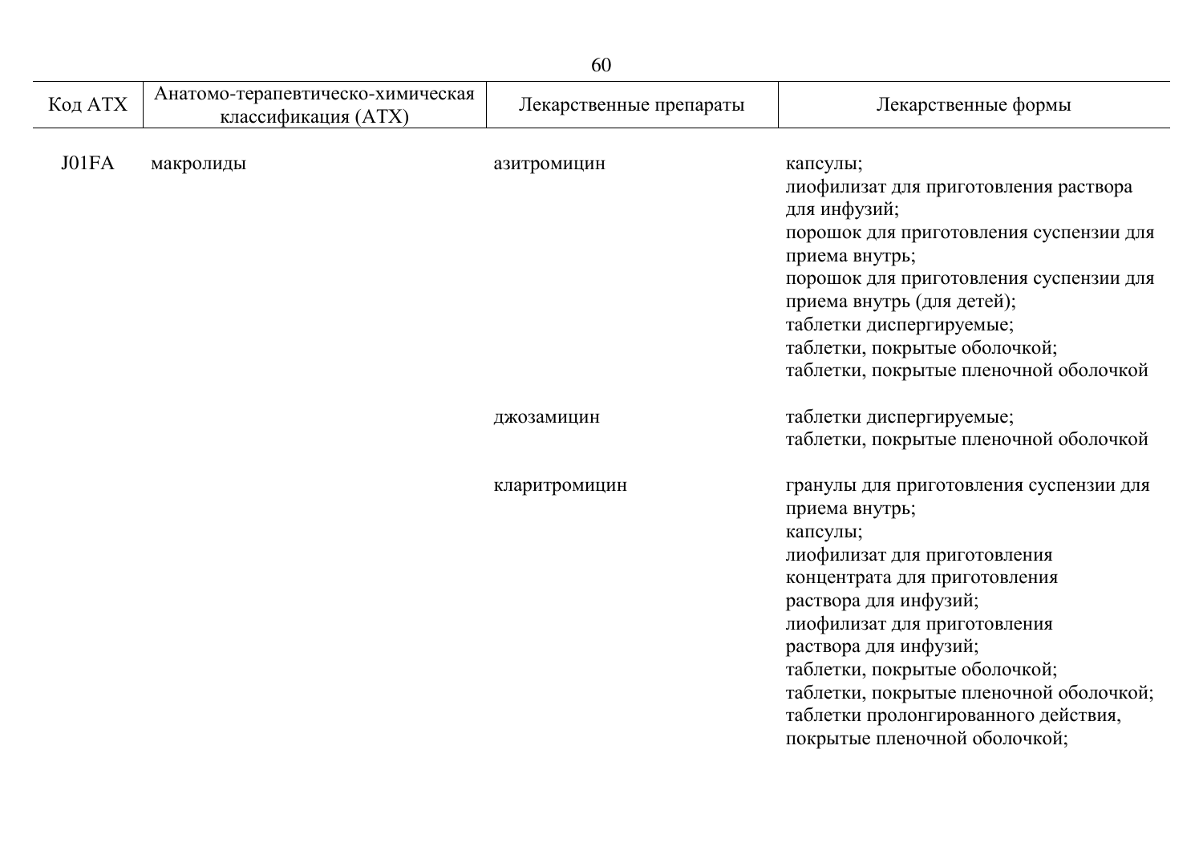| Код АТХ | Анатомо-терапевтическо-химическая классификация (АТХ) | Лекарственные препараты | Лекарственные формы |
|---|---|---|---|
| J01FA | макролиды | азитромицин | капсулы; лиофилизат для приготовления раствора для инфузий; порошок для приготовления суспензии для приема внутрь; порошок для приготовления суспензии для приема внутрь (для детей); таблетки диспергируемые; таблетки, покрытые оболочкой; таблетки, покрытые пленочной оболочкой |
| | | джозамицин | таблетки диспергируемые; таблетки, покрытые пленочной оболочкой |
| | | кларитромицин | гранулы для приготовления суспензии для приема внутрь; капсулы; лиофилизат для приготовления концентрата для приготовления раствора для инфузий; лиофилизат для приготовления раствора для инфузий; таблетки, покрытые оболочкой; таблетки, покрытые пленочной оболочкой; таблетки пролонгированного действия, покрытые пленочной оболочкой; |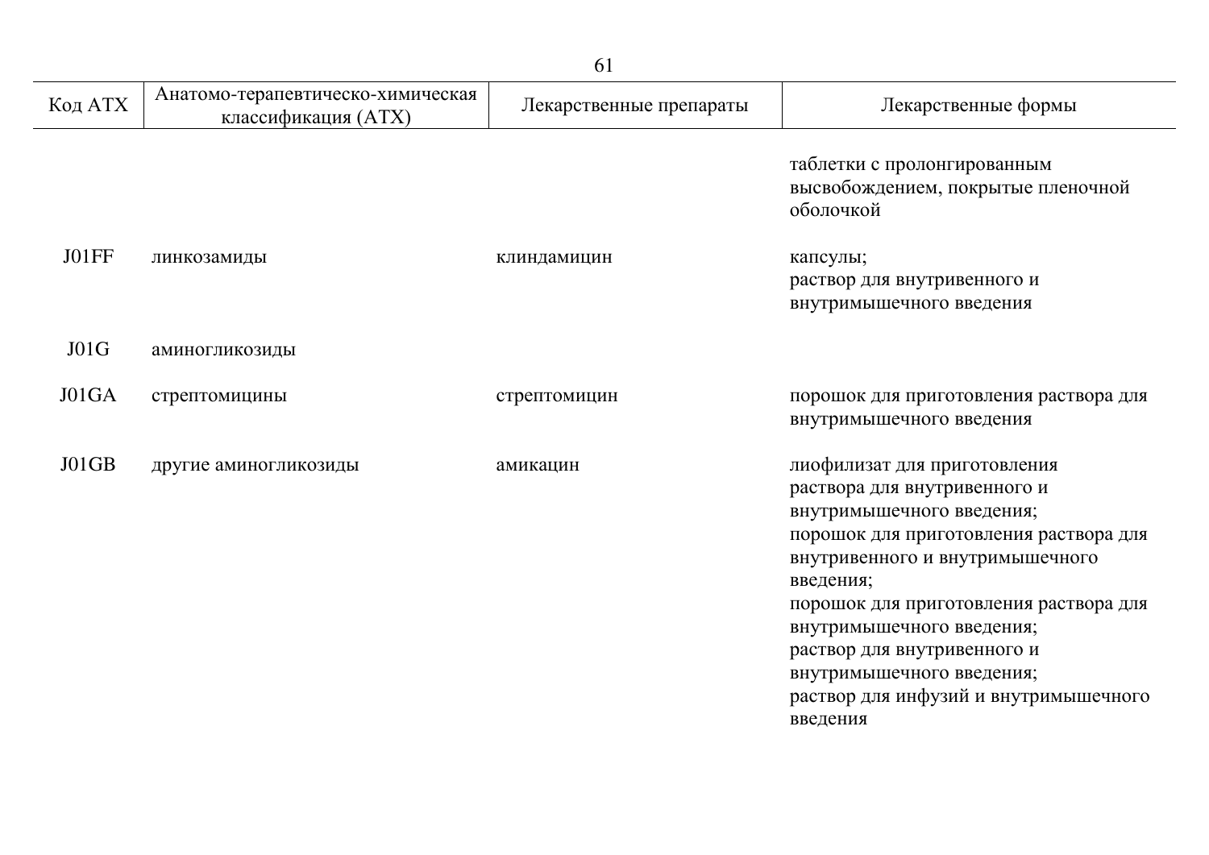| Код АТХ | Анатомо-терапевтическо-химическая классификация (АТХ) | Лекарственные препараты | Лекарственные формы |
|---|---|---|---|
| | | | таблетки с пролонгированным высвобождением, покрытые пленочной оболочкой |
| J01FF | линкозамиды | клиндамицин | капсулы;<br>раствор для внутривенного и внутримышечного введения |
| J01G | аминогликозиды | | |
| J01GA | стрептомицины | стрептомицин | порошок для приготовления раствора для внутримышечного введения |
| J01GB | другие аминогликозиды | амикацин | лиофилизат для приготовления раствора для внутривенного и внутримышечного введения;<br>порошок для приготовления раствора для внутривенного и внутримышечного введения;<br>порошок для приготовления раствора для внутримышечного введения;<br>раствор для внутривенного и внутримышечного введения;<br>раствор для инфузий и внутримышечного введения |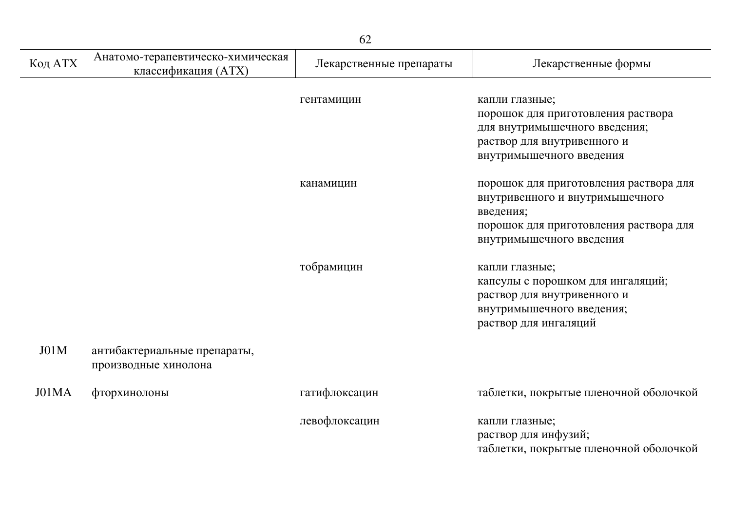| Код АТХ | Анатомо-терапевтическо-химическая классификация (АТХ) | Лекарственные препараты | Лекарственные формы |
| --- | --- | --- | --- |
| | | гентамицин | капли глазные; порошок для приготовления раствора для внутримышечного введения; раствор для внутривенного и внутримышечного введения |
| | | канамицин | порошок для приготовления раствора для внутривенного и внутримышечного введения; порошок для приготовления раствора для внутримышечного введения |
| | | тобрамицин | капли глазные; капсулы с порошком для ингаляций; раствор для внутривенного и внутримышечного введения; раствор для ингаляций |
| J01M | антибактериальные препараты, производные хинолона | | |
| J01MA | фторхинолоны | гатифлоксацин | таблетки, покрытые пленочной оболочкой |
| | | левофлоксацин | капли глазные; раствор для инфузий; таблетки, покрытые пленочной оболочкой |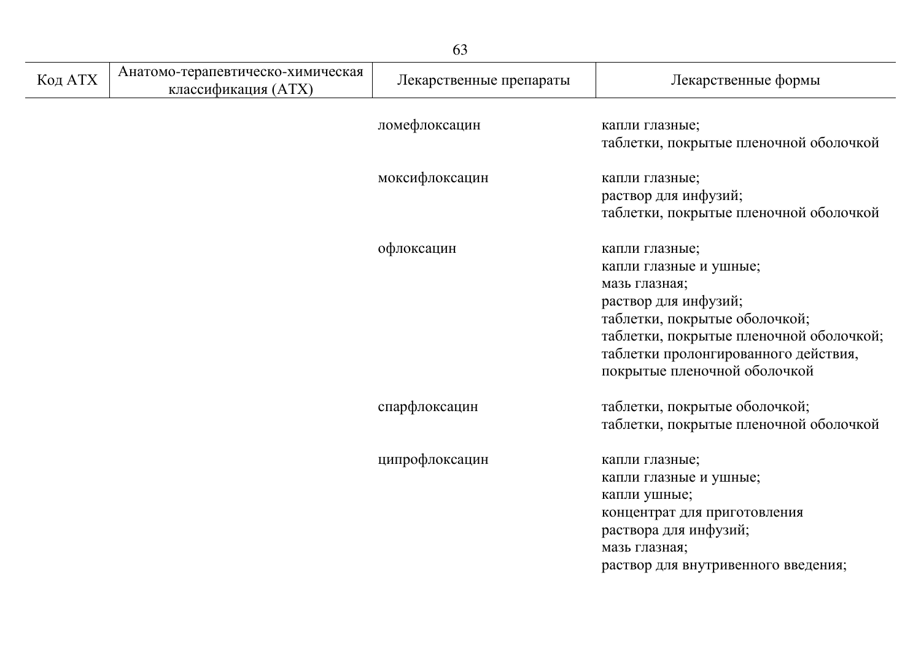| Код АТХ | Анатомо-терапевтическо-химическая классификация (АТХ) | Лекарственные препараты | Лекарственные формы |
|---|---|---|---|
| | | ломефлоксацин | капли глазные;<br>таблетки, покрытые пленочной оболочкой |
| | | моксифлоксацин | капли глазные;<br>раствор для инфузий;<br>таблетки, покрытые пленочной оболочкой |
| | | офлоксацин | капли глазные;<br>капли глазные и ушные;<br>мазь глазная;<br>раствор для инфузий;<br>таблетки, покрытые оболочкой;<br>таблетки, покрытые пленочной оболочкой;<br>таблетки пролонгированного действия, покрытые пленочной оболочкой |
| | | спарфлоксацин | таблетки, покрытые оболочкой;<br>таблетки, покрытые пленочной оболочкой |
| | | ципрофлоксацин | капли глазные;<br>капли глазные и ушные;<br>капли ушные;<br>концентрат для приготовления раствора для инфузий;<br>мазь глазная;<br>раствор для внутривенного введения; |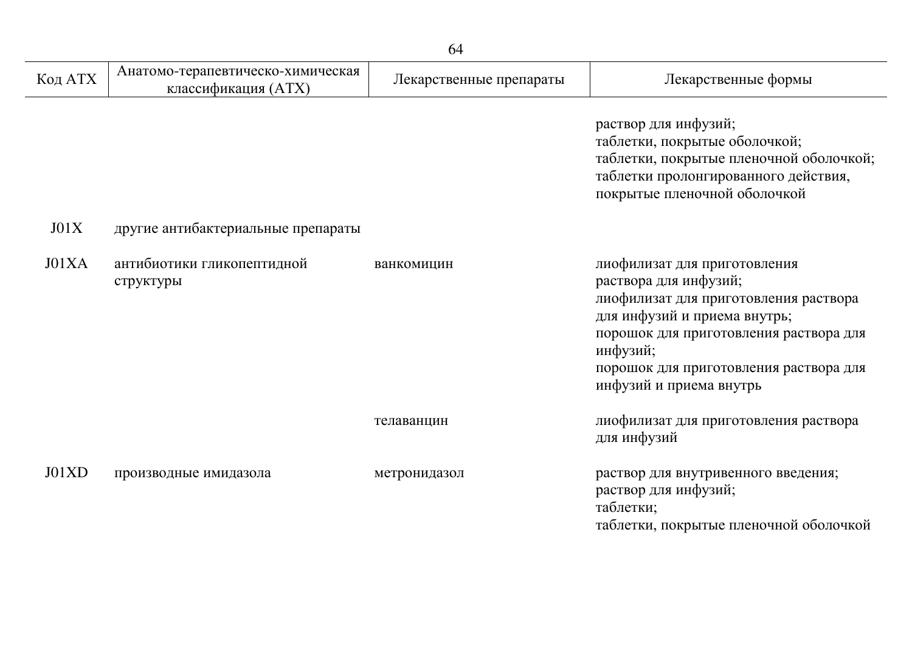| Код АТХ | Анатомо-терапевтическо-химическая классификация (АТХ) | Лекарственные препараты | Лекарственные формы |
|---|---|---|---|
| | | | раствор для инфузий; таблетки, покрытые оболочкой; таблетки, покрытые пленочной оболочкой; таблетки пролонгированного действия, покрытые пленочной оболочкой |
| J01X | другие антибактериальные препараты | | |
| J01XA | антибиотики гликопептидной структуры | ванкомицин | лиофилизат для приготовления раствора для инфузий; лиофилизат для приготовления раствора для инфузий и приема внутрь; порошок для приготовления раствора для инфузий; порошок для приготовления раствора для инфузий и приема внутрь |
| | | телаванцин | лиофилизат для приготовления раствора для инфузий |
| J01XD | производные имидазола | метронидазол | раствор для внутривенного введения; раствор для инфузий; таблетки; таблетки, покрытые пленочной оболочкой |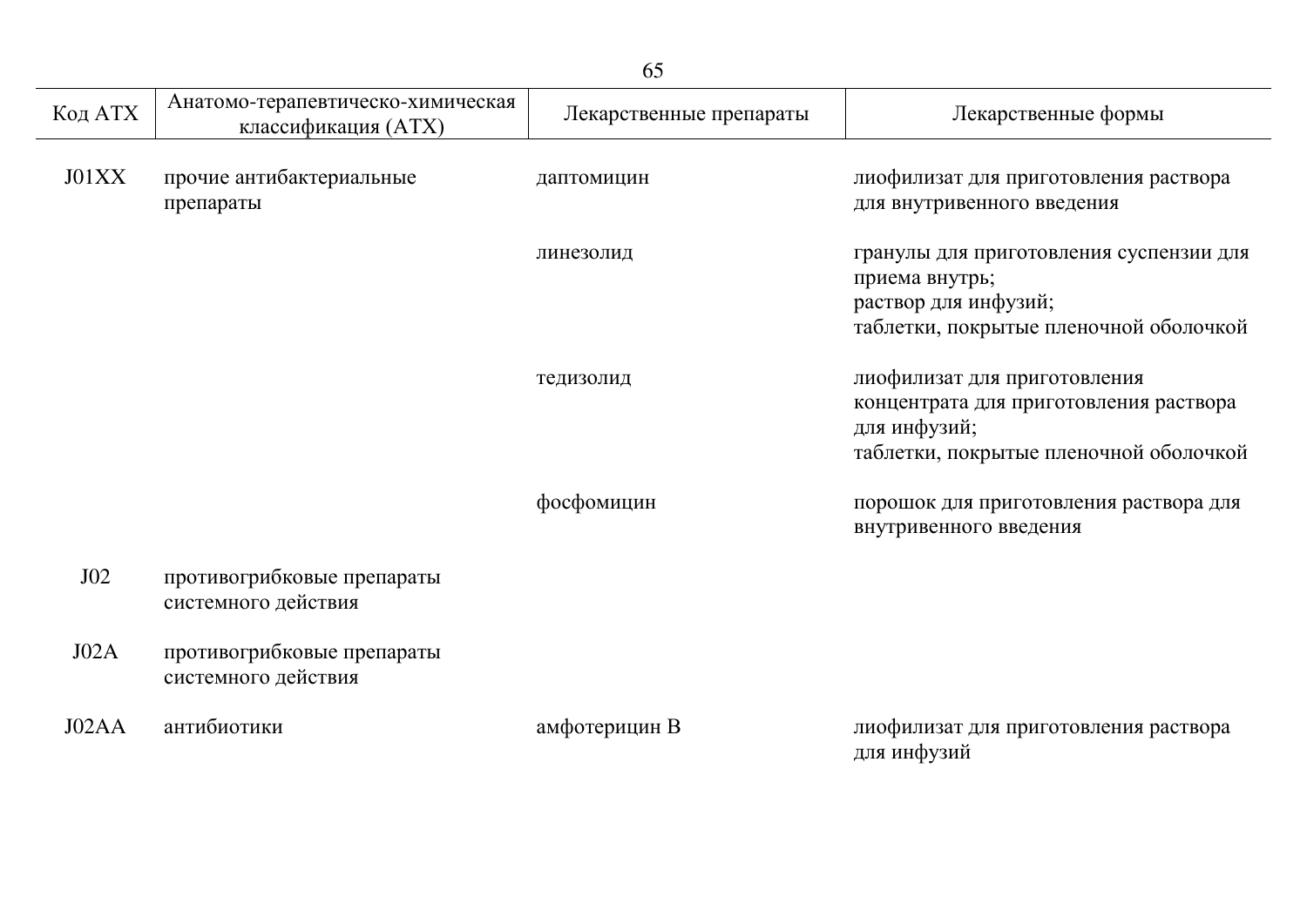| Код АТХ | Анатомо-терапевтическо-химическая классификация (АТХ) | Лекарственные препараты | Лекарственные формы |
|---|---|---|---|
| J01XX | прочие антибактериальные препараты | даптомицин | лиофилизат для приготовления раствора для внутривенного введения |
| | | линезолид | гранулы для приготовления суспензии для приема внутрь;<br>раствор для инфузий;<br>таблетки, покрытые пленочной оболочкой |
| | | тедизолид | лиофилизат для приготовления концентрата для приготовления раствора для инфузий;<br>таблетки, покрытые пленочной оболочкой |
| | | фосфомицин | порошок для приготовления раствора для внутривенного введения |
| J02 | противогрибковые препараты системного действия | | |
| J02A | противогрибковые препараты системного действия | | |
| J02AA | антибиотики | амфотерицин В | лиофилизат для приготовления раствора для инфузий |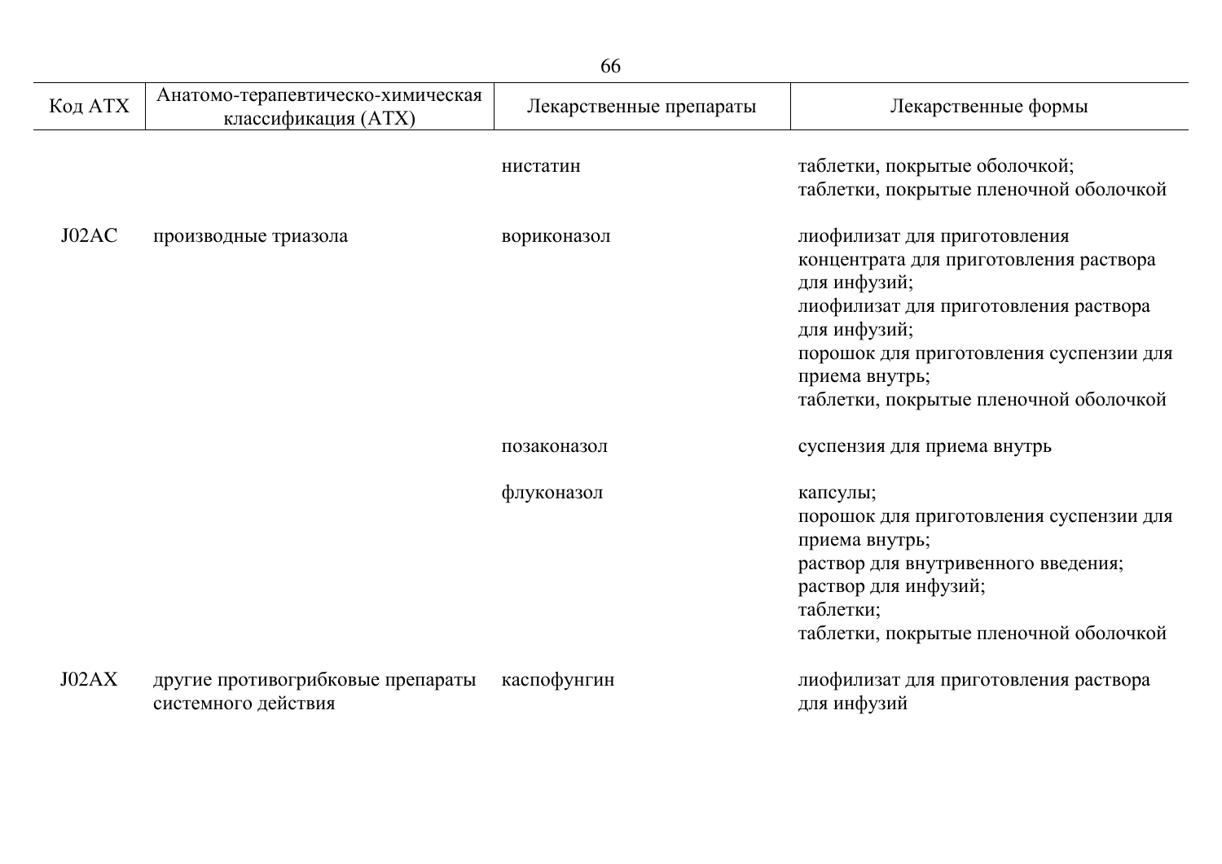| Код АТХ | Анатомо-терапевтическо-химическая классификация (АТХ) | Лекарственные препараты | Лекарственные формы |
|---|---|---|---|
| | | нистатин | таблетки, покрытые оболочкой;<br>таблетки, покрытые пленочной оболочкой |
| J02AC | производные триазола | вориконазол | лиофилизат для приготовления концентрата для приготовления раствора для инфузий;<br>лиофилизат для приготовления раствора для инфузий;<br>порошок для приготовления суспензии для приема внутрь;<br>таблетки, покрытые пленочной оболочкой |
| | | позаконазол | суспензия для приема внутрь |
| | | флуконазол | капсулы;<br>порошок для приготовления суспензии для приема внутрь;<br>раствор для внутривенного введения;<br>раствор для инфузий;<br>таблетки;<br>таблетки, покрытые пленочной оболочкой |
| J02AX | другие противогрибковые препараты системного действия | каспофунгин | лиофилизат для приготовления раствора для инфузий |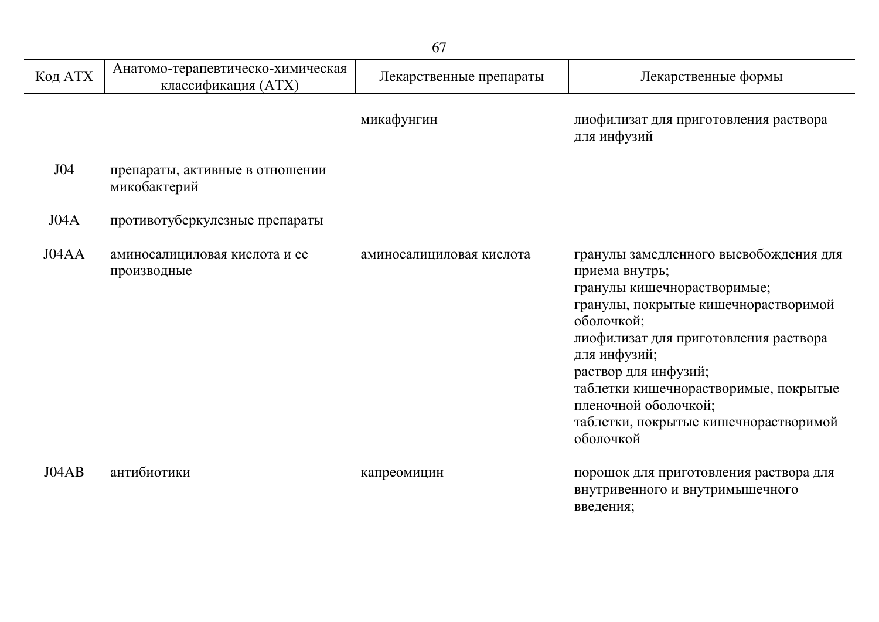| Код АТХ | Анатомо-терапевтическо-химическая классификация (АТХ) | Лекарственные препараты | Лекарственные формы |
|---|---|---|---|
| | | микафунгин | лиофилизат для приготовления раствора для инфузий |
| J04 | препараты, активные в отношении микобактерий | | |
| J04A | противотуберкулезные препараты | | |
| J04AA | аминосалициловая кислота и ее производные | аминосалициловая кислота | гранулы замедленного высвобождения для приема внутрь;<br>гранулы кишечнорастворимые;<br>гранулы, покрытые кишечнорастворимой оболочкой;<br>лиофилизат для приготовления раствора для инфузий;<br>раствор для инфузий;<br>таблетки кишечнорастворимые, покрытые пленочной оболочкой;<br>таблетки, покрытые кишечнорастворимой оболочкой |
| J04AB | антибиотики | капреомицин | порошок для приготовления раствора для внутривенного и внутримышечного введения; |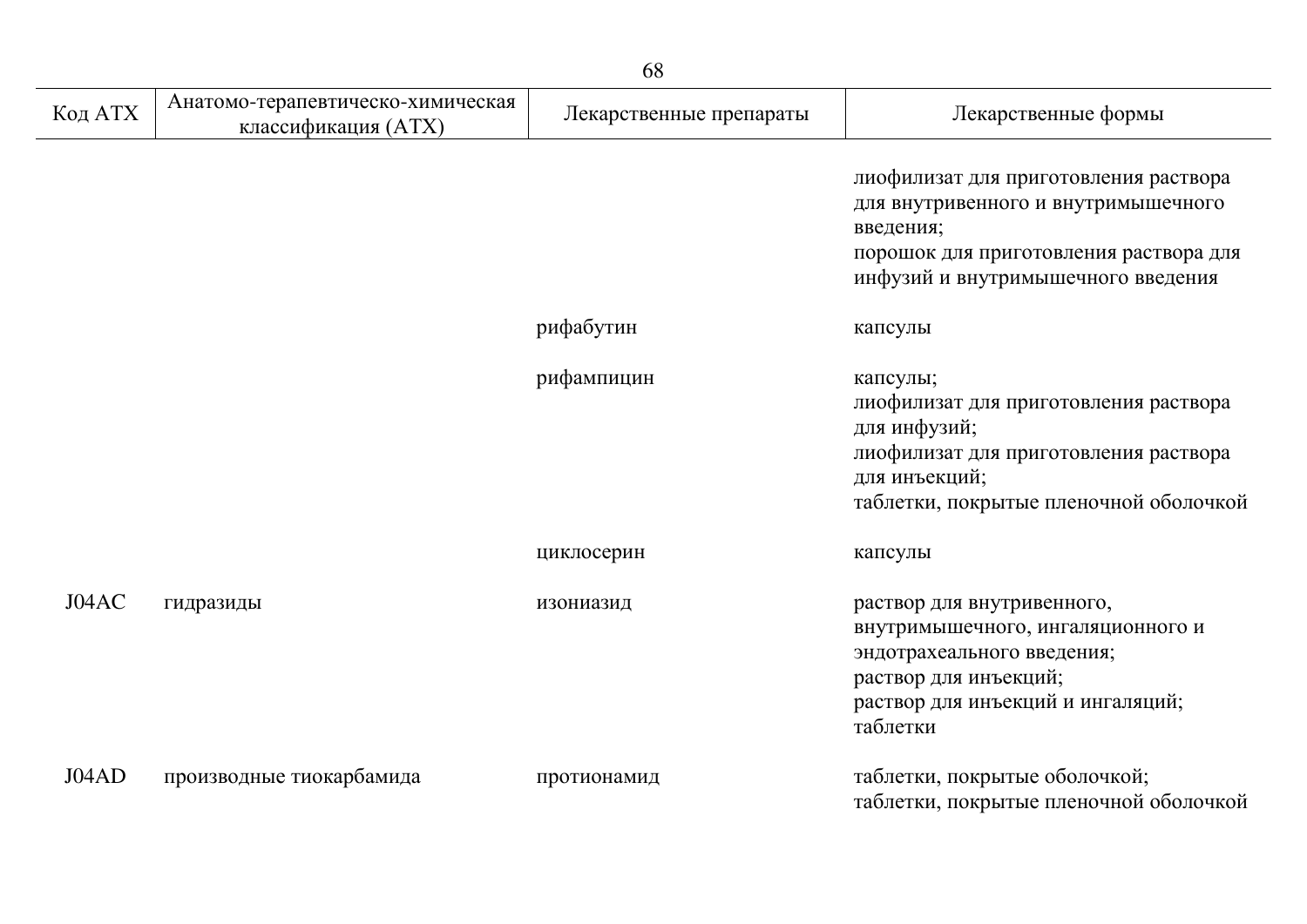| Код АТХ | Анатомо-терапевтическо-химическая классификация (АТХ) | Лекарственные препараты | Лекарственные формы |
|---|---|---|---|
| | | | лиофилизат для приготовления раствора для внутривенного и внутримышечного введения;<br>порошок для приготовления раствора для инфузий и внутримышечного введения |
| | | рифабутин | капсулы |
| | | рифампицин | капсулы;<br>лиофилизат для приготовления раствора для инфузий;<br>лиофилизат для приготовления раствора для инъекций;<br>таблетки, покрытые пленочной оболочкой |
| | | циклосерин | капсулы |
| J04AC | гидразиды | изониазид | раствор для внутривенного, внутримышечного, ингаляционного и эндотрахеального введения;<br>раствор для инъекций;<br>раствор для инъекций и ингаляций;<br>таблетки |
| J04AD | производные тиокарбамида | протионамид | таблетки, покрытые оболочкой;<br>таблетки, покрытые пленочной оболочкой |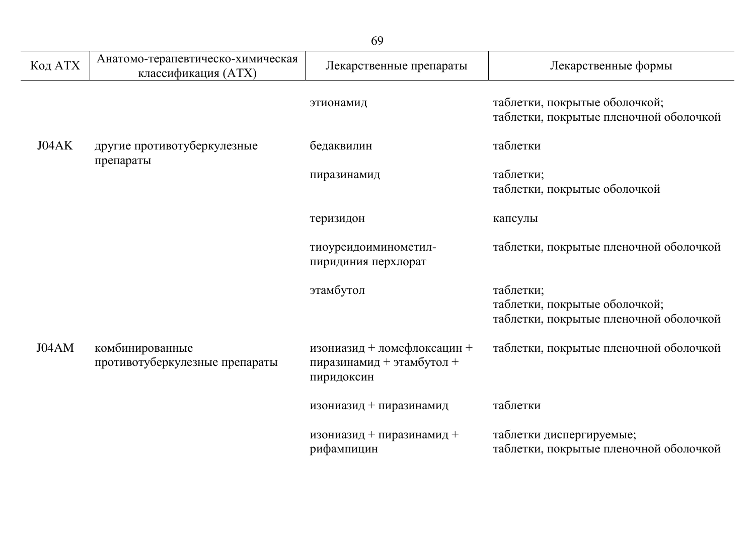| Код АТХ | Анатомо-терапевтическо-химическая классификация (АТХ) | Лекарственные препараты | Лекарственные формы |
|---|---|---|---|
| | | этионамид | таблетки, покрытые оболочкой; таблетки, покрытые пленочной оболочкой |
| J04AK | другие противотуберкулезные препараты | бедаквилин | таблетки |
| | | пиразинамид | таблетки; таблетки, покрытые оболочкой |
| | | теризидон | капсулы |
| | | тиоуреидоиминометил-пиридиния перхлорат | таблетки, покрытые пленочной оболочкой |
| | | этамбутол | таблетки; таблетки, покрытые оболочкой; таблетки, покрытые пленочной оболочкой |
| J04AM | комбинированные противотуберкулезные препараты | изониазид + ломефлоксацин + пиразинамид + этамбутол + пиридоксин | таблетки, покрытые пленочной оболочкой |
| | | изониазид + пиразинамид | таблетки |
| | | изониазид + пиразинамид + рифампицин | таблетки диспергируемые; таблетки, покрытые пленочной оболочкой |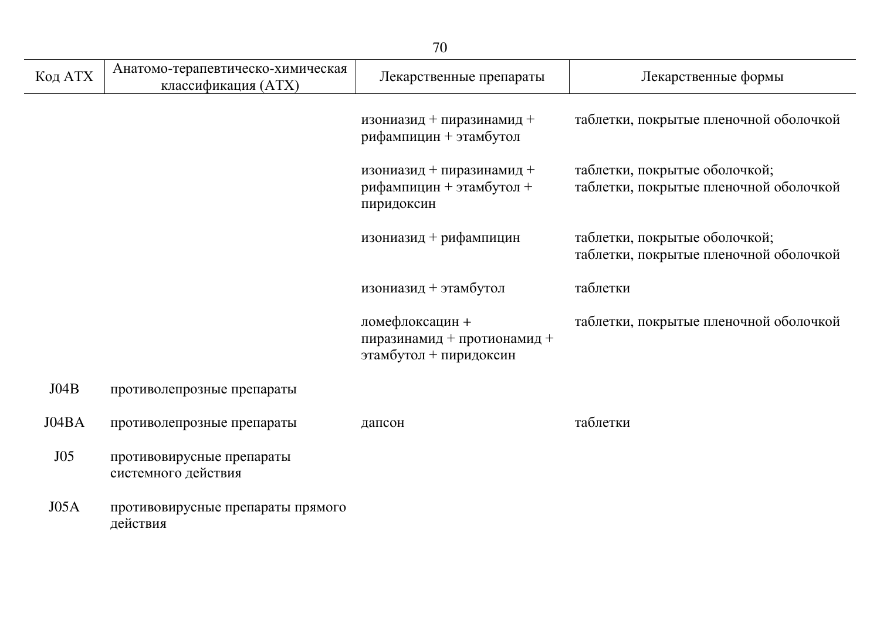| Код АТХ | Анатомо-терапевтическо-химическая классификация (АТХ) | Лекарственные препараты | Лекарственные формы |
|---|---|---|---|
| | | изониазид + пиразинамид + рифампицин + этамбутол | таблетки, покрытые пленочной оболочкой |
| | | изониазид + пиразинамид + рифампицин + этамбутол + пиридоксин | таблетки, покрытые оболочкой; таблетки, покрытые пленочной оболочкой |
| | | изониазид + рифампицин | таблетки, покрытые оболочкой; таблетки, покрытые пленочной оболочкой |
| | | изониазид + этамбутол | таблетки |
| | | ломефлоксацин + пиразинамид + протионамид + этамбутол + пиридоксин | таблетки, покрытые пленочной оболочкой |
| J04B | противолепрозные препараты | | |
| J04BA | противолепрозные препараты | дапсон | таблетки |
| J05 | противовирусные препараты системного действия | | |
| J05A | противовирусные препараты прямого действия | | |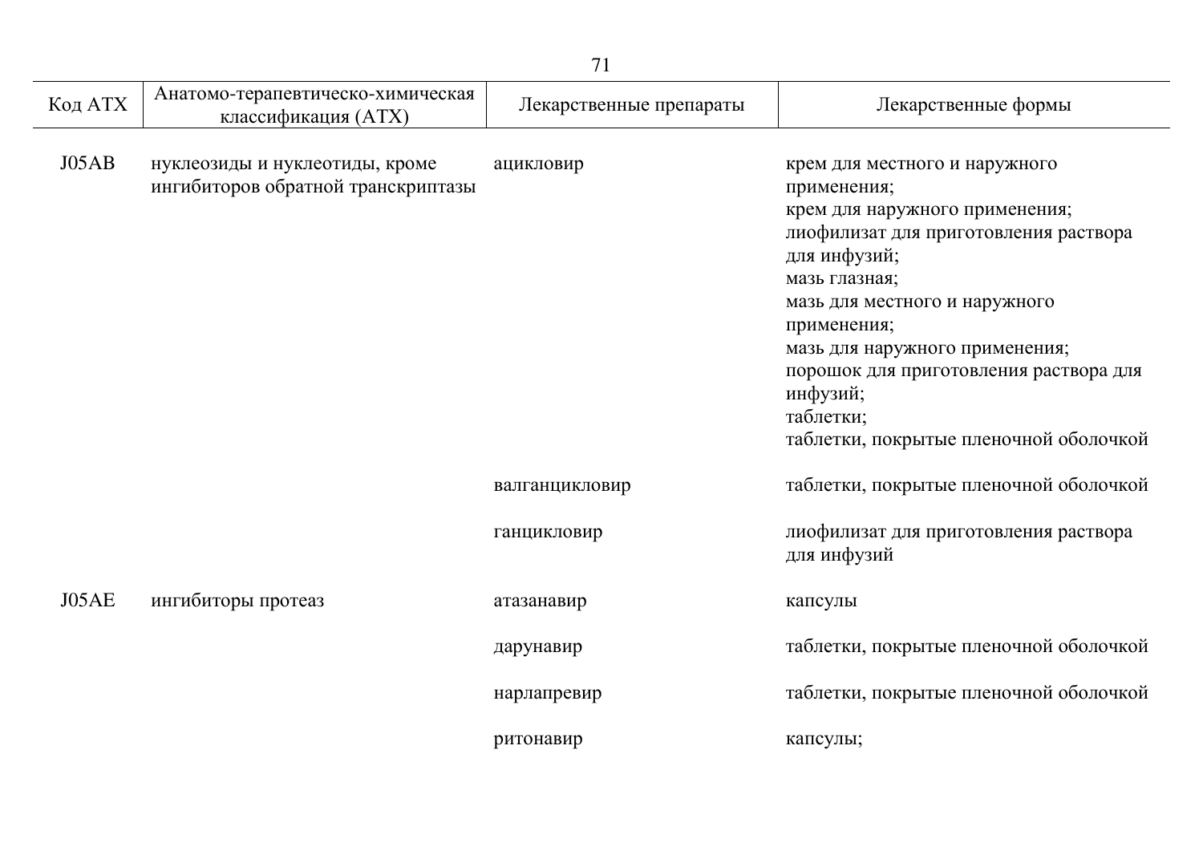| Код АТХ | Анатомо-терапевтическо-химическая классификация (АТХ) | Лекарственные препараты | Лекарственные формы |
|---|---|---|---|
| J05AB | нуклеозиды и нуклеотиды, кроме ингибиторов обратной транскриптазы | ацикловир | крем для местного и наружного применения;<br>крем для наружного применения;<br>лиофилизат для приготовления раствора для инфузий;<br>мазь глазная;<br>мазь для местного и наружного применения;<br>мазь для наружного применения;<br>порошок для приготовления раствора для инфузий;<br>таблетки;<br>таблетки, покрытые пленочной оболочкой |
| | | валганцикловир | таблетки, покрытые пленочной оболочкой |
| | | ганцикловир | лиофилизат для приготовления раствора для инфузий |
| J05AE | ингибиторы протеаз | атазанавир | капсулы |
| | | дарунавир | таблетки, покрытые пленочной оболочкой |
| | | нарлапревир | таблетки, покрытые пленочной оболочкой |
| | | ритонавир | капсулы; |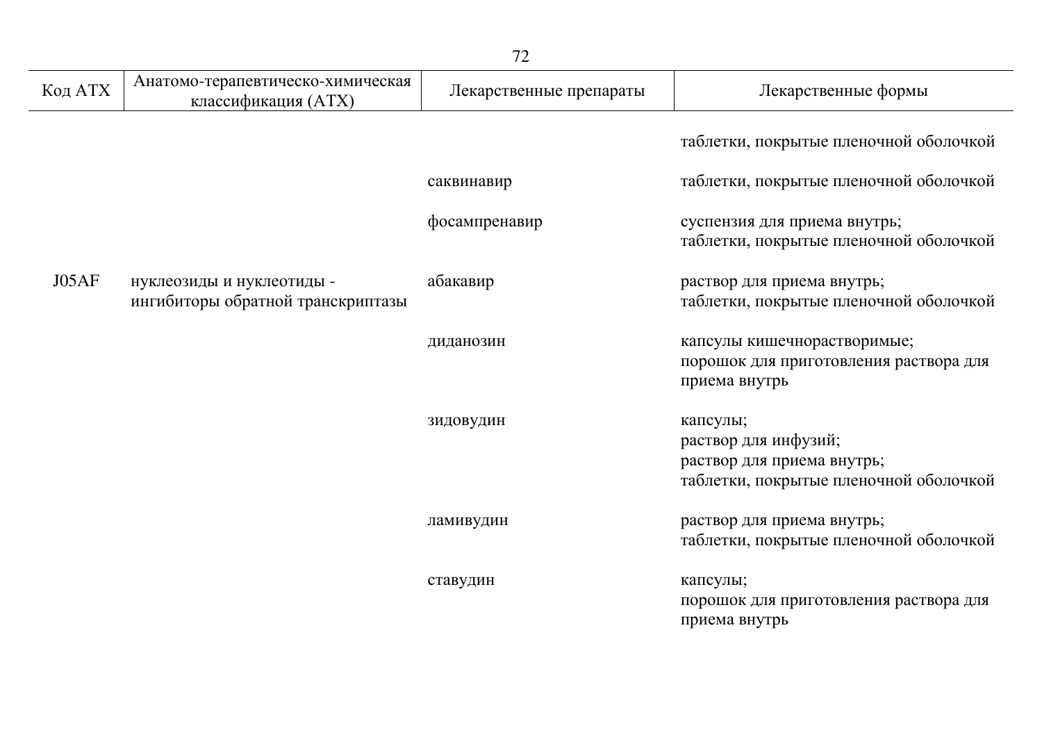| Код АТХ | Анатомо-терапевтическо-химическая классификация (АТХ) | Лекарственные препараты | Лекарственные формы |
|---|---|---|---|
| | | | таблетки, покрытые пленочной оболочкой |
| | | саквинавир | таблетки, покрытые пленочной оболочкой |
| | | фосампренавир | суспензия для приема внутрь; таблетки, покрытые пленочной оболочкой |
| J05AF | нуклеозиды и нуклеотиды - ингибиторы обратной транскриптазы | абакавир | раствор для приема внутрь; таблетки, покрытые пленочной оболочкой |
| | | диданозин | капсулы кишечнорастворимые; порошок для приготовления раствора для приема внутрь |
| | | зидовудин | капсулы; раствор для инфузий; раствор для приема внутрь; таблетки, покрытые пленочной оболочкой |
| | | ламивудин | раствор для приема внутрь; таблетки, покрытые пленочной оболочкой |
| | | ставудин | капсулы; порошок для приготовления раствора для приема внутрь |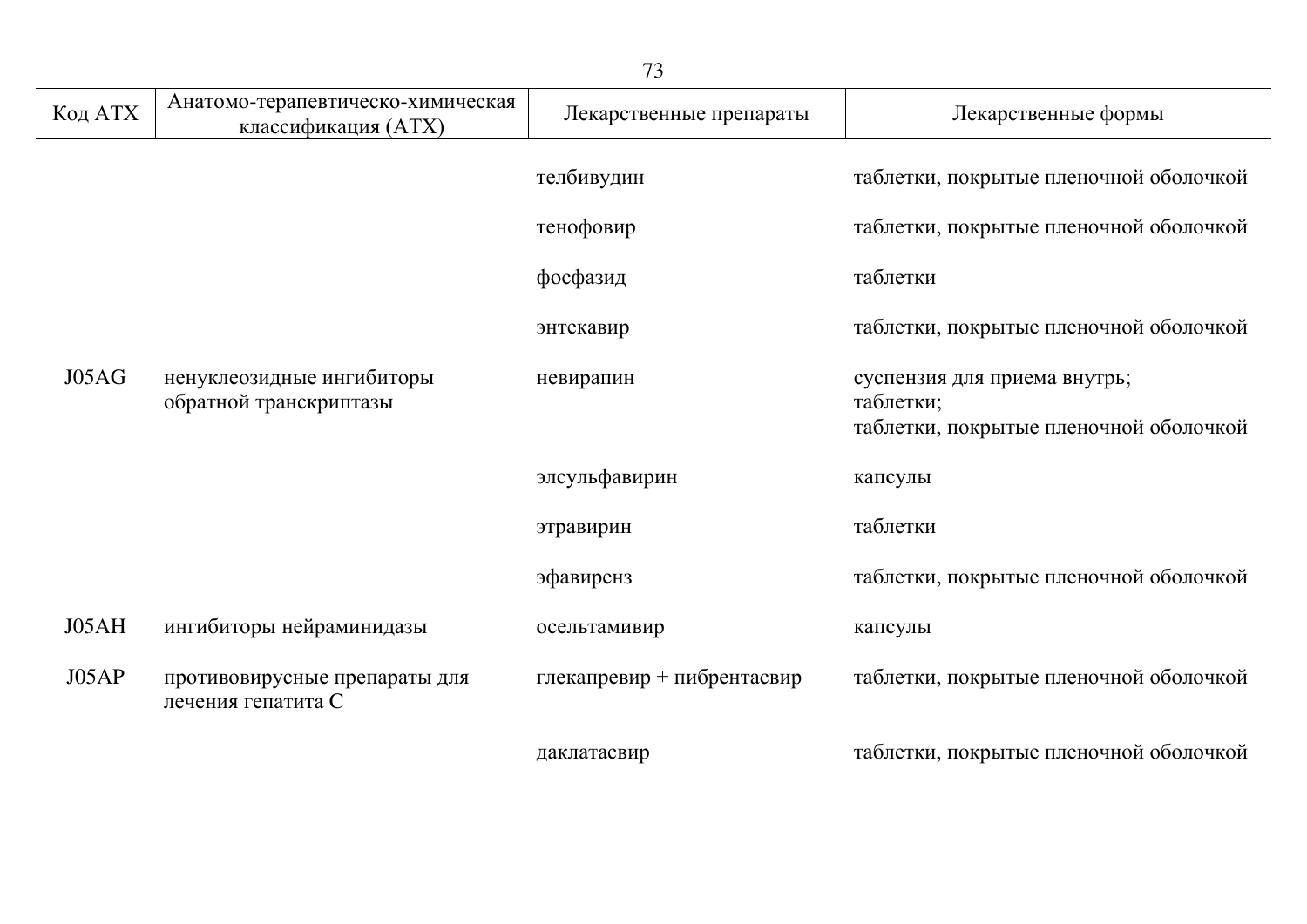| Код АТХ | Анатомо-терапевтическо-химическая классификация (АТХ) | Лекарственные препараты | Лекарственные формы |
|---|---|---|---|
| | | телбивудин | таблетки, покрытые пленочной оболочкой |
| | | тенофовир | таблетки, покрытые пленочной оболочкой |
| | | фосфазид | таблетки |
| | | энтекавир | таблетки, покрытые пленочной оболочкой |
| J05AG | ненуклеозидные ингибиторы обратной транскриптазы | невирапин | суспензия для приема внутрь;<br>таблетки;<br>таблетки, покрытые пленочной оболочкой |
| | | элсульфавирин | капсулы |
| | | этравирин | таблетки |
| | | эфавиренз | таблетки, покрытые пленочной оболочкой |
| J05AH | ингибиторы нейраминидазы | осельтамивир | капсулы |
| J05AP | противовирусные препараты для лечения гепатита C | глекапревир + пибрентасвир | таблетки, покрытые пленочной оболочкой |
| | | даклатасвир | таблетки, покрытые пленочной оболочкой |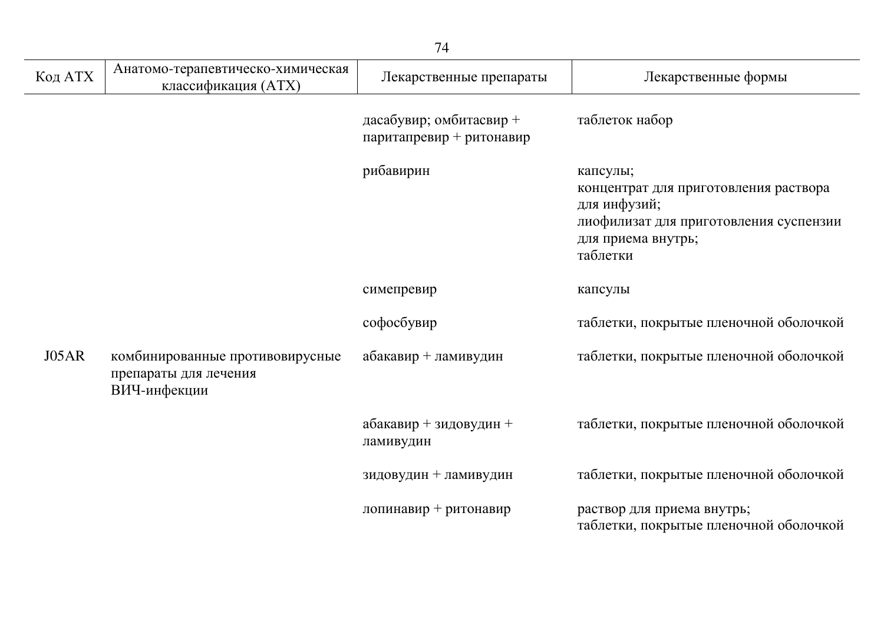| Код АТХ | Анатомо-терапевтическо-химическая классификация (АТХ) | Лекарственные препараты | Лекарственные формы |
|---|---|---|---|
| | | дасабувир; омбитасвир + паритапревир + ритонавир | таблеток набор |
| | | рибавирин | капсулы;<br>концентрат для приготовления раствора для инфузий;<br>лиофилизат для приготовления суспензии для приема внутрь;<br>таблетки |
| | | симепревир | капсулы |
| | | софосбувир | таблетки, покрытые пленочной оболочкой |
| J05AR | комбинированные противовирусные препараты для лечения ВИЧ-инфекции | абакавир + ламивудин | таблетки, покрытые пленочной оболочкой |
| | | абакавир + зидовудин + ламивудин | таблетки, покрытые пленочной оболочкой |
| | | зидовудин + ламивудин | таблетки, покрытые пленочной оболочкой |
| | | лопинавир + ритонавир | раствор для приема внутрь;<br>таблетки, покрытые пленочной оболочкой |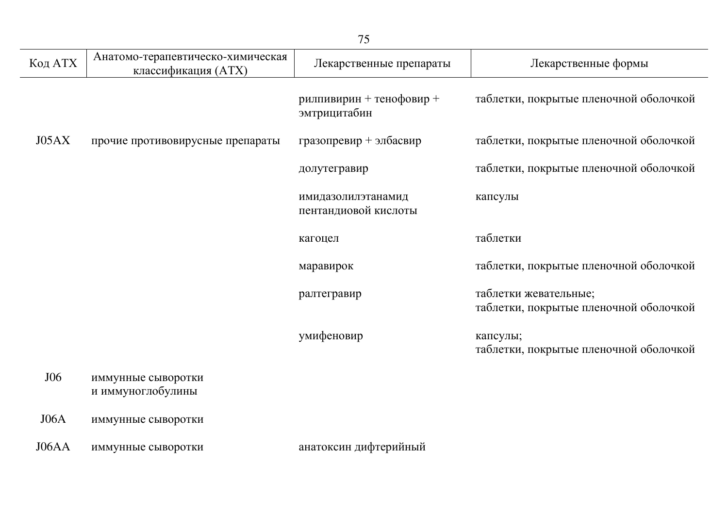| Код АТХ | Анатомо-терапевтическо-химическая классификация (АТХ) | Лекарственные препараты | Лекарственные формы |
|---|---|---|---|
| | | рилпивирин + тенофовир + эмтрицитабин | таблетки, покрытые пленочной оболочкой |
| J05AX | прочие противовирусные препараты | гразопревир + элбасвир | таблетки, покрытые пленочной оболочкой |
| | | долутегравир | таблетки, покрытые пленочной оболочкой |
| | | имидазолилэтанамид пентандиовой кислоты | капсулы |
| | | кагоцел | таблетки |
| | | маравирок | таблетки, покрытые пленочной оболочкой |
| | | ралтегравир | таблетки жевательные; таблетки, покрытые пленочной оболочкой |
| | | умифеновир | капсулы; таблетки, покрытые пленочной оболочкой |
| J06 | иммунные сыворотки и иммуноглобулины | | |
| J06A | иммунные сыворотки | | |
| J06AA | иммунные сыворотки | анатоксин дифтерийный | |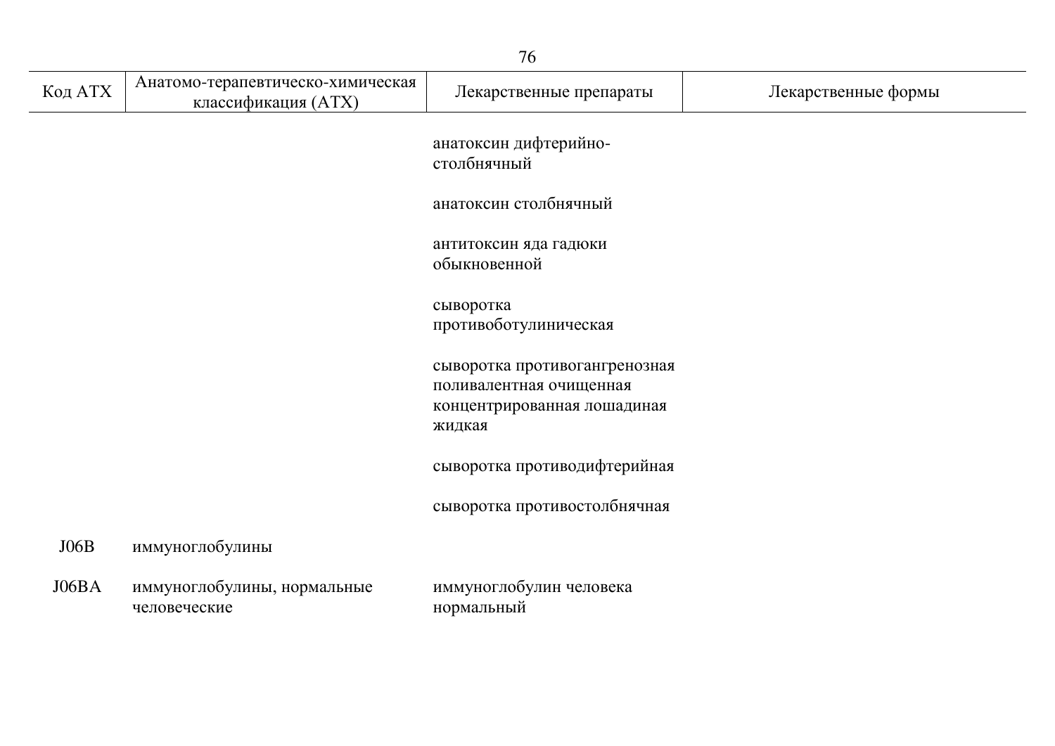| Код АТХ | Анатомо-терапевтическо-химическая классификация (АТХ) | Лекарственные препараты | Лекарственные формы |
|---|---|---|---|
| | | анатоксин дифтерийно-столбнячный | |
| | | анатоксин столбнячный | |
| | | антитоксин яда гадюки обыкновенной | |
| | | сыворотка противоботулиническая | |
| | | сыворотка противогангренозная поливалентная очищенная концентрированная лошадиная жидкая | |
| | | сыворотка противодифтерийная | |
| | | сыворотка противостолбнячная | |
| J06B | иммуноглобулины | | |
| J06BA | иммуноглобулины, нормальные человеческие | иммуноглобулин человека нормальный | |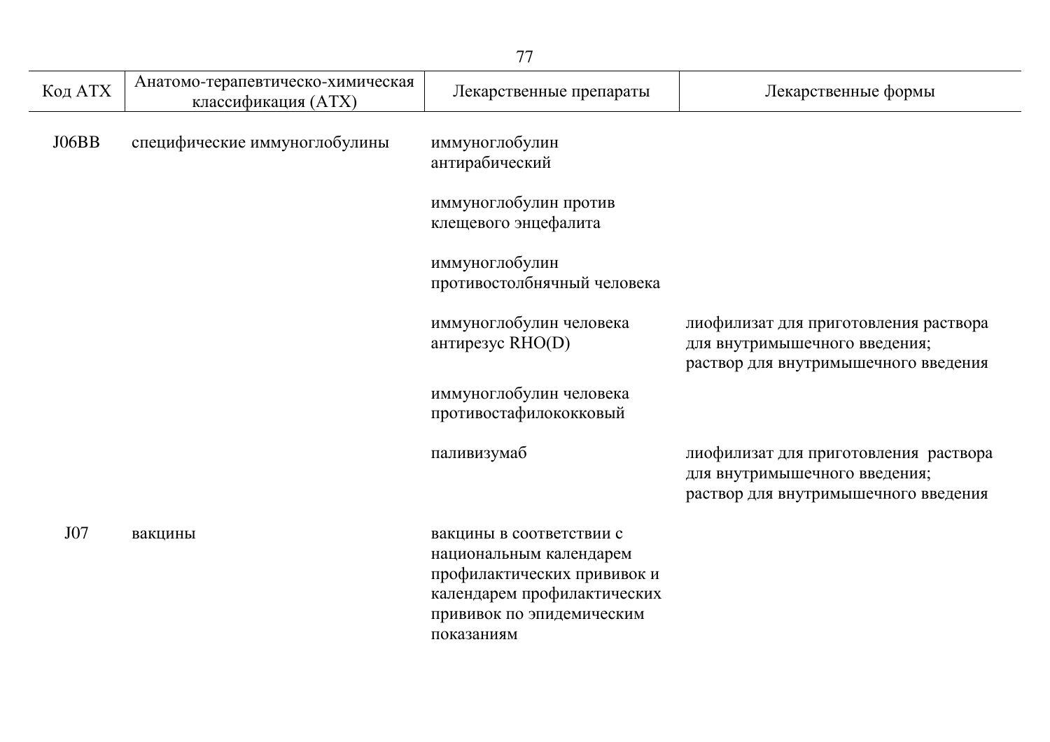| Код АТХ | Анатомо-терапевтическо-химическая классификация (АТХ) | Лекарственные препараты | Лекарственные формы |
|---|---|---|---|
| J06BB | специфические иммуноглобулины | иммуноглобулин антирабический | |
| | | иммуноглобулин против клещевого энцефалита | |
| | | иммуноглобулин противостолбнячный человека | |
| | | иммуноглобулин человека антирезус RHO(D) | лиофилизат для приготовления раствора для внутримышечного введения; раствор для внутримышечного введения |
| | | иммуноглобулин человека противостафилококковый | |
| | | паливизумаб | лиофилизат для приготовления раствора для внутримышечного введения; раствор для внутримышечного введения |
| J07 | вакцины | вакцины в соответствии с национальным календарем профилактических прививок и календарем профилактических прививок по эпидемическим показаниям | |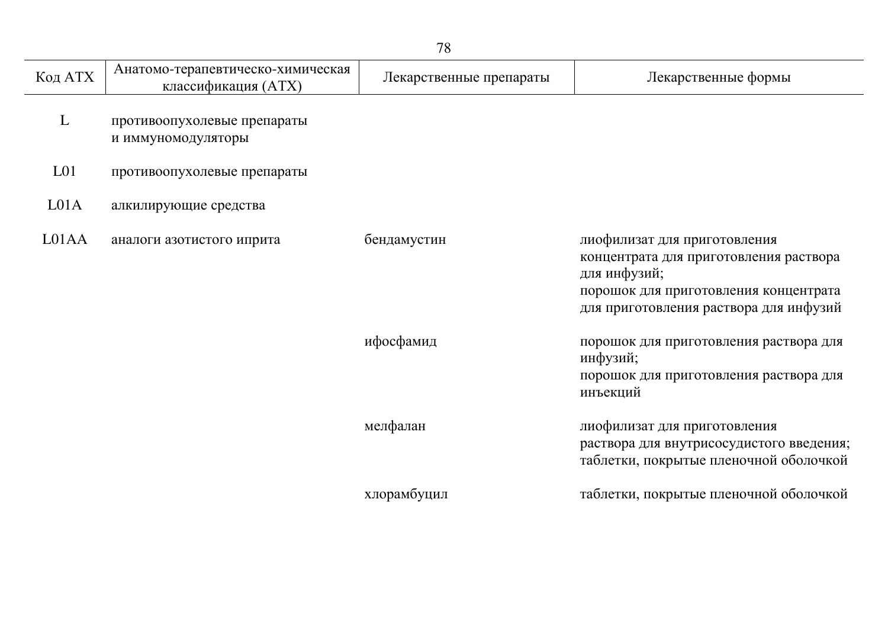| Код АТХ | Анатомо-терапевтическо-химическая классификация (АТХ) | Лекарственные препараты | Лекарственные формы |
|---|---|---|---|
| L | противоопухолевые препараты и иммуномодуляторы | | |
| L01 | противоопухолевые препараты | | |
| L01A | алкилирующие средства | | |
| L01AA | аналоги азотистого иприта | бендамустин | лиофилизат для приготовления концентрата для приготовления раствора для инфузий;<br>порошок для приготовления концентрата для приготовления раствора для инфузий |
| | | ифосфамид | порошок для приготовления раствора для инфузий;<br>порошок для приготовления раствора для инъекций |
| | | мелфалан | лиофилизат для приготовления раствора для внутрисосудистого введения;<br>таблетки, покрытые пленочной оболочкой |
| | | хлорамбуцил | таблетки, покрытые пленочной оболочкой |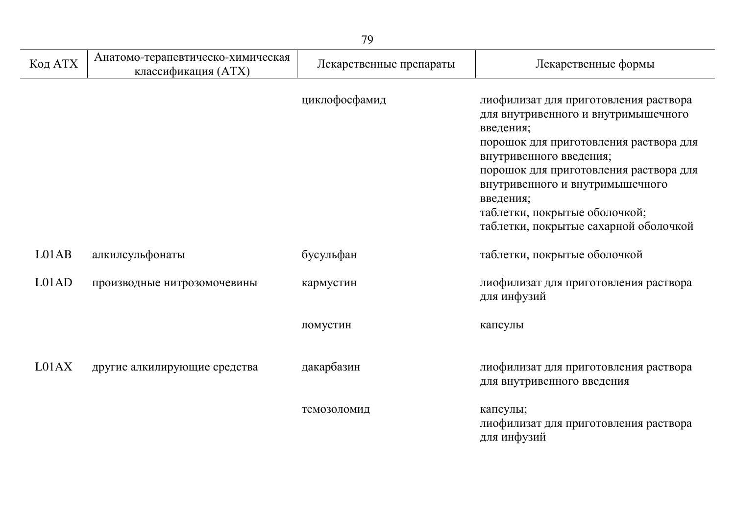| Код АТХ | Анатомо-терапевтическо-химическая классификация (АТХ) | Лекарственные препараты | Лекарственные формы |
|---|---|---|---|
| | | циклофосфамид | лиофилизат для приготовления раствора для внутривенного и внутримышечного введения;<br>порошок для приготовления раствора для внутривенного введения;<br>порошок для приготовления раствора для внутривенного и внутримышечного введения;<br>таблетки, покрытые оболочкой;<br>таблетки, покрытые сахарной оболочкой |
| L01AB | алкилсульфонаты | бусульфан | таблетки, покрытые оболочкой |
| L01AD | производные нитрозомочевины | кармустин | лиофилизат для приготовления раствора для инфузий |
| | | ломустин | капсулы |
| L01AX | другие алкилирующие средства | дакарбазин | лиофилизат для приготовления раствора для внутривенного введения |
| | | темозоломид | капсулы;<br>лиофилизат для приготовления раствора для инфузий |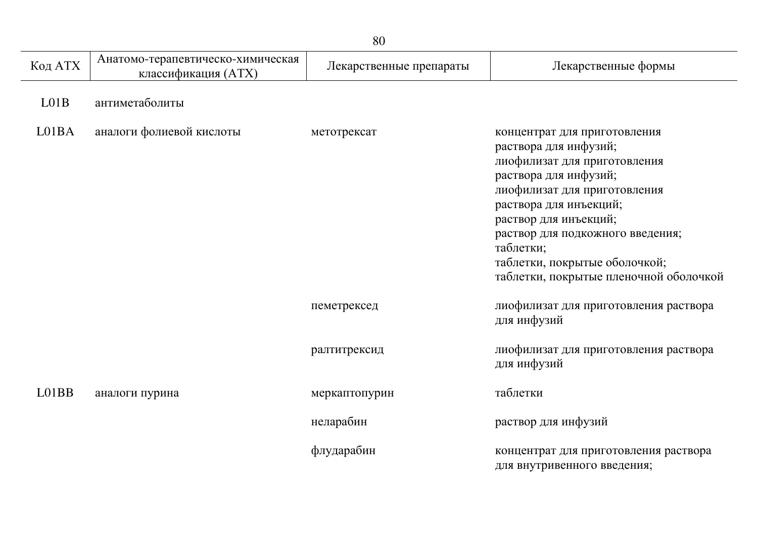| Код АТХ | Анатомо-терапевтическо-химическая классификация (АТХ) | Лекарственные препараты | Лекарственные формы |
|---|---|---|---|
| L01B | антиметаболиты | | |
| L01BA | аналоги фолиевой кислоты | метотрексат | концентрат для приготовления раствора для инфузий; лиофилизат для приготовления раствора для инфузий; лиофилизат для приготовления раствора для инъекций; раствор для инъекций; раствор для подкожного введения; таблетки; таблетки, покрытые оболочкой; таблетки, покрытые пленочной оболочкой |
| | | пеметрексед | лиофилизат для приготовления раствора для инфузий |
| | | ралтитрексид | лиофилизат для приготовления раствора для инфузий |
| L01BB | аналоги пурина | меркаптопурин | таблетки |
| | | неларабин | раствор для инфузий |
| | | флударабин | концентрат для приготовления раствора для внутривенного введения; |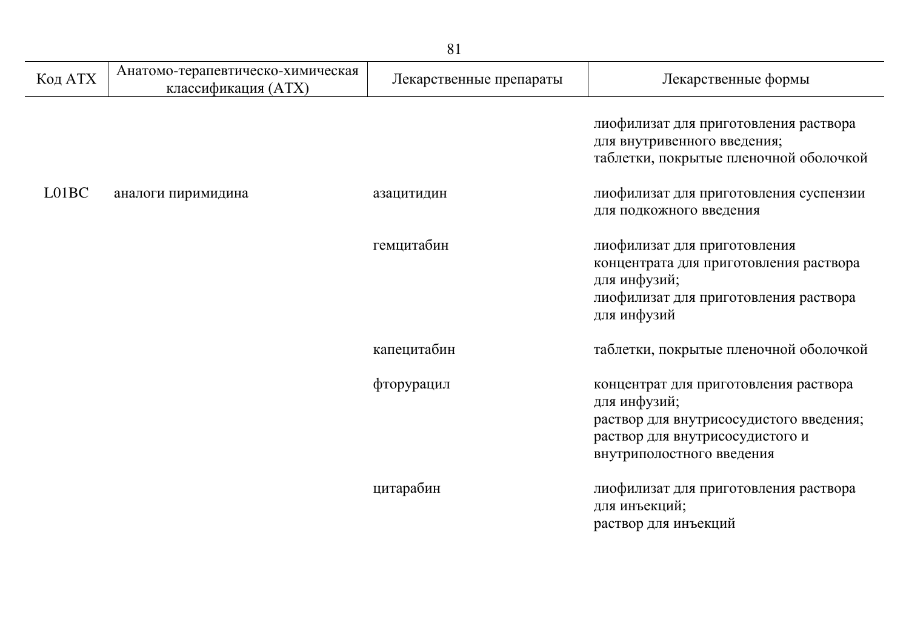| Код АТХ | Анатомо-терапевтическо-химическая классификация (АТХ) | Лекарственные препараты | Лекарственные формы |
|---|---|---|---|
| | | | лиофилизат для приготовления раствора для внутривенного введения; таблетки, покрытые пленочной оболочкой |
| L01BC | аналоги пиримидина | азацитидин | лиофилизат для приготовления суспензии для подкожного введения |
| | | гемцитабин | лиофилизат для приготовления концентрата для приготовления раствора для инфузий; лиофилизат для приготовления раствора для инфузий |
| | | капецитабин | таблетки, покрытые пленочной оболочкой |
| | | фторурацил | концентрат для приготовления раствора для инфузий; раствор для внутрисосудистого введения; раствор для внутрисосудистого и внутриполостного введения |
| | | цитарабин | лиофилизат для приготовления раствора для инъекций; раствор для инъекций |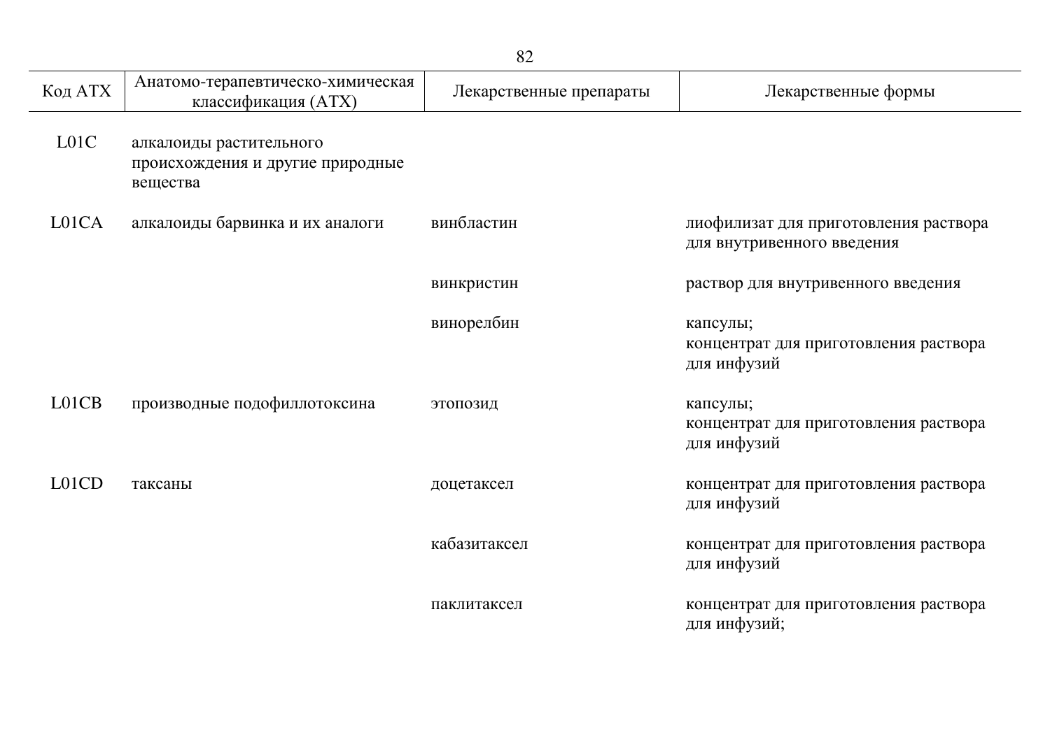| Код АТХ | Анатомо-терапевтическо-химическая классификация (АТХ) | Лекарственные препараты | Лекарственные формы |
| --- | --- | --- | --- |
| L01C | алкалоиды растительного происхождения и другие природные вещества | | |
| L01CA | алкалоиды барвинка и их аналоги | винбластин | лиофилизат для приготовления раствора для внутривенного введения |
| | | винкристин | раствор для внутривенного введения |
| | | винорелбин | капсулы;<br>концентрат для приготовления раствора для инфузий |
| L01CB | производные подофиллотоксина | этопозид | капсулы;<br>концентрат для приготовления раствора для инфузий |
| L01CD | таксаны | доцетаксел | концентрат для приготовления раствора для инфузий |
| | | кабазитаксел | концентрат для приготовления раствора для инфузий |
| | | паклитаксел | концентрат для приготовления раствора для инфузий; |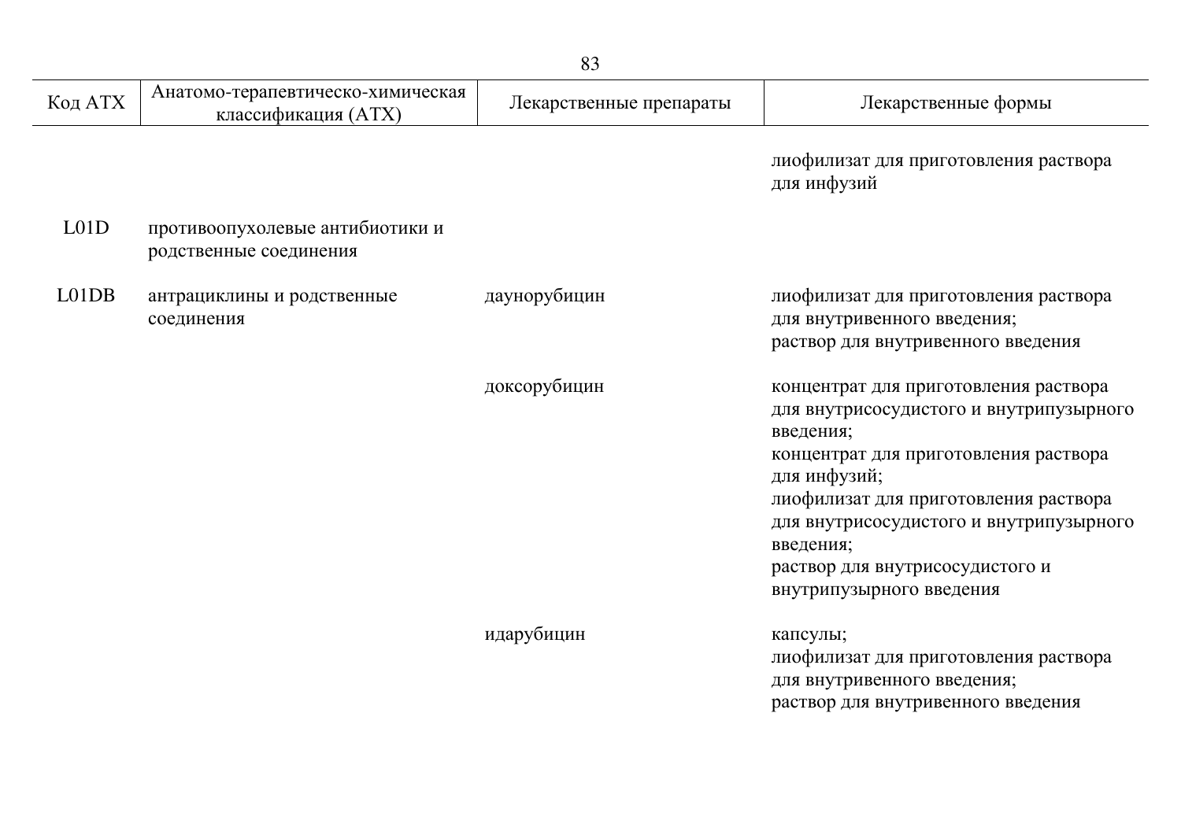| Код АТХ | Анатомо-терапевтическо-химическая классификация (АТХ) | Лекарственные препараты | Лекарственные формы |
|---|---|---|---|
| | | | лиофилизат для приготовления раствора для инфузий |
| L01D | противоопухолевые антибиотики и родственные соединения | | |
| L01DB | антрациклины и родственные соединения | даунорубицин | лиофилизат для приготовления раствора для внутривенного введения;<br>раствор для внутривенного введения |
| | | доксорубицин | концентрат для приготовления раствора для внутрисосудистого и внутрипузырного введения;<br>концентрат для приготовления раствора для инфузий;<br>лиофилизат для приготовления раствора для внутрисосудистого и внутрипузырного введения;<br>раствор для внутрисосудистого и внутрипузырного введения |
| | | идарубицин | капсулы;<br>лиофилизат для приготовления раствора для внутривенного введения;<br>раствор для внутривенного введения |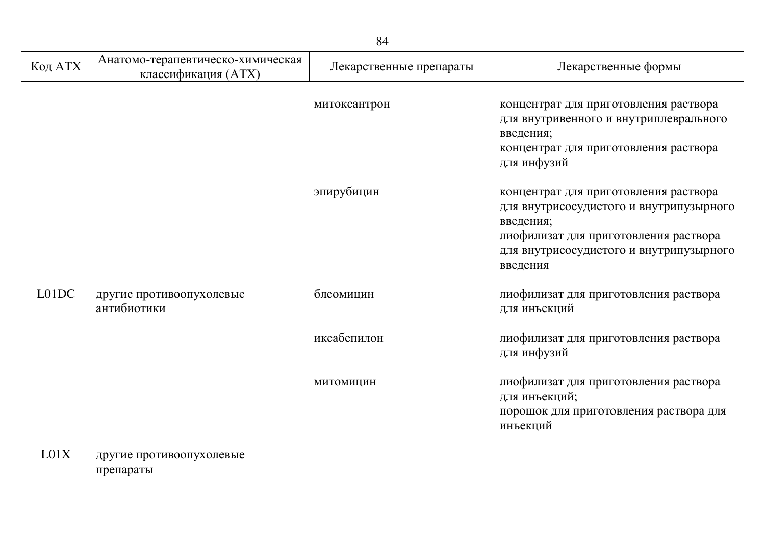| Код АТХ | Анатомо-терапевтическо-химическая классификация (АТХ) | Лекарственные препараты | Лекарственные формы |
|---|---|---|---|
| | | митоксантрон | концентрат для приготовления раствора для внутривенного и внутриплеврального введения;<br>концентрат для приготовления раствора для инфузий |
| | | эпирубицин | концентрат для приготовления раствора для внутрисосудистого и внутрипузырного введения;<br>лиофилизат для приготовления раствора для внутрисосудистого и внутрипузырного введения |
| L01DC | другие противоопухолевые антибиотики | блеомицин | лиофилизат для приготовления раствора для инъекций |
| | | иксабепилон | лиофилизат для приготовления раствора для инфузий |
| | | митомицин | лиофилизат для приготовления раствора для инъекций;<br>порошок для приготовления раствора для инъекций |
| L01X | другие противоопухолевые препараты | | |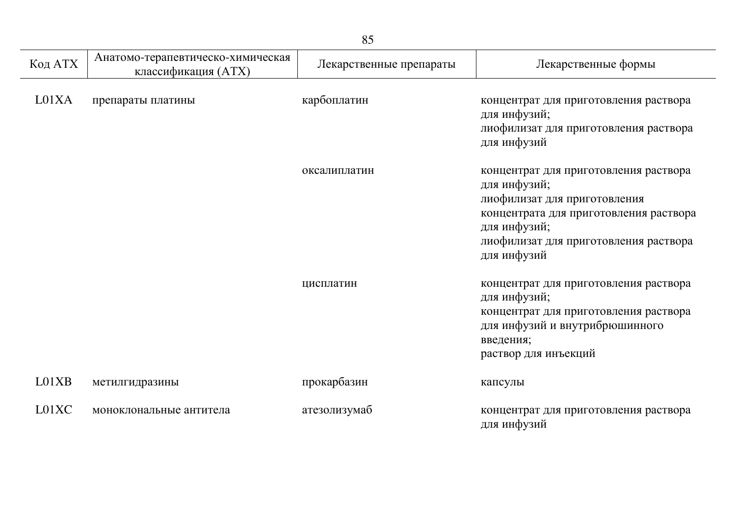| Код АТХ | Анатомо-терапевтическо-химическая классификация (АТХ) | Лекарственные препараты | Лекарственные формы |
|---|---|---|---|
| L01XA | препараты платины | карбоплатин | концентрат для приготовления раствора для инфузий; лиофилизат для приготовления раствора для инфузий |
| | | оксалиплатин | концентрат для приготовления раствора для инфузий; лиофилизат для приготовления концентрата для приготовления раствора для инфузий; лиофилизат для приготовления раствора для инфузий |
| | | цисплатин | концентрат для приготовления раствора для инфузий; концентрат для приготовления раствора для инфузий и внутрибрюшинного введения; раствор для инъекций |
| L01XB | метилгидразины | прокарбазин | капсулы |
| L01XC | моноклональные антитела | атезолизумаб | концентрат для приготовления раствора для инфузий |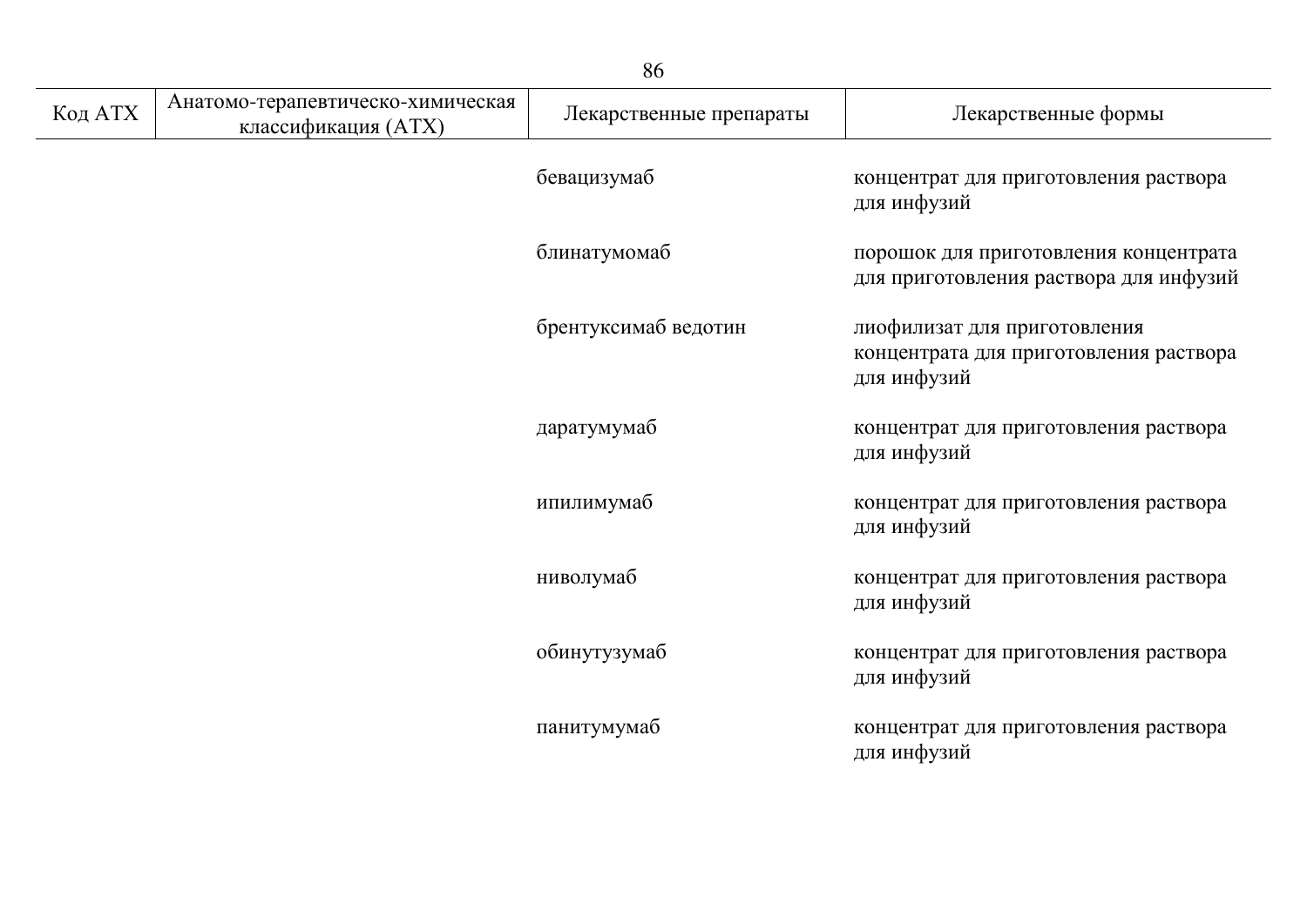| Код АТХ | Анатомо-терапевтическо-химическая классификация (АТХ) | Лекарственные препараты | Лекарственные формы |
|---|---|---|---|
| | | бевацизумаб | концентрат для приготовления раствора для инфузий |
| | | блинатумомаб | порошок для приготовления концентрата для приготовления раствора для инфузий |
| | | брентуксимаб ведотин | лиофилизат для приготовления концентрата для приготовления раствора для инфузий |
| | | даратумумаб | концентрат для приготовления раствора для инфузий |
| | | ипилимумаб | концентрат для приготовления раствора для инфузий |
| | | ниволумаб | концентрат для приготовления раствора для инфузий |
| | | обинутузумаб | концентрат для приготовления раствора для инфузий |
| | | панитумумаб | концентрат для приготовления раствора для инфузий |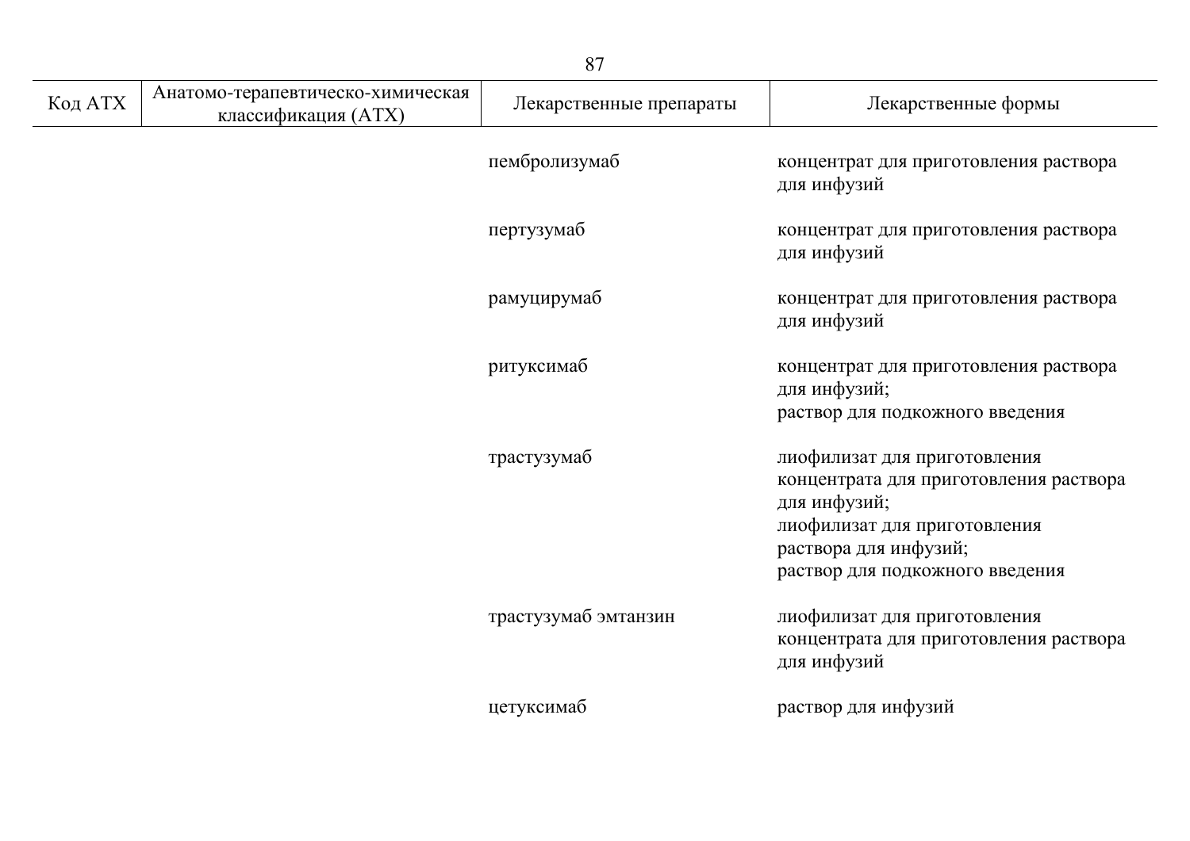| Код АТХ | Анатомо-терапевтическо-химическая классификация (АТХ) | Лекарственные препараты | Лекарственные формы |
|---|---|---|---|
| | | пембролизумаб | концентрат для приготовления раствора для инфузий |
| | | пертузумаб | концентрат для приготовления раствора для инфузий |
| | | рамуцирумаб | концентрат для приготовления раствора для инфузий |
| | | ритуксимаб | концентрат для приготовления раствора для инфузий;<br>раствор для подкожного введения |
| | | трастузумаб | лиофилизат для приготовления концентрата для приготовления раствора для инфузий;<br>лиофилизат для приготовления раствора для инфузий;<br>раствор для подкожного введения |
| | | трастузумаб эмтанзин | лиофилизат для приготовления концентрата для приготовления раствора для инфузий |
| | | цетуксимаб | раствор для инфузий |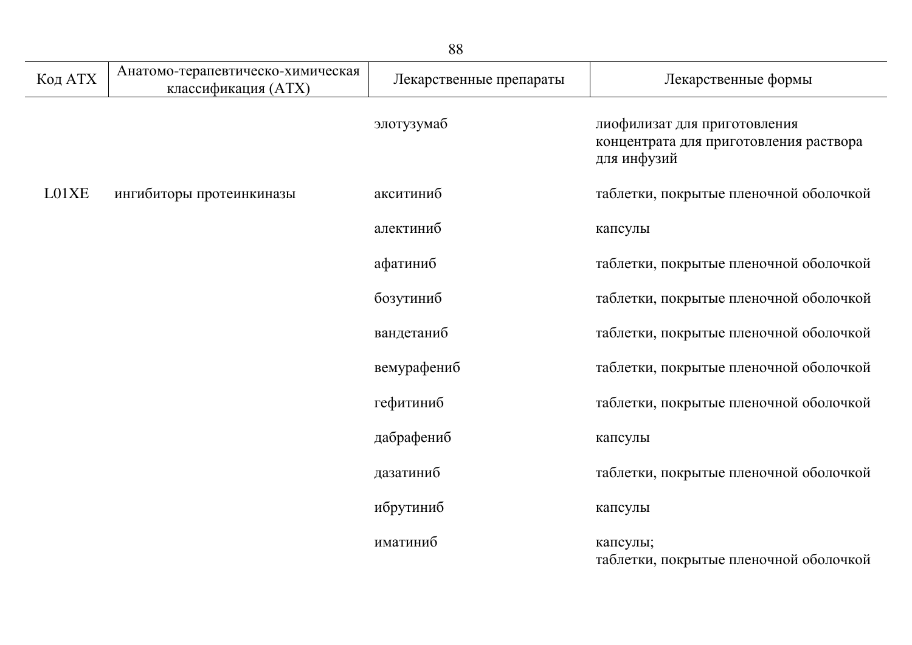| Код АТХ | Анатомо-терапевтическо-химическая классификация (АТХ) | Лекарственные препараты | Лекарственные формы |
|---|---|---|---|
| | | элотузумаб | лиофилизат для приготовления концентрата для приготовления раствора для инфузий |
| L01XE | ингибиторы протеинкиназы | акситиниб | таблетки, покрытые пленочной оболочкой |
| | | алектиниб | капсулы |
| | | афатиниб | таблетки, покрытые пленочной оболочкой |
| | | бозутиниб | таблетки, покрытые пленочной оболочкой |
| | | вандетаниб | таблетки, покрытые пленочной оболочкой |
| | | вемурафениб | таблетки, покрытые пленочной оболочкой |
| | | гефитиниб | таблетки, покрытые пленочной оболочкой |
| | | дабрафениб | капсулы |
| | | дазатиниб | таблетки, покрытые пленочной оболочкой |
| | | ибрутиниб | капсулы |
| | | иматиниб | капсулы;<br>таблетки, покрытые пленочной оболочкой |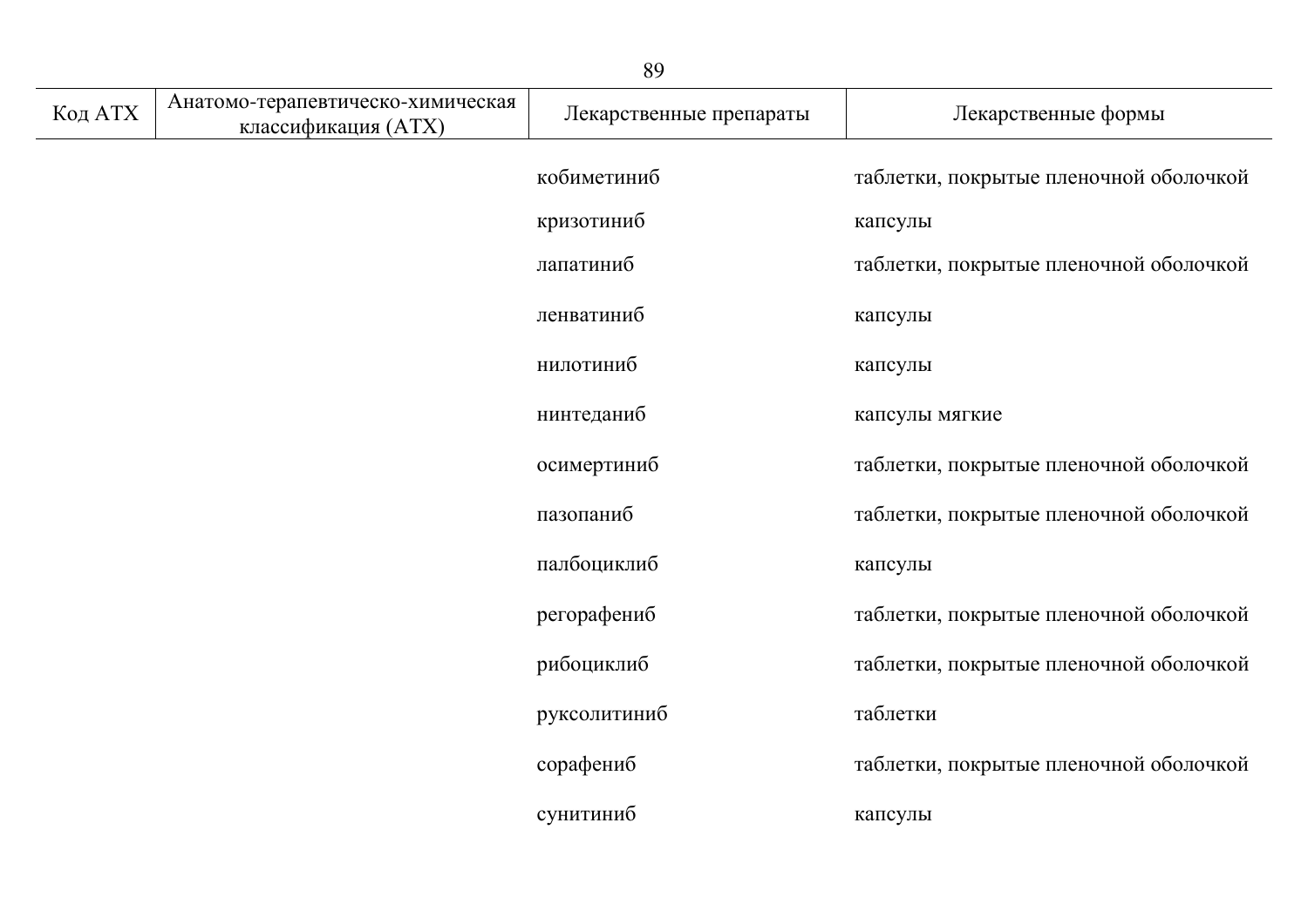| Код АТХ | Анатомо-терапевтическо-химическая классификация (АТХ) | Лекарственные препараты | Лекарственные формы |
|---|---|---|---|
| | | кобиметиниб | таблетки, покрытые пленочной оболочкой |
| | | кризотиниб | капсулы |
| | | лапатиниб | таблетки, покрытые пленочной оболочкой |
| | | ленватиниб | капсулы |
| | | нилотиниб | капсулы |
| | | нинтеданиб | капсулы мягкие |
| | | осимертиниб | таблетки, покрытые пленочной оболочкой |
| | | пазопаниб | таблетки, покрытые пленочной оболочкой |
| | | палбоциклиб | капсулы |
| | | регорафениб | таблетки, покрытые пленочной оболочкой |
| | | рибоциклиб | таблетки, покрытые пленочной оболочкой |
| | | руксолитиниб | таблетки |
| | | сорафениб | таблетки, покрытые пленочной оболочкой |
| | | сунитиниб | капсулы |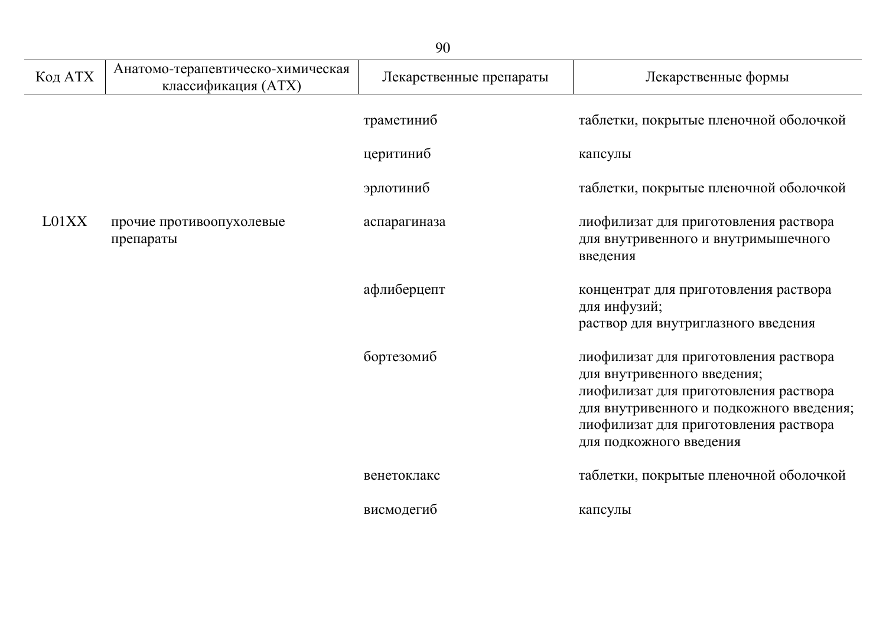| Код АТХ | Анатомо-терапевтическо-химическая классификация (АТХ) | Лекарственные препараты | Лекарственные формы |
|---|---|---|---|
| | | траметиниб | таблетки, покрытые пленочной оболочкой |
| | | церитиниб | капсулы |
| | | эрлотиниб | таблетки, покрытые пленочной оболочкой |
| L01XX | прочие противоопухолевые препараты | аспарагиназа | лиофилизат для приготовления раствора для внутривенного и внутримышечного введения |
| | | афлиберцепт | концентрат для приготовления раствора для инфузий;<br>раствор для внутриглазного введения |
| | | бортезомиб | лиофилизат для приготовления раствора для внутривенного введения;<br>лиофилизат для приготовления раствора для внутривенного и подкожного введения;<br>лиофилизат для приготовления раствора для подкожного введения |
| | | венетоклакс | таблетки, покрытые пленочной оболочкой |
| | | висмодегиб | капсулы |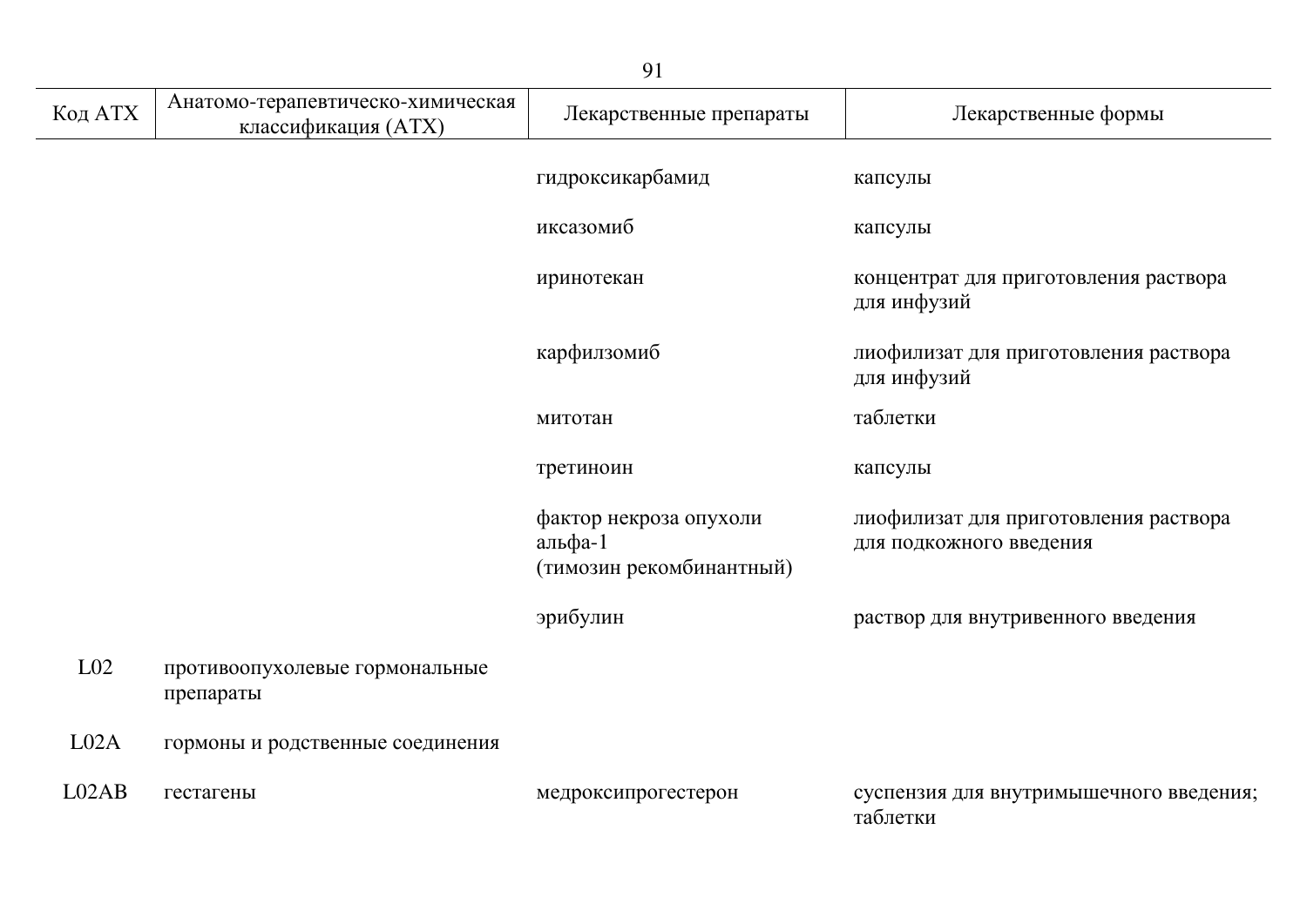| Код АТХ | Анатомо-терапевтическо-химическая классификация (АТХ) | Лекарственные препараты | Лекарственные формы |
|---|---|---|---|
| | | гидроксикарбамид | капсулы |
| | | иксазомиб | капсулы |
| | | иринотекан | концентрат для приготовления раствора для инфузий |
| | | карфилзомиб | лиофилизат для приготовления раствора для инфузий |
| | | митотан | таблетки |
| | | третиноин | капсулы |
| | | фактор некроза опухоли альфа-1 (тимозин рекомбинантный) | лиофилизат для приготовления раствора для подкожного введения |
| | | эрибулин | раствор для внутривенного введения |
| L02 | противоопухолевые гормональные препараты | | |
| L02A | гормоны и родственные соединения | | |
| L02AB | гестагены | медроксипрогестерон | суспензия для внутримышечного введения; таблетки |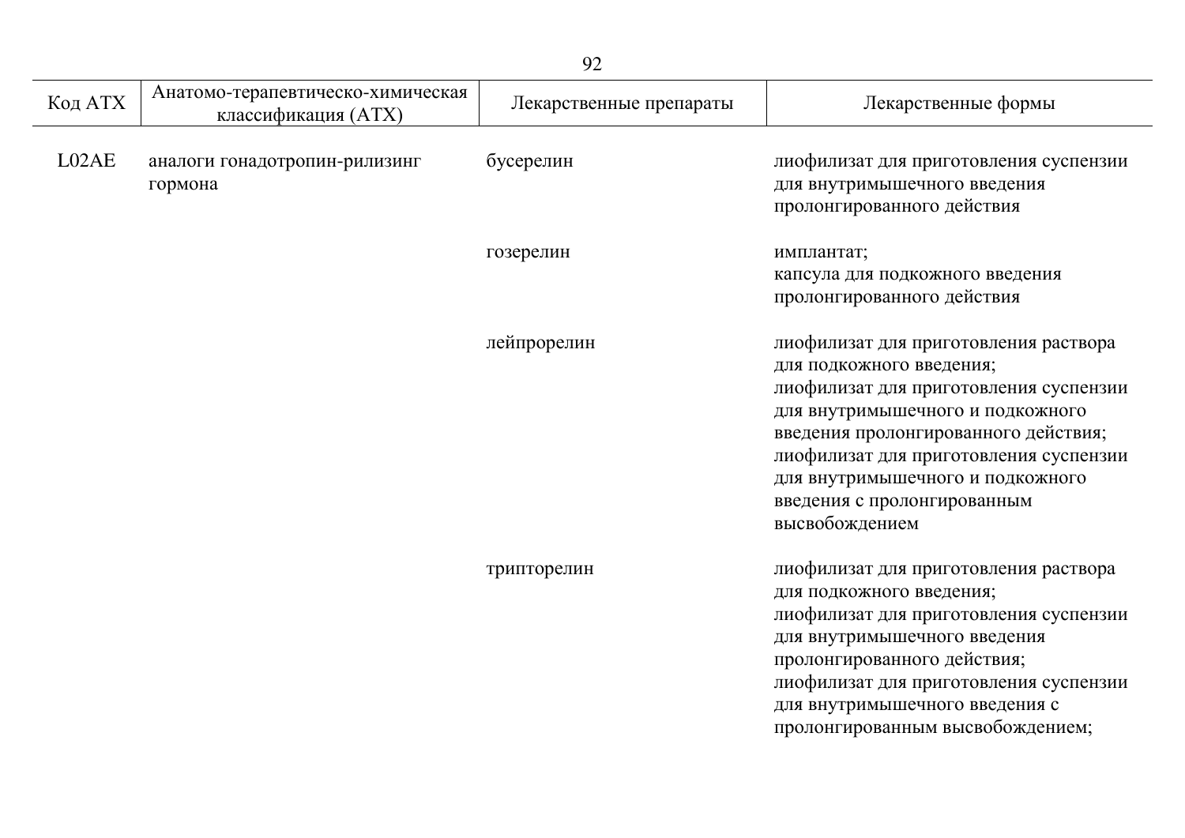| Код АТХ | Анатомо-терапевтическо-химическая классификация (АТХ) | Лекарственные препараты | Лекарственные формы |
|---|---|---|---|
| L02AE | аналоги гонадотропин-рилизинг гормона | бусерелин | лиофилизат для приготовления суспензии для внутримышечного введения пролонгированного действия |
| | | гозерелин | имплантат;<br>капсула для подкожного введения пролонгированного действия |
| | | лейпрорелин | лиофилизат для приготовления раствора для подкожного введения;<br>лиофилизат для приготовления суспензии для внутримышечного и подкожного введения пролонгированного действия;<br>лиофилизат для приготовления суспензии для внутримышечного и подкожного введения с пролонгированным высвобождением |
| | | трипторелин | лиофилизат для приготовления раствора для подкожного введения;<br>лиофилизат для приготовления суспензии для внутримышечного введения пролонгированного действия;<br>лиофилизат для приготовления суспензии для внутримышечного введения с пролонгированным высвобождением; |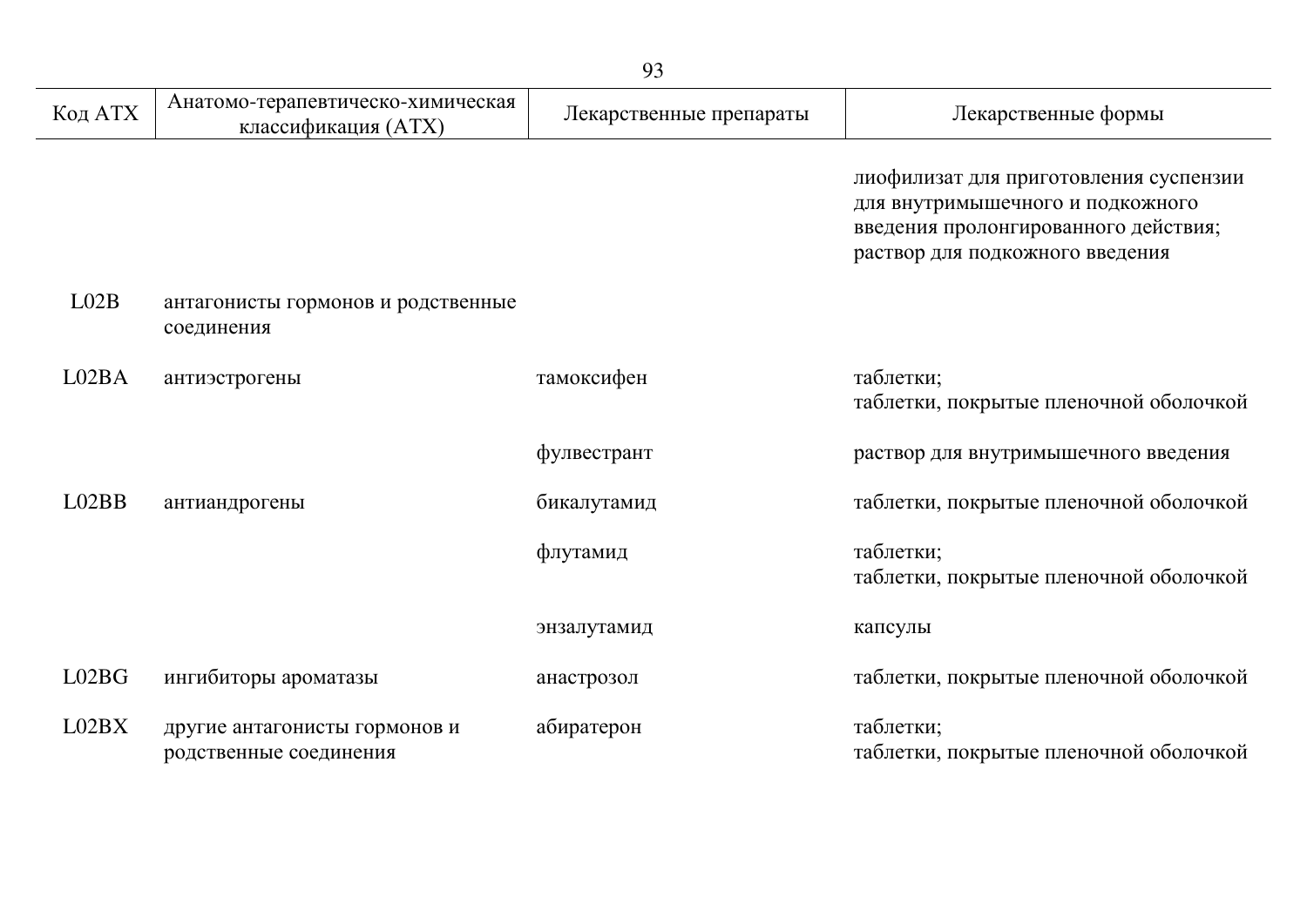| Код АТХ | Анатомо-терапевтическо-химическая классификация (АТХ) | Лекарственные препараты | Лекарственные формы |
|---|---|---|---|
| | | | лиофилизат для приготовления суспензии для внутримышечного и подкожного введения пролонгированного действия; раствор для подкожного введения |
| L02B | антагонисты гормонов и родственные соединения | | |
| L02BA | антиэстрогены | тамоксифен | таблетки; таблетки, покрытые пленочной оболочкой |
| | | фулвестрант | раствор для внутримышечного введения |
| L02BB | антиандрогены | бикалутамид | таблетки, покрытые пленочной оболочкой |
| | | флутамид | таблетки; таблетки, покрытые пленочной оболочкой |
| | | энзалутамид | капсулы |
| L02BG | ингибиторы ароматазы | анастрозол | таблетки, покрытые пленочной оболочкой |
| L02BX | другие антагонисты гормонов и родственные соединения | абиратерон | таблетки; таблетки, покрытые пленочной оболочкой |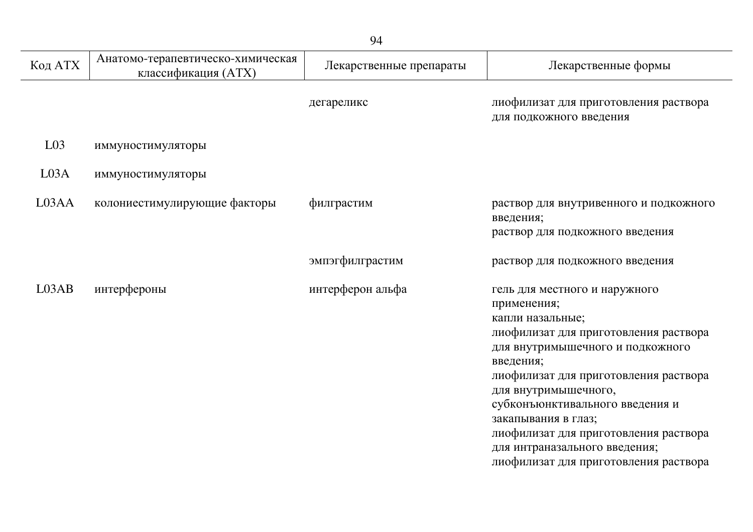| Код АТХ | Анатомо-терапевтическо-химическая классификация (АТХ) | Лекарственные препараты | Лекарственные формы |
|---|---|---|---|
| | | дегареликс | лиофилизат для приготовления раствора для подкожного введения |
| L03 | иммуностимуляторы | | |
| L03A | иммуностимуляторы | | |
| L03AA | колониестимулирующие факторы | филграстим | раствор для внутривенного и подкожного введения;<br>раствор для подкожного введения |
| | | эмпэгфилграстим | раствор для подкожного введения |
| L03AB | интерфероны | интерферон альфа | гель для местного и наружного применения;<br>капли назальные;<br>лиофилизат для приготовления раствора для внутримышечного и подкожного введения;<br>лиофилизат для приготовления раствора для внутримышечного, субконъюнктивального введения и закапывания в глаз;<br>лиофилизат для приготовления раствора для интраназального введения;<br>лиофилизат для приготовления раствора |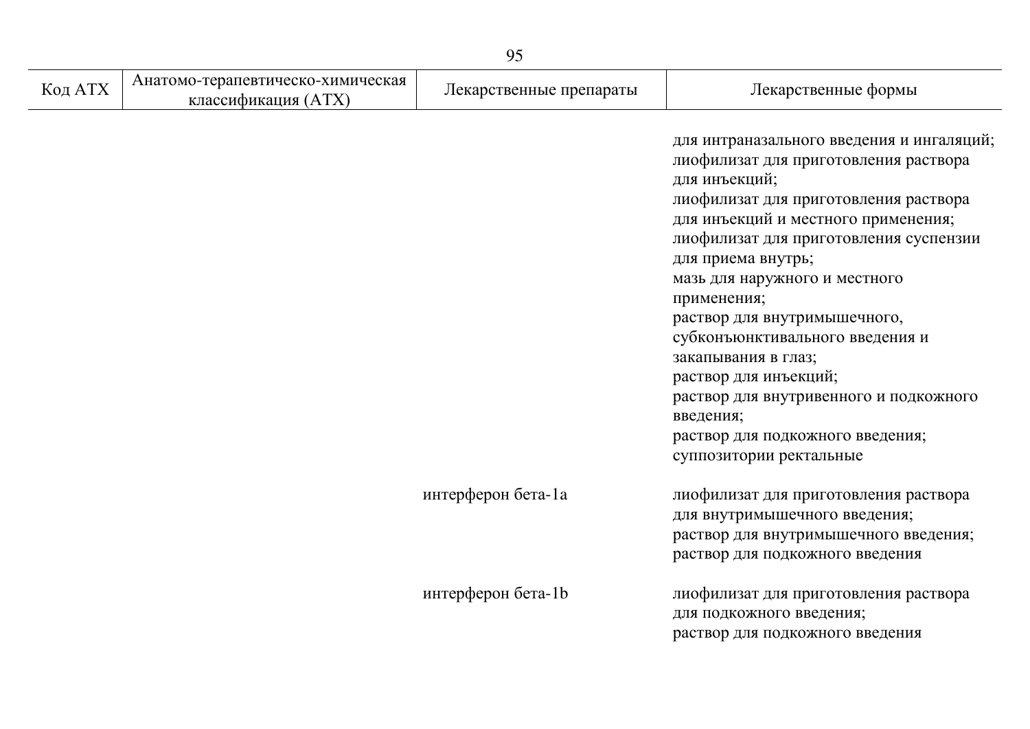| Код АТХ | Анатомо-терапевтическо-химическая классификация (АТХ) | Лекарственные препараты | Лекарственные формы |
|---|---|---|---|
| | | | для интраназального введения и ингаляций; лиофилизат для приготовления раствора для инъекций; лиофилизат для приготовления раствора для инъекций и местного применения; лиофилизат для приготовления суспензии для приема внутрь; мазь для наружного и местного применения; раствор для внутримышечного, субконъюнктивального введения и закапывания в глаз; раствор для инъекций; раствор для внутривенного и подкожного введения; раствор для подкожного введения; суппозитории ректальные |
| | | интерферон бета-1a | лиофилизат для приготовления раствора для внутримышечного введения; раствор для внутримышечного введения; раствор для подкожного введения |
| | | интерферон бета-1b | лиофилизат для приготовления раствора для подкожного введения; раствор для подкожного введения |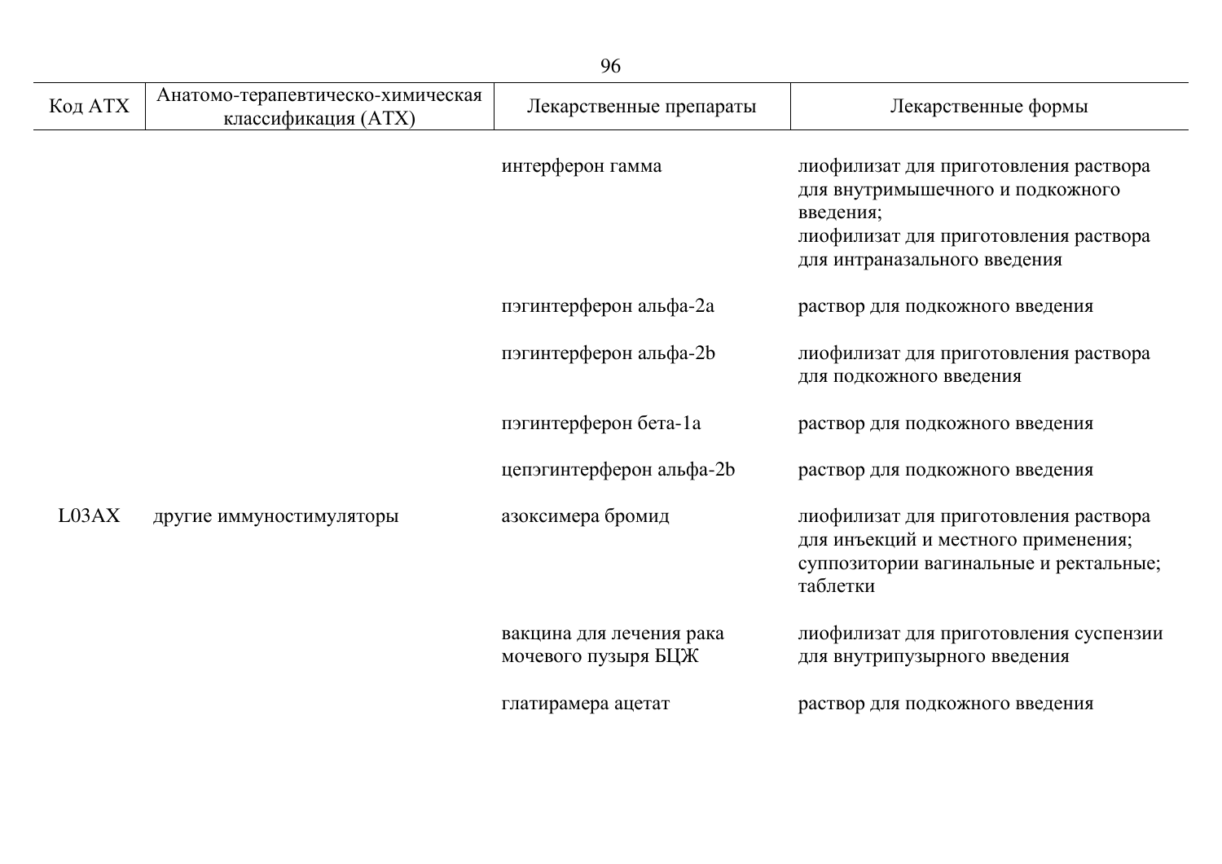| Код АТХ | Анатомо-терапевтическо-химическая классификация (АТХ) | Лекарственные препараты | Лекарственные формы |
|---|---|---|---|
| | | интерферон гамма | лиофилизат для приготовления раствора для внутримышечного и подкожного введения;<br>лиофилизат для приготовления раствора для интраназального введения |
| | | пэгинтерферон альфа-2a | раствор для подкожного введения |
| | | пэгинтерферон альфа-2b | лиофилизат для приготовления раствора для подкожного введения |
| | | пэгинтерферон бета-1a | раствор для подкожного введения |
| | | цепэгинтерферон альфа-2b | раствор для подкожного введения |
| L03AX | другие иммуностимуляторы | азоксимера бромид | лиофилизат для приготовления раствора для инъекций и местного применения;<br>суппозитории вагинальные и ректальные;<br>таблетки |
| | | вакцина для лечения рака мочевого пузыря БЦЖ | лиофилизат для приготовления суспензии для внутрипузырного введения |
| | | глатирамера ацетат | раствор для подкожного введения |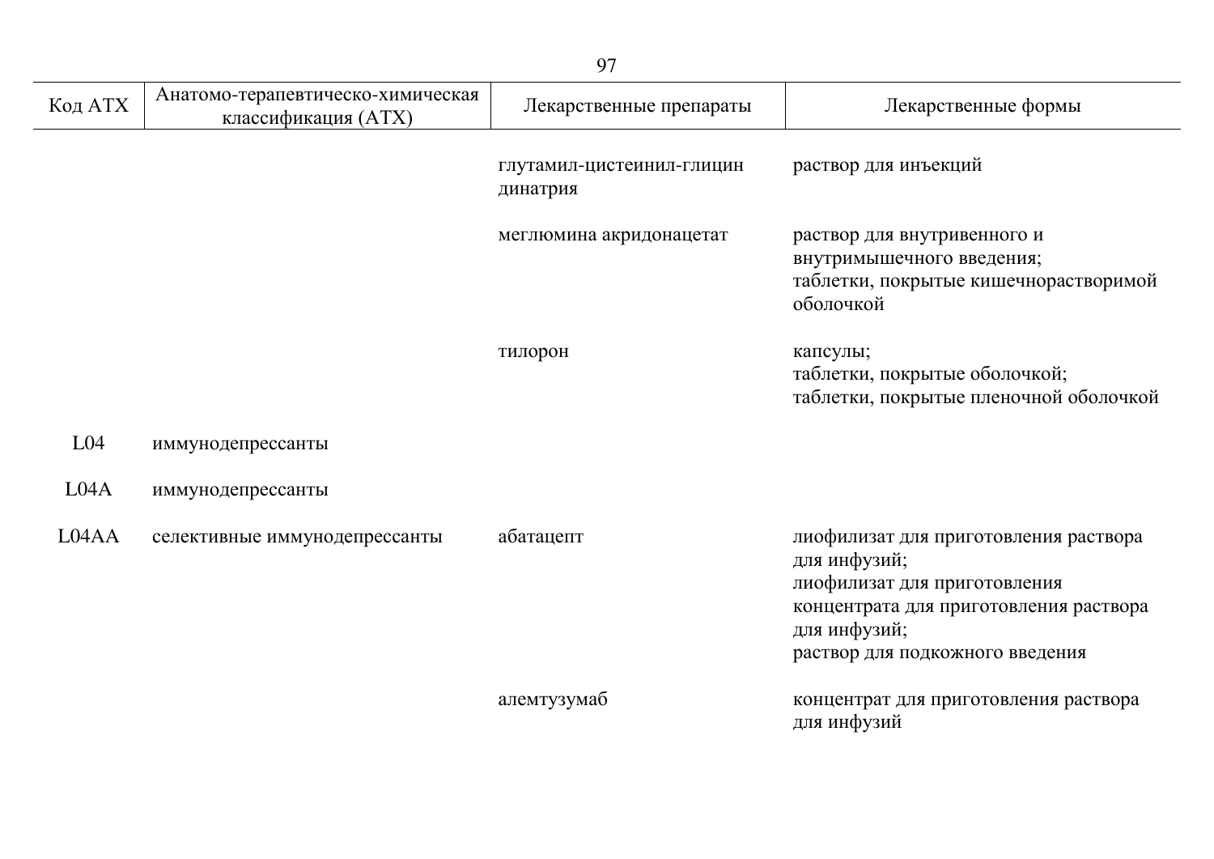| Код АТХ | Анатомо-терапевтическо-химическая классификация (АТХ) | Лекарственные препараты | Лекарственные формы |
|---|---|---|---|
| | | глутамил-цистеинил-глицин динатрия | раствор для инъекций |
| | | меглюмина акридонацетат | раствор для внутривенного и внутримышечного введения;<br>таблетки, покрытые кишечнорастворимой оболочкой |
| | | тилорон | капсулы;<br>таблетки, покрытые оболочкой;<br>таблетки, покрытые пленочной оболочкой |
| L04 | иммунодепрессанты | | |
| L04A | иммунодепрессанты | | |
| L04AA | селективные иммунодепрессанты | абатацепт | лиофилизат для приготовления раствора для инфузий;<br>лиофилизат для приготовления концентрата для приготовления раствора для инфузий;<br>раствор для подкожного введения |
| | | алемтузумаб | концентрат для приготовления раствора для инфузий |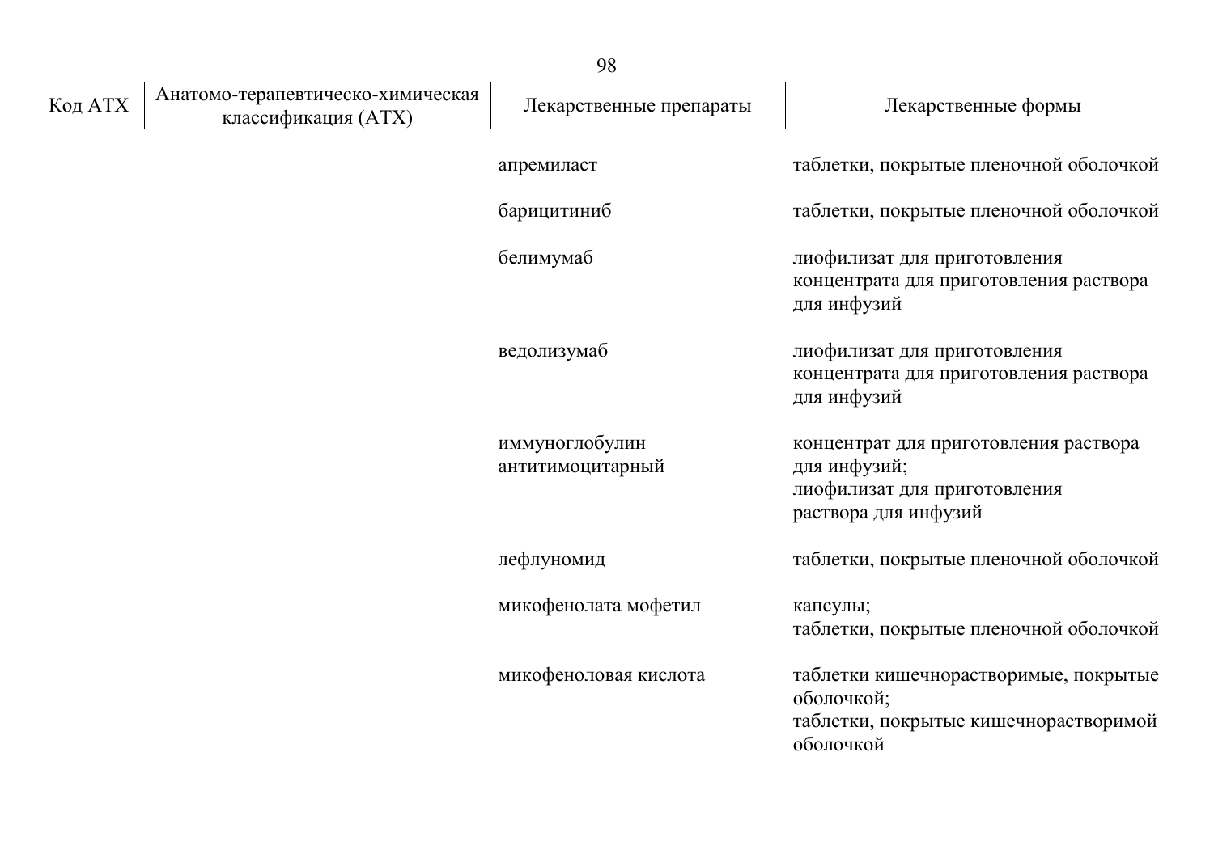| Код АТХ | Анатомо-терапевтическо-химическая классификация (АТХ) | Лекарственные препараты | Лекарственные формы |
|---|---|---|---|
| | | апремиласт | таблетки, покрытые пленочной оболочкой |
| | | барицитиниб | таблетки, покрытые пленочной оболочкой |
| | | белимумаб | лиофилизат для приготовления концентрата для приготовления раствора для инфузий |
| | | ведолизумаб | лиофилизат для приготовления концентрата для приготовления раствора для инфузий |
| | | иммуноглобулин антитимоцитарный | концентрат для приготовления раствора для инфузий; лиофилизат для приготовления раствора для инфузий |
| | | лефлуномид | таблетки, покрытые пленочной оболочкой |
| | | микофенолата мофетил | капсулы; таблетки, покрытые пленочной оболочкой |
| | | микофеноловая кислота | таблетки кишечнорастворимые, покрытые оболочкой; таблетки, покрытые кишечнорастворимой оболочкой |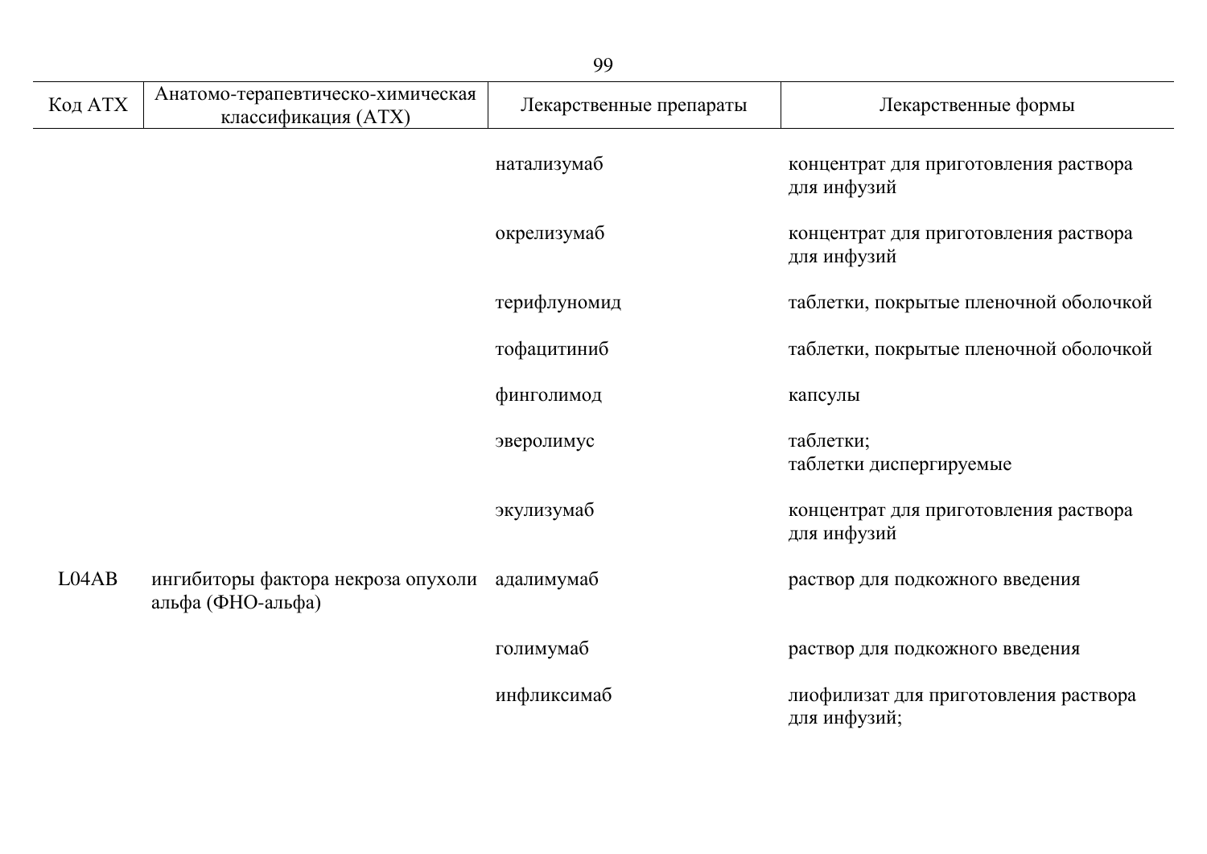| Код АТХ | Анатомо-терапевтическо-химическая классификация (АТХ) | Лекарственные препараты | Лекарственные формы |
|---|---|---|---|
| | | натализумаб | концентрат для приготовления раствора для инфузий |
| | | окрелизумаб | концентрат для приготовления раствора для инфузий |
| | | терифлуномид | таблетки, покрытые пленочной оболочкой |
| | | тофацитиниб | таблетки, покрытые пленочной оболочкой |
| | | финголимод | капсулы |
| | | эверолимус | таблетки;<br>таблетки диспергируемые |
| | | экулизумаб | концентрат для приготовления раствора для инфузий |
| L04AB | ингибиторы фактора некроза опухоли альфа (ФНО-альфа) | адалимумаб | раствор для подкожного введения |
| | | голимумаб | раствор для подкожного введения |
| | | инфликсимаб | лиофилизат для приготовления раствора для инфузий; |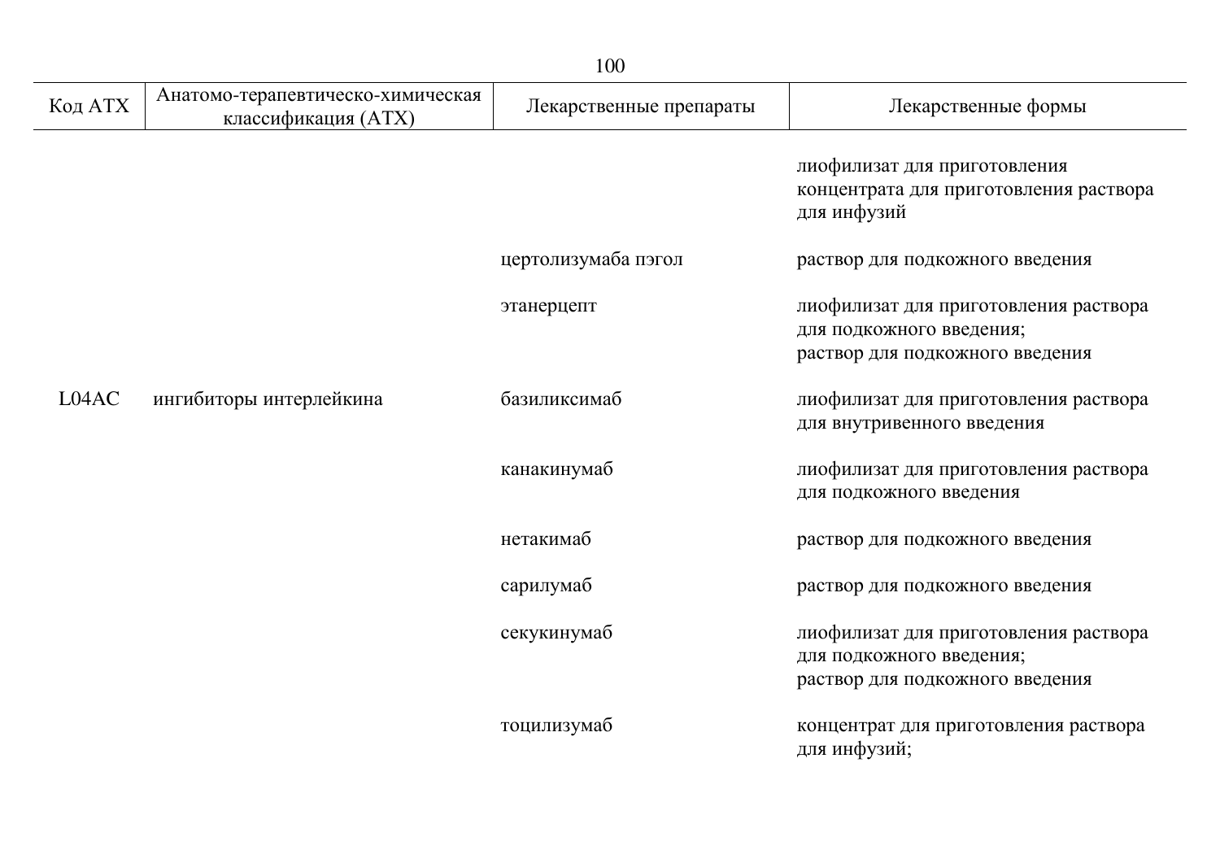| Код АТХ | Анатомо-терапевтическо-химическая классификация (АТХ) | Лекарственные препараты | Лекарственные формы |
|---|---|---|---|
| | | | лиофилизат для приготовления концентрата для приготовления раствора для инфузий |
| | | цертолизумаба пэгол | раствор для подкожного введения |
| | | этанерцепт | лиофилизат для приготовления раствора для подкожного введения; раствор для подкожного введения |
| L04AC | ингибиторы интерлейкина | базиликсимаб | лиофилизат для приготовления раствора для внутривенного введения |
| | | канакинумаб | лиофилизат для приготовления раствора для подкожного введения |
| | | нетакимаб | раствор для подкожного введения |
| | | сарилумаб | раствор для подкожного введения |
| | | секукинумаб | лиофилизат для приготовления раствора для подкожного введения; раствор для подкожного введения |
| | | тоцилизумаб | концентрат для приготовления раствора для инфузий; |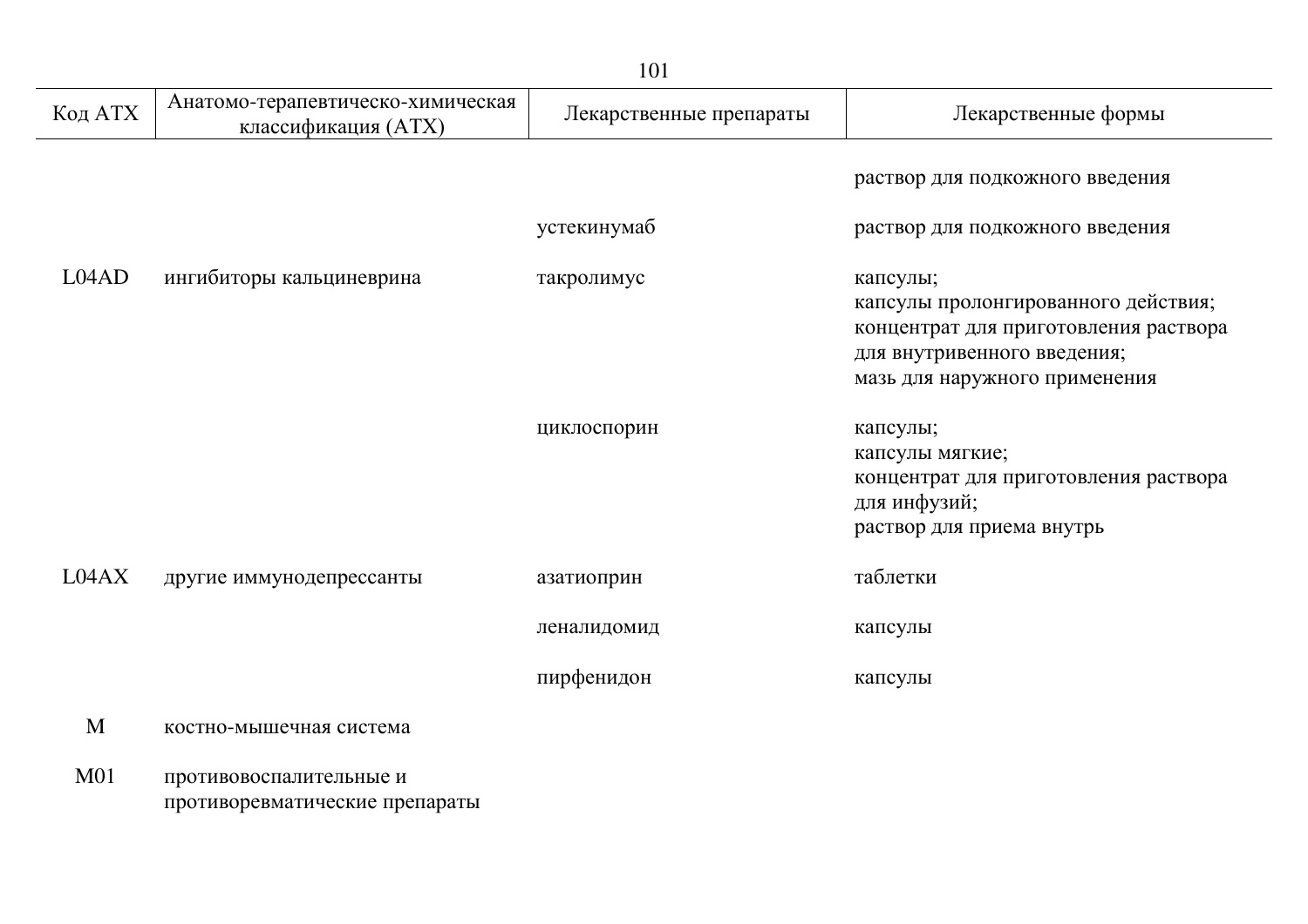| Код АТХ | Анатомо-терапевтическо-химическая классификация (АТХ) | Лекарственные препараты | Лекарственные формы |
|---|---|---|---|
| | | | раствор для подкожного введения |
| | | устекинумаб | раствор для подкожного введения |
| L04AD | ингибиторы кальциневрина | такролимус | капсулы;<br>капсулы пролонгированного действия;<br>концентрат для приготовления раствора для внутривенного введения;<br>мазь для наружного применения |
| | | циклоспорин | капсулы;<br>капсулы мягкие;<br>концентрат для приготовления раствора для инфузий;<br>раствор для приема внутрь |
| L04AX | другие иммунодепрессанты | азатиоприн | таблетки |
| | | леналидомид | капсулы |
| | | пирфенидон | капсулы |
| M | костно-мышечная система | | |
| M01 | противовоспалительные и противоревматические препараты | | |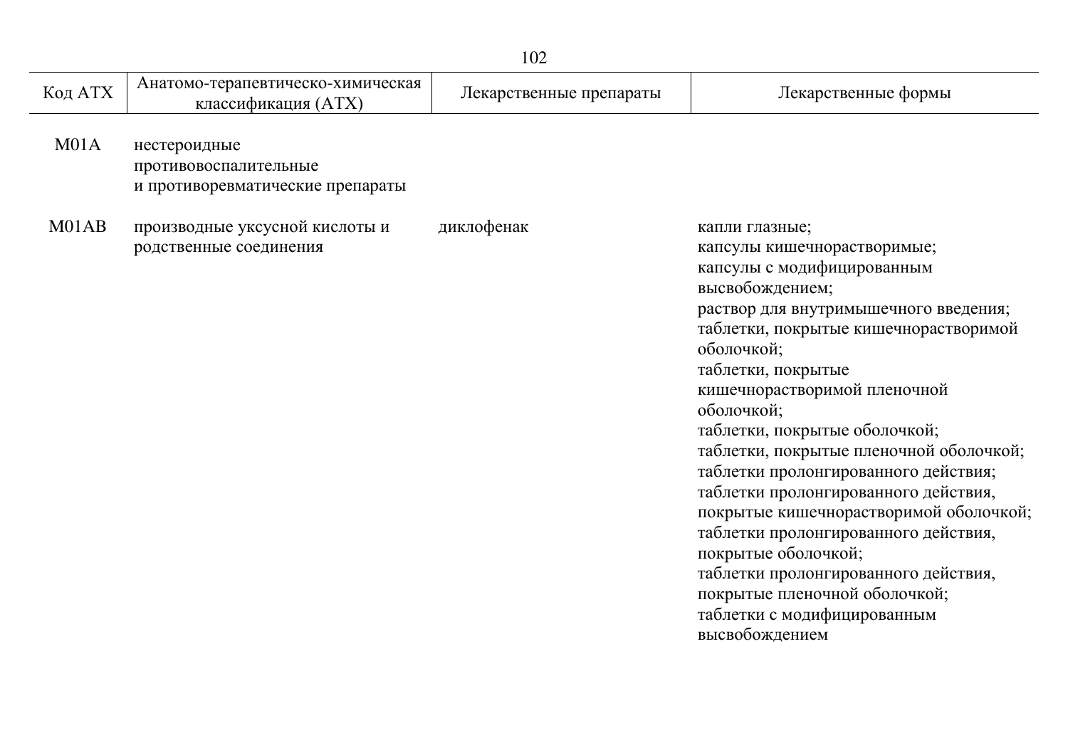| Код АТХ | Анатомо-терапевтическо-химическая классификация (АТХ) | Лекарственные препараты | Лекарственные формы |
|---|---|---|---|
| M01A | нестероидные противовоспалительные и противоревматические препараты | | |
| M01AB | производные уксусной кислоты и родственные соединения | диклофенак | капли глазные;<br>капсулы кишечнорастворимые;<br>капсулы с модифицированным высвобождением;<br>раствор для внутримышечного введения;<br>таблетки, покрытые кишечнорастворимой оболочкой;<br>таблетки, покрытые кишечнорастворимой пленочной оболочкой;<br>таблетки, покрытые оболочкой;<br>таблетки, покрытые пленочной оболочкой;<br>таблетки пролонгированного действия;<br>таблетки пролонгированного действия, покрытые кишечнорастворимой оболочкой;<br>таблетки пролонгированного действия, покрытые оболочкой;<br>таблетки пролонгированного действия, покрытые пленочной оболочкой;<br>таблетки с модифицированным высвобождением |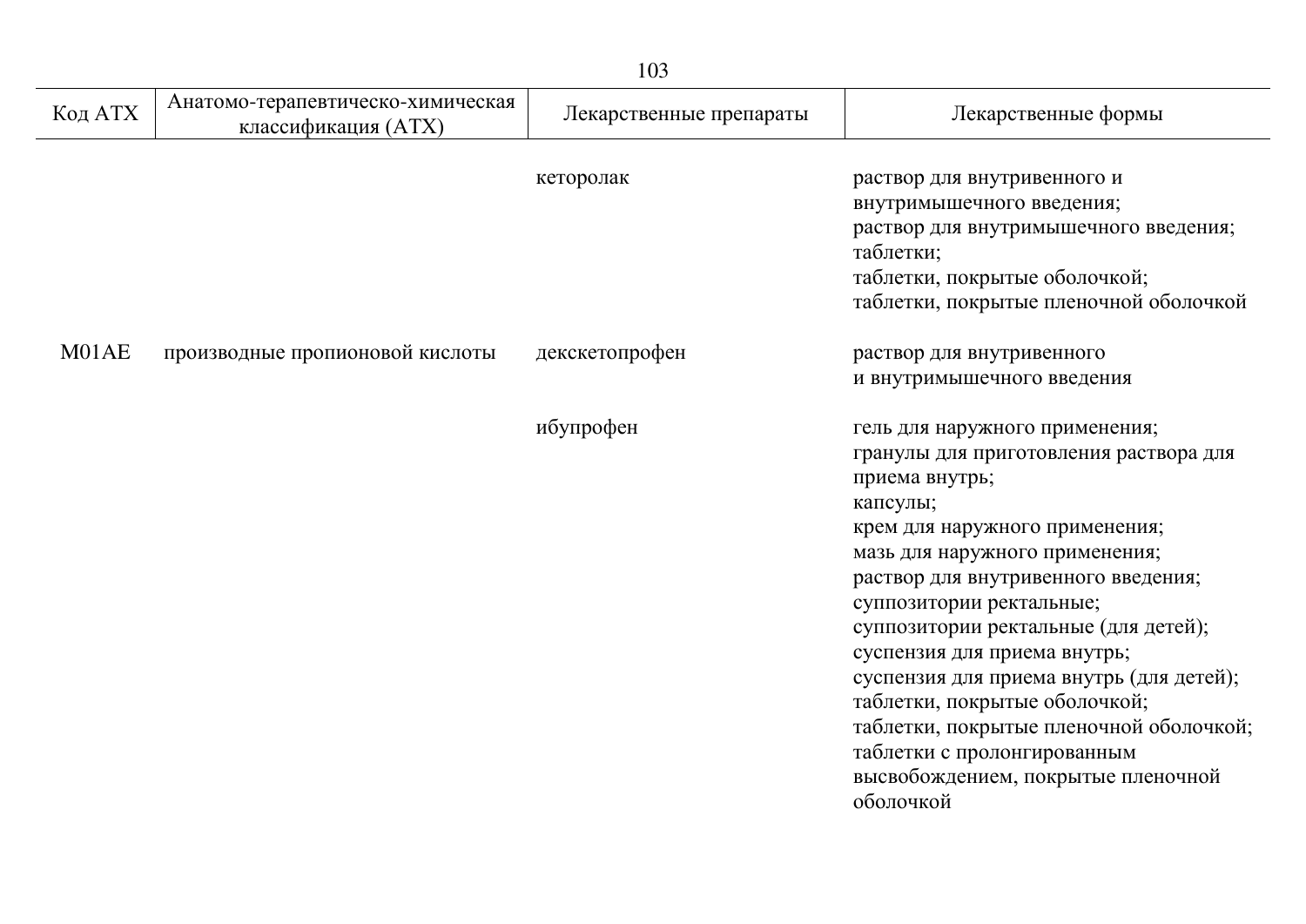| Код АТХ | Анатомо-терапевтическо-химическая классификация (АТХ) | Лекарственные препараты | Лекарственные формы |
|---|---|---|---|
| | | кеторолак | раствор для внутривенного и внутримышечного введения; раствор для внутримышечного введения; таблетки; таблетки, покрытые оболочкой; таблетки, покрытые пленочной оболочкой |
| M01AE | производные пропионовой кислоты | декскетопрофен | раствор для внутривенного и внутримышечного введения |
| | | ибупрофен | гель для наружного применения; гранулы для приготовления раствора для приема внутрь; капсулы; крем для наружного применения; мазь для наружного применения; раствор для внутривенного введения; суппозитории ректальные; суппозитории ректальные (для детей); суспензия для приема внутрь; суспензия для приема внутрь (для детей); таблетки, покрытые оболочкой; таблетки, покрытые пленочной оболочкой; таблетки с пролонгированным высвобождением, покрытые пленочной оболочкой |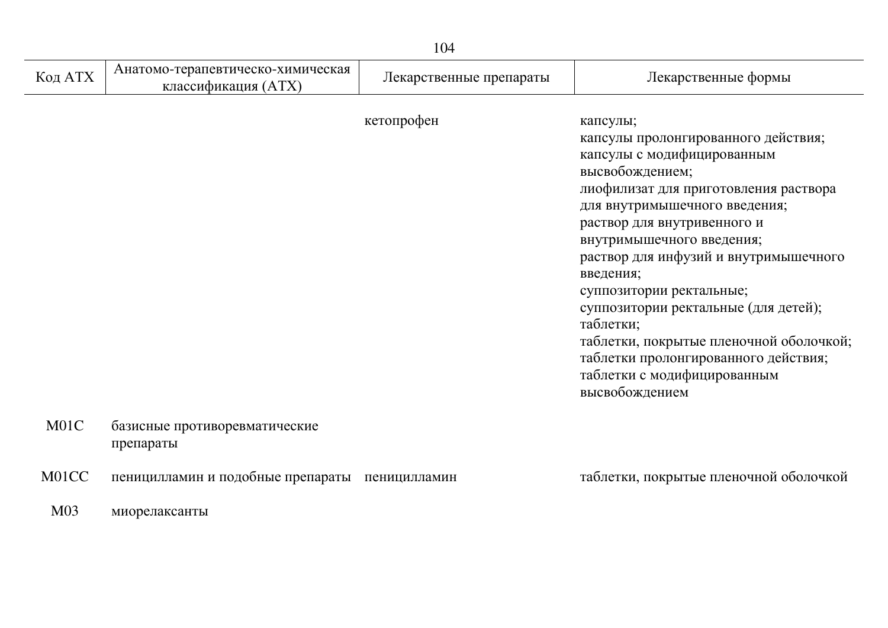| Код АТХ | Анатомо-терапевтическо-химическая классификация (АТХ) | Лекарственные препараты | Лекарственные формы |
|---|---|---|---|
| | | кетопрофен | капсулы;<br>капсулы пролонгированного действия;<br>капсулы с модифицированным высвобождением;<br>лиофилизат для приготовления раствора для внутримышечного введения;<br>раствор для внутривенного и внутримышечного введения;<br>раствор для инфузий и внутримышечного введения;<br>суппозитории ректальные;<br>суппозитории ректальные (для детей);<br>таблетки;<br>таблетки, покрытые пленочной оболочкой;<br>таблетки пролонгированного действия;<br>таблетки с модифицированным высвобождением |
| M01C | базисные противоревматические препараты | | |
| M01CC | пеницилламин и подобные препараты | пеницилламин | таблетки, покрытые пленочной оболочкой |
| M03 | миорелаксанты | | |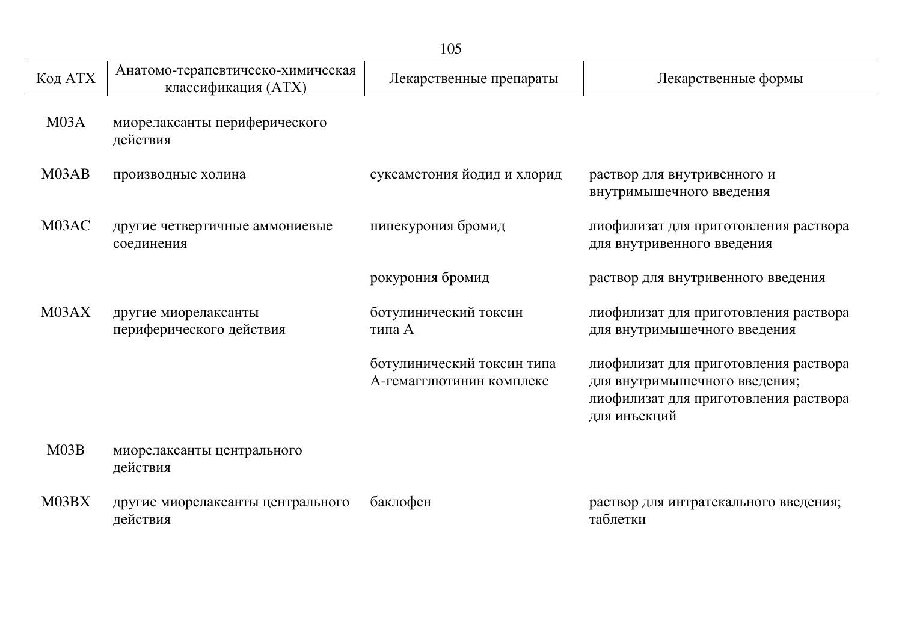| Код АТХ | Анатомо-терапевтическо-химическая классификация (АТХ) | Лекарственные препараты | Лекарственные формы |
|---|---|---|---|
| M03A | миорелаксанты периферического действия | | |
| M03AB | производные холина | суксаметония йодид и хлорид | раствор для внутривенного и внутримышечного введения |
| M03AC | другие четвертичные аммониевые соединения | пипекурония бромид | лиофилизат для приготовления раствора для внутривенного введения |
| | | рокурония бромид | раствор для внутривенного введения |
| M03AX | другие миорелаксанты периферического действия | ботулинический токсин типа А | лиофилизат для приготовления раствора для внутримышечного введения |
| | | ботулинический токсин типа А-гемагглютинин комплекс | лиофилизат для приготовления раствора для внутримышечного введения; лиофилизат для приготовления раствора для инъекций |
| M03B | миорелаксанты центрального действия | | |
| M03BX | другие миорелаксанты центрального действия | баклофен | раствор для интратекального введения; таблетки |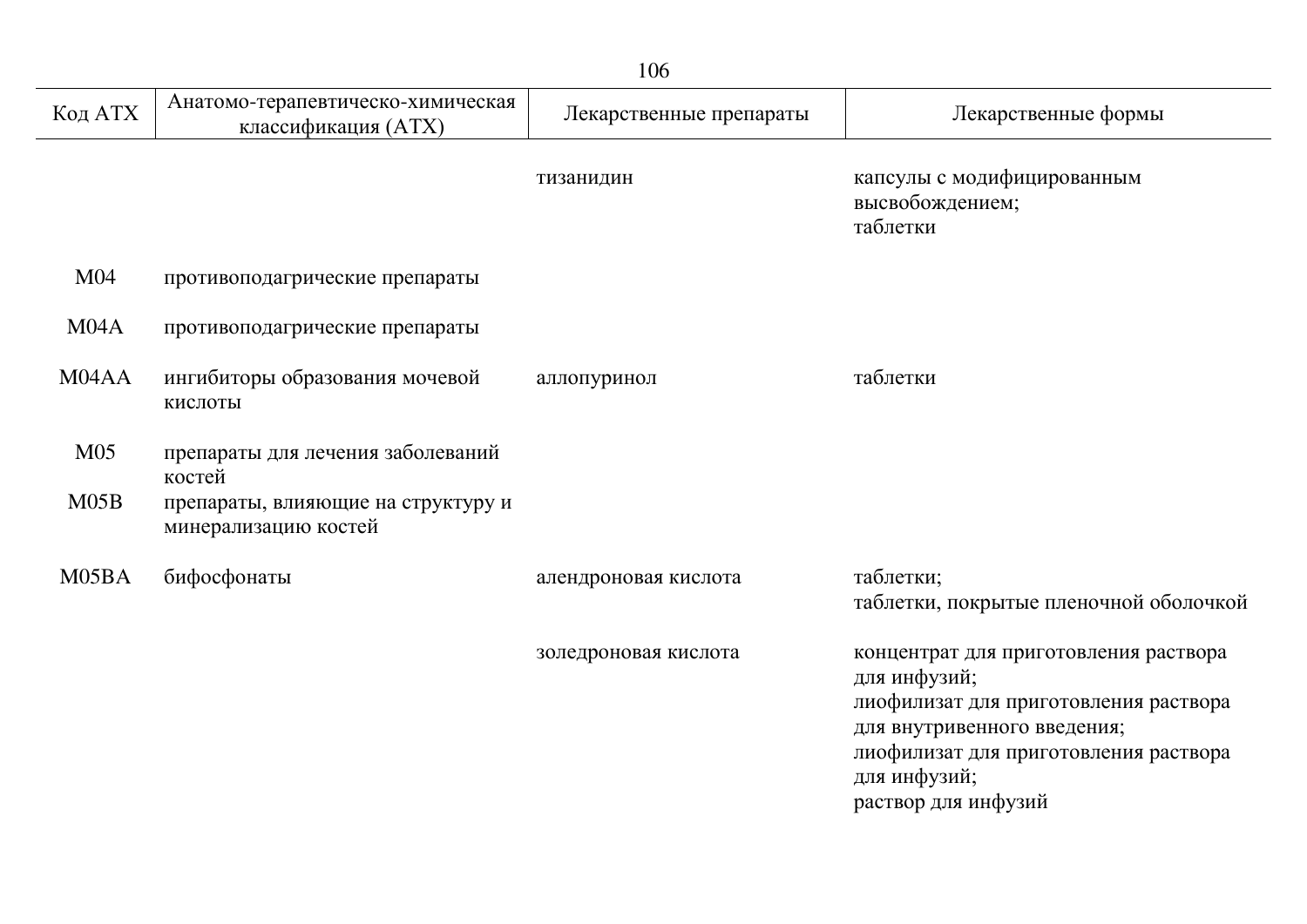| Код АТХ | Анатомо-терапевтическо-химическая классификация (АТХ) | Лекарственные препараты | Лекарственные формы |
|---|---|---|---|
| | | тизанидин | капсулы с модифицированным высвобождением; таблетки |
| M04 | противоподагрические препараты | | |
| M04A | противоподагрические препараты | | |
| M04AA | ингибиторы образования мочевой кислоты | аллопуринол | таблетки |
| M05 | препараты для лечения заболеваний костей | | |
| M05B | препараты, влияющие на структуру и минерализацию костей | | |
| M05BA | бифосфонаты | алендроновая кислота | таблетки; таблетки, покрытые пленочной оболочкой |
| | | золедроновая кислота | концентрат для приготовления раствора для инфузий; лиофилизат для приготовления раствора для внутривенного введения; лиофилизат для приготовления раствора для инфузий; раствор для инфузий |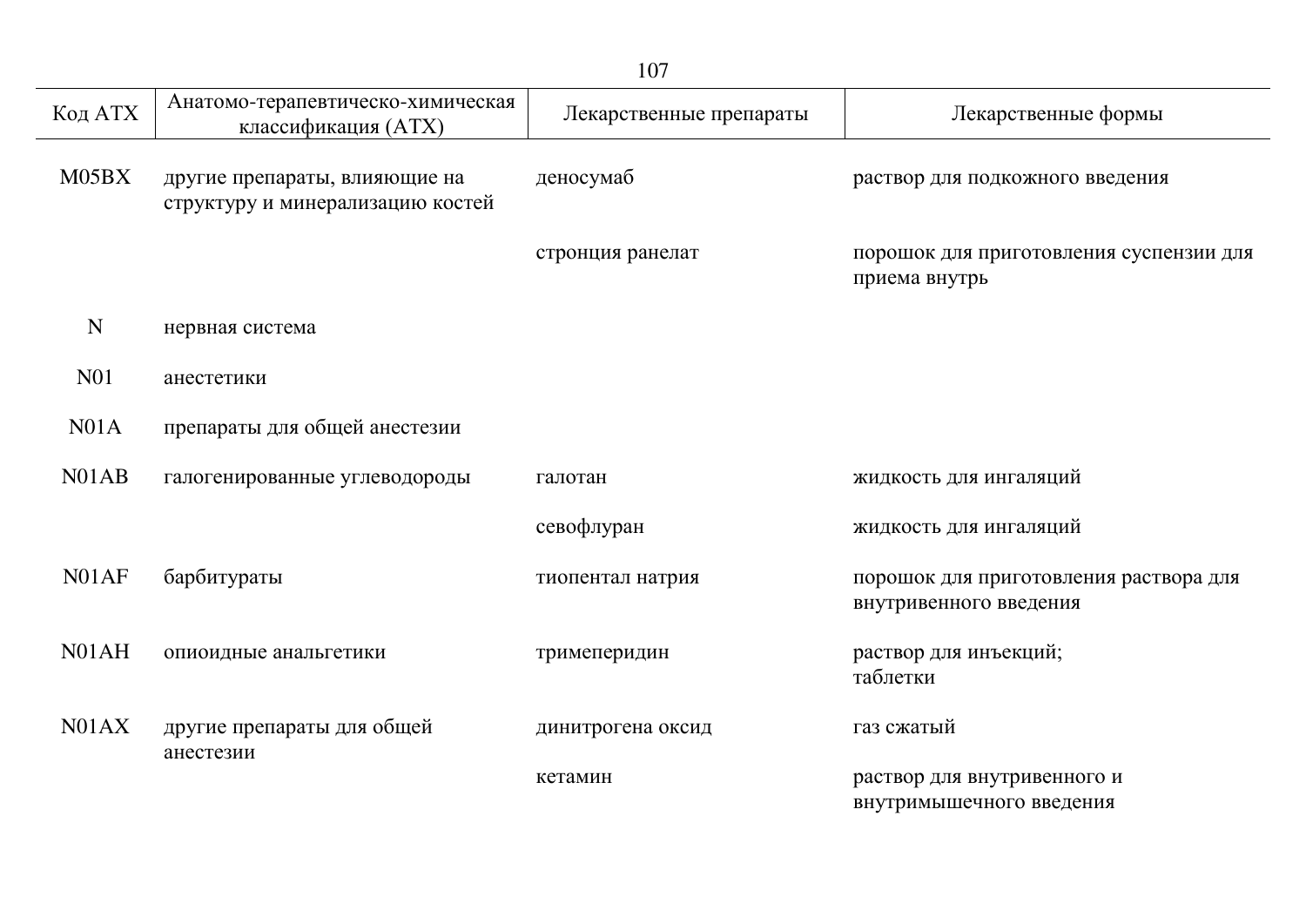| Код АТХ | Анатомо-терапевтическо-химическая классификация (АТХ) | Лекарственные препараты | Лекарственные формы |
|---|---|---|---|
| M05BX | другие препараты, влияющие на структуру и минерализацию костей | деносумаб | раствор для подкожного введения |
| | | стронция ранелат | порошок для приготовления суспензии для приема внутрь |
| N | нервная система | | |
| N01 | анестетики | | |
| N01A | препараты для общей анестезии | | |
| N01AB | галогенированные углеводороды | галотан | жидкость для ингаляций |
| | | севофлуран | жидкость для ингаляций |
| N01AF | барбитураты | тиопентал натрия | порошок для приготовления раствора для внутривенного введения |
| N01AH | опиоидные анальгетики | тримеперидин | раствор для инъекций;<br>таблетки |
| N01AX | другие препараты для общей анестезии | динитрогена оксид | газ сжатый |
| | | кетамин | раствор для внутривенного и внутримышечного введения |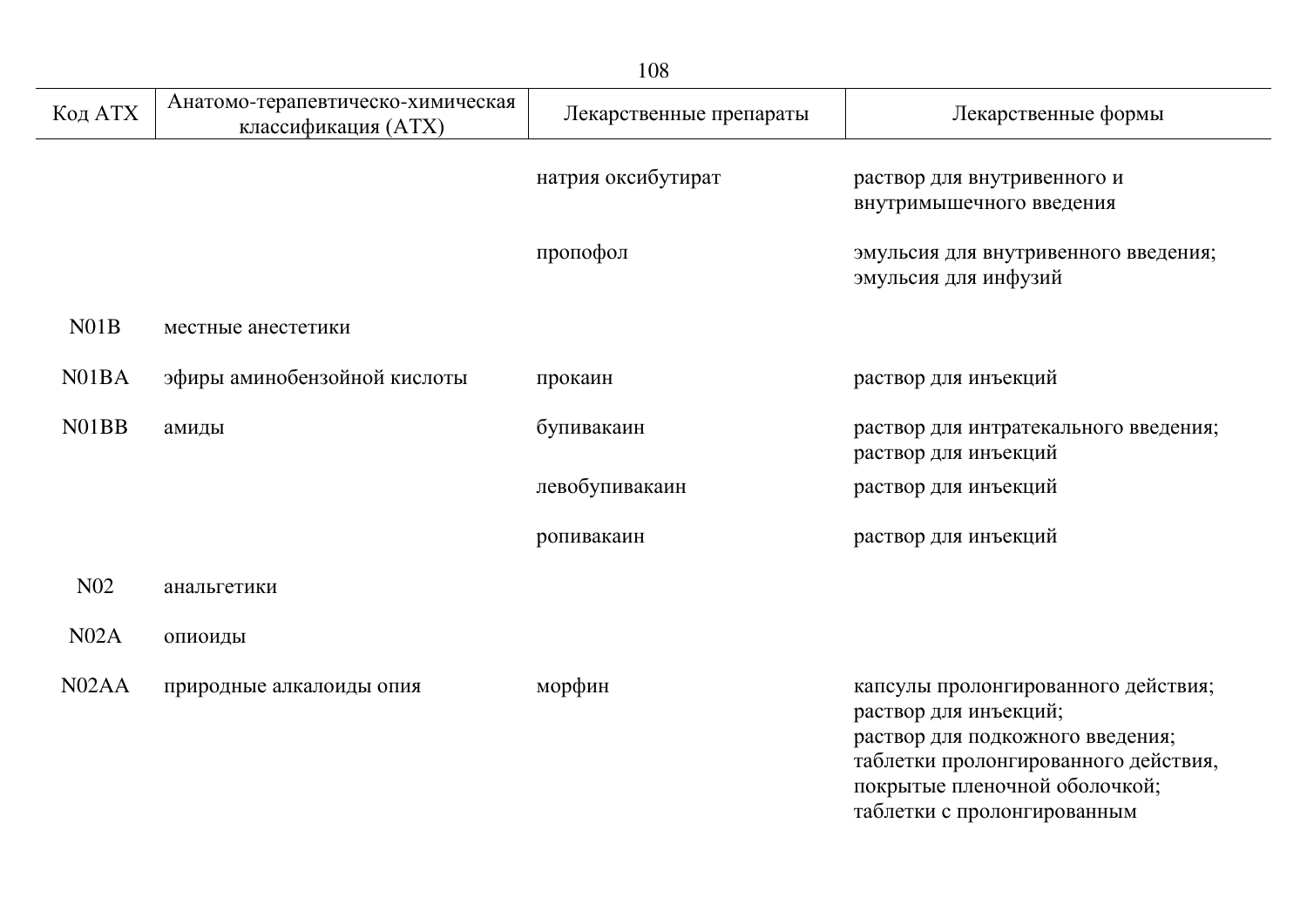| Код АТХ | Анатомо-терапевтическо-химическая классификация (АТХ) | Лекарственные препараты | Лекарственные формы |
|---|---|---|---|
| | | натрия оксибутират | раствор для внутривенного и внутримышечного введения |
| | | пропофол | эмульсия для внутривенного введения; эмульсия для инфузий |
| N01B | местные анестетики | | |
| N01BA | эфиры аминобензойной кислоты | прокаин | раствор для инъекций |
| N01BB | амиды | бупивакаин | раствор для интратекального введения; раствор для инъекций |
| | | левобупивакаин | раствор для инъекций |
| | | ропивакаин | раствор для инъекций |
| N02 | анальгетики | | |
| N02A | опиоиды | | |
| N02AA | природные алкалоиды опия | морфин | капсулы пролонгированного действия; раствор для инъекций; раствор для подкожного введения; таблетки пролонгированного действия, покрытые пленочной оболочкой; таблетки с пролонгированным |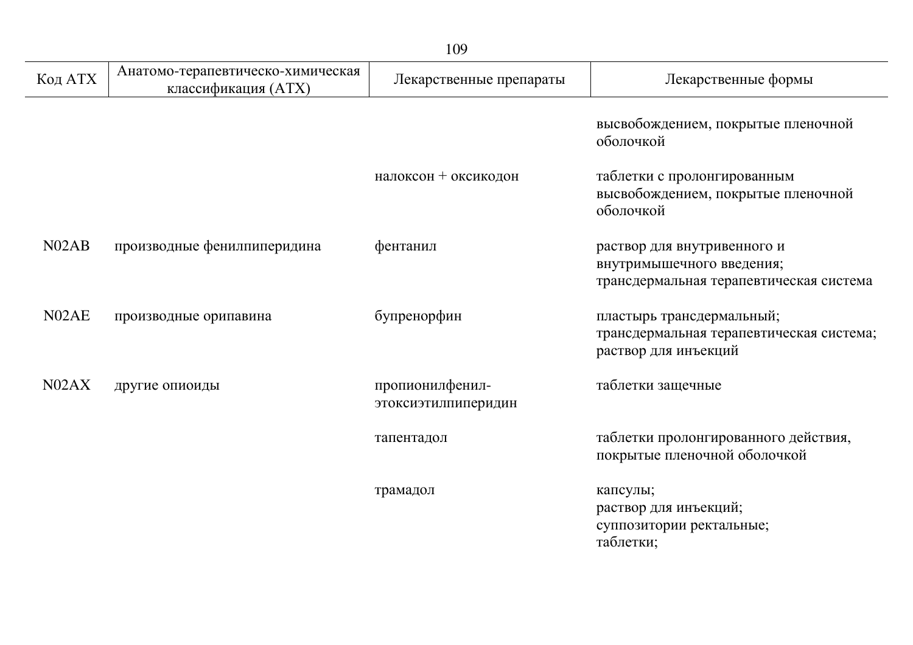| Код АТХ | Анатомо-терапевтическо-химическая классификация (АТХ) | Лекарственные препараты | Лекарственные формы |
|---|---|---|---|
| | | | высвобождением, покрытые пленочной оболочкой |
| | | налоксон + оксикодон | таблетки с пролонгированным высвобождением, покрытые пленочной оболочкой |
| N02AB | производные фенилпиперидина | фентанил | раствор для внутривенного и внутримышечного введения; трансдермальная терапевтическая система |
| N02AE | производные орипавина | бупренорфин | пластырь трансдермальный; трансдермальная терапевтическая система; раствор для инъекций |
| N02AX | другие опиоиды | пропионилфенил-этоксиэтилпиперидин | таблетки защечные |
| | | тапентадол | таблетки пролонгированного действия, покрытые пленочной оболочкой |
| | | трамадол | капсулы; раствор для инъекций; суппозитории ректальные; таблетки; |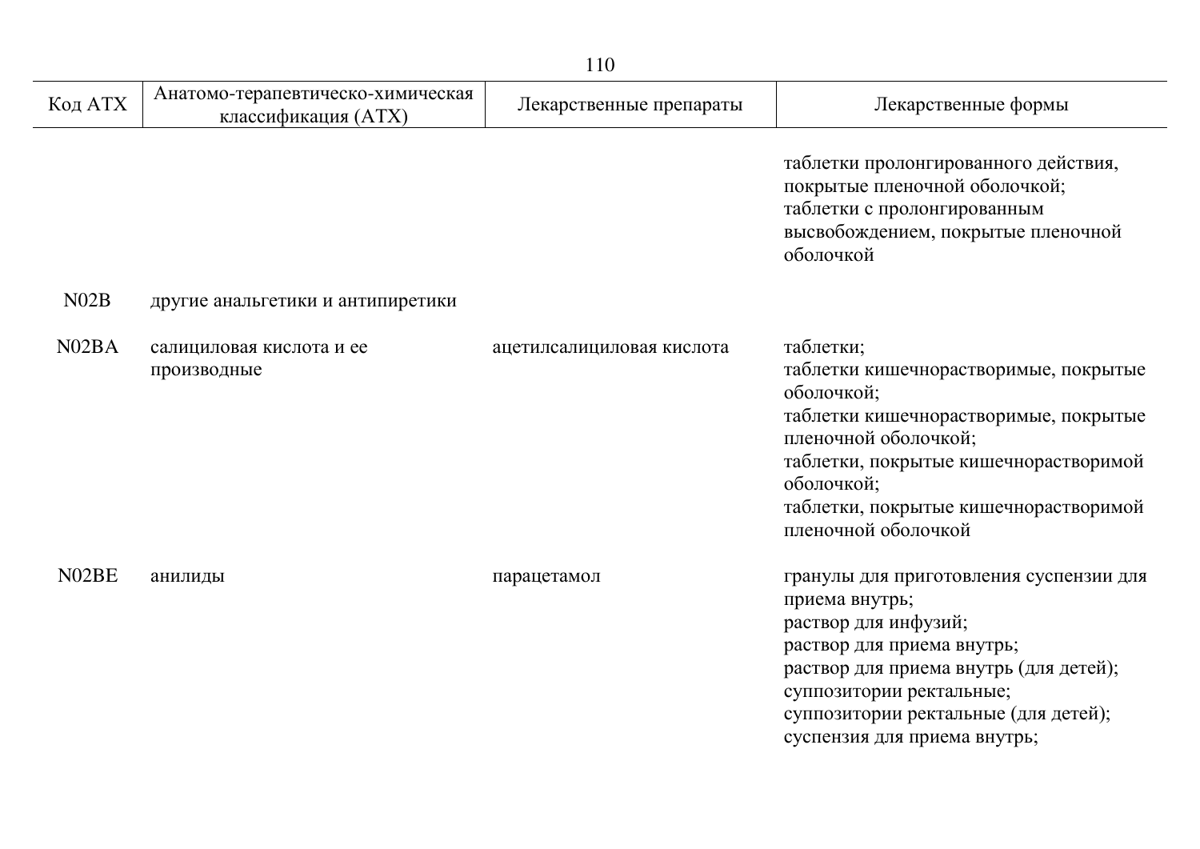| Код АТХ | Анатомо-терапевтическо-химическая классификация (АТХ) | Лекарственные препараты | Лекарственные формы |
|---|---|---|---|
| | | | таблетки пролонгированного действия, покрытые пленочной оболочкой; таблетки с пролонгированным высвобождением, покрытые пленочной оболочкой |
| N02B | другие анальгетики и антипиретики | | |
| N02BA | салициловая кислота и ее производные | ацетилсалициловая кислота | таблетки; таблетки кишечнорастворимые, покрытые оболочкой; таблетки кишечнорастворимые, покрытые пленочной оболочкой; таблетки, покрытые кишечнорастворимой оболочкой; таблетки, покрытые кишечнорастворимой пленочной оболочкой |
| N02BE | анилиды | парацетамол | гранулы для приготовления суспензии для приема внутрь; раствор для инфузий; раствор для приема внутрь; раствор для приема внутрь (для детей); суппозитории ректальные; суппозитории ректальные (для детей); суспензия для приема внутрь; |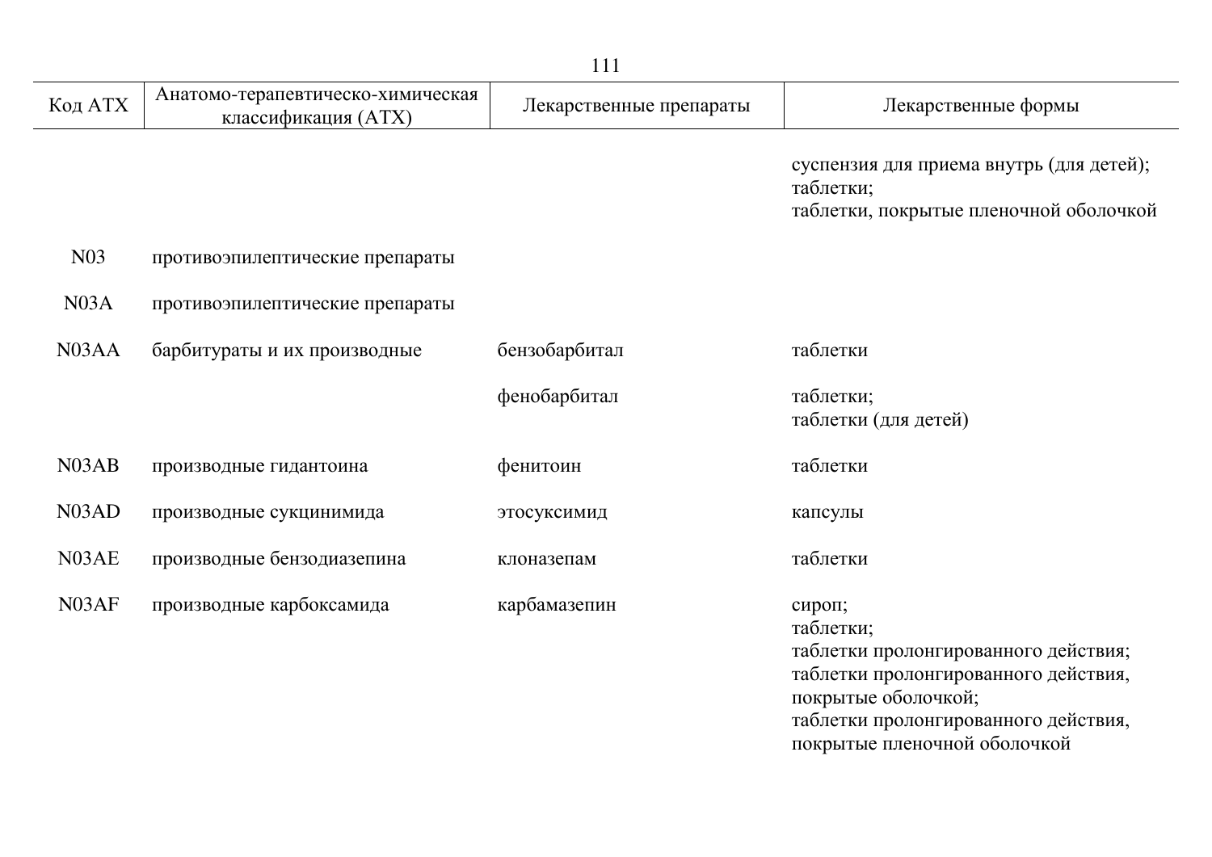| Код АТХ | Анатомо-терапевтическо-химическая классификация (АТХ) | Лекарственные препараты | Лекарственные формы |
|---|---|---|---|
| | | | суспензия для приема внутрь (для детей);<br>таблетки;<br>таблетки, покрытые пленочной оболочкой |
| N03 | противоэпилептические препараты | | |
| N03A | противоэпилептические препараты | | |
| N03AA | барбитураты и их производные | бензобарбитал | таблетки |
| | | фенобарбитал | таблетки;<br>таблетки (для детей) |
| N03AB | производные гидантоина | фенитоин | таблетки |
| N03AD | производные сукцинимида | этосуксимид | капсулы |
| N03AE | производные бензодиазепина | клоназепам | таблетки |
| N03AF | производные карбоксамида | карбамазепин | сироп;<br>таблетки;<br>таблетки пролонгированного действия;<br>таблетки пролонгированного действия, покрытые оболочкой;<br>таблетки пролонгированного действия, покрытые пленочной оболочкой |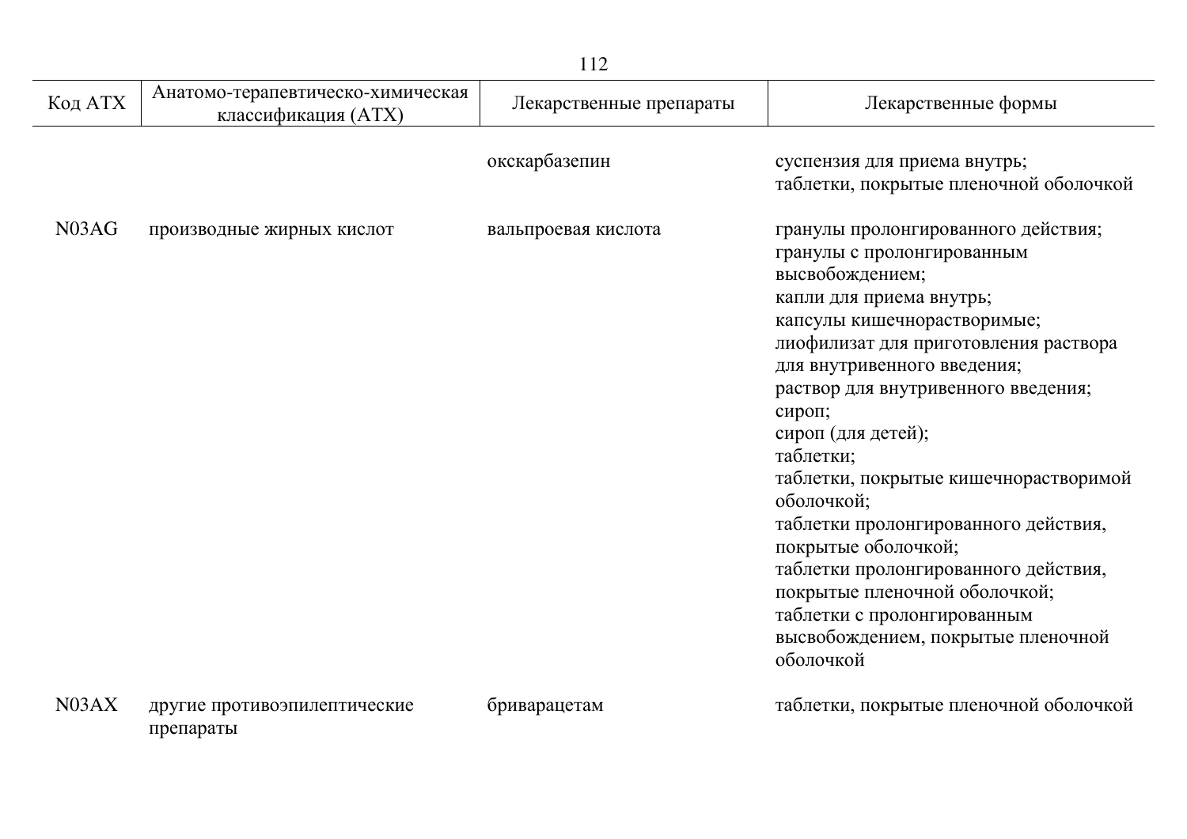| Код АТХ | Анатомо-терапевтическо-химическая классификация (АТХ) | Лекарственные препараты | Лекарственные формы |
|---|---|---|---|
| | | окскарбазепин | суспензия для приема внутрь;<br>таблетки, покрытые пленочной оболочкой |
| N03AG | производные жирных кислот | вальпроевая кислота | гранулы пролонгированного действия;<br>гранулы с пролонгированным высвобождением;<br>капли для приема внутрь;<br>капсулы кишечнорастворимые;<br>лиофилизат для приготовления раствора для внутривенного введения;<br>раствор для внутривенного введения;<br>сироп;<br>сироп (для детей);<br>таблетки;<br>таблетки, покрытые кишечнорастворимой оболочкой;<br>таблетки пролонгированного действия, покрытые оболочкой;<br>таблетки пролонгированного действия, покрытые пленочной оболочкой;<br>таблетки с пролонгированным высвобождением, покрытые пленочной оболочкой |
| N03AX | другие противоэпилептические препараты | бриварацетам | таблетки, покрытые пленочной оболочкой |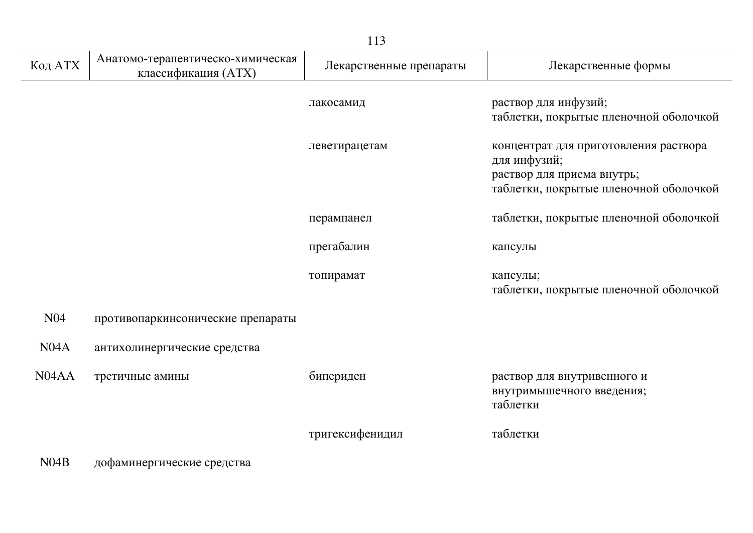| Код АТХ | Анатомо-терапевтическо-химическая классификация (АТХ) | Лекарственные препараты | Лекарственные формы |
|---|---|---|---|
| | | лакосамид | раствор для инфузий;<br>таблетки, покрытые пленочной оболочкой |
| | | леветирацетам | концентрат для приготовления раствора для инфузий;<br>раствор для приема внутрь;<br>таблетки, покрытые пленочной оболочкой |
| | | перампанел | таблетки, покрытые пленочной оболочкой |
| | | прегабалин | капсулы |
| | | топирамат | капсулы;<br>таблетки, покрытые пленочной оболочкой |
| N04 | противопаркинсонические препараты | | |
| N04A | антихолинергические средства | | |
| N04AA | третичные амины | бипериден | раствор для внутривенного и внутримышечного введения;<br>таблетки |
| | | тригексифенидил | таблетки |
| N04B | дофаминергические средства | | |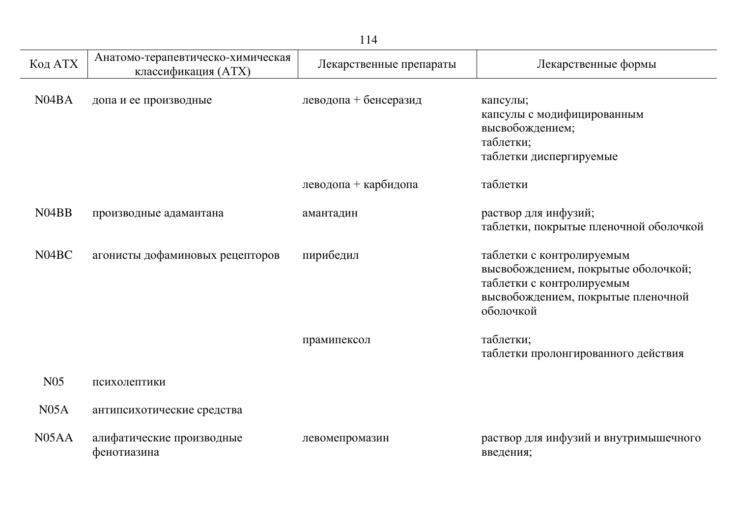| Код АТХ | Анатомо-терапевтическо-химическая классификация (АТХ) | Лекарственные препараты | Лекарственные формы |
|---|---|---|---|
| N04BA | допа и ее производные | леводопа + бенсеразид | капсулы;<br>капсулы с модифицированным высвобождением;<br>таблетки;<br>таблетки диспергируемые |
| | | леводопа + карбидопа | таблетки |
| N04BB | производные адамантана | амантадин | раствор для инфузий;<br>таблетки, покрытые пленочной оболочкой |
| N04BC | агонисты дофаминовых рецепторов | пирибедил | таблетки с контролируемым высвобождением, покрытые оболочкой;<br>таблетки с контролируемым высвобождением, покрытые пленочной оболочкой |
| | | прамипексол | таблетки;<br>таблетки пролонгированного действия |
| N05 | психолептики | | |
| N05A | антипсихотические средства | | |
| N05AA | алифатические производные фенотиазина | левомепромазин | раствор для инфузий и внутримышечного введения; |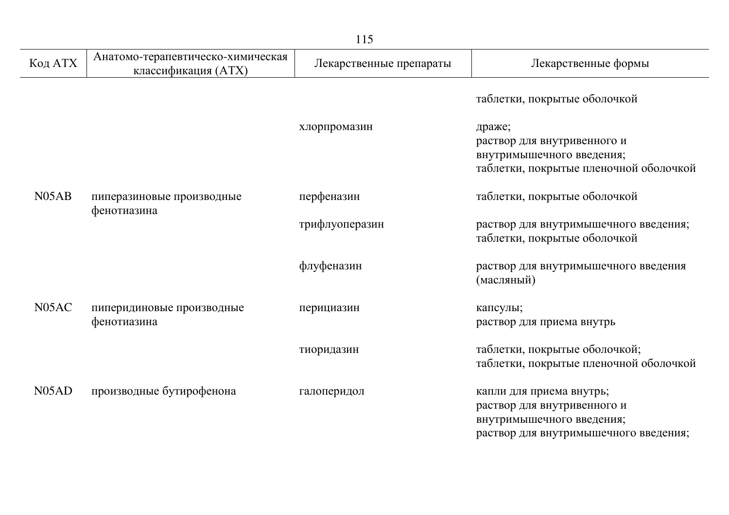| Код АТХ | Анатомо-терапевтическо-химическая классификация (АТХ) | Лекарственные препараты | Лекарственные формы |
|---|---|---|---|
| | | | таблетки, покрытые оболочкой |
| | | хлорпромазин | драже;<br>раствор для внутривенного и внутримышечного введения;<br>таблетки, покрытые пленочной оболочкой |
| N05AB | пиперазиновые производные фенотиазина | перфеназин | таблетки, покрытые оболочкой |
| | | трифлуоперазин | раствор для внутримышечного введения;<br>таблетки, покрытые оболочкой |
| | | флуфеназин | раствор для внутримышечного введения (масляный) |
| N05AC | пиперидиновые производные фенотиазина | перициазин | капсулы;<br>раствор для приема внутрь |
| | | тиоридазин | таблетки, покрытые оболочкой;<br>таблетки, покрытые пленочной оболочкой |
| N05AD | производные бутирофенона | галоперидол | капли для приема внутрь;<br>раствор для внутривенного и внутримышечного введения;<br>раствор для внутримышечного введения; |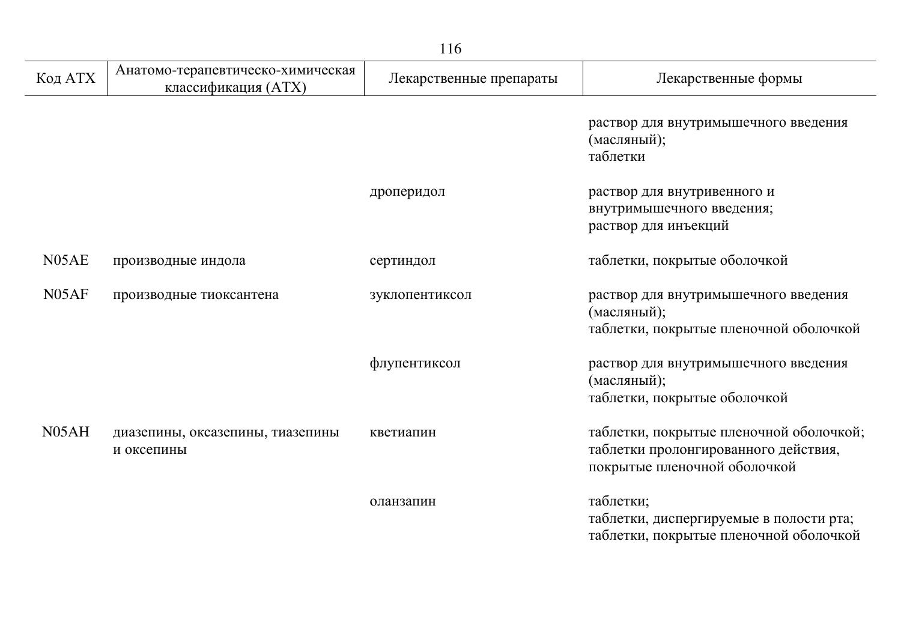| Код АТХ | Анатомо-терапевтическо-химическая классификация (АТХ) | Лекарственные препараты | Лекарственные формы |
|---|---|---|---|
| | | | раствор для внутримышечного введения (масляный);<br>таблетки |
| | | дроперидол | раствор для внутривенного и внутримышечного введения;<br>раствор для инъекций |
| N05AE | производные индола | сертиндол | таблетки, покрытые оболочкой |
| N05AF | производные тиоксантена | зуклопентиксол | раствор для внутримышечного введения (масляный);<br>таблетки, покрытые пленочной оболочкой |
| | | флупентиксол | раствор для внутримышечного введения (масляный);<br>таблетки, покрытые оболочкой |
| N05AH | диазепины, оксазепины, тиазепины и оксепины | кветиапин | таблетки, покрытые пленочной оболочкой;<br>таблетки пролонгированного действия, покрытые пленочной оболочкой |
| | | оланзапин | таблетки;<br>таблетки, диспергируемые в полости рта;<br>таблетки, покрытые пленочной оболочкой |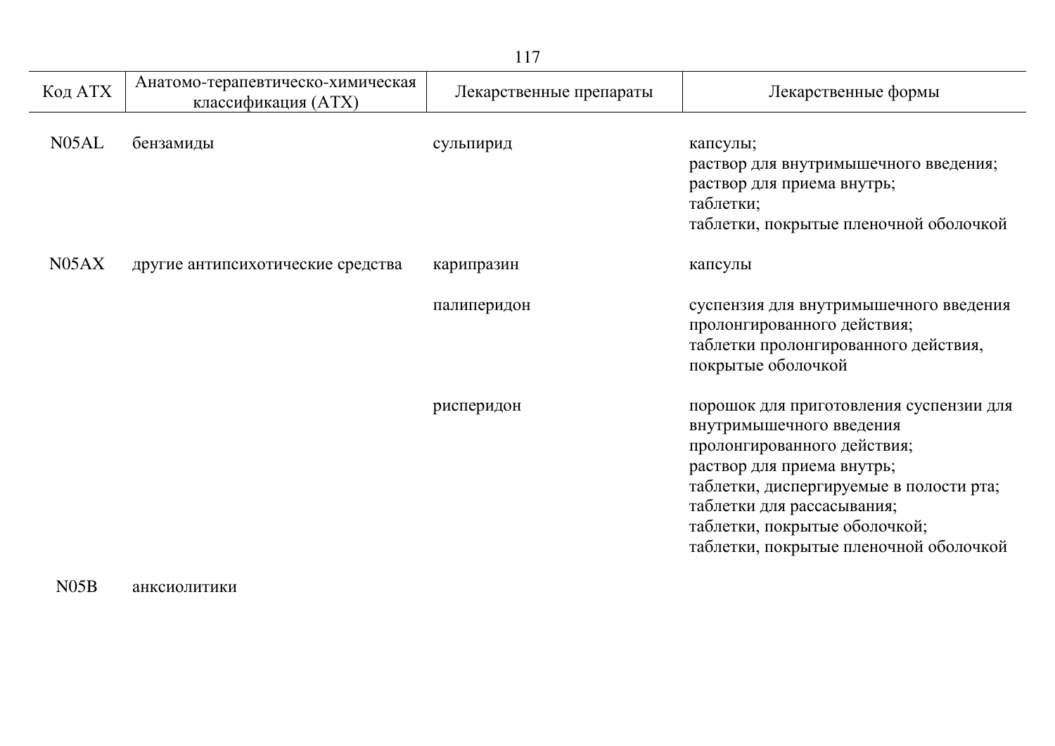| Код АТХ | Анатомо-терапевтическо-химическая классификация (АТХ) | Лекарственные препараты | Лекарственные формы |
|---|---|---|---|
| N05AL | бензамиды | сульпирид | капсулы;<br>раствор для внутримышечного введения;<br>раствор для приема внутрь;<br>таблетки;<br>таблетки, покрытые пленочной оболочкой |
| N05AX | другие антипсихотические средства | карипразин | капсулы |
| | | палиперидон | суспензия для внутримышечного введения пролонгированного действия;<br>таблетки пролонгированного действия, покрытые оболочкой |
| | | рисперидон | порошок для приготовления суспензии для внутримышечного введения пролонгированного действия;<br>раствор для приема внутрь;<br>таблетки, диспергируемые в полости рта;<br>таблетки для рассасывания;<br>таблетки, покрытые оболочкой;<br>таблетки, покрытые пленочной оболочкой |
| N05B | анксиолитики | | |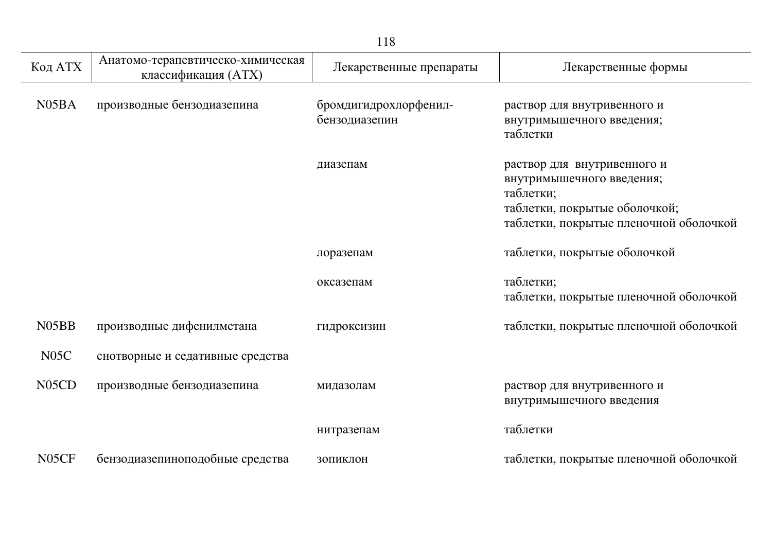| Код АТХ | Анатомо-терапевтическо-химическая классификация (АТХ) | Лекарственные препараты | Лекарственные формы |
|---|---|---|---|
| N05BA | производные бензодиазепина | бромдигидрохлорфенил-бензодиазепин | раствор для внутривенного и внутримышечного введения; таблетки |
| | | диазепам | раствор для внутривенного и внутримышечного введения; таблетки; таблетки, покрытые оболочкой; таблетки, покрытые пленочной оболочкой |
| | | лоразепам | таблетки, покрытые оболочкой |
| | | оксазепам | таблетки; таблетки, покрытые пленочной оболочкой |
| N05BB | производные дифенилметана | гидроксизин | таблетки, покрытые пленочной оболочкой |
| N05C | снотворные и седативные средства | | |
| N05CD | производные бензодиазепина | мидазолам | раствор для внутривенного и внутримышечного введения |
| | | нитразепам | таблетки |
| N05CF | бензодиазепиноподобные средства | зопиклон | таблетки, покрытые пленочной оболочкой |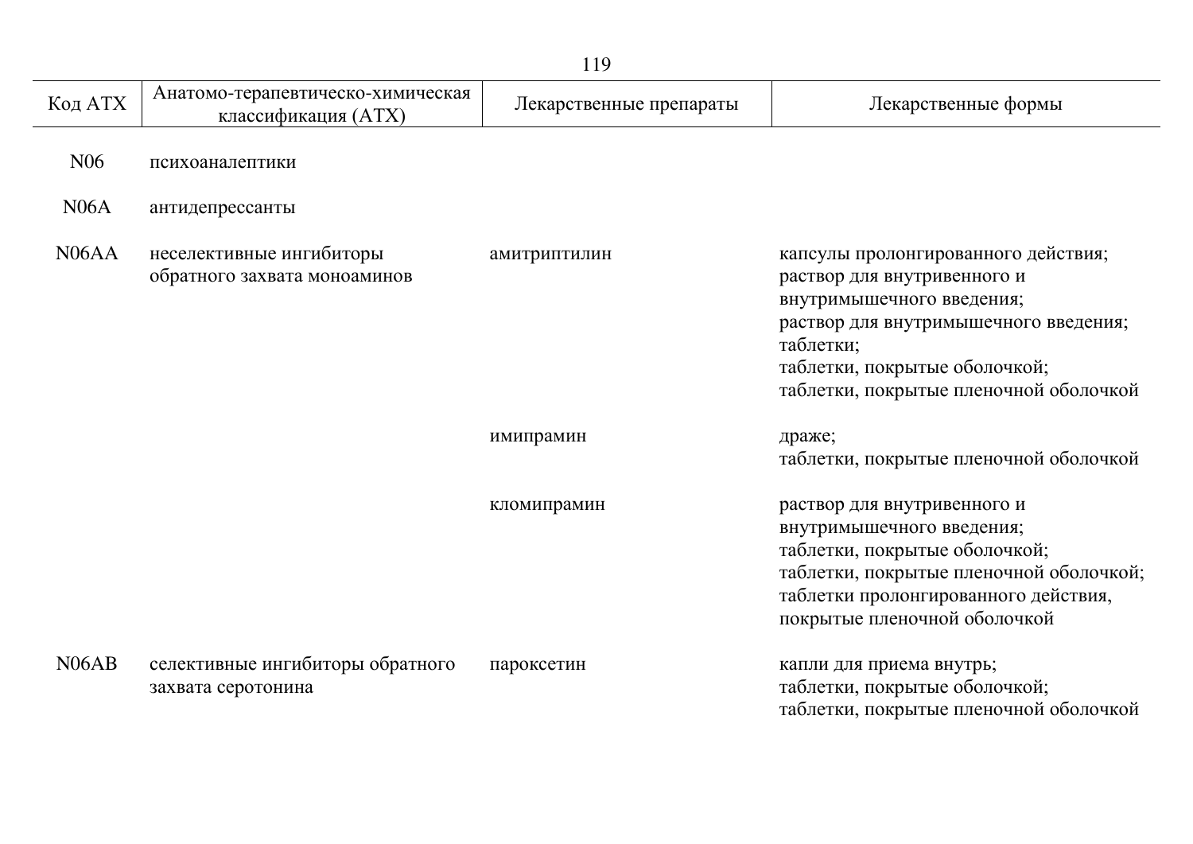| Код АТХ | Анатомо-терапевтическо-химическая классификация (АТХ) | Лекарственные препараты | Лекарственные формы |
| --- | --- | --- | --- |
| N06 | психоаналептики | | |
| N06A | антидепрессанты | | |
| N06AA | неселективные ингибиторы обратного захвата моноаминов | амитриптилин | капсулы пролонгированного действия;<br>раствор для внутривенного и внутримышечного введения;<br>раствор для внутримышечного введения;<br>таблетки;<br>таблетки, покрытые оболочкой;<br>таблетки, покрытые пленочной оболочкой |
| | | имипрамин | драже;<br>таблетки, покрытые пленочной оболочкой |
| | | кломипрамин | раствор для внутривенного и внутримышечного введения;<br>таблетки, покрытые оболочкой;<br>таблетки, покрытые пленочной оболочкой;<br>таблетки пролонгированного действия, покрытые пленочной оболочкой |
| N06AB | селективные ингибиторы обратного захвата серотонина | пароксетин | капли для приема внутрь;<br>таблетки, покрытые оболочкой;<br>таблетки, покрытые пленочной оболочкой |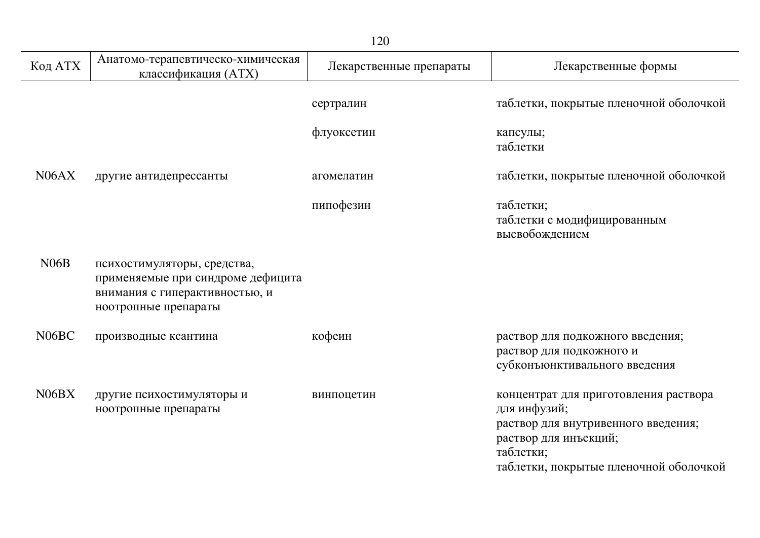| Код АТХ | Анатомо-терапевтическо-химическая классификация (АТХ) | Лекарственные препараты | Лекарственные формы |
|---|---|---|---|
| | | сертралин | таблетки, покрытые пленочной оболочкой |
| | | флуоксетин | капсулы;<br>таблетки |
| N06AX | другие антидепрессанты | агомелатин | таблетки, покрытые пленочной оболочкой |
| | | пипофезин | таблетки;<br>таблетки с модифицированным высвобождением |
| N06B | психостимуляторы, средства, применяемые при синдроме дефицита внимания с гиперактивностью, и ноотропные препараты | | |
| N06BC | производные ксантина | кофеин | раствор для подкожного введения;<br>раствор для подкожного и субконъюнктивального введения |
| N06BX | другие психостимуляторы и ноотропные препараты | винпоцетин | концентрат для приготовления раствора для инфузий;<br>раствор для внутривенного введения;<br>раствор для инъекций;<br>таблетки;<br>таблетки, покрытые пленочной оболочкой |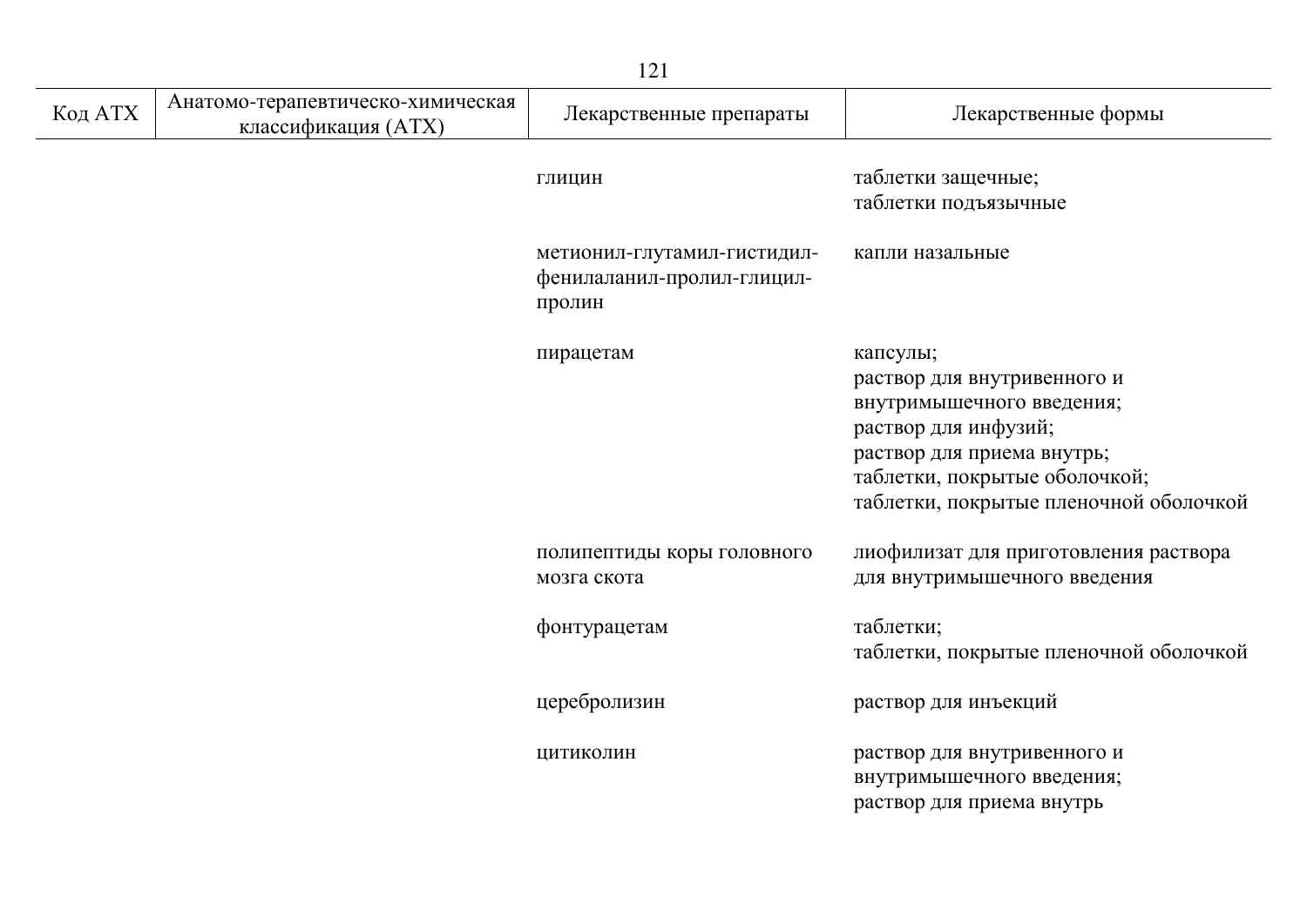| Код АТХ | Анатомо-терапевтическо-химическая классификация (АТХ) | Лекарственные препараты | Лекарственные формы |
|---|---|---|---|
| | | глицин | таблетки защечные; таблетки подъязычные |
| | | метионил-глутамил-гистидил-фенилаланил-пролил-глицил-пролин | капли назальные |
| | | пирацетам | капсулы; раствор для внутривенного и внутримышечного введения; раствор для инфузий; раствор для приема внутрь; таблетки, покрытые оболочкой; таблетки, покрытые пленочной оболочкой |
| | | полипептиды коры головного мозга скота | лиофилизат для приготовления раствора для внутримышечного введения |
| | | фонтурацетам | таблетки; таблетки, покрытые пленочной оболочкой |
| | | церебролизин | раствор для инъекций |
| | | цитиколин | раствор для внутривенного и внутримышечного введения; раствор для приема внутрь |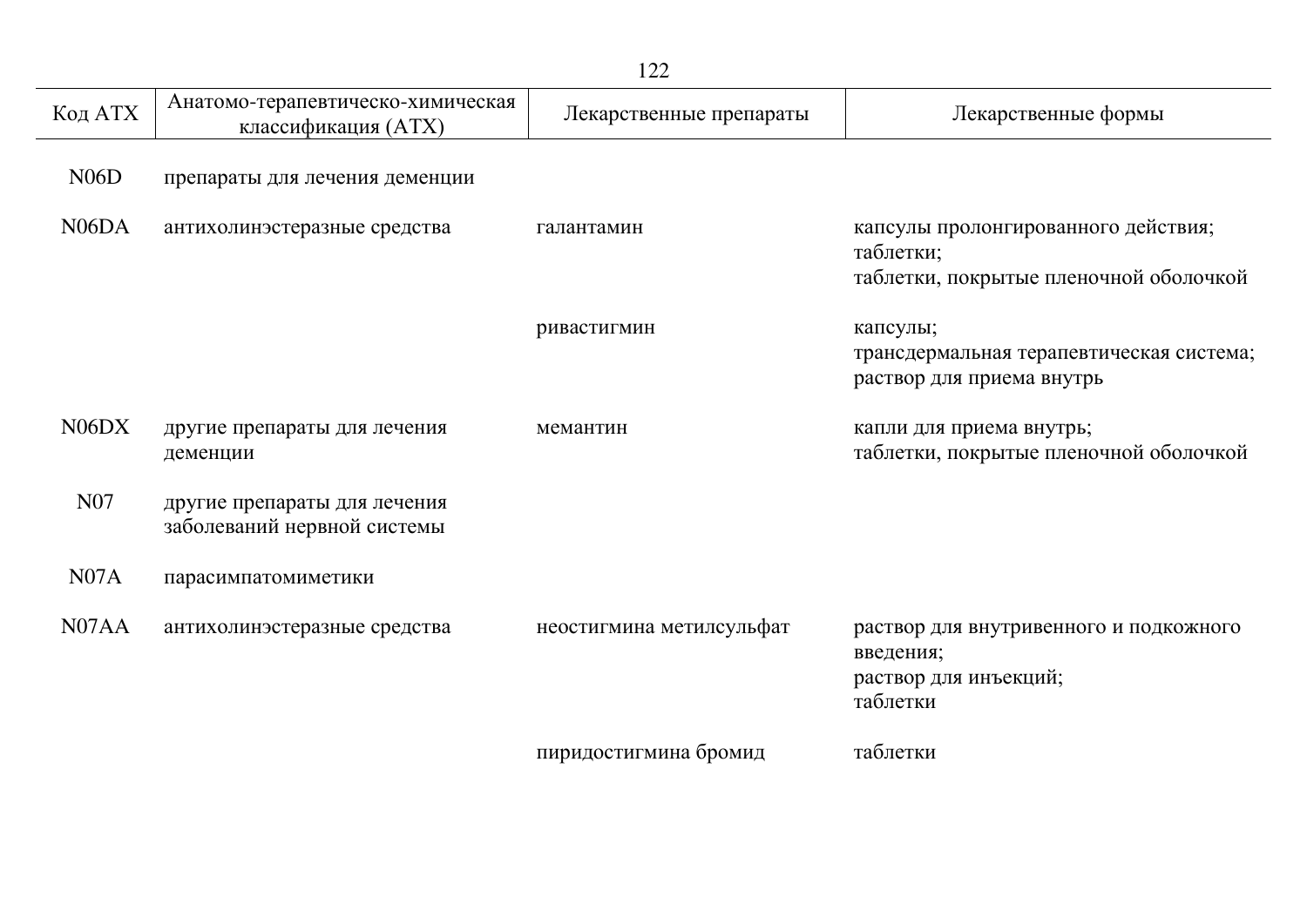| Код АТХ | Анатомо-терапевтическо-химическая классификация (АТХ) | Лекарственные препараты | Лекарственные формы |
| --- | --- | --- | --- |
| N06D | препараты для лечения деменции | | |
| N06DA | антихолинэстеразные средства | галантамин | капсулы пролонгированного действия;<br>таблетки;<br>таблетки, покрытые пленочной оболочкой |
| | | ривастигмин | капсулы;<br>трансдермальная терапевтическая система;<br>раствор для приема внутрь |
| N06DX | другие препараты для лечения деменции | мемантин | капли для приема внутрь;<br>таблетки, покрытые пленочной оболочкой |
| N07 | другие препараты для лечения заболеваний нервной системы | | |
| N07A | парасимпатомиметики | | |
| N07AA | антихолинэстеразные средства | неостигмина метилсульфат | раствор для внутривенного и подкожного введения;<br>раствор для инъекций;<br>таблетки |
| | | пиридостигмина бромид | таблетки |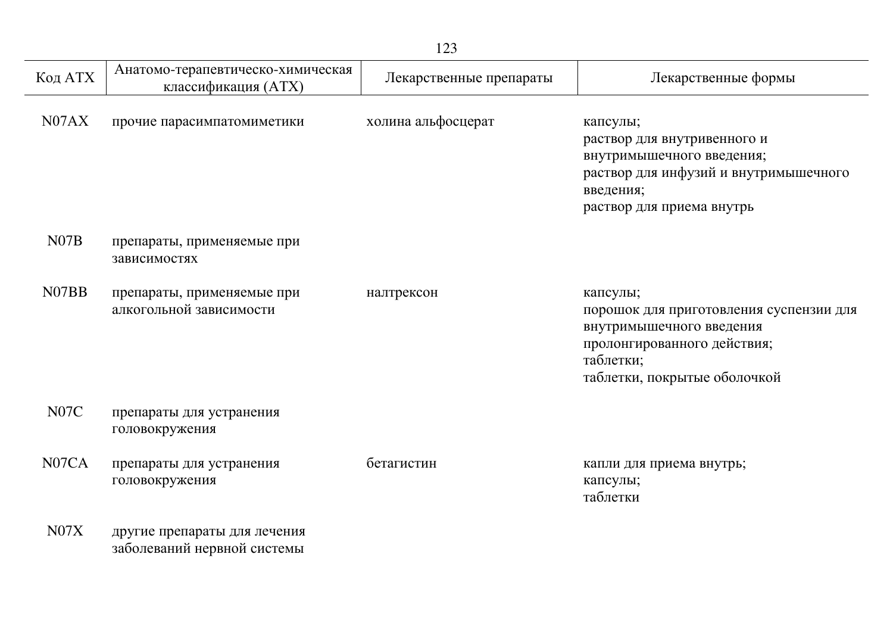| Код АТХ | Анатомо-терапевтическо-химическая классификация (АТХ) | Лекарственные препараты | Лекарственные формы |
|---|---|---|---|
| N07AX | прочие парасимпатомиметики | холина альфосцерат | капсулы;<br>раствор для внутривенного и внутримышечного введения;<br>раствор для инфузий и внутримышечного введения;<br>раствор для приема внутрь |
| N07B | препараты, применяемые при зависимостях | | |
| N07BB | препараты, применяемые при алкогольной зависимости | налтрексон | капсулы;<br>порошок для приготовления суспензии для внутримышечного введения пролонгированного действия;<br>таблетки;<br>таблетки, покрытые оболочкой |
| N07C | препараты для устранения головокружения | | |
| N07CA | препараты для устранения головокружения | бетагистин | капли для приема внутрь;<br>капсулы;<br>таблетки |
| N07X | другие препараты для лечения заболеваний нервной системы | | |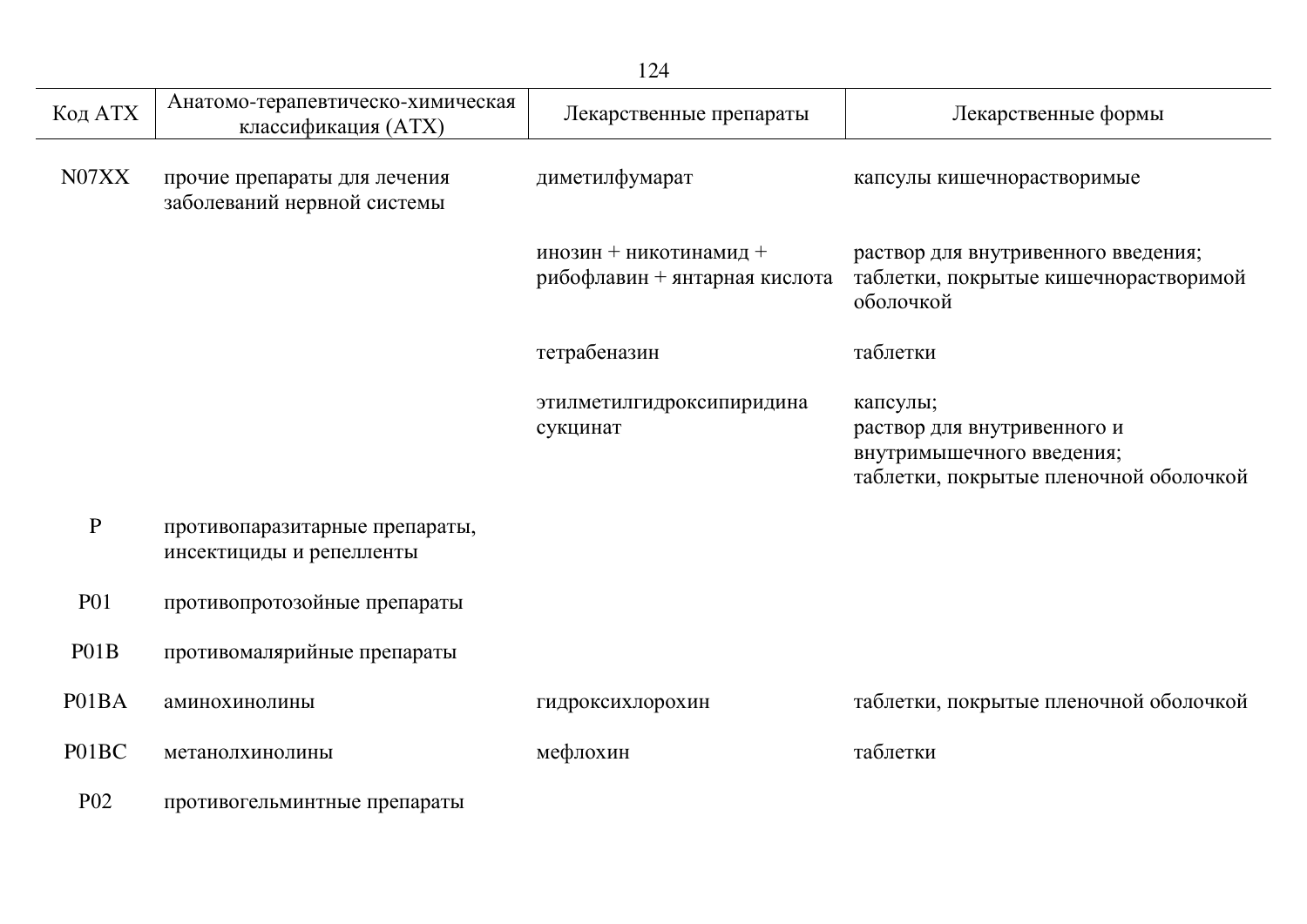| Код АТХ | Анатомо-терапевтическо-химическая классификация (АТХ) | Лекарственные препараты | Лекарственные формы |
|---|---|---|---|
| N07XX | прочие препараты для лечения заболеваний нервной системы | диметилфумарат | капсулы кишечнорастворимые |
| | | инозин + никотинамид + рибофлавин + янтарная кислота | раствор для внутривенного введения; таблетки, покрытые кишечнорастворимой оболочкой |
| | | тетрабеназин | таблетки |
| | | этилметилгидроксипиридина сукцинат | капсулы; раствор для внутривенного и внутримышечного введения; таблетки, покрытые пленочной оболочкой |
| P | противопаразитарные препараты, инсектициды и репелленты | | |
| P01 | противопротозойные препараты | | |
| P01B | противомалярийные препараты | | |
| P01BA | аминохинолины | гидроксихлорохин | таблетки, покрытые пленочной оболочкой |
| P01BC | метанолхинолины | мефлохин | таблетки |
| P02 | противогельминтные препараты | | |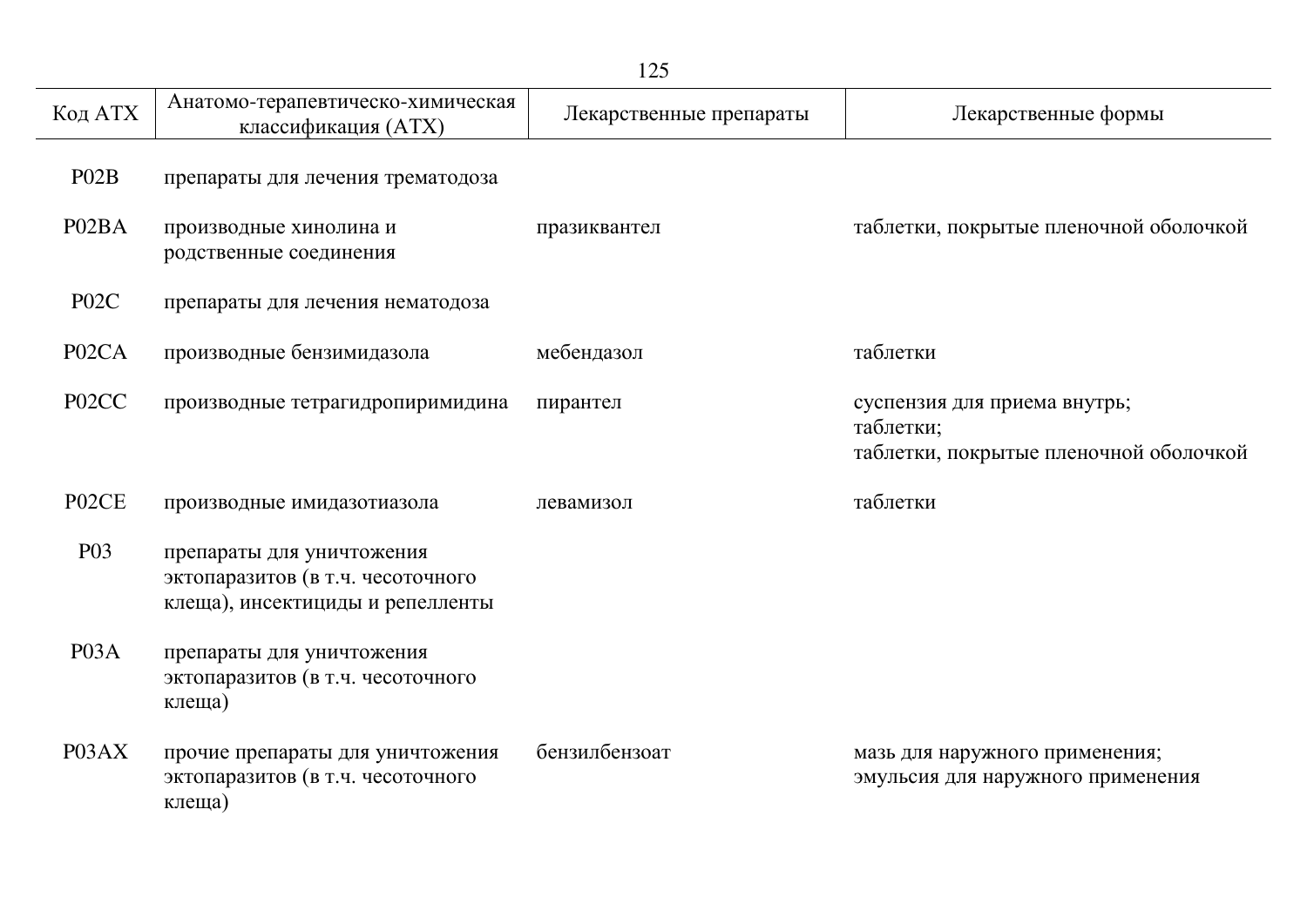| Код АТХ | Анатомо-терапевтическо-химическая классификация (АТХ) | Лекарственные препараты | Лекарственные формы |
|---|---|---|---|
| P02B | препараты для лечения трематодоза | | |
| P02BA | производные хинолина и родственные соединения | празиквантел | таблетки, покрытые пленочной оболочкой |
| P02C | препараты для лечения нематодоза | | |
| P02CA | производные бензимидазола | мебендазол | таблетки |
| P02CC | производные тетрагидропиримидина | пирантел | суспензия для приема внутрь;<br>таблетки;<br>таблетки, покрытые пленочной оболочкой |
| P02CE | производные имидазотиазола | левамизол | таблетки |
| P03 | препараты для уничтожения эктопаразитов (в т.ч. чесоточного клеща), инсектициды и репелленты | | |
| P03A | препараты для уничтожения эктопаразитов (в т.ч. чесоточного клеща) | | |
| P03AX | прочие препараты для уничтожения эктопаразитов (в т.ч. чесоточного клеща) | бензилбензоат | мазь для наружного применения;<br>эмульсия для наружного применения |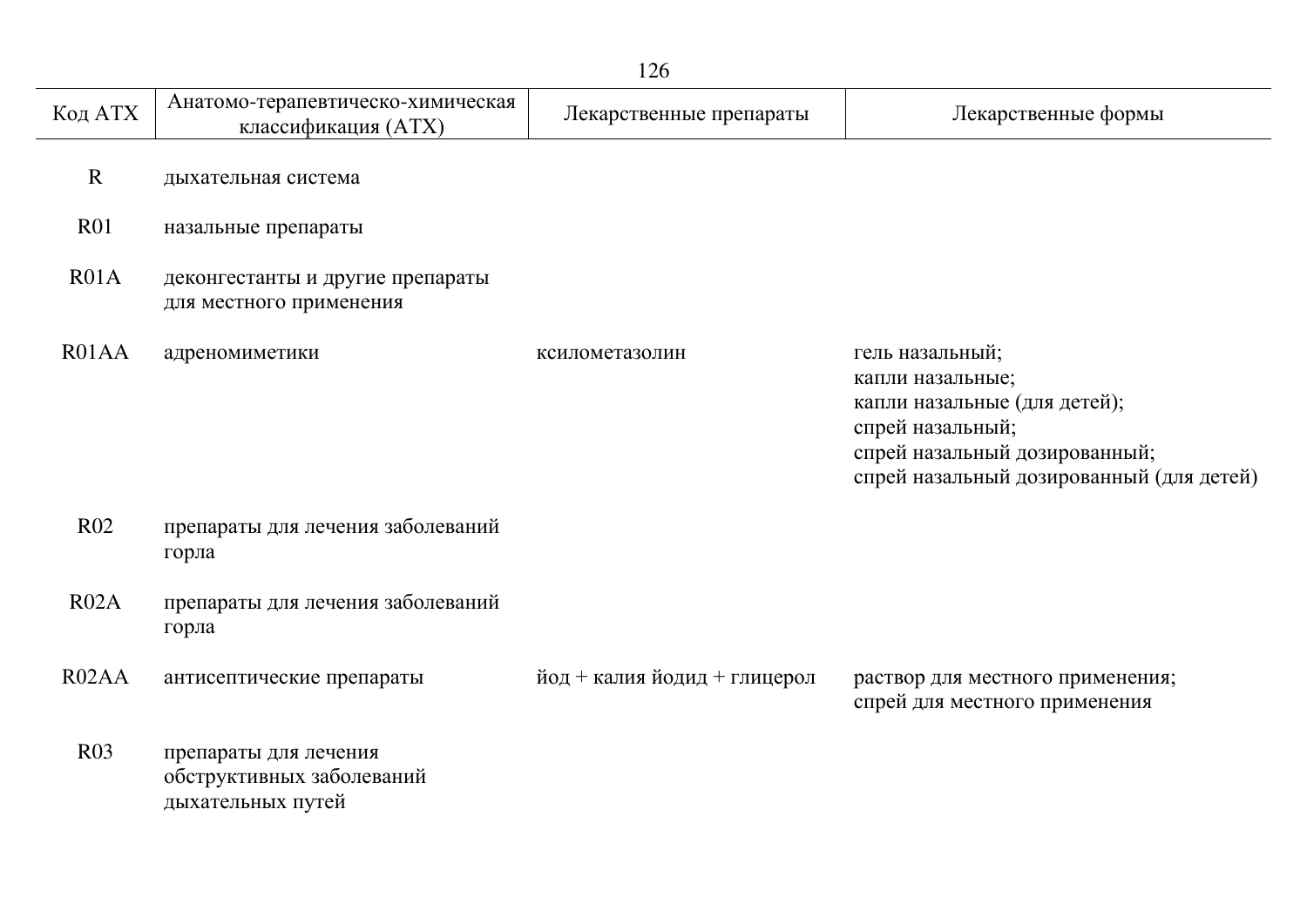| Код АТХ | Анатомо-терапевтическо-химическая классификация (АТХ) | Лекарственные препараты | Лекарственные формы |
|---|---|---|---|
| R | дыхательная система | | |
| R01 | назальные препараты | | |
| R01A | деконгестанты и другие препараты для местного применения | | |
| R01AA | адреномиметики | ксилометазолин | гель назальный;<br>капли назальные;<br>капли назальные (для детей);<br>спрей назальный;<br>спрей назальный дозированный;<br>спрей назальный дозированный (для детей) |
| R02 | препараты для лечения заболеваний горла | | |
| R02A | препараты для лечения заболеваний горла | | |
| R02AA | антисептические препараты | йод + калия йодид + глицерол | раствор для местного применения;<br>спрей для местного применения |
| R03 | препараты для лечения обструктивных заболеваний дыхательных путей | | |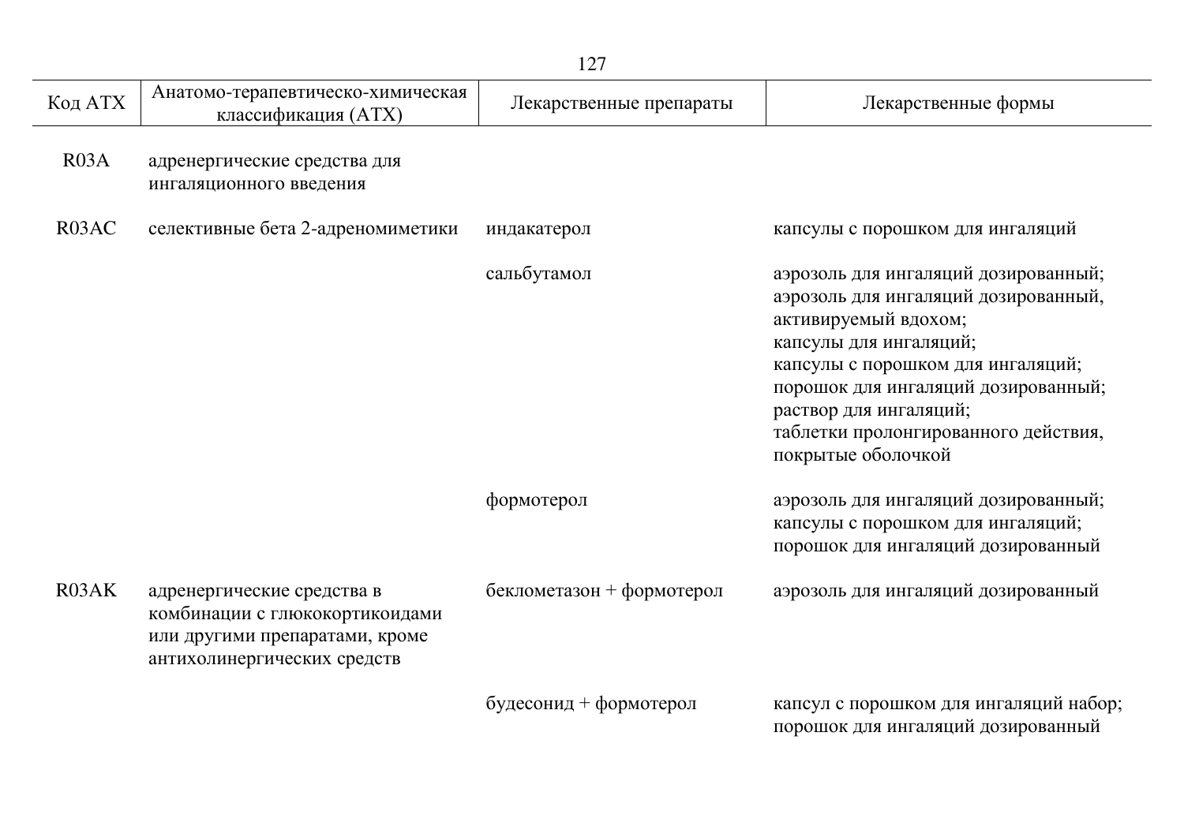| Код АТХ | Анатомо-терапевтическо-химическая классификация (АТХ) | Лекарственные препараты | Лекарственные формы |
|---|---|---|---|
| R03A | адренергические средства для ингаляционного введения | | |
| R03AC | селективные бета 2-адреномиметики | индакатерол | капсулы с порошком для ингаляций |
| | | сальбутамол | аэрозоль для ингаляций дозированный;<br>аэрозоль для ингаляций дозированный, активируемый вдохом;<br>капсулы для ингаляций;<br>капсулы с порошком для ингаляций;<br>порошок для ингаляций дозированный;<br>раствор для ингаляций;<br>таблетки пролонгированного действия, покрытые оболочкой |
| | | формотерол | аэрозоль для ингаляций дозированный;<br>капсулы с порошком для ингаляций;<br>порошок для ингаляций дозированный |
| R03AK | адренергические средства в комбинации с глюкокортикоидами или другими препаратами, кроме антихолинергических средств | беклометазон + формотерол | аэрозоль для ингаляций дозированный |
| | | будесонид + формотерол | капсул с порошком для ингаляций набор;<br>порошок для ингаляций дозированный |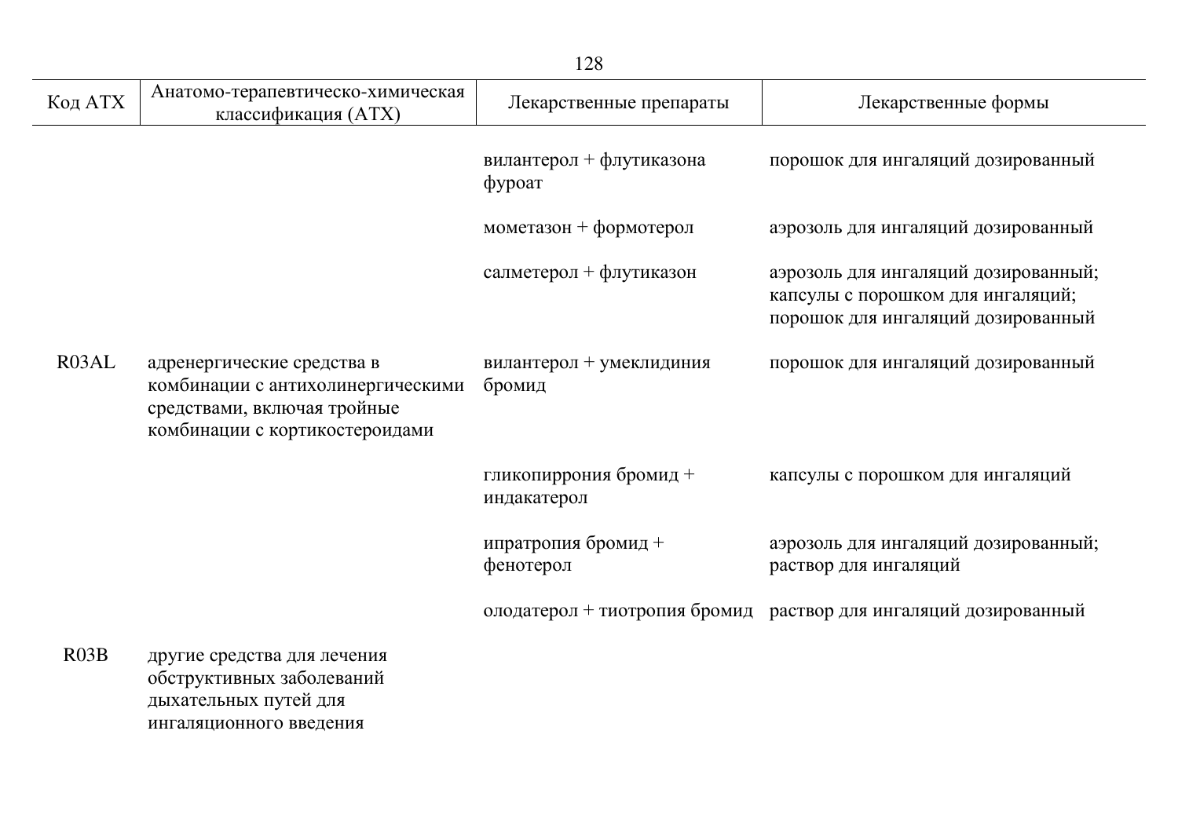| Код АТХ | Анатомо-терапевтическо-химическая классификация (АТХ) | Лекарственные препараты | Лекарственные формы |
| --- | --- | --- | --- |
| | | вилантерол + флутиказона фуроат | порошок для ингаляций дозированный |
| | | мометазон + формотерол | аэрозоль для ингаляций дозированный |
| | | салметерол + флутиказон | аэрозоль для ингаляций дозированный; капсулы с порошком для ингаляций; порошок для ингаляций дозированный |
| R03AL | адренергические средства в комбинации с антихолинергическими средствами, включая тройные комбинации с кортикостероидами | вилантерол + умеклидиния бромид | порошок для ингаляций дозированный |
| | | гликопиррония бромид + индакатерол | капсулы с порошком для ингаляций |
| | | ипратропия бромид + фенотерол | аэрозоль для ингаляций дозированный; раствор для ингаляций |
| | | олодатерол + тиотропия бромид | раствор для ингаляций дозированный |
| R03B | другие средства для лечения обструктивных заболеваний дыхательных путей для ингаляционного введения | | |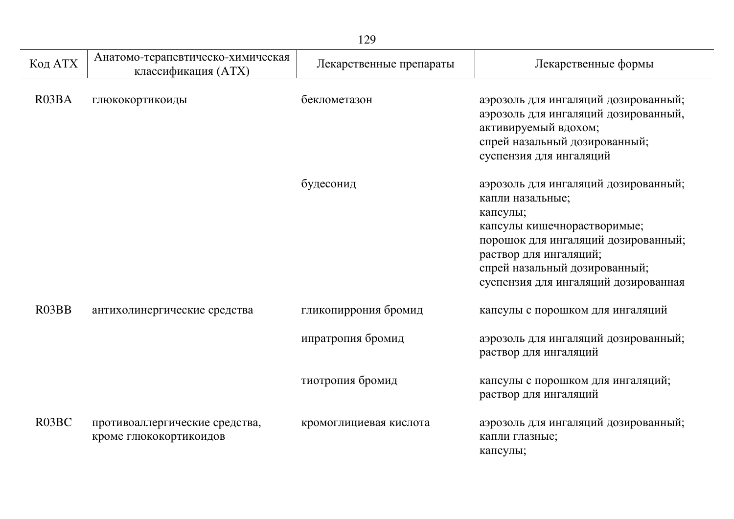| Код АТХ | Анатомо-терапевтическо-химическая классификация (АТХ) | Лекарственные препараты | Лекарственные формы |
|---|---|---|---|
| R03BA | глюкокортикоиды | беклометазон | аэрозоль для ингаляций дозированный; аэрозоль для ингаляций дозированный, активируемый вдохом; спрей назальный дозированный; суспензия для ингаляций |
| | | будесонид | аэрозоль для ингаляций дозированный; капли назальные; капсулы; капсулы кишечнорастворимые; порошок для ингаляций дозированный; раствор для ингаляций; спрей назальный дозированный; суспензия для ингаляций дозированная |
| R03BB | антихолинергические средства | гликопиррония бромид | капсулы с порошком для ингаляций |
| | | ипратропия бромид | аэрозоль для ингаляций дозированный; раствор для ингаляций |
| | | тиотропия бромид | капсулы с порошком для ингаляций; раствор для ингаляций |
| R03BC | противоаллергические средства, кроме глюкокортикоидов | кромоглициевая кислота | аэрозоль для ингаляций дозированный; капли глазные; капсулы; |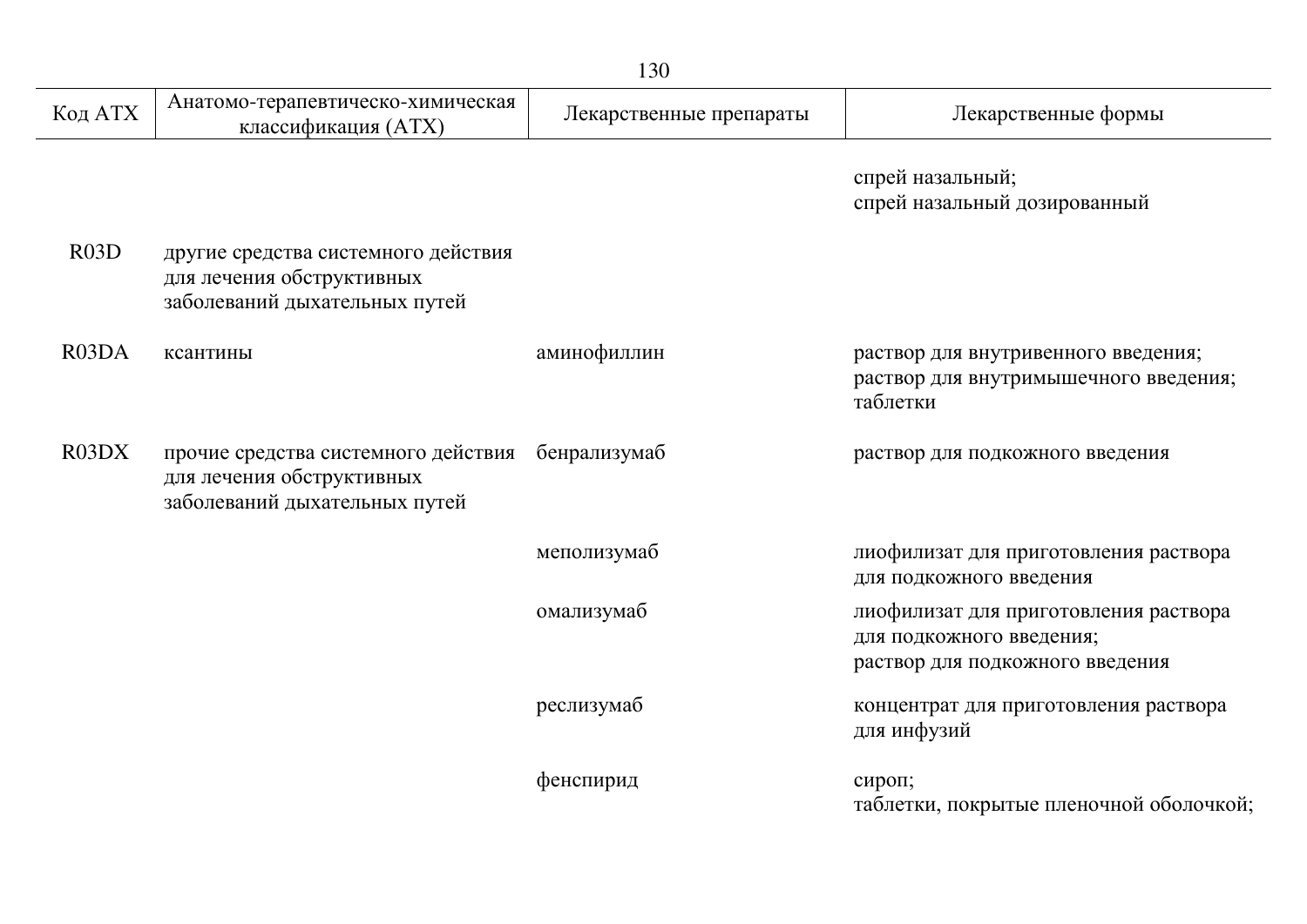| Код АТХ | Анатомо-терапевтическо-химическая классификация (АТХ) | Лекарственные препараты | Лекарственные формы |
|---|---|---|---|
| | | | спрей назальный;<br>спрей назальный дозированный |
| R03D | другие средства системного действия для лечения обструктивных заболеваний дыхательных путей | | |
| R03DA | ксантины | аминофиллин | раствор для внутривенного введения;<br>раствор для внутримышечного введения;<br>таблетки |
| R03DX | прочие средства системного действия для лечения обструктивных заболеваний дыхательных путей | бенрализумаб | раствор для подкожного введения |
| | | меполизумаб | лиофилизат для приготовления раствора для подкожного введения |
| | | омализумаб | лиофилизат для приготовления раствора для подкожного введения;<br>раствор для подкожного введения |
| | | реслизумаб | концентрат для приготовления раствора для инфузий |
| | | фенспирид | сироп;<br>таблетки, покрытые пленочной оболочкой; |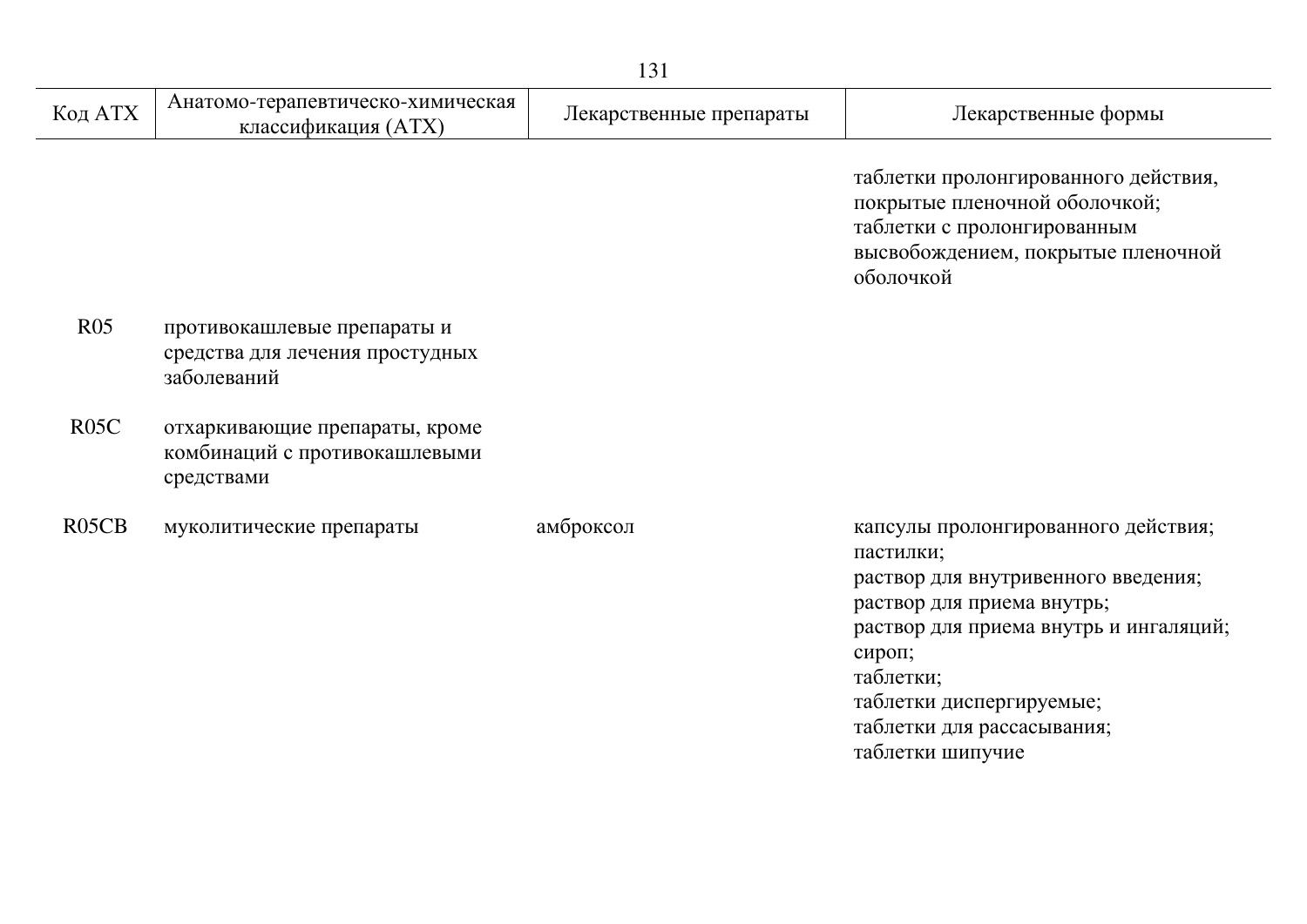| Код АТХ | Анатомо-терапевтическо-химическая классификация (АТХ) | Лекарственные препараты | Лекарственные формы |
|---|---|---|---|
| | | | таблетки пролонгированного действия, покрытые пленочной оболочкой; таблетки с пролонгированным высвобождением, покрытые пленочной оболочкой |
| R05 | противокашлевые препараты и средства для лечения простудных заболеваний | | |
| R05C | отхаркивающие препараты, кроме комбинаций с противокашлевыми средствами | | |
| R05CB | муколитические препараты | амброксол | капсулы пролонгированного действия; пастилки; раствор для внутривенного введения; раствор для приема внутрь; раствор для приема внутрь и ингаляций; сироп; таблетки; таблетки диспергируемые; таблетки для рассасывания; таблетки шипучие |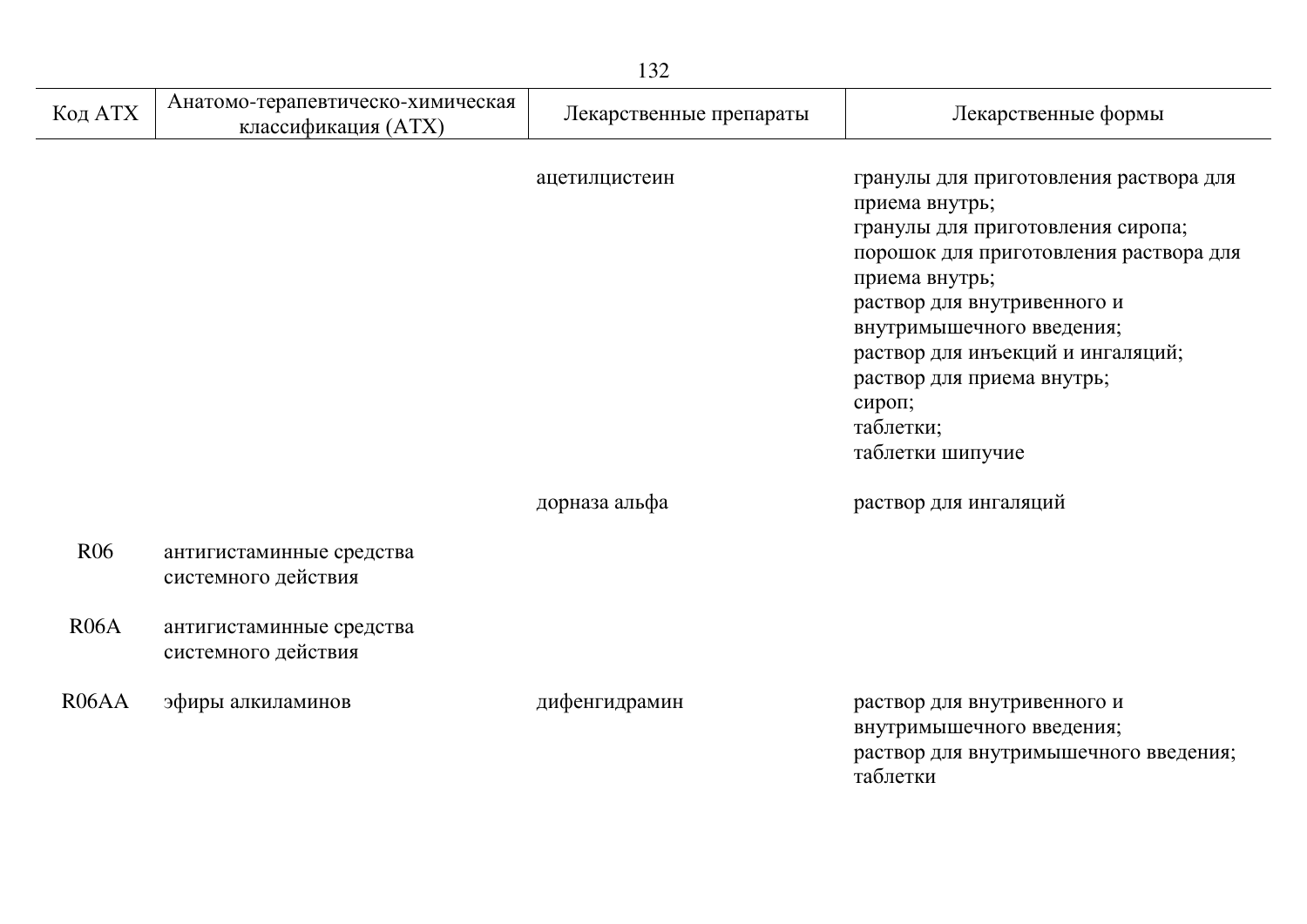| Код АТХ | Анатомо-терапевтическо-химическая классификация (АТХ) | Лекарственные препараты | Лекарственные формы |
|---|---|---|---|
| | | ацетилцистеин | гранулы для приготовления раствора для приема внутрь;<br>гранулы для приготовления сиропа;<br>порошок для приготовления раствора для приема внутрь;<br>раствор для внутривенного и внутримышечного введения;<br>раствор для инъекций и ингаляций;<br>раствор для приема внутрь;<br>сироп;<br>таблетки;<br>таблетки шипучие |
| | | дорназа альфа | раствор для ингаляций |
| R06 | антигистаминные средства системного действия | | |
| R06A | антигистаминные средства системного действия | | |
| R06AA | эфиры алкиламинов | дифенгидрамин | раствор для внутривенного и внутримышечного введения;<br>раствор для внутримышечного введения;<br>таблетки |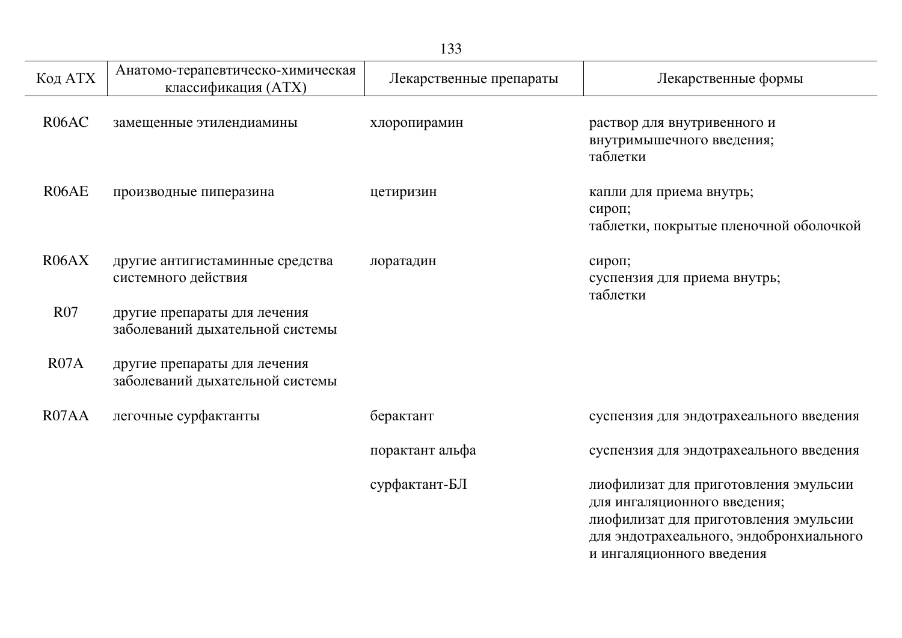| Код АТХ | Анатомо-терапевтическо-химическая классификация (АТХ) | Лекарственные препараты | Лекарственные формы |
|---|---|---|---|
| R06AC | замещенные этилендиамины | хлоропирамин | раствор для внутривенного и внутримышечного введения; таблетки |
| R06AE | производные пиперазина | цетиризин | капли для приема внутрь; сироп; таблетки, покрытые пленочной оболочкой |
| R06AX | другие антигистаминные средства системного действия | лоратадин | сироп; суспензия для приема внутрь; таблетки |
| R07 | другие препараты для лечения заболеваний дыхательной системы | | |
| R07A | другие препараты для лечения заболеваний дыхательной системы | | |
| R07AA | легочные сурфактанты | берактант | суспензия для эндотрахеального введения |
| | | порактант альфа | суспензия для эндотрахеального введения |
| | | сурфактант-БЛ | лиофилизат для приготовления эмульсии для ингаляционного введения; лиофилизат для приготовления эмульсии для эндотрахеального, эндобронхиального и ингаляционного введения |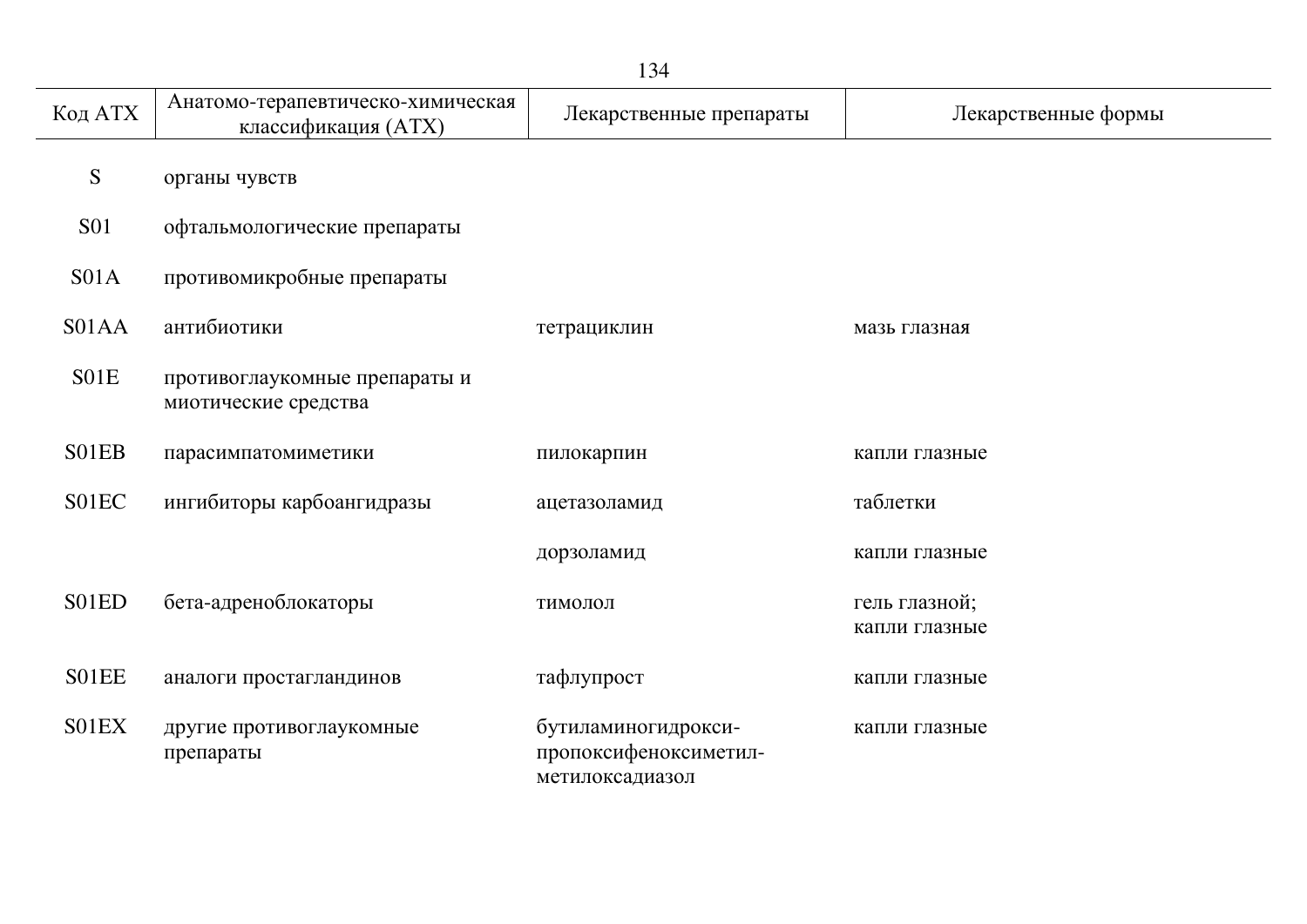| Код АТХ | Анатомо-терапевтическо-химическая классификация (АТХ) | Лекарственные препараты | Лекарственные формы |
|---|---|---|---|
| S | органы чувств | | |
| S01 | офтальмологические препараты | | |
| S01A | противомикробные препараты | | |
| S01AA | антибиотики | тетрациклин | мазь глазная |
| S01E | противоглаукомные препараты и миотические средства | | |
| S01EB | парасимпатомиметики | пилокарпин | капли глазные |
| S01EC | ингибиторы карбоангидразы | ацетазоламид | таблетки |
| | | дорзоламид | капли глазные |
| S01ED | бета-адреноблокаторы | тимолол | гель глазной; капли глазные |
| S01EE | аналоги простагландинов | тафлупрост | капли глазные |
| S01EX | другие противоглаукомные препараты | бутиламиногидрокси-пропоксифеноксиметил-метилоксадиазол | капли глазные |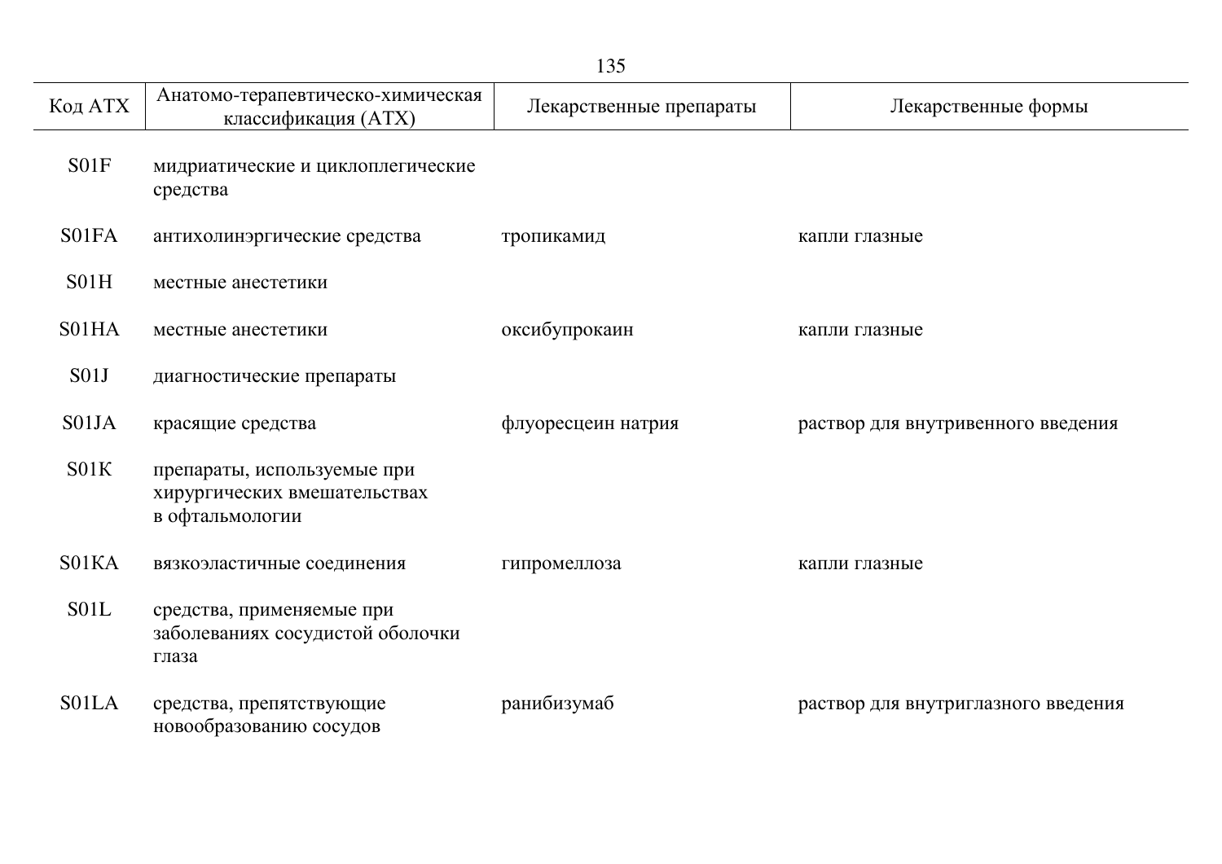| Код АТХ | Анатомо-терапевтическо-химическая классификация (АТХ) | Лекарственные препараты | Лекарственные формы |
|---|---|---|---|
| S01F | мидриатические и циклоплегические средства | | |
| S01FA | антихолинэргические средства | тропикамид | капли глазные |
| S01H | местные анестетики | | |
| S01HA | местные анестетики | оксибупрокаин | капли глазные |
| S01J | диагностические препараты | | |
| S01JA | красящие средства | флуоресцеин натрия | раствор для внутривенного введения |
| S01K | препараты, используемые при хирургических вмешательствах в офтальмологии | | |
| S01KA | вязкоэластичные соединения | гипромеллоза | капли глазные |
| S01L | средства, применяемые при заболеваниях сосудистой оболочки глаза | | |
| S01LA | средства, препятствующие новообразованию сосудов | ранибизумаб | раствор для внутриглазного введения |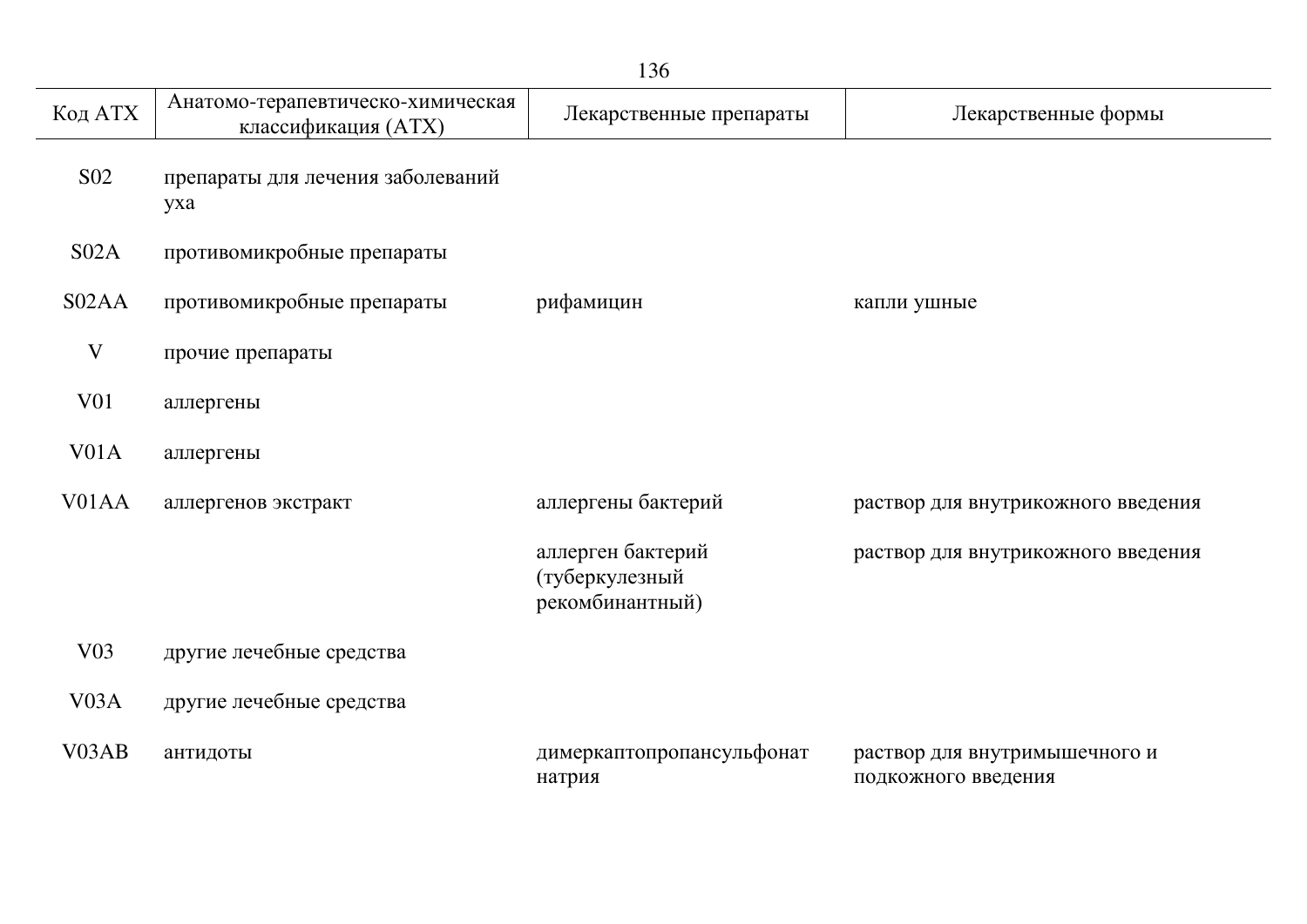| Код АТХ | Анатомо-терапевтическо-химическая классификация (АТХ) | Лекарственные препараты | Лекарственные формы |
|---|---|---|---|
| S02 | препараты для лечения заболеваний уха | | |
| S02A | противомикробные препараты | | |
| S02AA | противомикробные препараты | рифамицин | капли ушные |
| V | прочие препараты | | |
| V01 | аллергены | | |
| V01A | аллергены | | |
| V01AA | аллергенов экстракт | аллергены бактерий | раствор для внутрикожного введения |
| | | аллерген бактерий (туберкулезный рекомбинантный) | раствор для внутрикожного введения |
| V03 | другие лечебные средства | | |
| V03A | другие лечебные средства | | |
| V03AB | антидоты | димеркаптопропансульфонат натрия | раствор для внутримышечного и подкожного введения |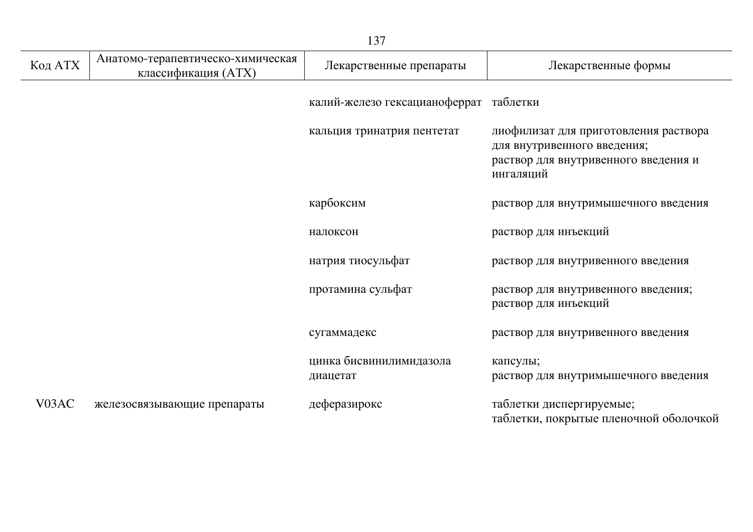| Код АТХ | Анатомо-терапевтическо-химическая классификация (АТХ) | Лекарственные препараты | Лекарственные формы |
|---|---|---|---|
| | | калий-железо гексацианоферрат | таблетки |
| | | кальция тринатрия пентетат | лиофилизат для приготовления раствора для внутривенного введения;<br>раствор для внутривенного введения и ингаляций |
| | | карбоксим | раствор для внутримышечного введения |
| | | налоксон | раствор для инъекций |
| | | натрия тиосульфат | раствор для внутривенного введения |
| | | протамина сульфат | раствор для внутривенного введения;<br>раствор для инъекций |
| | | сугаммадекс | раствор для внутривенного введения |
| | | цинка бисвинилимидазола диацетат | капсулы;<br>раствор для внутримышечного введения |
| V03AC | железосвязывающие препараты | деферазирокс | таблетки диспергируемые;<br>таблетки, покрытые пленочной оболочкой |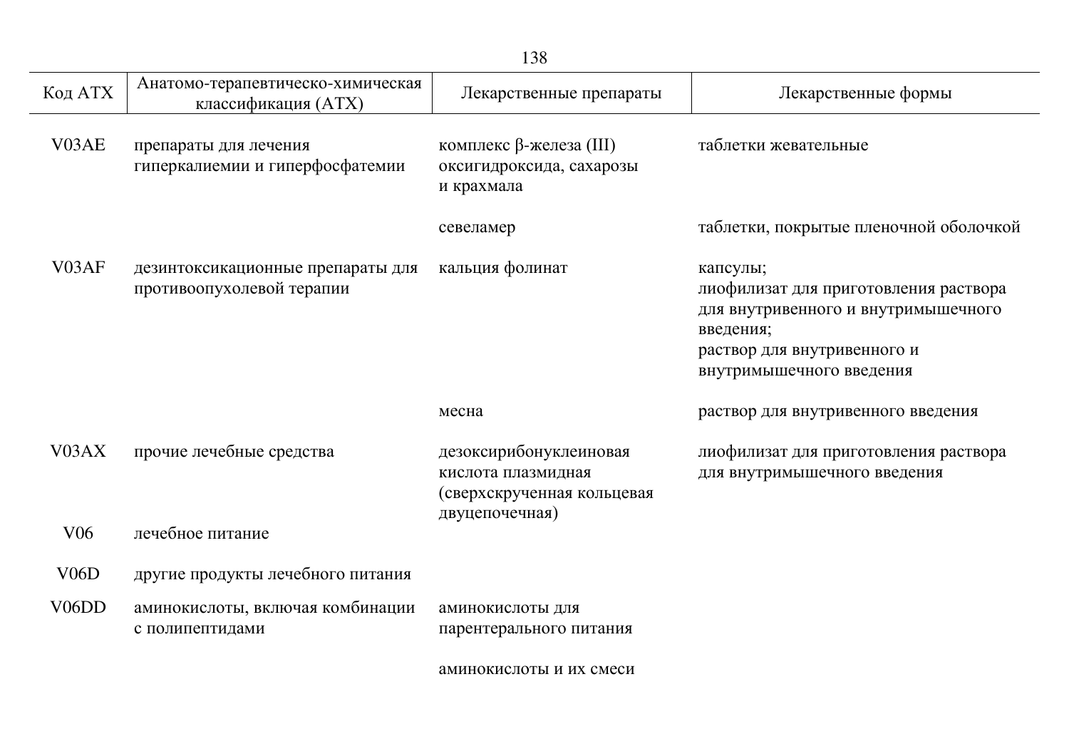| Код АТХ | Анатомо-терапевтическо-химическая классификация (АТХ) | Лекарственные препараты | Лекарственные формы |
|---|---|---|---|
| V03AE | препараты для лечения гиперкалиемии и гиперфосфатемии | комплекс β-железа (III) оксигидроксида, сахарозы и крахмала | таблетки жевательные |
| | | севеламер | таблетки, покрытые пленочной оболочкой |
| V03AF | дезинтоксикационные препараты для противоопухолевой терапии | кальция фолинат | капсулы; лиофилизат для приготовления раствора для внутривенного и внутримышечного введения; раствор для внутривенного и внутримышечного введения |
| | | месна | раствор для внутривенного введения |
| V03AX | прочие лечебные средства | дезоксирибонуклеиновая кислота плазмидная (сверхскрученная кольцевая двуцепочечная) | лиофилизат для приготовления раствора для внутримышечного введения |
| V06 | лечебное питание | | |
| V06D | другие продукты лечебного питания | | |
| V06DD | аминокислоты, включая комбинации с полипептидами | аминокислоты для парентерального питания | |
| | | аминокислоты и их смеси | |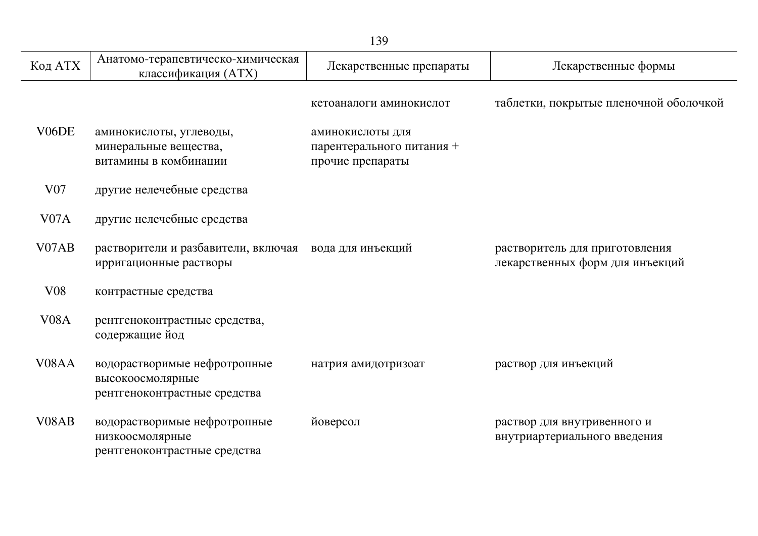| Код АТХ | Анатомо-терапевтическо-химическая классификация (АТХ) | Лекарственные препараты | Лекарственные формы |
|---|---|---|---|
| | | кетоаналоги аминокислот | таблетки, покрытые пленочной оболочкой |
| V06DE | аминокислоты, углеводы, минеральные вещества, витамины в комбинации | аминокислоты для парентерального питания + прочие препараты | |
| V07 | другие нелечебные средства | | |
| V07A | другие нелечебные средства | | |
| V07AB | растворители и разбавители, включая ирригационные растворы | вода для инъекций | растворитель для приготовления лекарственных форм для инъекций |
| V08 | контрастные средства | | |
| V08A | рентгеноконтрастные средства, содержащие йод | | |
| V08AA | водорастворимые нефротропные высокоосмолярные рентгеноконтрастные средства | натрия амидотризоат | раствор для инъекций |
| V08AB | водорастворимые нефротропные низкоосмолярные рентгеноконтрастные средства | йоверсол | раствор для внутривенного и внутриартериального введения |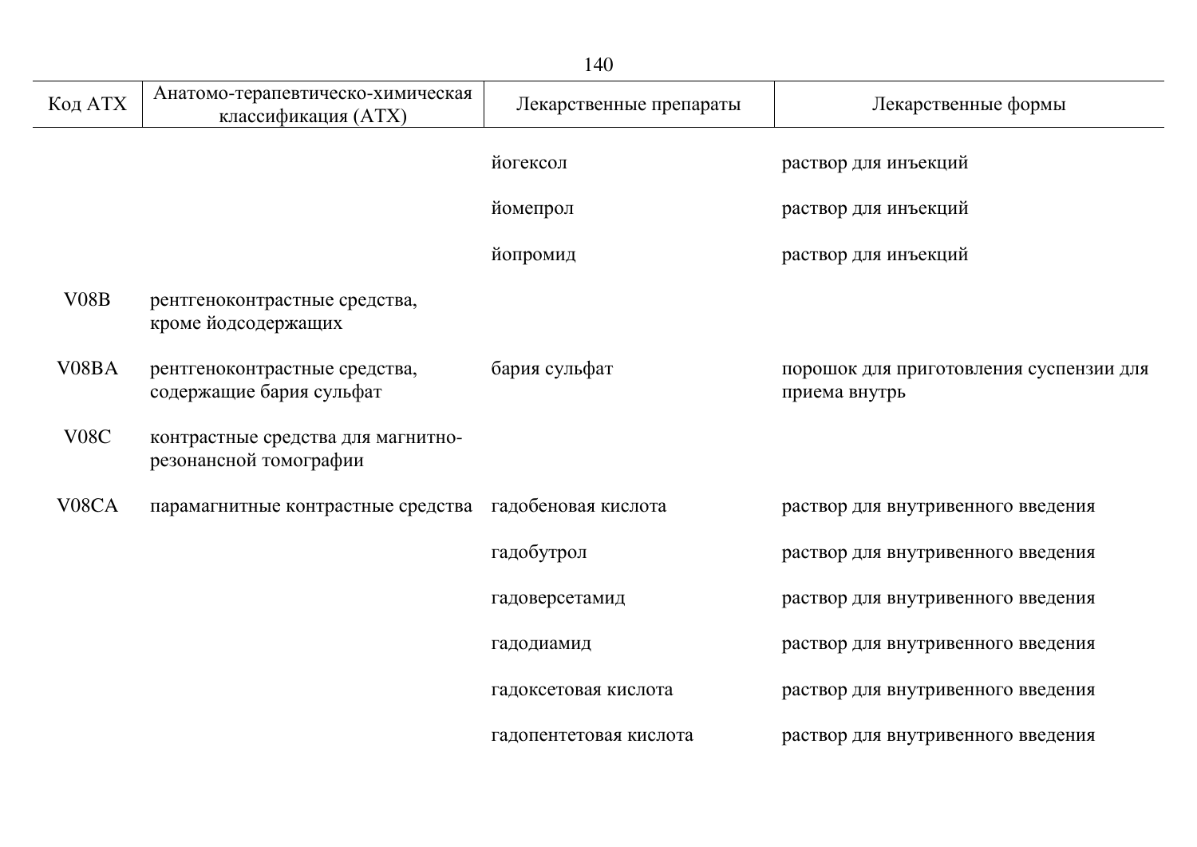| Код АТХ | Анатомо-терапевтическо-химическая классификация (АТХ) | Лекарственные препараты | Лекарственные формы |
|---|---|---|---|
| | | йогексол | раствор для инъекций |
| | | йомепрол | раствор для инъекций |
| | | йопромид | раствор для инъекций |
| V08B | рентгеноконтрастные средства, кроме йодсодержащих | | |
| V08BA | рентгеноконтрастные средства, содержащие бария сульфат | бария сульфат | порошок для приготовления суспензии для приема внутрь |
| V08C | контрастные средства для магнитно-резонансной томографии | | |
| V08CA | парамагнитные контрастные средства | гадобеновая кислота | раствор для внутривенного введения |
| | | гадобутрол | раствор для внутривенного введения |
| | | гадоверсетамид | раствор для внутривенного введения |
| | | гадодиамид | раствор для внутривенного введения |
| | | гадоксетовая кислота | раствор для внутривенного введения |
| | | гадопентетовая кислота | раствор для внутривенного введения |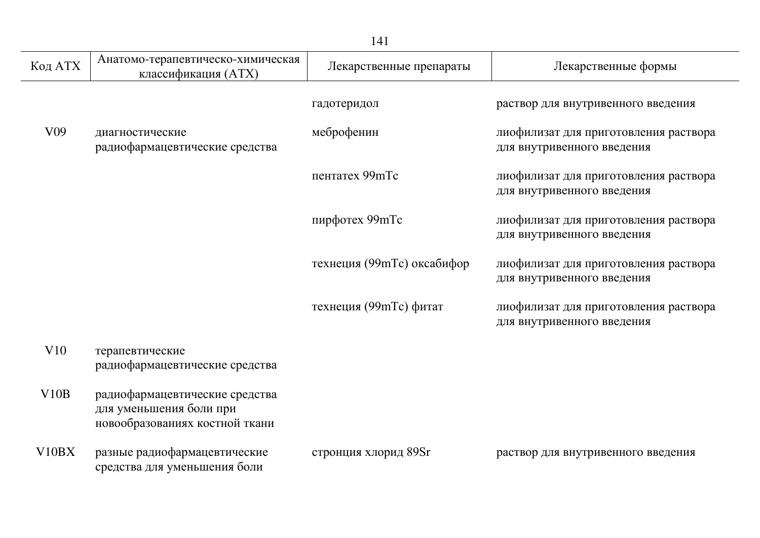| Код АТХ | Анатомо-терапевтическо-химическая классификация (АТХ) | Лекарственные препараты | Лекарственные формы |
|---|---|---|---|
| | | гадотеридол | раствор для внутривенного введения |
| V09 | диагностические радиофармацевтические средства | меброфенин | лиофилизат для приготовления раствора для внутривенного введения |
| | | пентатех 99mTc | лиофилизат для приготовления раствора для внутривенного введения |
| | | пирфотех 99mTc | лиофилизат для приготовления раствора для внутривенного введения |
| | | технеция (99mTc) оксабифор | лиофилизат для приготовления раствора для внутривенного введения |
| | | технеция (99mTc) фитат | лиофилизат для приготовления раствора для внутривенного введения |
| V10 | терапевтические радиофармацевтические средства | | |
| V10B | радиофармацевтические средства для уменьшения боли при новообразованиях костной ткани | | |
| V10BX | разные радиофармацевтические средства для уменьшения боли | стронция хлорид 89Sr | раствор для внутривенного введения |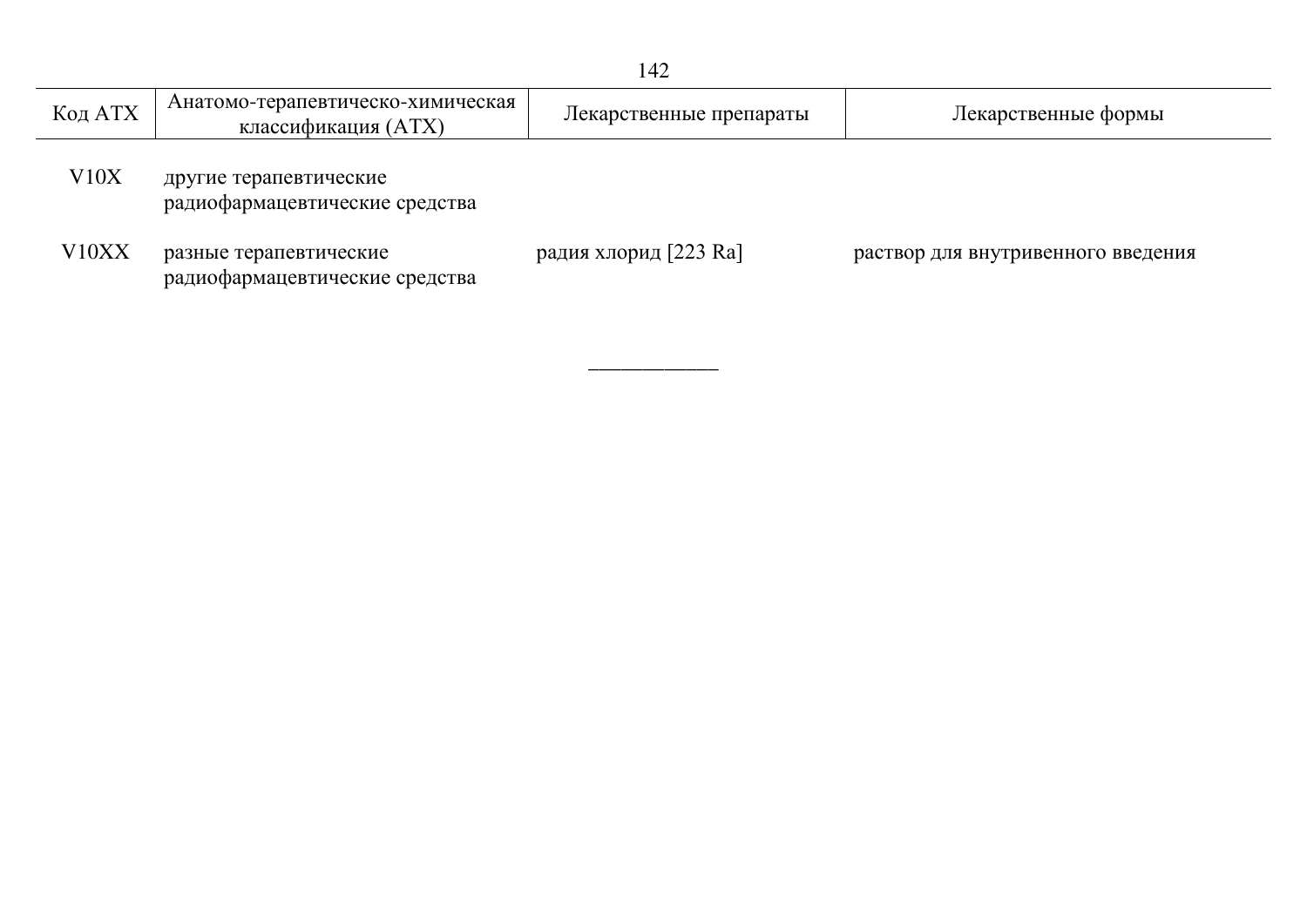| Код АТХ | Анатомо-терапевтическо-химическая классификация (АТХ) | Лекарственные препараты | Лекарственные формы |
| --- | --- | --- | --- |
| V10X | другие терапевтические радиофармацевтические средства | | |
| V10XX | разные терапевтические радиофармацевтические средства | радия хлорид [223 Ra] | раствор для внутривенного введения |

____________